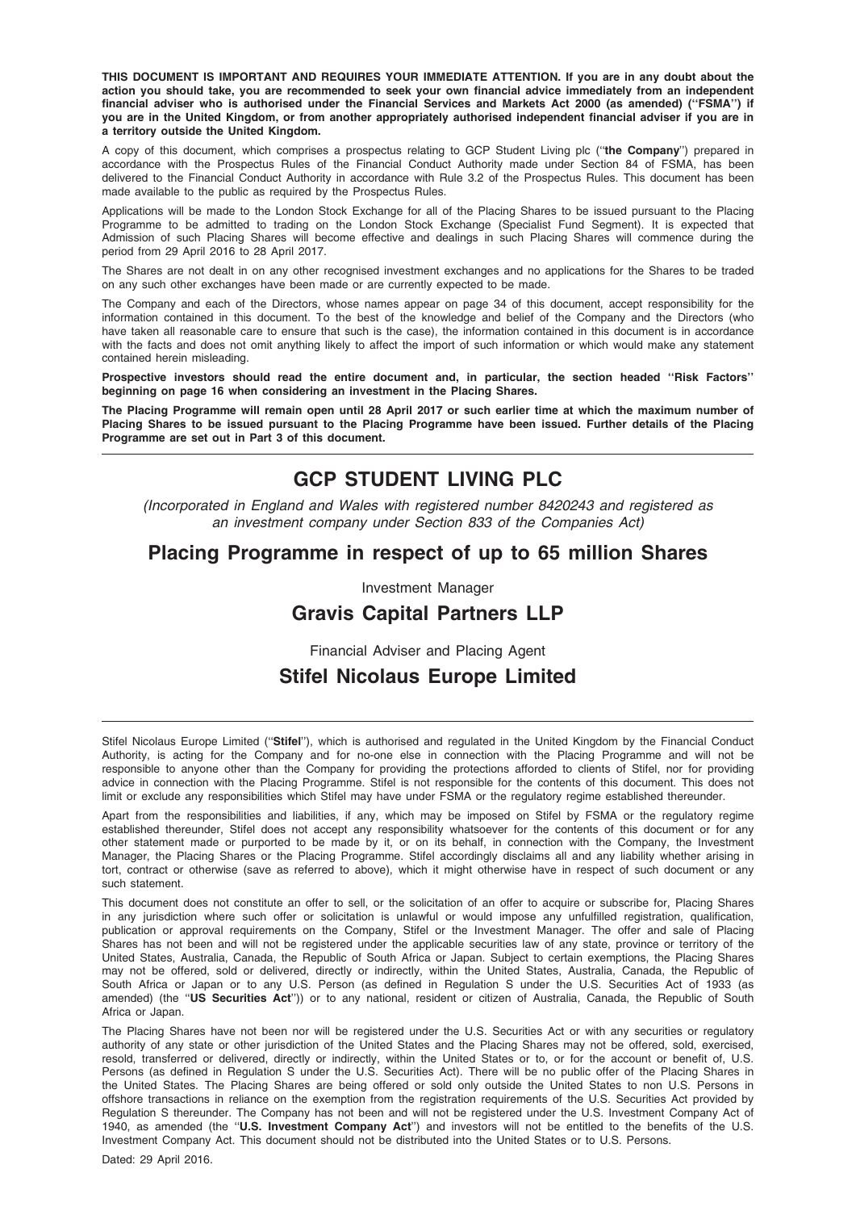**THIS DOCUMENT IS IMPORTANT AND REQUIRES YOUR IMMEDIATE ATTENTION. If you are in any doubt about the action you should take, you are recommended to seek your own financial advice immediately from an independent financial adviser who is authorised under the Financial Services and Markets Act 2000 (as amended) (''FSMA'') if you are in the United Kingdom, or from another appropriately authorised independent financial adviser if you are in a territory outside the United Kingdom.**

A copy of this document, which comprises a prospectus relating to GCP Student Living plc (''**the Company**'') prepared in accordance with the Prospectus Rules of the Financial Conduct Authority made under Section 84 of FSMA, has been delivered to the Financial Conduct Authority in accordance with Rule 3.2 of the Prospectus Rules. This document has been made available to the public as required by the Prospectus Rules.

Applications will be made to the London Stock Exchange for all of the Placing Shares to be issued pursuant to the Placing Programme to be admitted to trading on the London Stock Exchange (Specialist Fund Segment). It is expected that Admission of such Placing Shares will become effective and dealings in such Placing Shares will commence during the period from 29 April 2016 to 28 April 2017.

The Shares are not dealt in on any other recognised investment exchanges and no applications for the Shares to be traded on any such other exchanges have been made or are currently expected to be made.

The Company and each of the Directors, whose names appear on page 34 of this document, accept responsibility for the information contained in this document. To the best of the knowledge and belief of the Company and the Directors (who have taken all reasonable care to ensure that such is the case), the information contained in this document is in accordance with the facts and does not omit anything likely to affect the import of such information or which would make any statement contained herein misleading.

**Prospective investors should read the entire document and, in particular, the section headed ''Risk Factors'' beginning on page 16 when considering an investment in the Placing Shares.**

**The Placing Programme will remain open until 28 April 2017 or such earlier time at which the maximum number of Placing Shares to be issued pursuant to the Placing Programme have been issued. Further details of the Placing Programme are set out in Part 3 of this document.**

# GCP STUDENT LIVING PLC

*(Incorporated in England and Wales with registered number 8420243 and registered as an investment company under Section 833 of the Companies Act)*

## Placing Programme in respect of up to 65 million Shares

Investment Manager

## Gravis Capital Partners LLP

Financial Adviser and Placing Agent

## Stifel Nicolaus Europe Limited

Stifel Nicolaus Europe Limited (''**Stifel**''), which is authorised and regulated in the United Kingdom by the Financial Conduct Authority, is acting for the Company and for no-one else in connection with the Placing Programme and will not be responsible to anyone other than the Company for providing the protections afforded to clients of Stifel, nor for providing advice in connection with the Placing Programme. Stifel is not responsible for the contents of this document. This does not limit or exclude any responsibilities which Stifel may have under FSMA or the regulatory regime established thereunder.

Apart from the responsibilities and liabilities, if any, which may be imposed on Stifel by FSMA or the regulatory regime established thereunder, Stifel does not accept any responsibility whatsoever for the contents of this document or for any other statement made or purported to be made by it, or on its behalf, in connection with the Company, the Investment Manager, the Placing Shares or the Placing Programme. Stifel accordingly disclaims all and any liability whether arising in tort, contract or otherwise (save as referred to above), which it might otherwise have in respect of such document or any such statement.

This document does not constitute an offer to sell, or the solicitation of an offer to acquire or subscribe for, Placing Shares in any jurisdiction where such offer or solicitation is unlawful or would impose any unfulfilled registration, qualification, publication or approval requirements on the Company, Stifel or the Investment Manager. The offer and sale of Placing Shares has not been and will not be registered under the applicable securities law of any state, province or territory of the United States, Australia, Canada, the Republic of South Africa or Japan. Subject to certain exemptions, the Placing Shares may not be offered, sold or delivered, directly or indirectly, within the United States, Australia, Canada, the Republic of South Africa or Japan or to any U.S. Person (as defined in Regulation S under the U.S. Securities Act of 1933 (as amended) (the ''**US Securities Act**'')) or to any national, resident or citizen of Australia, Canada, the Republic of South Africa or Japan.

The Placing Shares have not been nor will be registered under the U.S. Securities Act or with any securities or regulatory authority of any state or other jurisdiction of the United States and the Placing Shares may not be offered, sold, exercised, resold, transferred or delivered, directly or indirectly, within the United States or to, or for the account or benefit of, U.S. Persons (as defined in Regulation S under the U.S. Securities Act). There will be no public offer of the Placing Shares in the United States. The Placing Shares are being offered or sold only outside the United States to non U.S. Persons in offshore transactions in reliance on the exemption from the registration requirements of the U.S. Securities Act provided by Regulation S thereunder. The Company has not been and will not be registered under the U.S. Investment Company Act of 1940, as amended (the ''**U.S. Investment Company Act**'') and investors will not be entitled to the benefits of the U.S. Investment Company Act. This document should not be distributed into the United States or to U.S. Persons.

Dated: 29 April 2016.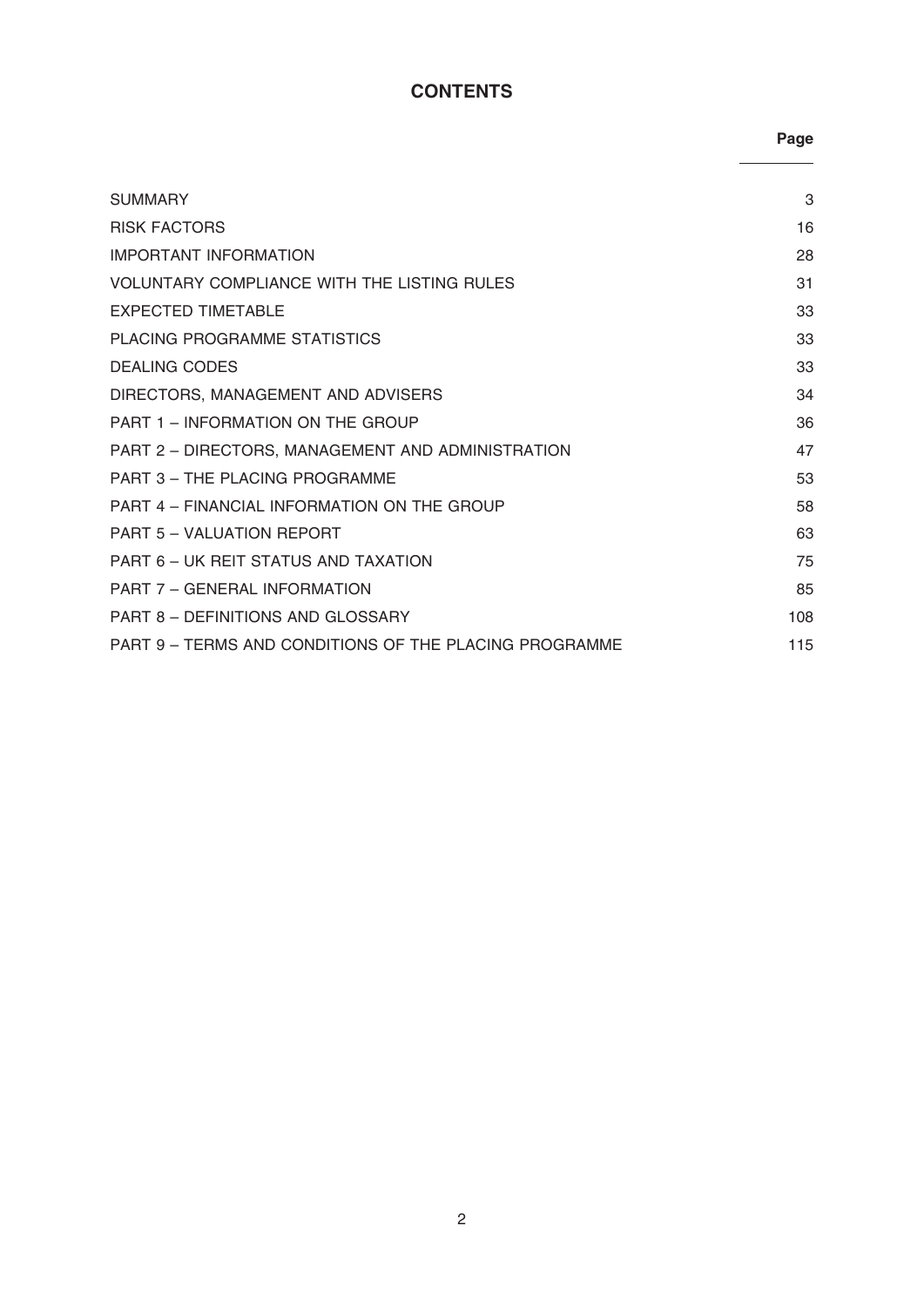# CONTENTS

| | Page |
|---|---|
| SUMMARY | 3 |
| RISK FACTORS | 16 |
| IMPORTANT INFORMATION | 28 |
| VOLUNTARY COMPLIANCE WITH THE LISTING RULES | 31 |
| EXPECTED TIMETABLE | 33 |
| PLACING PROGRAMME STATISTICS | 33 |
| DEALING CODES | 33 |
| DIRECTORS, MANAGEMENT AND ADVISERS | 34 |
| PART 1 – INFORMATION ON THE GROUP | 36 |
| PART 2 – DIRECTORS, MANAGEMENT AND ADMINISTRATION | 47 |
| PART 3 – THE PLACING PROGRAMME | 53 |
| PART 4 – FINANCIAL INFORMATION ON THE GROUP | 58 |
| PART 5 – VALUATION REPORT | 63 |
| PART 6 – UK REIT STATUS AND TAXATION | 75 |
| PART 7 – GENERAL INFORMATION | 85 |
| PART 8 – DEFINITIONS AND GLOSSARY | 108 |
| PART 9 – TERMS AND CONDITIONS OF THE PLACING PROGRAMME | 115 |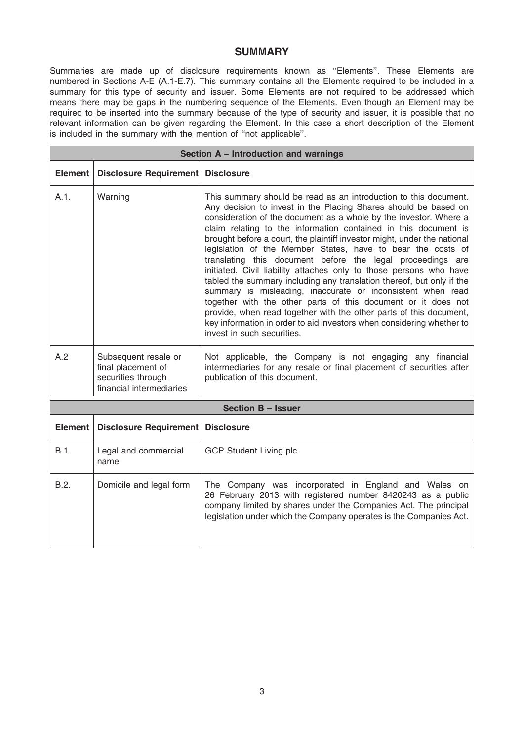# SUMMARY

Summaries are made up of disclosure requirements known as ''Elements''. These Elements are numbered in Sections A-E (A.1-E.7). This summary contains all the Elements required to be included in a summary for this type of security and issuer. Some Elements are not required to be addressed which means there may be gaps in the numbering sequence of the Elements. Even though an Element may be required to be inserted into the summary because of the type of security and issuer, it is possible that no relevant information can be given regarding the Element. In this case a short description of the Element is included in the summary with the mention of ''not applicable''.

| **Section A – Introduction and warnings** | | |
|---|---|---|
| **Element** | **Disclosure Requirement** | **Disclosure** |
| A.1. | Warning | This summary should be read as an introduction to this document. Any decision to invest in the Placing Shares should be based on consideration of the document as a whole by the investor. Where a claim relating to the information contained in this document is brought before a court, the plaintiff investor might, under the national legislation of the Member States, have to bear the costs of translating this document before the legal proceedings are initiated. Civil liability attaches only to those persons who have tabled the summary including any translation thereof, but only if the summary is misleading, inaccurate or inconsistent when read together with the other parts of this document or it does not provide, when read together with the other parts of this document, key information in order to aid investors when considering whether to invest in such securities. |
| A.2 | Subsequent resale or final placement of securities through financial intermediaries | Not applicable, the Company is not engaging any financial intermediaries for any resale or final placement of securities after publication of this document. |

| **Section B – Issuer** | | |
|---|---|---|
| **Element** | **Disclosure Requirement** | **Disclosure** |
| B.1. | Legal and commercial name | GCP Student Living plc. |
| B.2. | Domicile and legal form | The Company was incorporated in England and Wales on 26 February 2013 with registered number 8420243 as a public company limited by shares under the Companies Act. The principal legislation under which the Company operates is the Companies Act. |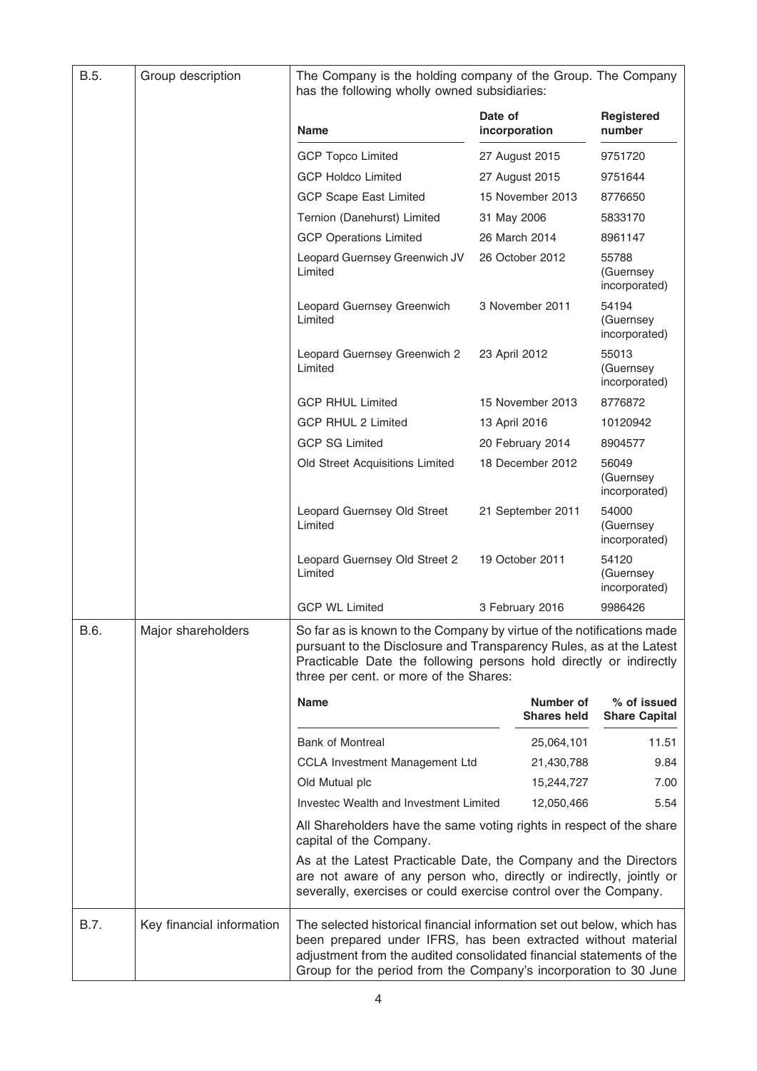| | | |
|---|---|---|
| B.5. | Group description | The Company is the holding company of the Group. The Company has the following wholly owned subsidiaries: |

| Name | Date of incorporation | Registered number |
|---|---|---|
| GCP Topco Limited | 27 August 2015 | 9751720 |
| GCP Holdco Limited | 27 August 2015 | 9751644 |
| GCP Scape East Limited | 15 November 2013 | 8776650 |
| Ternion (Danehurst) Limited | 31 May 2006 | 5833170 |
| GCP Operations Limited | 26 March 2014 | 8961147 |
| Leopard Guernsey Greenwich JV Limited | 26 October 2012 | 55788 (Guernsey incorporated) |
| Leopard Guernsey Greenwich Limited | 3 November 2011 | 54194 (Guernsey incorporated) |
| Leopard Guernsey Greenwich 2 Limited | 23 April 2012 | 55013 (Guernsey incorporated) |
| GCP RHUL Limited | 15 November 2013 | 8776872 |
| GCP RHUL 2 Limited | 13 April 2016 | 10120942 |
| GCP SG Limited | 20 February 2014 | 8904577 |
| Old Street Acquisitions Limited | 18 December 2012 | 56049 (Guernsey incorporated) |
| Leopard Guernsey Old Street Limited | 21 September 2011 | 54000 (Guernsey incorporated) |
| Leopard Guernsey Old Street 2 Limited | 19 October 2011 | 54120 (Guernsey incorporated) |
| GCP WL Limited | 3 February 2016 | 9986426 |

| | | |
|---|---|---|
| B.6. | Major shareholders | So far as is known to the Company by virtue of the notifications made pursuant to the Disclosure and Transparency Rules, as at the Latest Practicable Date the following persons hold directly or indirectly three per cent. or more of the Shares: |

| Name | Number of Shares held | % of issued Share Capital |
|---|---|---|
| Bank of Montreal | 25,064,101 | 11.51 |
| CCLA Investment Management Ltd | 21,430,788 | 9.84 |
| Old Mutual plc | 15,244,727 | 7.00 |
| Investec Wealth and Investment Limited | 12,050,466 | 5.54 |

All Shareholders have the same voting rights in respect of the share capital of the Company.

As at the Latest Practicable Date, the Company and the Directors are not aware of any person who, directly or indirectly, jointly or severally, exercises or could exercise control over the Company.

| | | |
|---|---|---|
| B.7. | Key financial information | The selected historical financial information set out below, which has been prepared under IFRS, has been extracted without material adjustment from the audited consolidated financial statements of the Group for the period from the Company's incorporation to 30 June |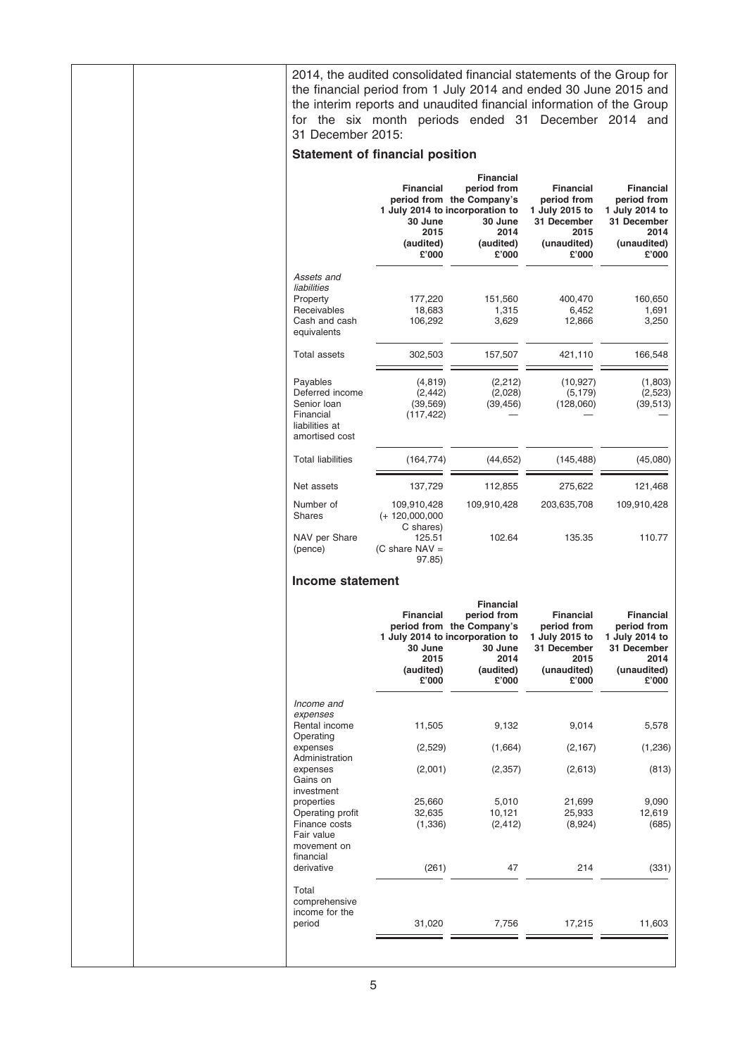2014, the audited consolidated financial statements of the Group for the financial period from 1 July 2014 and ended 30 June 2015 and the interim reports and unaudited financial information of the Group for the six month periods ended 31 December 2014 and 31 December 2015:

### Statement of financial position

| | Financial period from 1 July 2014 to 30 June 2015 (audited) £'000 | Financial period from the Company's incorporation to 30 June 2014 (audited) £'000 | Financial period from 1 July 2015 to 31 December 2015 (unaudited) £'000 | Financial period from 1 July 2014 to 31 December 2014 (unaudited) £'000 |
|---|---|---|---|---|
| *Assets and liabilities* | | | | |
| Property | 177,220 | 151,560 | 400,470 | 160,650 |
| Receivables | 18,683 | 1,315 | 6,452 | 1,691 |
| Cash and cash equivalents | 106,292 | 3,629 | 12,866 | 3,250 |
| Total assets | 302,503 | 157,507 | 421,110 | 166,548 |
| Payables | (4,819) | (2,212) | (10,927) | (1,803) |
| Deferred income | (2,442) | (2,028) | (5,179) | (2,523) |
| Senior loan | (39,569) | (39,456) | (128,060) | (39,513) |
| Financial liabilities at amortised cost | (117,422) | — | — | — |
| Total liabilities | (164,774) | (44,652) | (145,488) | (45,080) |
| Net assets | 137,729 | 112,855 | 275,622 | 121,468 |
| Number of Shares | 109,910,428 (+ 120,000,000 C shares) | 109,910,428 | 203,635,708 | 109,910,428 |
| NAV per Share (pence) | 125.51 (C share NAV = 97.85) | 102.64 | 135.35 | 110.77 |

### Income statement

| | Financial period from 1 July 2014 to 30 June 2015 (audited) £'000 | Financial period from the Company's incorporation to 30 June 2014 (audited) £'000 | Financial period from 1 July 2015 to 31 December 2015 (unaudited) £'000 | Financial period from 1 July 2014 to 31 December 2014 (unaudited) £'000 |
|---|---|---|---|---|
| *Income and expenses* | | | | |
| Rental income | 11,505 | 9,132 | 9,014 | 5,578 |
| Operating expenses | (2,529) | (1,664) | (2,167) | (1,236) |
| Administration expenses | (2,001) | (2,357) | (2,613) | (813) |
| Gains on investment properties | 25,660 | 5,010 | 21,699 | 9,090 |
| Operating profit | 32,635 | 10,121 | 25,933 | 12,619 |
| Finance costs | (1,336) | (2,412) | (8,924) | (685) |
| Fair value movement on financial derivative | (261) | 47 | 214 | (331) |
| Total comprehensive income for the period | 31,020 | 7,756 | 17,215 | 11,603 |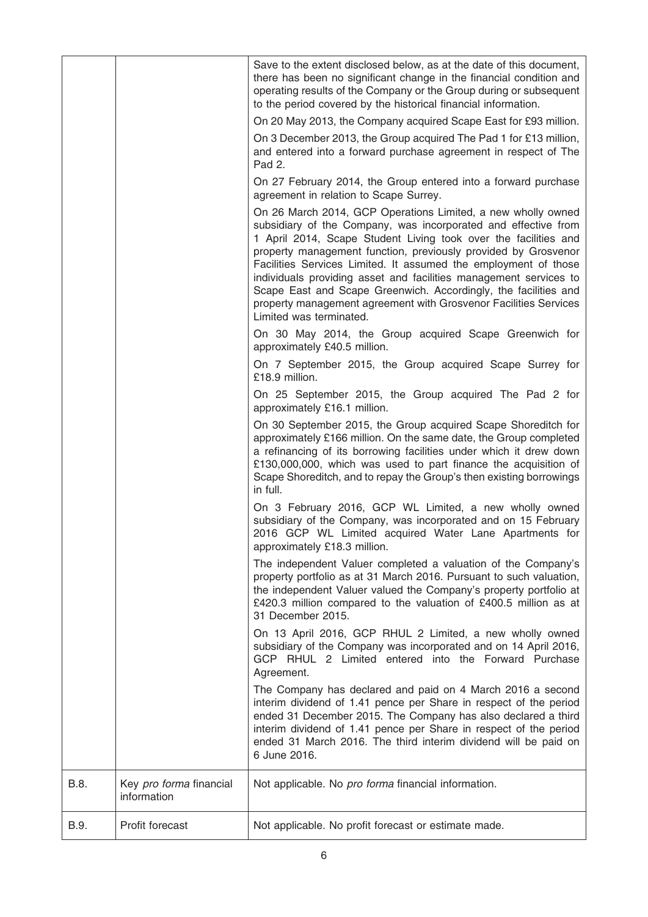| | | |
|---|---|---|
| | | Save to the extent disclosed below, as at the date of this document, there has been no significant change in the financial condition and operating results of the Company or the Group during or subsequent to the period covered by the historical financial information.<br><br>On 20 May 2013, the Company acquired Scape East for £93 million.<br><br>On 3 December 2013, the Group acquired The Pad 1 for £13 million, and entered into a forward purchase agreement in respect of The Pad 2.<br><br>On 27 February 2014, the Group entered into a forward purchase agreement in relation to Scape Surrey.<br><br>On 26 March 2014, GCP Operations Limited, a new wholly owned subsidiary of the Company, was incorporated and effective from 1 April 2014, Scape Student Living took over the facilities and property management function, previously provided by Grosvenor Facilities Services Limited. It assumed the employment of those individuals providing asset and facilities management services to Scape East and Scape Greenwich. Accordingly, the facilities and property management agreement with Grosvenor Facilities Services Limited was terminated.<br><br>On 30 May 2014, the Group acquired Scape Greenwich for approximately £40.5 million.<br><br>On 7 September 2015, the Group acquired Scape Surrey for £18.9 million.<br><br>On 25 September 2015, the Group acquired The Pad 2 for approximately £16.1 million.<br><br>On 30 September 2015, the Group acquired Scape Shoreditch for approximately £166 million. On the same date, the Group completed a refinancing of its borrowing facilities under which it drew down £130,000,000, which was used to part finance the acquisition of Scape Shoreditch, and to repay the Group's then existing borrowings in full.<br><br>On 3 February 2016, GCP WL Limited, a new wholly owned subsidiary of the Company, was incorporated and on 15 February 2016 GCP WL Limited acquired Water Lane Apartments for approximately £18.3 million.<br><br>The independent Valuer completed a valuation of the Company's property portfolio as at 31 March 2016. Pursuant to such valuation, the independent Valuer valued the Company's property portfolio at £420.3 million compared to the valuation of £400.5 million as at 31 December 2015.<br><br>On 13 April 2016, GCP RHUL 2 Limited, a new wholly owned subsidiary of the Company was incorporated and on 14 April 2016, GCP RHUL 2 Limited entered into the Forward Purchase Agreement.<br><br>The Company has declared and paid on 4 March 2016 a second interim dividend of 1.41 pence per Share in respect of the period ended 31 December 2015. The Company has also declared a third interim dividend of 1.41 pence per Share in respect of the period ended 31 March 2016. The third interim dividend will be paid on 6 June 2016. |
| B.8. | Key *pro forma* financial information | Not applicable. No *pro forma* financial information. |
| B.9. | Profit forecast | Not applicable. No profit forecast or estimate made. |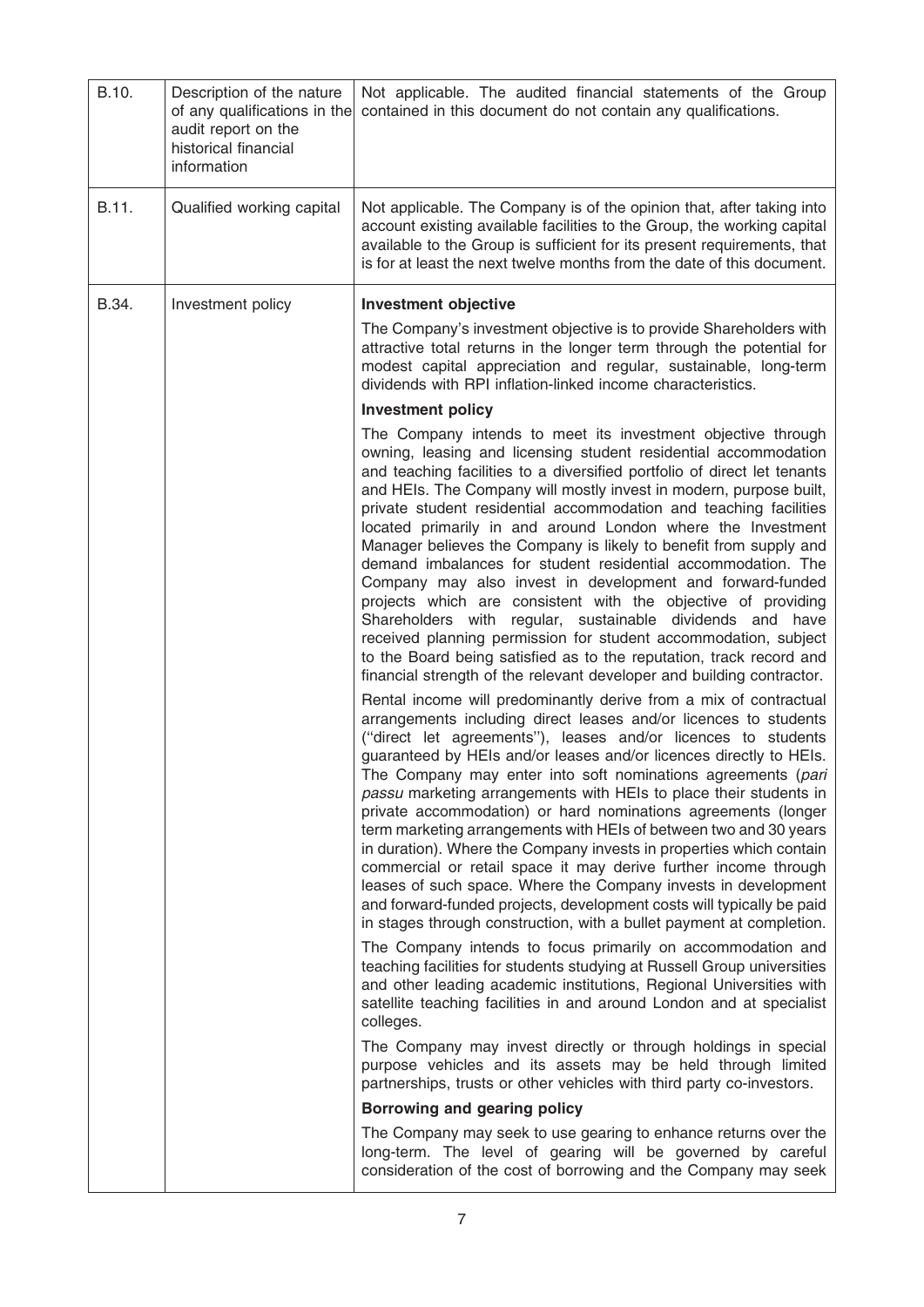| | | |
|---|---|---|
| B.10. | Description of the nature of any qualifications in the audit report on the historical financial information | Not applicable. The audited financial statements of the Group contained in this document do not contain any qualifications. |
| B.11. | Qualified working capital | Not applicable. The Company is of the opinion that, after taking into account existing available facilities to the Group, the working capital available to the Group is sufficient for its present requirements, that is for at least the next twelve months from the date of this document. |
| B.34. | Investment policy | **Investment objective**<br><br>The Company's investment objective is to provide Shareholders with attractive total returns in the longer term through the potential for modest capital appreciation and regular, sustainable, long-term dividends with RPI inflation-linked income characteristics.<br><br>**Investment policy**<br><br>The Company intends to meet its investment objective through owning, leasing and licensing student residential accommodation and teaching facilities to a diversified portfolio of direct let tenants and HEIs. The Company will mostly invest in modern, purpose built, private student residential accommodation and teaching facilities located primarily in and around London where the Investment Manager believes the Company is likely to benefit from supply and demand imbalances for student residential accommodation. The Company may also invest in development and forward-funded projects which are consistent with the objective of providing Shareholders with regular, sustainable dividends and have received planning permission for student accommodation, subject to the Board being satisfied as to the reputation, track record and financial strength of the relevant developer and building contractor.<br><br>Rental income will predominantly derive from a mix of contractual arrangements including direct leases and/or licences to students ("direct let agreements"), leases and/or licences to students guaranteed by HEIs and/or leases and/or licences directly to HEIs. The Company may enter into soft nominations agreements (*pari passu* marketing arrangements with HEIs to place their students in private accommodation) or hard nominations agreements (longer term marketing arrangements with HEIs of between two and 30 years in duration). Where the Company invests in properties which contain commercial or retail space it may derive further income through leases of such space. Where the Company invests in development and forward-funded projects, development costs will typically be paid in stages through construction, with a bullet payment at completion.<br><br>The Company intends to focus primarily on accommodation and teaching facilities for students studying at Russell Group universities and other leading academic institutions, Regional Universities with satellite teaching facilities in and around London and at specialist colleges.<br><br>The Company may invest directly or through holdings in special purpose vehicles and its assets may be held through limited partnerships, trusts or other vehicles with third party co-investors.<br><br>**Borrowing and gearing policy**<br><br>The Company may seek to use gearing to enhance returns over the long-term. The level of gearing will be governed by careful consideration of the cost of borrowing and the Company may seek |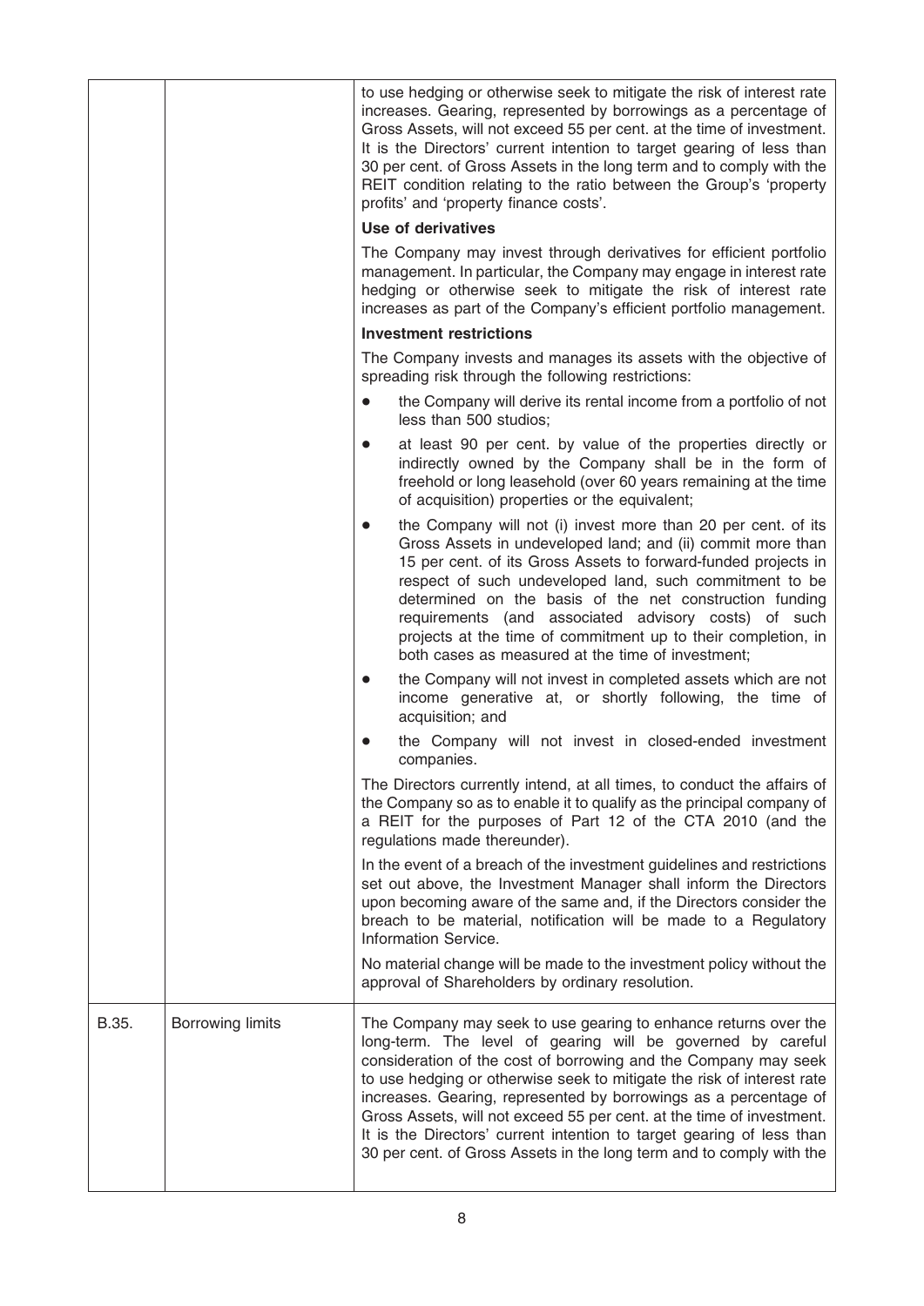| | | |
|---|---|---|
| | | to use hedging or otherwise seek to mitigate the risk of interest rate increases. Gearing, represented by borrowings as a percentage of Gross Assets, will not exceed 55 per cent. at the time of investment. It is the Directors' current intention to target gearing of less than 30 per cent. of Gross Assets in the long term and to comply with the REIT condition relating to the ratio between the Group's 'property profits' and 'property finance costs'.<br><br>**Use of derivatives**<br><br>The Company may invest through derivatives for efficient portfolio management. In particular, the Company may engage in interest rate hedging or otherwise seek to mitigate the risk of interest rate increases as part of the Company's efficient portfolio management.<br><br>**Investment restrictions**<br><br>The Company invests and manages its assets with the objective of spreading risk through the following restrictions:<br><br>• the Company will derive its rental income from a portfolio of not less than 500 studios;<br><br>• at least 90 per cent. by value of the properties directly or indirectly owned by the Company shall be in the form of freehold or long leasehold (over 60 years remaining at the time of acquisition) properties or the equivalent;<br><br>• the Company will not (i) invest more than 20 per cent. of its Gross Assets in undeveloped land; and (ii) commit more than 15 per cent. of its Gross Assets to forward-funded projects in respect of such undeveloped land, such commitment to be determined on the basis of the net construction funding requirements (and associated advisory costs) of such projects at the time of commitment up to their completion, in both cases as measured at the time of investment;<br><br>• the Company will not invest in completed assets which are not income generative at, or shortly following, the time of acquisition; and<br><br>• the Company will not invest in closed-ended investment companies.<br><br>The Directors currently intend, at all times, to conduct the affairs of the Company so as to enable it to qualify as the principal company of a REIT for the purposes of Part 12 of the CTA 2010 (and the regulations made thereunder).<br><br>In the event of a breach of the investment guidelines and restrictions set out above, the Investment Manager shall inform the Directors upon becoming aware of the same and, if the Directors consider the breach to be material, notification will be made to a Regulatory Information Service.<br><br>No material change will be made to the investment policy without the approval of Shareholders by ordinary resolution. |
| B.35. | Borrowing limits | The Company may seek to use gearing to enhance returns over the long-term. The level of gearing will be governed by careful consideration of the cost of borrowing and the Company may seek to use hedging or otherwise seek to mitigate the risk of interest rate increases. Gearing, represented by borrowings as a percentage of Gross Assets, will not exceed 55 per cent. at the time of investment. It is the Directors' current intention to target gearing of less than 30 per cent. of Gross Assets in the long term and to comply with the |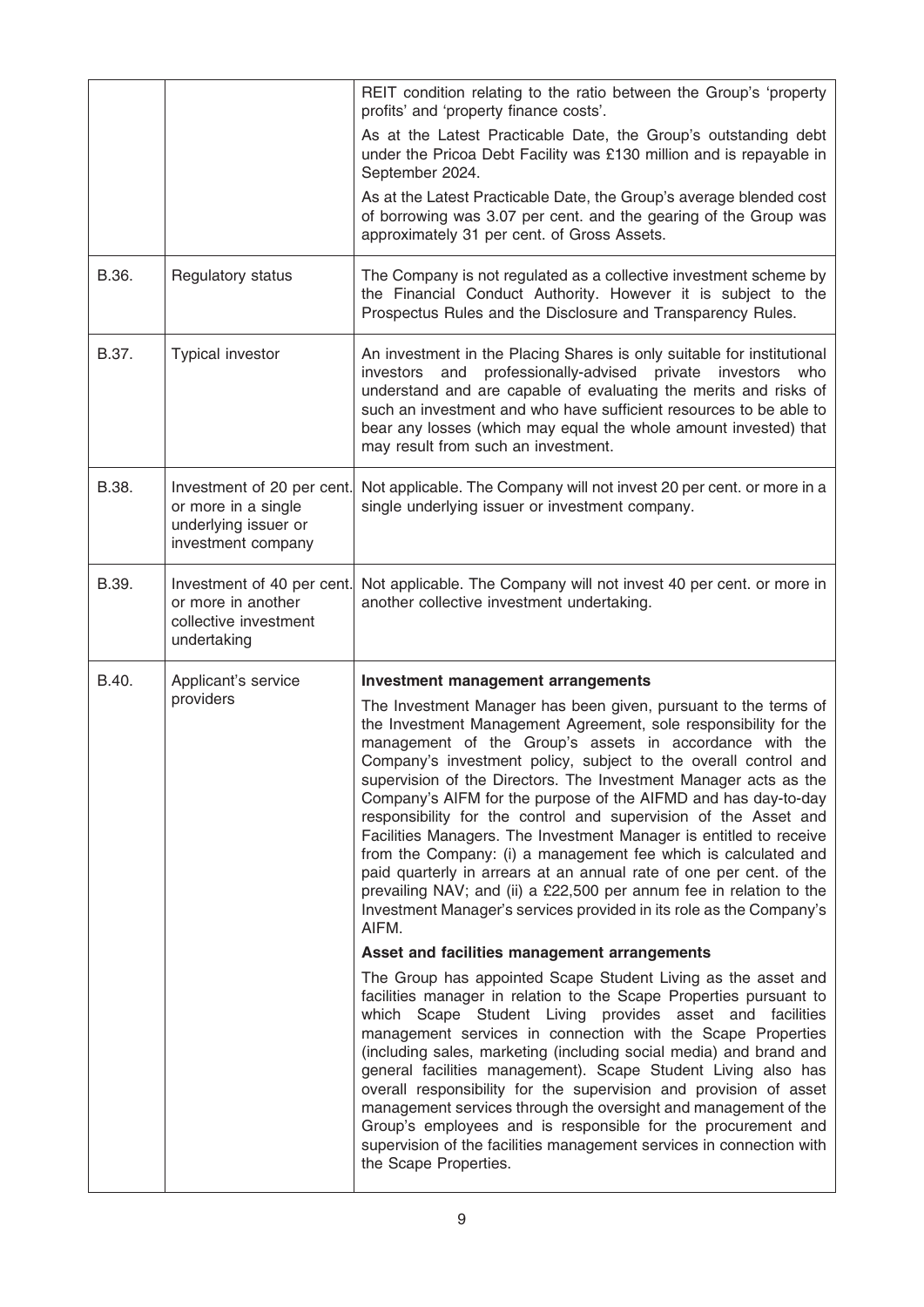| | | |
|---|---|---|
| | | REIT condition relating to the ratio between the Group's 'property profits' and 'property finance costs'.<br><br>As at the Latest Practicable Date, the Group's outstanding debt under the Pricoa Debt Facility was £130 million and is repayable in September 2024.<br><br>As at the Latest Practicable Date, the Group's average blended cost of borrowing was 3.07 per cent. and the gearing of the Group was approximately 31 per cent. of Gross Assets. |
| B.36. | Regulatory status | The Company is not regulated as a collective investment scheme by the Financial Conduct Authority. However it is subject to the Prospectus Rules and the Disclosure and Transparency Rules. |
| B.37. | Typical investor | An investment in the Placing Shares is only suitable for institutional investors and professionally-advised private investors who understand and are capable of evaluating the merits and risks of such an investment and who have sufficient resources to be able to bear any losses (which may equal the whole amount invested) that may result from such an investment. |
| B.38. | Investment of 20 per cent. or more in a single underlying issuer or investment company | Not applicable. The Company will not invest 20 per cent. or more in a single underlying issuer or investment company. |
| B.39. | Investment of 40 per cent. or more in another collective investment undertaking | Not applicable. The Company will not invest 40 per cent. or more in another collective investment undertaking. |
| B.40. | Applicant's service providers | **Investment management arrangements**<br><br>The Investment Manager has been given, pursuant to the terms of the Investment Management Agreement, sole responsibility for the management of the Group's assets in accordance with the Company's investment policy, subject to the overall control and supervision of the Directors. The Investment Manager acts as the Company's AIFM for the purpose of the AIFMD and has day-to-day responsibility for the control and supervision of the Asset and Facilities Managers. The Investment Manager is entitled to receive from the Company: (i) a management fee which is calculated and paid quarterly in arrears at an annual rate of one per cent. of the prevailing NAV; and (ii) a £22,500 per annum fee in relation to the Investment Manager's services provided in its role as the Company's AIFM.<br><br>**Asset and facilities management arrangements**<br><br>The Group has appointed Scape Student Living as the asset and facilities manager in relation to the Scape Properties pursuant to which Scape Student Living provides asset and facilities management services in connection with the Scape Properties (including sales, marketing (including social media) and brand and general facilities management). Scape Student Living also has overall responsibility for the supervision and provision of asset management services through the oversight and management of the Group's employees and is responsible for the procurement and supervision of the facilities management services in connection with the Scape Properties. |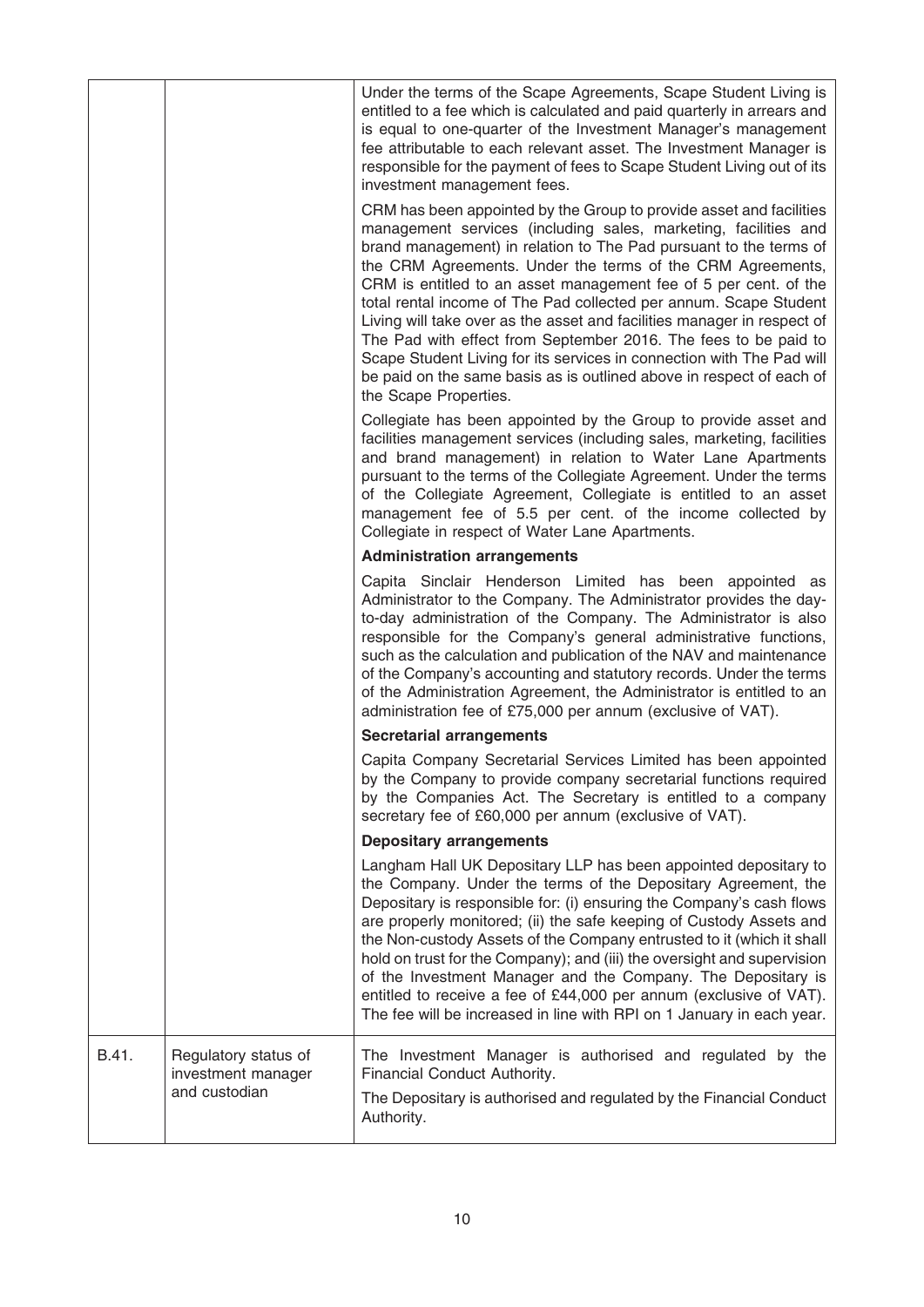| | | |
|---|---|---|
| | | Under the terms of the Scape Agreements, Scape Student Living is entitled to a fee which is calculated and paid quarterly in arrears and is equal to one-quarter of the Investment Manager's management fee attributable to each relevant asset. The Investment Manager is responsible for the payment of fees to Scape Student Living out of its investment management fees.<br><br>CRM has been appointed by the Group to provide asset and facilities management services (including sales, marketing, facilities and brand management) in relation to The Pad pursuant to the terms of the CRM Agreements. Under the terms of the CRM Agreements, CRM is entitled to an asset management fee of 5 per cent. of the total rental income of The Pad collected per annum. Scape Student Living will take over as the asset and facilities manager in respect of The Pad with effect from September 2016. The fees to be paid to Scape Student Living for its services in connection with The Pad will be paid on the same basis as is outlined above in respect of each of the Scape Properties.<br><br>Collegiate has been appointed by the Group to provide asset and facilities management services (including sales, marketing, facilities and brand management) in relation to Water Lane Apartments pursuant to the terms of the Collegiate Agreement. Under the terms of the Collegiate Agreement, Collegiate is entitled to an asset management fee of 5.5 per cent. of the income collected by Collegiate in respect of Water Lane Apartments.<br><br>**Administration arrangements**<br><br>Capita Sinclair Henderson Limited has been appointed as Administrator to the Company. The Administrator provides the day-to-day administration of the Company. The Administrator is also responsible for the Company's general administrative functions, such as the calculation and publication of the NAV and maintenance of the Company's accounting and statutory records. Under the terms of the Administration Agreement, the Administrator is entitled to an administration fee of £75,000 per annum (exclusive of VAT).<br><br>**Secretarial arrangements**<br><br>Capita Company Secretarial Services Limited has been appointed by the Company to provide company secretarial functions required by the Companies Act. The Secretary is entitled to a company secretary fee of £60,000 per annum (exclusive of VAT).<br><br>**Depositary arrangements**<br><br>Langham Hall UK Depositary LLP has been appointed depositary to the Company. Under the terms of the Depositary Agreement, the Depositary is responsible for: (i) ensuring the Company's cash flows are properly monitored; (ii) the safe keeping of Custody Assets and the Non-custody Assets of the Company entrusted to it (which it shall hold on trust for the Company); and (iii) the oversight and supervision of the Investment Manager and the Company. The Depositary is entitled to receive a fee of £44,000 per annum (exclusive of VAT). The fee will be increased in line with RPI on 1 January in each year. |
| B.41. | Regulatory status of investment manager and custodian | The Investment Manager is authorised and regulated by the Financial Conduct Authority.<br><br>The Depositary is authorised and regulated by the Financial Conduct Authority. |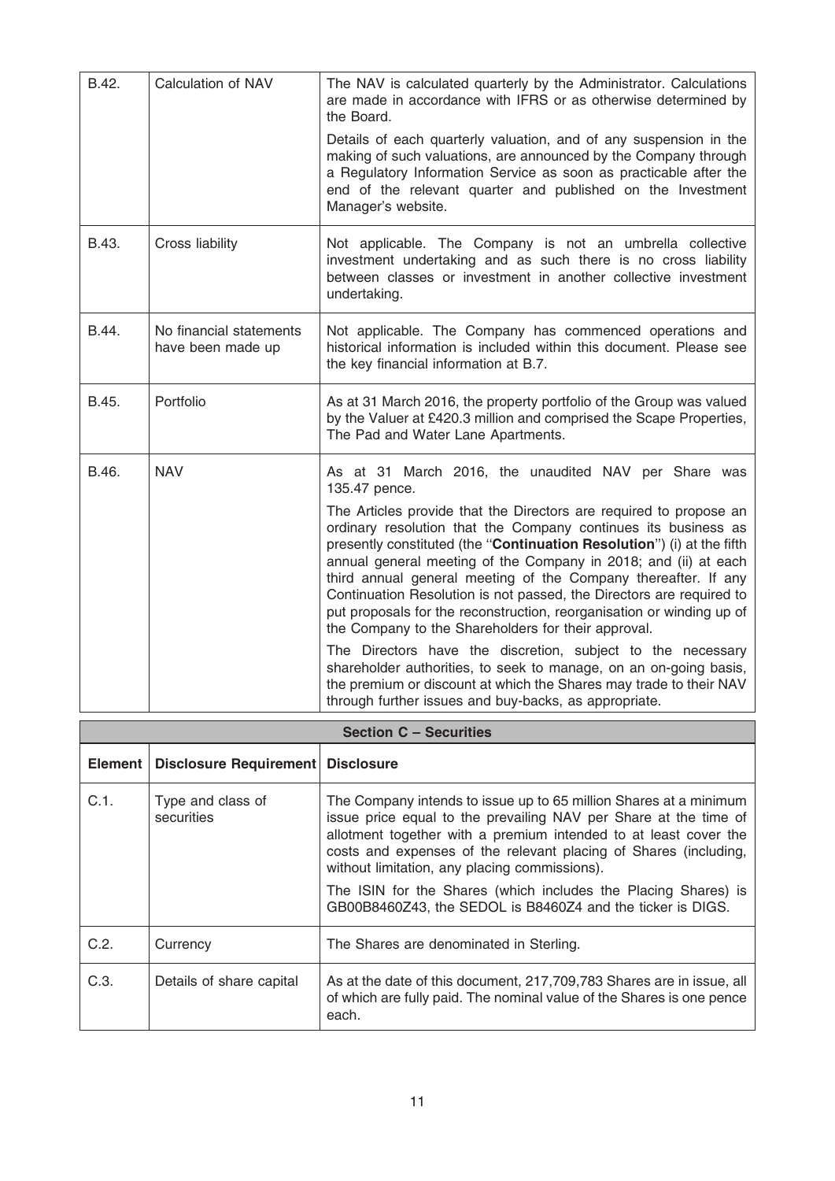| | | |
|---|---|---|
| B.42. | Calculation of NAV | The NAV is calculated quarterly by the Administrator. Calculations are made in accordance with IFRS or as otherwise determined by the Board.<br><br>Details of each quarterly valuation, and of any suspension in the making of such valuations, are announced by the Company through a Regulatory Information Service as soon as practicable after the end of the relevant quarter and published on the Investment Manager's website. |
| B.43. | Cross liability | Not applicable. The Company is not an umbrella collective investment undertaking and as such there is no cross liability between classes or investment in another collective investment undertaking. |
| B.44. | No financial statements have been made up | Not applicable. The Company has commenced operations and historical information is included within this document. Please see the key financial information at B.7. |
| B.45. | Portfolio | As at 31 March 2016, the property portfolio of the Group was valued by the Valuer at £420.3 million and comprised the Scape Properties, The Pad and Water Lane Apartments. |
| B.46. | NAV | As at 31 March 2016, the unaudited NAV per Share was 135.47 pence.<br><br>The Articles provide that the Directors are required to propose an ordinary resolution that the Company continues its business as presently constituted (the "**Continuation Resolution**") (i) at the fifth annual general meeting of the Company in 2018; and (ii) at each third annual general meeting of the Company thereafter. If any Continuation Resolution is not passed, the Directors are required to put proposals for the reconstruction, reorganisation or winding up of the Company to the Shareholders for their approval.<br><br>The Directors have the discretion, subject to the necessary shareholder authorities, to seek to manage, on an on-going basis, the premium or discount at which the Shares may trade to their NAV through further issues and buy-backs, as appropriate. |

**Section C – Securities**

| Element | Disclosure Requirement | Disclosure |
|---|---|---|
| C.1. | Type and class of securities | The Company intends to issue up to 65 million Shares at a minimum issue price equal to the prevailing NAV per Share at the time of allotment together with a premium intended to at least cover the costs and expenses of the relevant placing of Shares (including, without limitation, any placing commissions).<br><br>The ISIN for the Shares (which includes the Placing Shares) is GB00B8460Z43, the SEDOL is B8460Z4 and the ticker is DIGS. |
| C.2. | Currency | The Shares are denominated in Sterling. |
| C.3. | Details of share capital | As at the date of this document, 217,709,783 Shares are in issue, all of which are fully paid. The nominal value of the Shares is one pence each. |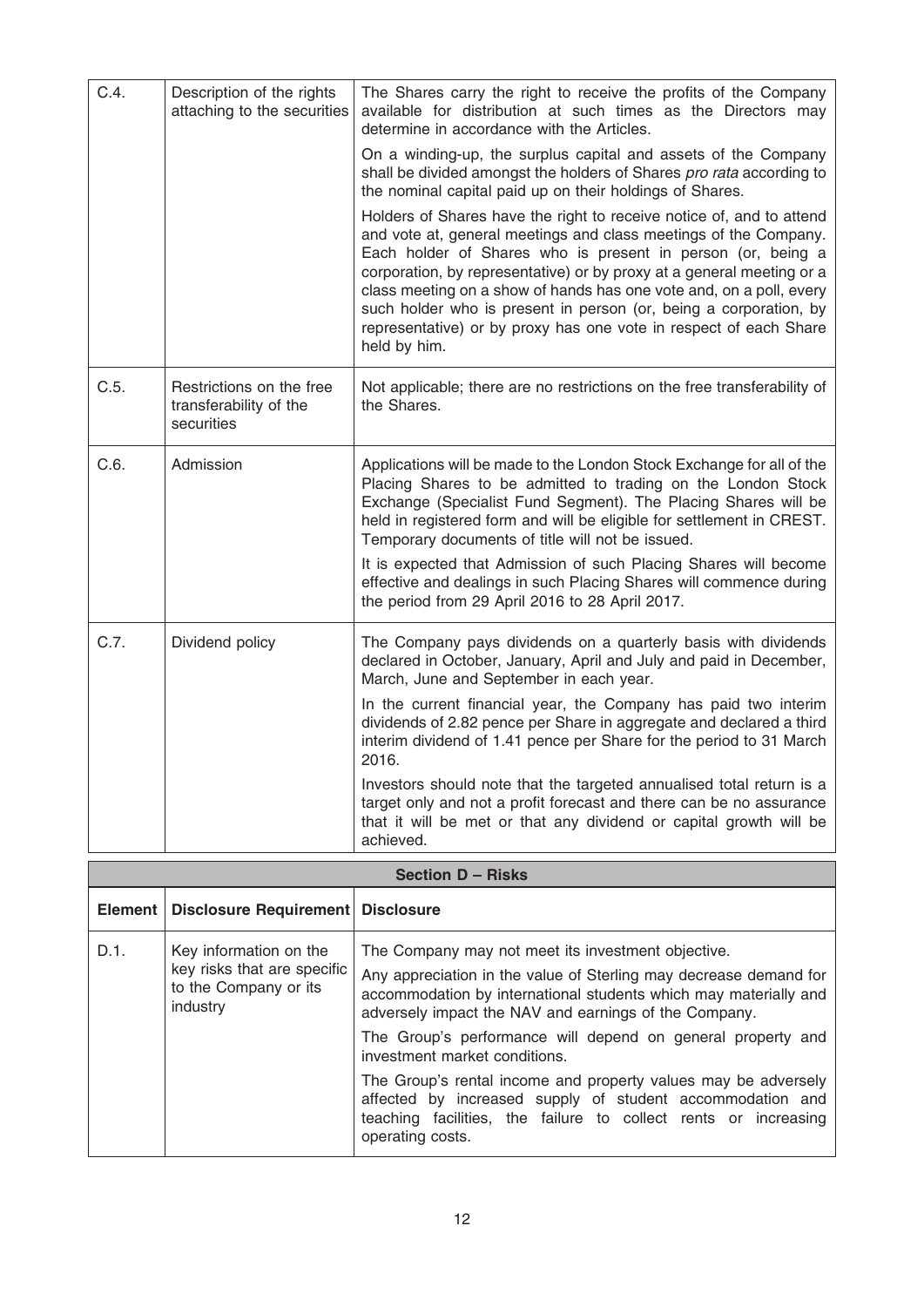| | | |
|---|---|---|
| C.4. | Description of the rights attaching to the securities | The Shares carry the right to receive the profits of the Company available for distribution at such times as the Directors may determine in accordance with the Articles.<br><br>On a winding-up, the surplus capital and assets of the Company shall be divided amongst the holders of Shares *pro rata* according to the nominal capital paid up on their holdings of Shares.<br><br>Holders of Shares have the right to receive notice of, and to attend and vote at, general meetings and class meetings of the Company. Each holder of Shares who is present in person (or, being a corporation, by representative) or by proxy at a general meeting or a class meeting on a show of hands has one vote and, on a poll, every such holder who is present in person (or, being a corporation, by representative) or by proxy has one vote in respect of each Share held by him. |
| C.5. | Restrictions on the free transferability of the securities | Not applicable; there are no restrictions on the free transferability of the Shares. |
| C.6. | Admission | Applications will be made to the London Stock Exchange for all of the Placing Shares to be admitted to trading on the London Stock Exchange (Specialist Fund Segment). The Placing Shares will be held in registered form and will be eligible for settlement in CREST. Temporary documents of title will not be issued.<br><br>It is expected that Admission of such Placing Shares will become effective and dealings in such Placing Shares will commence during the period from 29 April 2016 to 28 April 2017. |
| C.7. | Dividend policy | The Company pays dividends on a quarterly basis with dividends declared in October, January, April and July and paid in December, March, June and September in each year.<br><br>In the current financial year, the Company has paid two interim dividends of 2.82 pence per Share in aggregate and declared a third interim dividend of 1.41 pence per Share for the period to 31 March 2016.<br><br>Investors should note that the targeted annualised total return is a target only and not a profit forecast and there can be no assurance that it will be met or that any dividend or capital growth will be achieved. |

**Section D – Risks**

| Element | Disclosure Requirement | Disclosure |
|---|---|---|
| D.1. | Key information on the key risks that are specific to the Company or its industry | The Company may not meet its investment objective.<br><br>Any appreciation in the value of Sterling may decrease demand for accommodation by international students which may materially and adversely impact the NAV and earnings of the Company.<br><br>The Group's performance will depend on general property and investment market conditions.<br><br>The Group's rental income and property values may be adversely affected by increased supply of student accommodation and teaching facilities, the failure to collect rents or increasing operating costs. |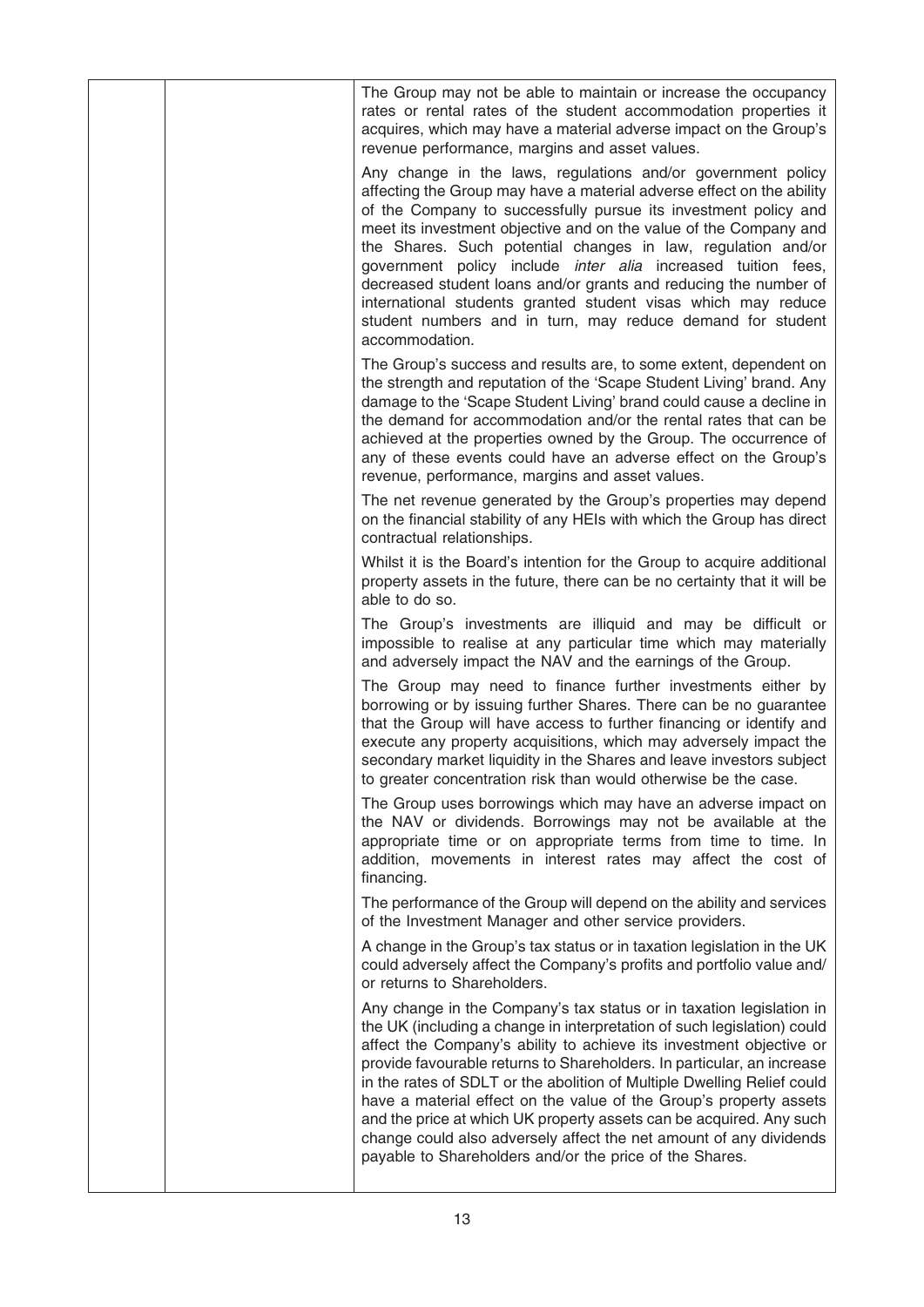The Group may not be able to maintain or increase the occupancy rates or rental rates of the student accommodation properties it acquires, which may have a material adverse impact on the Group's revenue performance, margins and asset values.

Any change in the laws, regulations and/or government policy affecting the Group may have a material adverse effect on the ability of the Company to successfully pursue its investment policy and meet its investment objective and on the value of the Company and the Shares. Such potential changes in law, regulation and/or government policy include *inter alia* increased tuition fees, decreased student loans and/or grants and reducing the number of international students granted student visas which may reduce student numbers and in turn, may reduce demand for student accommodation.

The Group's success and results are, to some extent, dependent on the strength and reputation of the 'Scape Student Living' brand. Any damage to the 'Scape Student Living' brand could cause a decline in the demand for accommodation and/or the rental rates that can be achieved at the properties owned by the Group. The occurrence of any of these events could have an adverse effect on the Group's revenue, performance, margins and asset values.

The net revenue generated by the Group's properties may depend on the financial stability of any HEIs with which the Group has direct contractual relationships.

Whilst it is the Board's intention for the Group to acquire additional property assets in the future, there can be no certainty that it will be able to do so.

The Group's investments are illiquid and may be difficult or impossible to realise at any particular time which may materially and adversely impact the NAV and the earnings of the Group.

The Group may need to finance further investments either by borrowing or by issuing further Shares. There can be no guarantee that the Group will have access to further financing or identify and execute any property acquisitions, which may adversely impact the secondary market liquidity in the Shares and leave investors subject to greater concentration risk than would otherwise be the case.

The Group uses borrowings which may have an adverse impact on the NAV or dividends. Borrowings may not be available at the appropriate time or on appropriate terms from time to time. In addition, movements in interest rates may affect the cost of financing.

The performance of the Group will depend on the ability and services of the Investment Manager and other service providers.

A change in the Group's tax status or in taxation legislation in the UK could adversely affect the Company's profits and portfolio value and/or returns to Shareholders.

Any change in the Company's tax status or in taxation legislation in the UK (including a change in interpretation of such legislation) could affect the Company's ability to achieve its investment objective or provide favourable returns to Shareholders. In particular, an increase in the rates of SDLT or the abolition of Multiple Dwelling Relief could have a material effect on the value of the Group's property assets and the price at which UK property assets can be acquired. Any such change could also adversely affect the net amount of any dividends payable to Shareholders and/or the price of the Shares.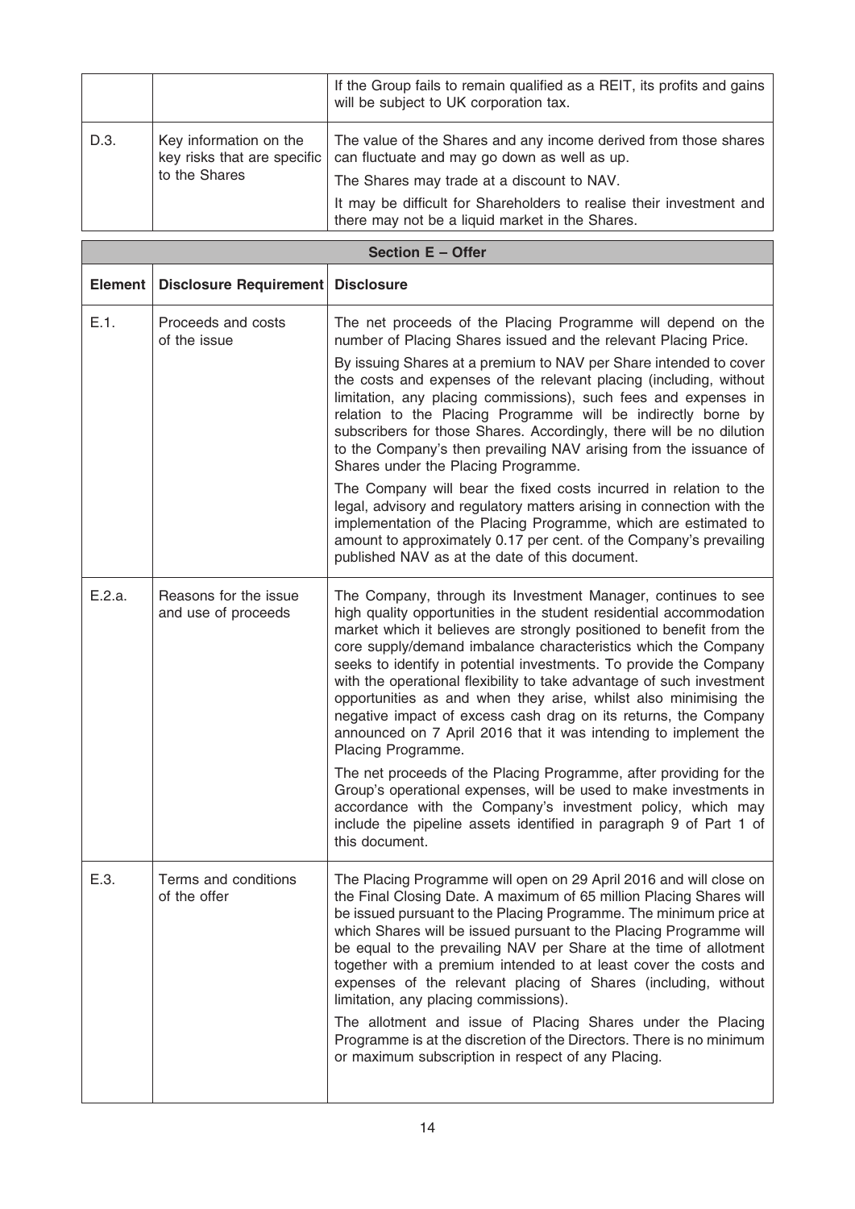| | | |
|---|---|---|
| | | If the Group fails to remain qualified as a REIT, its profits and gains will be subject to UK corporation tax. |
| D.3. | Key information on the key risks that are specific to the Shares | The value of the Shares and any income derived from those shares can fluctuate and may go down as well as up.<br><br>The Shares may trade at a discount to NAV.<br><br>It may be difficult for Shareholders to realise their investment and there may not be a liquid market in the Shares. |

| Section E – Offer | | |
|---|---|---|
| **Element** | **Disclosure Requirement** | **Disclosure** |
| E.1. | Proceeds and costs of the issue | The net proceeds of the Placing Programme will depend on the number of Placing Shares issued and the relevant Placing Price.<br><br>By issuing Shares at a premium to NAV per Share intended to cover the costs and expenses of the relevant placing (including, without limitation, any placing commissions), such fees and expenses in relation to the Placing Programme will be indirectly borne by subscribers for those Shares. Accordingly, there will be no dilution to the Company's then prevailing NAV arising from the issuance of Shares under the Placing Programme.<br><br>The Company will bear the fixed costs incurred in relation to the legal, advisory and regulatory matters arising in connection with the implementation of the Placing Programme, which are estimated to amount to approximately 0.17 per cent. of the Company's prevailing published NAV as at the date of this document. |
| E.2.a. | Reasons for the issue and use of proceeds | The Company, through its Investment Manager, continues to see high quality opportunities in the student residential accommodation market which it believes are strongly positioned to benefit from the core supply/demand imbalance characteristics which the Company seeks to identify in potential investments. To provide the Company with the operational flexibility to take advantage of such investment opportunities as and when they arise, whilst also minimising the negative impact of excess cash drag on its returns, the Company announced on 7 April 2016 that it was intending to implement the Placing Programme.<br><br>The net proceeds of the Placing Programme, after providing for the Group's operational expenses, will be used to make investments in accordance with the Company's investment policy, which may include the pipeline assets identified in paragraph 9 of Part 1 of this document. |
| E.3. | Terms and conditions of the offer | The Placing Programme will open on 29 April 2016 and will close on the Final Closing Date. A maximum of 65 million Placing Shares will be issued pursuant to the Placing Programme. The minimum price at which Shares will be issued pursuant to the Placing Programme will be equal to the prevailing NAV per Share at the time of allotment together with a premium intended to at least cover the costs and expenses of the relevant placing of Shares (including, without limitation, any placing commissions).<br><br>The allotment and issue of Placing Shares under the Placing Programme is at the discretion of the Directors. There is no minimum or maximum subscription in respect of any Placing. |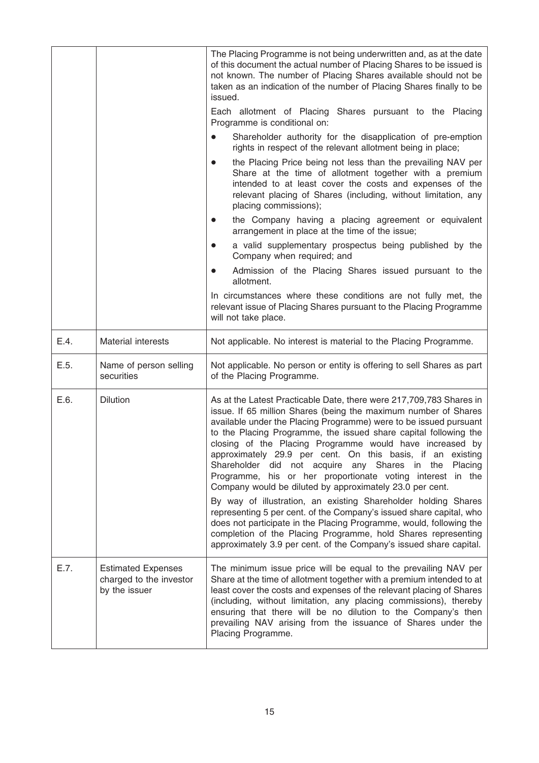| | | |
|---|---|---|
| | | The Placing Programme is not being underwritten and, as at the date of this document the actual number of Placing Shares to be issued is not known. The number of Placing Shares available should not be taken as an indication of the number of Placing Shares finally to be issued.<br><br>Each allotment of Placing Shares pursuant to the Placing Programme is conditional on:<br><br>• Shareholder authority for the disapplication of pre-emption rights in respect of the relevant allotment being in place;<br>• the Placing Price being not less than the prevailing NAV per Share at the time of allotment together with a premium intended to at least cover the costs and expenses of the relevant placing of Shares (including, without limitation, any placing commissions);<br>• the Company having a placing agreement or equivalent arrangement in place at the time of the issue;<br>• a valid supplementary prospectus being published by the Company when required; and<br>• Admission of the Placing Shares issued pursuant to the allotment.<br><br>In circumstances where these conditions are not fully met, the relevant issue of Placing Shares pursuant to the Placing Programme will not take place. |
| E.4. | Material interests | Not applicable. No interest is material to the Placing Programme. |
| E.5. | Name of person selling securities | Not applicable. No person or entity is offering to sell Shares as part of the Placing Programme. |
| E.6. | Dilution | As at the Latest Practicable Date, there were 217,709,783 Shares in issue. If 65 million Shares (being the maximum number of Shares available under the Placing Programme) were to be issued pursuant to the Placing Programme, the issued share capital following the closing of the Placing Programme would have increased by approximately 29.9 per cent. On this basis, if an existing Shareholder did not acquire any Shares in the Placing Programme, his or her proportionate voting interest in the Company would be diluted by approximately 23.0 per cent.<br><br>By way of illustration, an existing Shareholder holding Shares representing 5 per cent. of the Company's issued share capital, who does not participate in the Placing Programme, would, following the completion of the Placing Programme, hold Shares representing approximately 3.9 per cent. of the Company's issued share capital. |
| E.7. | Estimated Expenses charged to the investor by the issuer | The minimum issue price will be equal to the prevailing NAV per Share at the time of allotment together with a premium intended to at least cover the costs and expenses of the relevant placing of Shares (including, without limitation, any placing commissions), thereby ensuring that there will be no dilution to the Company's then prevailing NAV arising from the issuance of Shares under the Placing Programme. |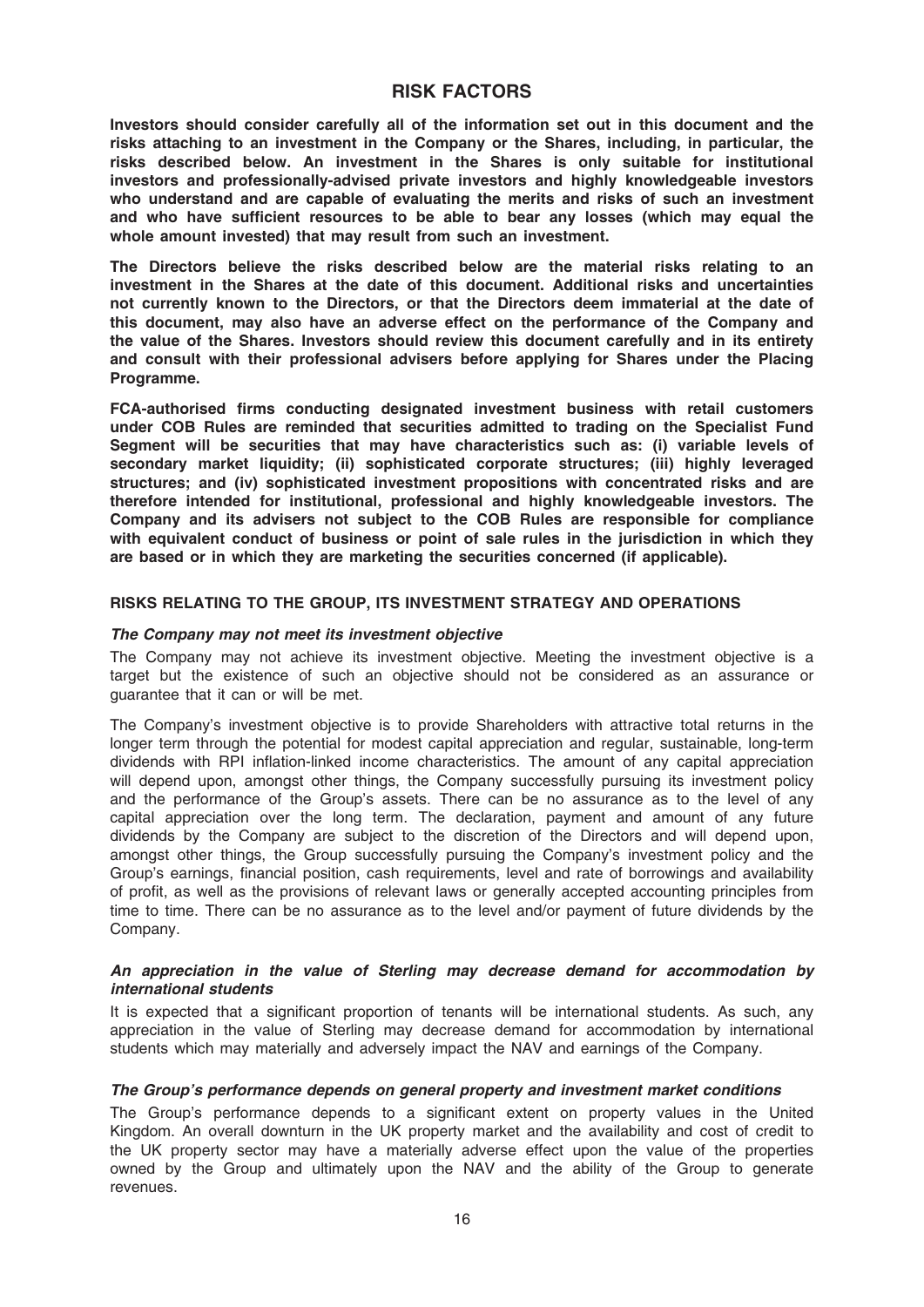# RISK FACTORS

**Investors should consider carefully all of the information set out in this document and the risks attaching to an investment in the Company or the Shares, including, in particular, the risks described below. An investment in the Shares is only suitable for institutional investors and professionally-advised private investors and highly knowledgeable investors who understand and are capable of evaluating the merits and risks of such an investment and who have sufficient resources to be able to bear any losses (which may equal the whole amount invested) that may result from such an investment.**

**The Directors believe the risks described below are the material risks relating to an investment in the Shares at the date of this document. Additional risks and uncertainties not currently known to the Directors, or that the Directors deem immaterial at the date of this document, may also have an adverse effect on the performance of the Company and the value of the Shares. Investors should review this document carefully and in its entirety and consult with their professional advisers before applying for Shares under the Placing Programme.**

**FCA-authorised firms conducting designated investment business with retail customers under COB Rules are reminded that securities admitted to trading on the Specialist Fund Segment will be securities that may have characteristics such as: (i) variable levels of secondary market liquidity; (ii) sophisticated corporate structures; (iii) highly leveraged structures; and (iv) sophisticated investment propositions with concentrated risks and are therefore intended for institutional, professional and highly knowledgeable investors. The Company and its advisers not subject to the COB Rules are responsible for compliance with equivalent conduct of business or point of sale rules in the jurisdiction in which they are based or in which they are marketing the securities concerned (if applicable).**

## RISKS RELATING TO THE GROUP, ITS INVESTMENT STRATEGY AND OPERATIONS

### *The Company may not meet its investment objective*

The Company may not achieve its investment objective. Meeting the investment objective is a target but the existence of such an objective should not be considered as an assurance or guarantee that it can or will be met.

The Company's investment objective is to provide Shareholders with attractive total returns in the longer term through the potential for modest capital appreciation and regular, sustainable, long-term dividends with RPI inflation-linked income characteristics. The amount of any capital appreciation will depend upon, amongst other things, the Company successfully pursuing its investment policy and the performance of the Group's assets. There can be no assurance as to the level of any capital appreciation over the long term. The declaration, payment and amount of any future dividends by the Company are subject to the discretion of the Directors and will depend upon, amongst other things, the Group successfully pursuing the Company's investment policy and the Group's earnings, financial position, cash requirements, level and rate of borrowings and availability of profit, as well as the provisions of relevant laws or generally accepted accounting principles from time to time. There can be no assurance as to the level and/or payment of future dividends by the Company.

### *An appreciation in the value of Sterling may decrease demand for accommodation by international students*

It is expected that a significant proportion of tenants will be international students. As such, any appreciation in the value of Sterling may decrease demand for accommodation by international students which may materially and adversely impact the NAV and earnings of the Company.

### *The Group's performance depends on general property and investment market conditions*

The Group's performance depends to a significant extent on property values in the United Kingdom. An overall downturn in the UK property market and the availability and cost of credit to the UK property sector may have a materially adverse effect upon the value of the properties owned by the Group and ultimately upon the NAV and the ability of the Group to generate revenues.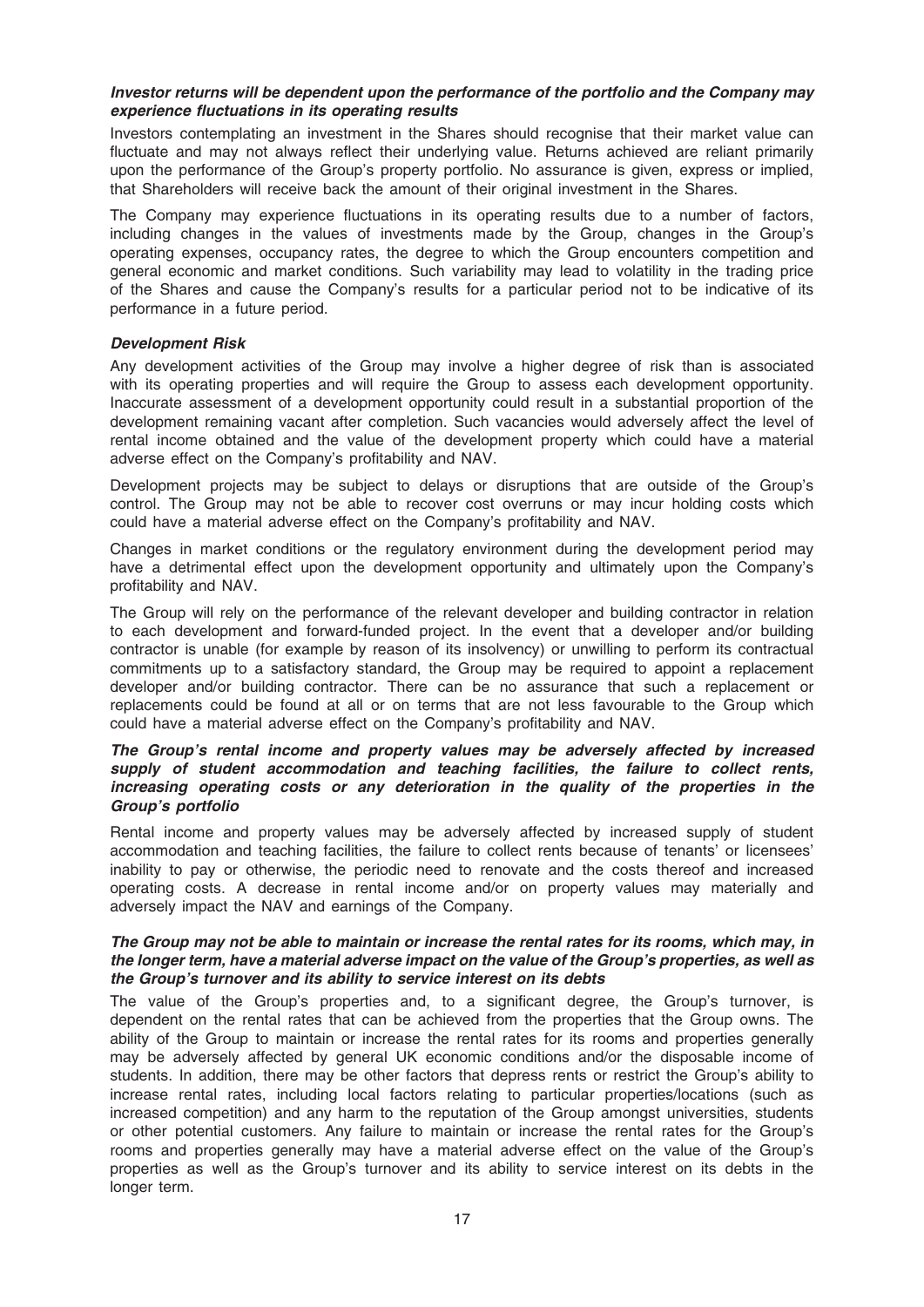***Investor returns will be dependent upon the performance of the portfolio and the Company may experience fluctuations in its operating results***

Investors contemplating an investment in the Shares should recognise that their market value can fluctuate and may not always reflect their underlying value. Returns achieved are reliant primarily upon the performance of the Group's property portfolio. No assurance is given, express or implied, that Shareholders will receive back the amount of their original investment in the Shares.

The Company may experience fluctuations in its operating results due to a number of factors, including changes in the values of investments made by the Group, changes in the Group's operating expenses, occupancy rates, the degree to which the Group encounters competition and general economic and market conditions. Such variability may lead to volatility in the trading price of the Shares and cause the Company's results for a particular period not to be indicative of its performance in a future period.

***Development Risk***

Any development activities of the Group may involve a higher degree of risk than is associated with its operating properties and will require the Group to assess each development opportunity. Inaccurate assessment of a development opportunity could result in a substantial proportion of the development remaining vacant after completion. Such vacancies would adversely affect the level of rental income obtained and the value of the development property which could have a material adverse effect on the Company's profitability and NAV.

Development projects may be subject to delays or disruptions that are outside of the Group's control. The Group may not be able to recover cost overruns or may incur holding costs which could have a material adverse effect on the Company's profitability and NAV.

Changes in market conditions or the regulatory environment during the development period may have a detrimental effect upon the development opportunity and ultimately upon the Company's profitability and NAV.

The Group will rely on the performance of the relevant developer and building contractor in relation to each development and forward-funded project. In the event that a developer and/or building contractor is unable (for example by reason of its insolvency) or unwilling to perform its contractual commitments up to a satisfactory standard, the Group may be required to appoint a replacement developer and/or building contractor. There can be no assurance that such a replacement or replacements could be found at all or on terms that are not less favourable to the Group which could have a material adverse effect on the Company's profitability and NAV.

***The Group's rental income and property values may be adversely affected by increased supply of student accommodation and teaching facilities, the failure to collect rents, increasing operating costs or any deterioration in the quality of the properties in the Group's portfolio***

Rental income and property values may be adversely affected by increased supply of student accommodation and teaching facilities, the failure to collect rents because of tenants' or licensees' inability to pay or otherwise, the periodic need to renovate and the costs thereof and increased operating costs. A decrease in rental income and/or on property values may materially and adversely impact the NAV and earnings of the Company.

***The Group may not be able to maintain or increase the rental rates for its rooms, which may, in the longer term, have a material adverse impact on the value of the Group's properties, as well as the Group's turnover and its ability to service interest on its debts***

The value of the Group's properties and, to a significant degree, the Group's turnover, is dependent on the rental rates that can be achieved from the properties that the Group owns. The ability of the Group to maintain or increase the rental rates for its rooms and properties generally may be adversely affected by general UK economic conditions and/or the disposable income of students. In addition, there may be other factors that depress rents or restrict the Group's ability to increase rental rates, including local factors relating to particular properties/locations (such as increased competition) and any harm to the reputation of the Group amongst universities, students or other potential customers. Any failure to maintain or increase the rental rates for the Group's rooms and properties generally may have a material adverse effect on the value of the Group's properties as well as the Group's turnover and its ability to service interest on its debts in the longer term.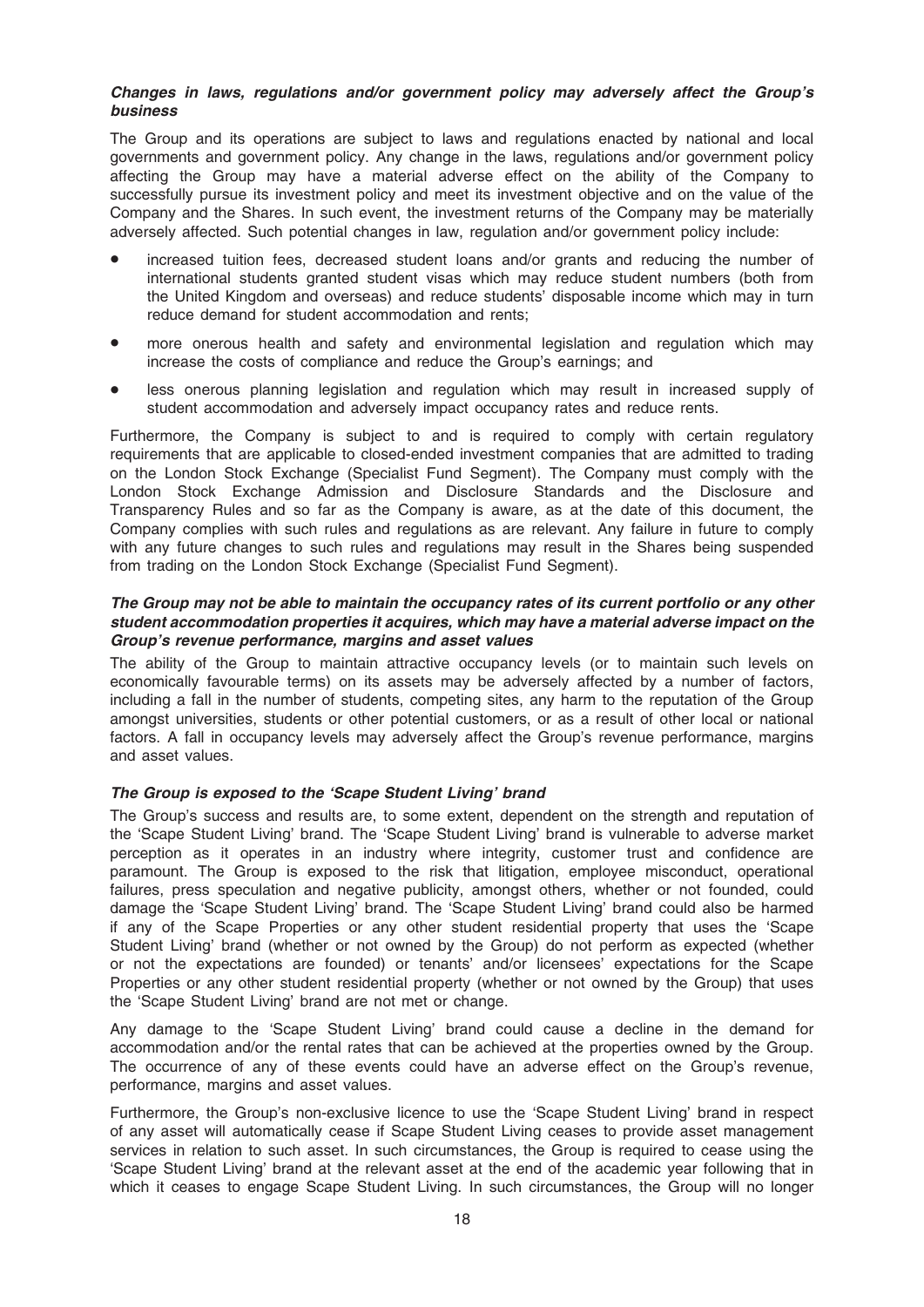***Changes in laws, regulations and/or government policy may adversely affect the Group's business***

The Group and its operations are subject to laws and regulations enacted by national and local governments and government policy. Any change in the laws, regulations and/or government policy affecting the Group may have a material adverse effect on the ability of the Company to successfully pursue its investment policy and meet its investment objective and on the value of the Company and the Shares. In such event, the investment returns of the Company may be materially adversely affected. Such potential changes in law, regulation and/or government policy include:

- increased tuition fees, decreased student loans and/or grants and reducing the number of international students granted student visas which may reduce student numbers (both from the United Kingdom and overseas) and reduce students' disposable income which may in turn reduce demand for student accommodation and rents;
- more onerous health and safety and environmental legislation and regulation which may increase the costs of compliance and reduce the Group's earnings; and
- less onerous planning legislation and regulation which may result in increased supply of student accommodation and adversely impact occupancy rates and reduce rents.

Furthermore, the Company is subject to and is required to comply with certain regulatory requirements that are applicable to closed-ended investment companies that are admitted to trading on the London Stock Exchange (Specialist Fund Segment). The Company must comply with the London Stock Exchange Admission and Disclosure Standards and the Disclosure and Transparency Rules and so far as the Company is aware, as at the date of this document, the Company complies with such rules and regulations as are relevant. Any failure in future to comply with any future changes to such rules and regulations may result in the Shares being suspended from trading on the London Stock Exchange (Specialist Fund Segment).

***The Group may not be able to maintain the occupancy rates of its current portfolio or any other student accommodation properties it acquires, which may have a material adverse impact on the Group's revenue performance, margins and asset values***

The ability of the Group to maintain attractive occupancy levels (or to maintain such levels on economically favourable terms) on its assets may be adversely affected by a number of factors, including a fall in the number of students, competing sites, any harm to the reputation of the Group amongst universities, students or other potential customers, or as a result of other local or national factors. A fall in occupancy levels may adversely affect the Group's revenue performance, margins and asset values.

***The Group is exposed to the 'Scape Student Living' brand***

The Group's success and results are, to some extent, dependent on the strength and reputation of the 'Scape Student Living' brand. The 'Scape Student Living' brand is vulnerable to adverse market perception as it operates in an industry where integrity, customer trust and confidence are paramount. The Group is exposed to the risk that litigation, employee misconduct, operational failures, press speculation and negative publicity, amongst others, whether or not founded, could damage the 'Scape Student Living' brand. The 'Scape Student Living' brand could also be harmed if any of the Scape Properties or any other student residential property that uses the 'Scape Student Living' brand (whether or not owned by the Group) do not perform as expected (whether or not the expectations are founded) or tenants' and/or licensees' expectations for the Scape Properties or any other student residential property (whether or not owned by the Group) that uses the 'Scape Student Living' brand are not met or change.

Any damage to the 'Scape Student Living' brand could cause a decline in the demand for accommodation and/or the rental rates that can be achieved at the properties owned by the Group. The occurrence of any of these events could have an adverse effect on the Group's revenue, performance, margins and asset values.

Furthermore, the Group's non-exclusive licence to use the 'Scape Student Living' brand in respect of any asset will automatically cease if Scape Student Living ceases to provide asset management services in relation to such asset. In such circumstances, the Group is required to cease using the 'Scape Student Living' brand at the relevant asset at the end of the academic year following that in which it ceases to engage Scape Student Living. In such circumstances, the Group will no longer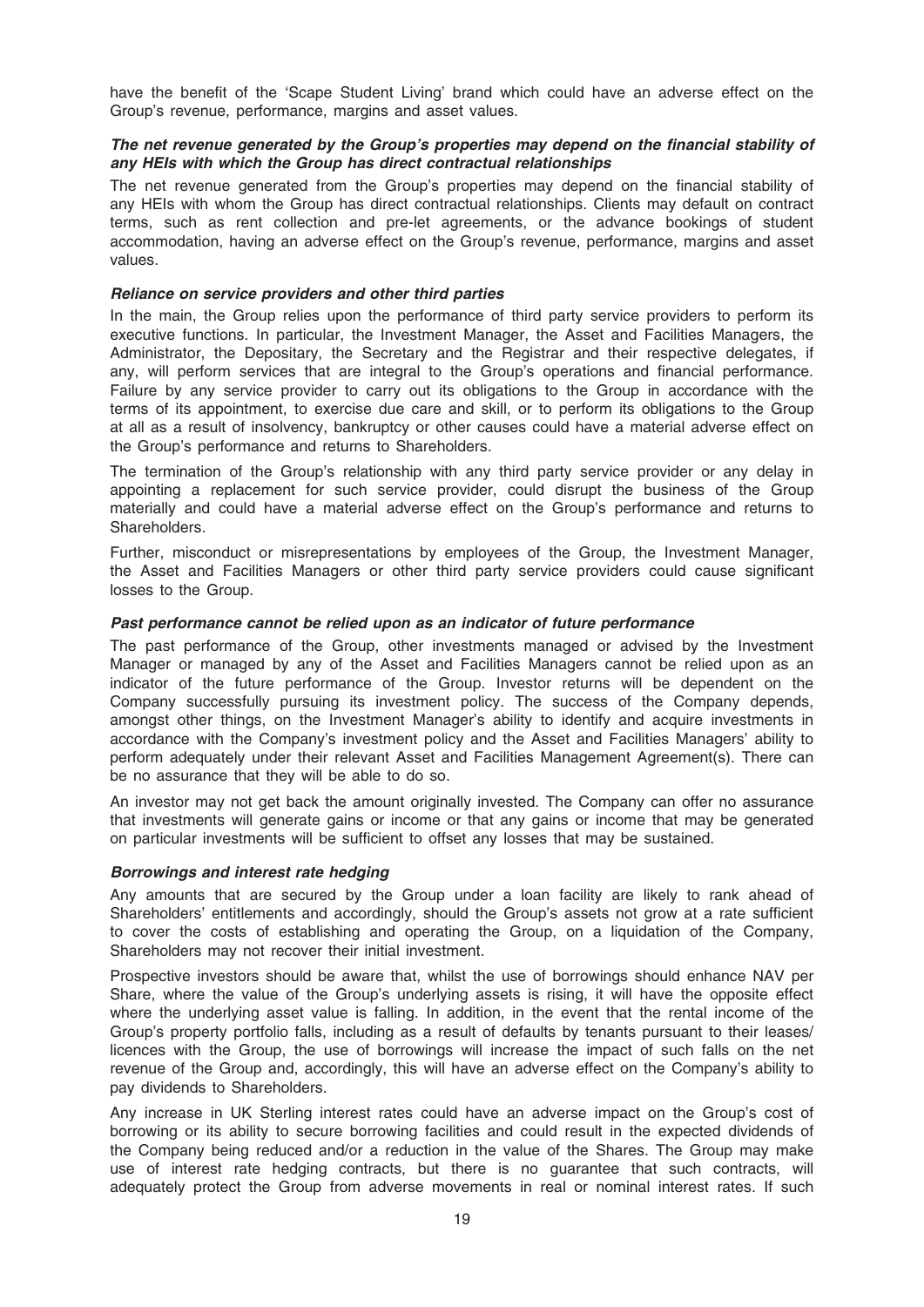have the benefit of the 'Scape Student Living' brand which could have an adverse effect on the Group's revenue, performance, margins and asset values.

***The net revenue generated by the Group's properties may depend on the financial stability of any HEIs with which the Group has direct contractual relationships***

The net revenue generated from the Group's properties may depend on the financial stability of any HEIs with whom the Group has direct contractual relationships. Clients may default on contract terms, such as rent collection and pre-let agreements, or the advance bookings of student accommodation, having an adverse effect on the Group's revenue, performance, margins and asset values.

***Reliance on service providers and other third parties***

In the main, the Group relies upon the performance of third party service providers to perform its executive functions. In particular, the Investment Manager, the Asset and Facilities Managers, the Administrator, the Depositary, the Secretary and the Registrar and their respective delegates, if any, will perform services that are integral to the Group's operations and financial performance. Failure by any service provider to carry out its obligations to the Group in accordance with the terms of its appointment, to exercise due care and skill, or to perform its obligations to the Group at all as a result of insolvency, bankruptcy or other causes could have a material adverse effect on the Group's performance and returns to Shareholders.

The termination of the Group's relationship with any third party service provider or any delay in appointing a replacement for such service provider, could disrupt the business of the Group materially and could have a material adverse effect on the Group's performance and returns to Shareholders.

Further, misconduct or misrepresentations by employees of the Group, the Investment Manager, the Asset and Facilities Managers or other third party service providers could cause significant losses to the Group.

***Past performance cannot be relied upon as an indicator of future performance***

The past performance of the Group, other investments managed or advised by the Investment Manager or managed by any of the Asset and Facilities Managers cannot be relied upon as an indicator of the future performance of the Group. Investor returns will be dependent on the Company successfully pursuing its investment policy. The success of the Company depends, amongst other things, on the Investment Manager's ability to identify and acquire investments in accordance with the Company's investment policy and the Asset and Facilities Managers' ability to perform adequately under their relevant Asset and Facilities Management Agreement(s). There can be no assurance that they will be able to do so.

An investor may not get back the amount originally invested. The Company can offer no assurance that investments will generate gains or income or that any gains or income that may be generated on particular investments will be sufficient to offset any losses that may be sustained.

***Borrowings and interest rate hedging***

Any amounts that are secured by the Group under a loan facility are likely to rank ahead of Shareholders' entitlements and accordingly, should the Group's assets not grow at a rate sufficient to cover the costs of establishing and operating the Group, on a liquidation of the Company, Shareholders may not recover their initial investment.

Prospective investors should be aware that, whilst the use of borrowings should enhance NAV per Share, where the value of the Group's underlying assets is rising, it will have the opposite effect where the underlying asset value is falling. In addition, in the event that the rental income of the Group's property portfolio falls, including as a result of defaults by tenants pursuant to their leases/licences with the Group, the use of borrowings will increase the impact of such falls on the net revenue of the Group and, accordingly, this will have an adverse effect on the Company's ability to pay dividends to Shareholders.

Any increase in UK Sterling interest rates could have an adverse impact on the Group's cost of borrowing or its ability to secure borrowing facilities and could result in the expected dividends of the Company being reduced and/or a reduction in the value of the Shares. The Group may make use of interest rate hedging contracts, but there is no guarantee that such contracts, will adequately protect the Group from adverse movements in real or nominal interest rates. If such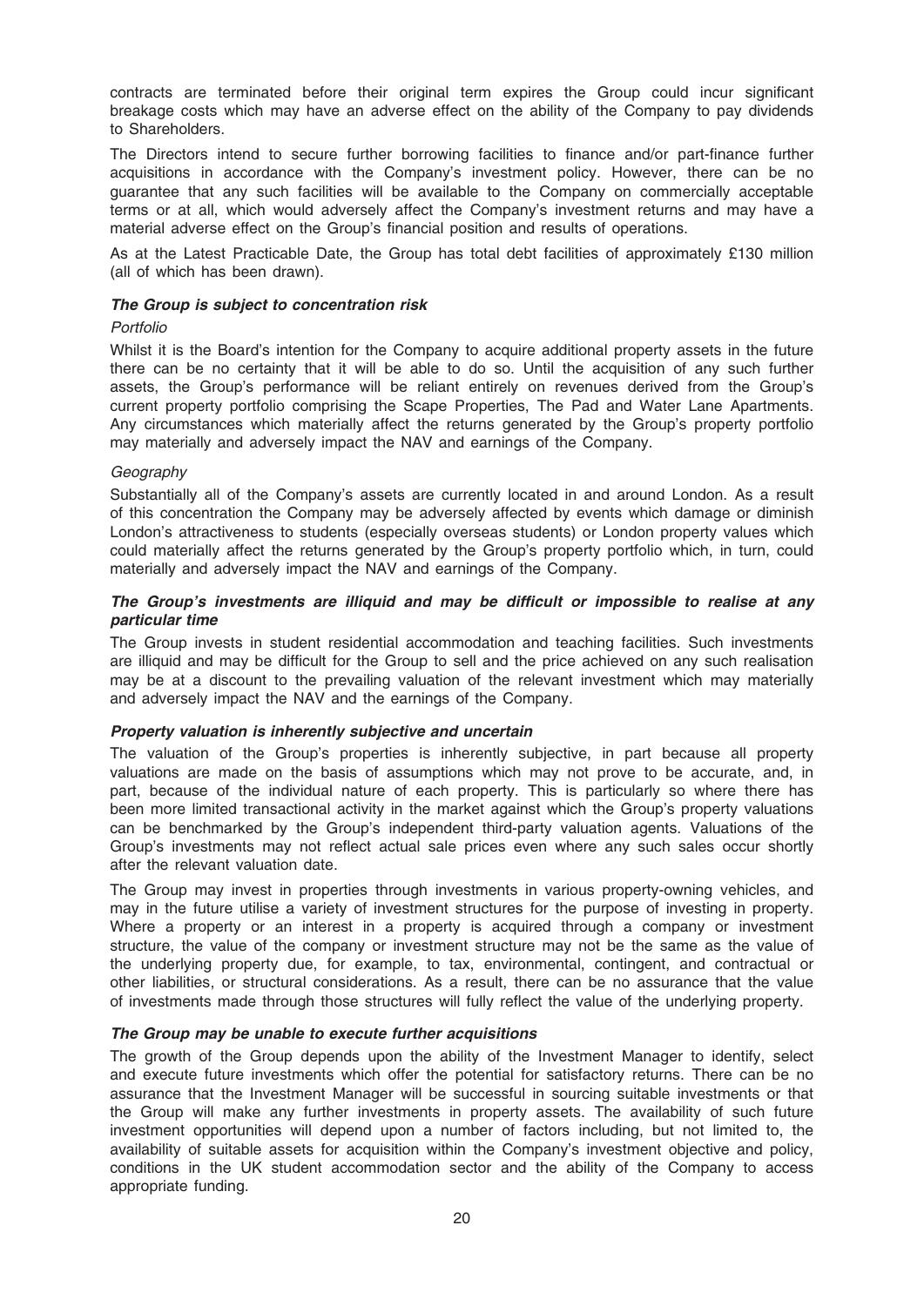contracts are terminated before their original term expires the Group could incur significant breakage costs which may have an adverse effect on the ability of the Company to pay dividends to Shareholders.

The Directors intend to secure further borrowing facilities to finance and/or part-finance further acquisitions in accordance with the Company's investment policy. However, there can be no guarantee that any such facilities will be available to the Company on commercially acceptable terms or at all, which would adversely affect the Company's investment returns and may have a material adverse effect on the Group's financial position and results of operations.

As at the Latest Practicable Date, the Group has total debt facilities of approximately £130 million (all of which has been drawn).

***The Group is subject to concentration risk***

*Portfolio*

Whilst it is the Board's intention for the Company to acquire additional property assets in the future there can be no certainty that it will be able to do so. Until the acquisition of any such further assets, the Group's performance will be reliant entirely on revenues derived from the Group's current property portfolio comprising the Scape Properties, The Pad and Water Lane Apartments. Any circumstances which materially affect the returns generated by the Group's property portfolio may materially and adversely impact the NAV and earnings of the Company.

*Geography*

Substantially all of the Company's assets are currently located in and around London. As a result of this concentration the Company may be adversely affected by events which damage or diminish London's attractiveness to students (especially overseas students) or London property values which could materially affect the returns generated by the Group's property portfolio which, in turn, could materially and adversely impact the NAV and earnings of the Company.

***The Group's investments are illiquid and may be difficult or impossible to realise at any particular time***

The Group invests in student residential accommodation and teaching facilities. Such investments are illiquid and may be difficult for the Group to sell and the price achieved on any such realisation may be at a discount to the prevailing valuation of the relevant investment which may materially and adversely impact the NAV and the earnings of the Company.

***Property valuation is inherently subjective and uncertain***

The valuation of the Group's properties is inherently subjective, in part because all property valuations are made on the basis of assumptions which may not prove to be accurate, and, in part, because of the individual nature of each property. This is particularly so where there has been more limited transactional activity in the market against which the Group's property valuations can be benchmarked by the Group's independent third-party valuation agents. Valuations of the Group's investments may not reflect actual sale prices even where any such sales occur shortly after the relevant valuation date.

The Group may invest in properties through investments in various property-owning vehicles, and may in the future utilise a variety of investment structures for the purpose of investing in property. Where a property or an interest in a property is acquired through a company or investment structure, the value of the company or investment structure may not be the same as the value of the underlying property due, for example, to tax, environmental, contingent, and contractual or other liabilities, or structural considerations. As a result, there can be no assurance that the value of investments made through those structures will fully reflect the value of the underlying property.

***The Group may be unable to execute further acquisitions***

The growth of the Group depends upon the ability of the Investment Manager to identify, select and execute future investments which offer the potential for satisfactory returns. There can be no assurance that the Investment Manager will be successful in sourcing suitable investments or that the Group will make any further investments in property assets. The availability of such future investment opportunities will depend upon a number of factors including, but not limited to, the availability of suitable assets for acquisition within the Company's investment objective and policy, conditions in the UK student accommodation sector and the ability of the Company to access appropriate funding.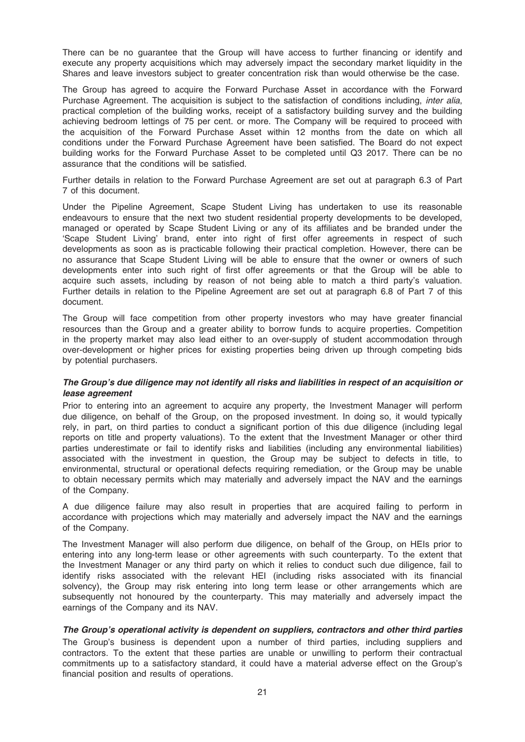There can be no guarantee that the Group will have access to further financing or identify and execute any property acquisitions which may adversely impact the secondary market liquidity in the Shares and leave investors subject to greater concentration risk than would otherwise be the case.

The Group has agreed to acquire the Forward Purchase Asset in accordance with the Forward Purchase Agreement. The acquisition is subject to the satisfaction of conditions including, *inter alia*, practical completion of the building works, receipt of a satisfactory building survey and the building achieving bedroom lettings of 75 per cent. or more. The Company will be required to proceed with the acquisition of the Forward Purchase Asset within 12 months from the date on which all conditions under the Forward Purchase Agreement have been satisfied. The Board do not expect building works for the Forward Purchase Asset to be completed until Q3 2017. There can be no assurance that the conditions will be satisfied.

Further details in relation to the Forward Purchase Agreement are set out at paragraph 6.3 of Part 7 of this document.

Under the Pipeline Agreement, Scape Student Living has undertaken to use its reasonable endeavours to ensure that the next two student residential property developments to be developed, managed or operated by Scape Student Living or any of its affiliates and be branded under the 'Scape Student Living' brand, enter into right of first offer agreements in respect of such developments as soon as is practicable following their practical completion. However, there can be no assurance that Scape Student Living will be able to ensure that the owner or owners of such developments enter into such right of first offer agreements or that the Group will be able to acquire such assets, including by reason of not being able to match a third party's valuation. Further details in relation to the Pipeline Agreement are set out at paragraph 6.8 of Part 7 of this document.

The Group will face competition from other property investors who may have greater financial resources than the Group and a greater ability to borrow funds to acquire properties. Competition in the property market may also lead either to an over-supply of student accommodation through over-development or higher prices for existing properties being driven up through competing bids by potential purchasers.

***The Group's due diligence may not identify all risks and liabilities in respect of an acquisition or lease agreement***

Prior to entering into an agreement to acquire any property, the Investment Manager will perform due diligence, on behalf of the Group, on the proposed investment. In doing so, it would typically rely, in part, on third parties to conduct a significant portion of this due diligence (including legal reports on title and property valuations). To the extent that the Investment Manager or other third parties underestimate or fail to identify risks and liabilities (including any environmental liabilities) associated with the investment in question, the Group may be subject to defects in title, to environmental, structural or operational defects requiring remediation, or the Group may be unable to obtain necessary permits which may materially and adversely impact the NAV and the earnings of the Company.

A due diligence failure may also result in properties that are acquired failing to perform in accordance with projections which may materially and adversely impact the NAV and the earnings of the Company.

The Investment Manager will also perform due diligence, on behalf of the Group, on HEIs prior to entering into any long-term lease or other agreements with such counterparty. To the extent that the Investment Manager or any third party on which it relies to conduct such due diligence, fail to identify risks associated with the relevant HEI (including risks associated with its financial solvency), the Group may risk entering into long term lease or other arrangements which are subsequently not honoured by the counterparty. This may materially and adversely impact the earnings of the Company and its NAV.

***The Group's operational activity is dependent on suppliers, contractors and other third parties***

The Group's business is dependent upon a number of third parties, including suppliers and contractors. To the extent that these parties are unable or unwilling to perform their contractual commitments up to a satisfactory standard, it could have a material adverse effect on the Group's financial position and results of operations.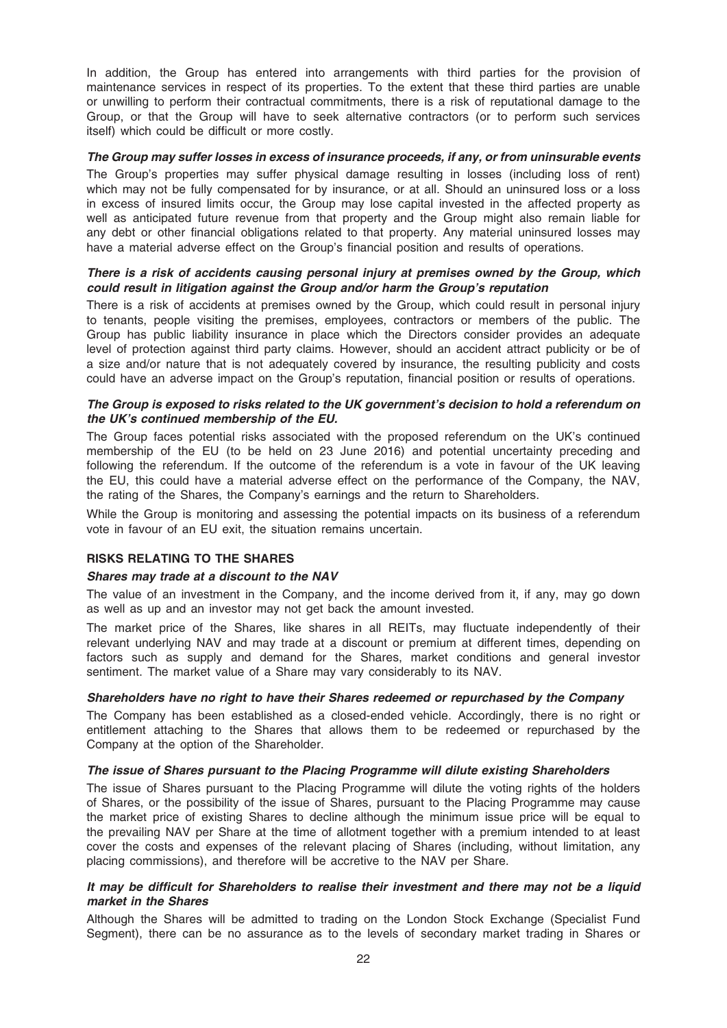In addition, the Group has entered into arrangements with third parties for the provision of maintenance services in respect of its properties. To the extent that these third parties are unable or unwilling to perform their contractual commitments, there is a risk of reputational damage to the Group, or that the Group will have to seek alternative contractors (or to perform such services itself) which could be difficult or more costly.

***The Group may suffer losses in excess of insurance proceeds, if any, or from uninsurable events***

The Group's properties may suffer physical damage resulting in losses (including loss of rent) which may not be fully compensated for by insurance, or at all. Should an uninsured loss or a loss in excess of insured limits occur, the Group may lose capital invested in the affected property as well as anticipated future revenue from that property and the Group might also remain liable for any debt or other financial obligations related to that property. Any material uninsured losses may have a material adverse effect on the Group's financial position and results of operations.

***There is a risk of accidents causing personal injury at premises owned by the Group, which could result in litigation against the Group and/or harm the Group's reputation***

There is a risk of accidents at premises owned by the Group, which could result in personal injury to tenants, people visiting the premises, employees, contractors or members of the public. The Group has public liability insurance in place which the Directors consider provides an adequate level of protection against third party claims. However, should an accident attract publicity or be of a size and/or nature that is not adequately covered by insurance, the resulting publicity and costs could have an adverse impact on the Group's reputation, financial position or results of operations.

***The Group is exposed to risks related to the UK government's decision to hold a referendum on the UK's continued membership of the EU.***

The Group faces potential risks associated with the proposed referendum on the UK's continued membership of the EU (to be held on 23 June 2016) and potential uncertainty preceding and following the referendum. If the outcome of the referendum is a vote in favour of the UK leaving the EU, this could have a material adverse effect on the performance of the Company, the NAV, the rating of the Shares, the Company's earnings and the return to Shareholders.

While the Group is monitoring and assessing the potential impacts on its business of a referendum vote in favour of an EU exit, the situation remains uncertain.

**RISKS RELATING TO THE SHARES**

***Shares may trade at a discount to the NAV***

The value of an investment in the Company, and the income derived from it, if any, may go down as well as up and an investor may not get back the amount invested.

The market price of the Shares, like shares in all REITs, may fluctuate independently of their relevant underlying NAV and may trade at a discount or premium at different times, depending on factors such as supply and demand for the Shares, market conditions and general investor sentiment. The market value of a Share may vary considerably to its NAV.

***Shareholders have no right to have their Shares redeemed or repurchased by the Company***

The Company has been established as a closed-ended vehicle. Accordingly, there is no right or entitlement attaching to the Shares that allows them to be redeemed or repurchased by the Company at the option of the Shareholder.

***The issue of Shares pursuant to the Placing Programme will dilute existing Shareholders***

The issue of Shares pursuant to the Placing Programme will dilute the voting rights of the holders of Shares, or the possibility of the issue of Shares, pursuant to the Placing Programme may cause the market price of existing Shares to decline although the minimum issue price will be equal to the prevailing NAV per Share at the time of allotment together with a premium intended to at least cover the costs and expenses of the relevant placing of Shares (including, without limitation, any placing commissions), and therefore will be accretive to the NAV per Share.

***It may be difficult for Shareholders to realise their investment and there may not be a liquid market in the Shares***

Although the Shares will be admitted to trading on the London Stock Exchange (Specialist Fund Segment), there can be no assurance as to the levels of secondary market trading in Shares or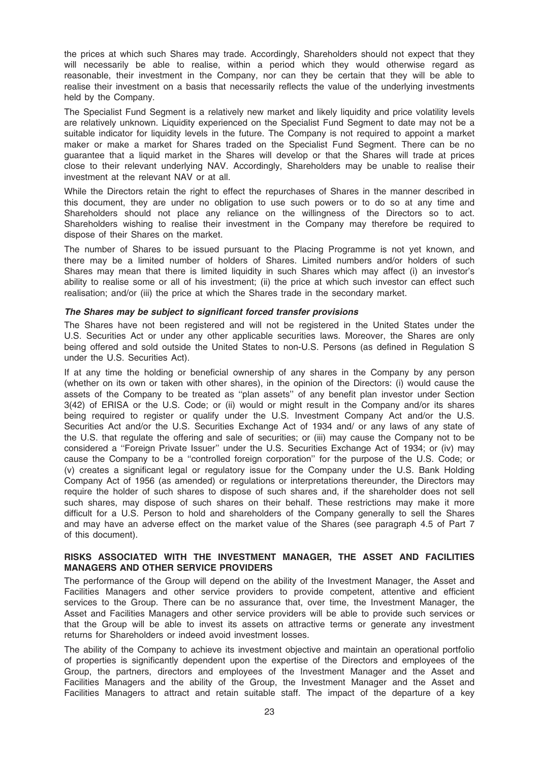the prices at which such Shares may trade. Accordingly, Shareholders should not expect that they will necessarily be able to realise, within a period which they would otherwise regard as reasonable, their investment in the Company, nor can they be certain that they will be able to realise their investment on a basis that necessarily reflects the value of the underlying investments held by the Company.

The Specialist Fund Segment is a relatively new market and likely liquidity and price volatility levels are relatively unknown. Liquidity experienced on the Specialist Fund Segment to date may not be a suitable indicator for liquidity levels in the future. The Company is not required to appoint a market maker or make a market for Shares traded on the Specialist Fund Segment. There can be no guarantee that a liquid market in the Shares will develop or that the Shares will trade at prices close to their relevant underlying NAV. Accordingly, Shareholders may be unable to realise their investment at the relevant NAV or at all.

While the Directors retain the right to effect the repurchases of Shares in the manner described in this document, they are under no obligation to use such powers or to do so at any time and Shareholders should not place any reliance on the willingness of the Directors so to act. Shareholders wishing to realise their investment in the Company may therefore be required to dispose of their Shares on the market.

The number of Shares to be issued pursuant to the Placing Programme is not yet known, and there may be a limited number of holders of Shares. Limited numbers and/or holders of such Shares may mean that there is limited liquidity in such Shares which may affect (i) an investor's ability to realise some or all of his investment; (ii) the price at which such investor can effect such realisation; and/or (iii) the price at which the Shares trade in the secondary market.

***The Shares may be subject to significant forced transfer provisions***

The Shares have not been registered and will not be registered in the United States under the U.S. Securities Act or under any other applicable securities laws. Moreover, the Shares are only being offered and sold outside the United States to non-U.S. Persons (as defined in Regulation S under the U.S. Securities Act).

If at any time the holding or beneficial ownership of any shares in the Company by any person (whether on its own or taken with other shares), in the opinion of the Directors: (i) would cause the assets of the Company to be treated as ''plan assets'' of any benefit plan investor under Section 3(42) of ERISA or the U.S. Code; or (ii) would or might result in the Company and/or its shares being required to register or qualify under the U.S. Investment Company Act and/or the U.S. Securities Act and/or the U.S. Securities Exchange Act of 1934 and/ or any laws of any state of the U.S. that regulate the offering and sale of securities; or (iii) may cause the Company not to be considered a ''Foreign Private Issuer'' under the U.S. Securities Exchange Act of 1934; or (iv) may cause the Company to be a ''controlled foreign corporation'' for the purpose of the U.S. Code; or (v) creates a significant legal or regulatory issue for the Company under the U.S. Bank Holding Company Act of 1956 (as amended) or regulations or interpretations thereunder, the Directors may require the holder of such shares to dispose of such shares and, if the shareholder does not sell such shares, may dispose of such shares on their behalf. These restrictions may make it more difficult for a U.S. Person to hold and shareholders of the Company generally to sell the Shares and may have an adverse effect on the market value of the Shares (see paragraph 4.5 of Part 7 of this document).

**RISKS ASSOCIATED WITH THE INVESTMENT MANAGER, THE ASSET AND FACILITIES MANAGERS AND OTHER SERVICE PROVIDERS**

The performance of the Group will depend on the ability of the Investment Manager, the Asset and Facilities Managers and other service providers to provide competent, attentive and efficient services to the Group. There can be no assurance that, over time, the Investment Manager, the Asset and Facilities Managers and other service providers will be able to provide such services or that the Group will be able to invest its assets on attractive terms or generate any investment returns for Shareholders or indeed avoid investment losses.

The ability of the Company to achieve its investment objective and maintain an operational portfolio of properties is significantly dependent upon the expertise of the Directors and employees of the Group, the partners, directors and employees of the Investment Manager and the Asset and Facilities Managers and the ability of the Group, the Investment Manager and the Asset and Facilities Managers to attract and retain suitable staff. The impact of the departure of a key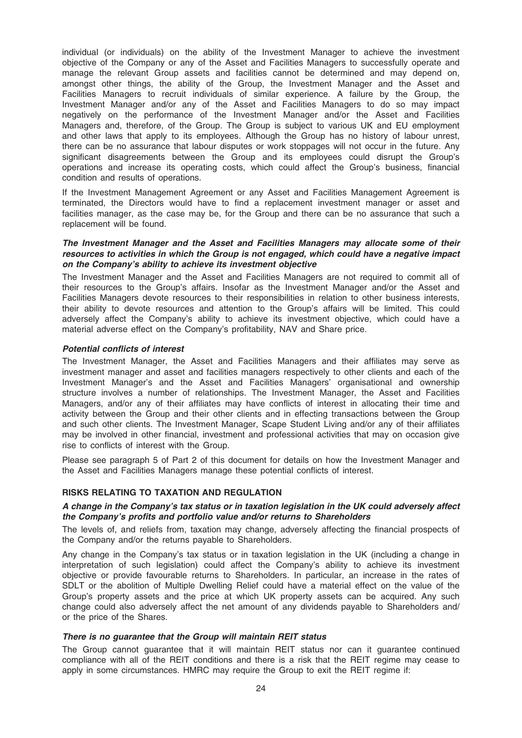individual (or individuals) on the ability of the Investment Manager to achieve the investment objective of the Company or any of the Asset and Facilities Managers to successfully operate and manage the relevant Group assets and facilities cannot be determined and may depend on, amongst other things, the ability of the Group, the Investment Manager and the Asset and Facilities Managers to recruit individuals of similar experience. A failure by the Group, the Investment Manager and/or any of the Asset and Facilities Managers to do so may impact negatively on the performance of the Investment Manager and/or the Asset and Facilities Managers and, therefore, of the Group. The Group is subject to various UK and EU employment and other laws that apply to its employees. Although the Group has no history of labour unrest, there can be no assurance that labour disputes or work stoppages will not occur in the future. Any significant disagreements between the Group and its employees could disrupt the Group's operations and increase its operating costs, which could affect the Group's business, financial condition and results of operations.

If the Investment Management Agreement or any Asset and Facilities Management Agreement is terminated, the Directors would have to find a replacement investment manager or asset and facilities manager, as the case may be, for the Group and there can be no assurance that such a replacement will be found.

***The Investment Manager and the Asset and Facilities Managers may allocate some of their resources to activities in which the Group is not engaged, which could have a negative impact on the Company's ability to achieve its investment objective***

The Investment Manager and the Asset and Facilities Managers are not required to commit all of their resources to the Group's affairs. Insofar as the Investment Manager and/or the Asset and Facilities Managers devote resources to their responsibilities in relation to other business interests, their ability to devote resources and attention to the Group's affairs will be limited. This could adversely affect the Company's ability to achieve its investment objective, which could have a material adverse effect on the Company's profitability, NAV and Share price.

***Potential conflicts of interest***

The Investment Manager, the Asset and Facilities Managers and their affiliates may serve as investment manager and asset and facilities managers respectively to other clients and each of the Investment Manager's and the Asset and Facilities Managers' organisational and ownership structure involves a number of relationships. The Investment Manager, the Asset and Facilities Managers, and/or any of their affiliates may have conflicts of interest in allocating their time and activity between the Group and their other clients and in effecting transactions between the Group and such other clients. The Investment Manager, Scape Student Living and/or any of their affiliates may be involved in other financial, investment and professional activities that may on occasion give rise to conflicts of interest with the Group.

Please see paragraph 5 of Part 2 of this document for details on how the Investment Manager and the Asset and Facilities Managers manage these potential conflicts of interest.

**RISKS RELATING TO TAXATION AND REGULATION**

***A change in the Company's tax status or in taxation legislation in the UK could adversely affect the Company's profits and portfolio value and/or returns to Shareholders***

The levels of, and reliefs from, taxation may change, adversely affecting the financial prospects of the Company and/or the returns payable to Shareholders.

Any change in the Company's tax status or in taxation legislation in the UK (including a change in interpretation of such legislation) could affect the Company's ability to achieve its investment objective or provide favourable returns to Shareholders. In particular, an increase in the rates of SDLT or the abolition of Multiple Dwelling Relief could have a material effect on the value of the Group's property assets and the price at which UK property assets can be acquired. Any such change could also adversely affect the net amount of any dividends payable to Shareholders and/or the price of the Shares.

***There is no guarantee that the Group will maintain REIT status***

The Group cannot guarantee that it will maintain REIT status nor can it guarantee continued compliance with all of the REIT conditions and there is a risk that the REIT regime may cease to apply in some circumstances. HMRC may require the Group to exit the REIT regime if: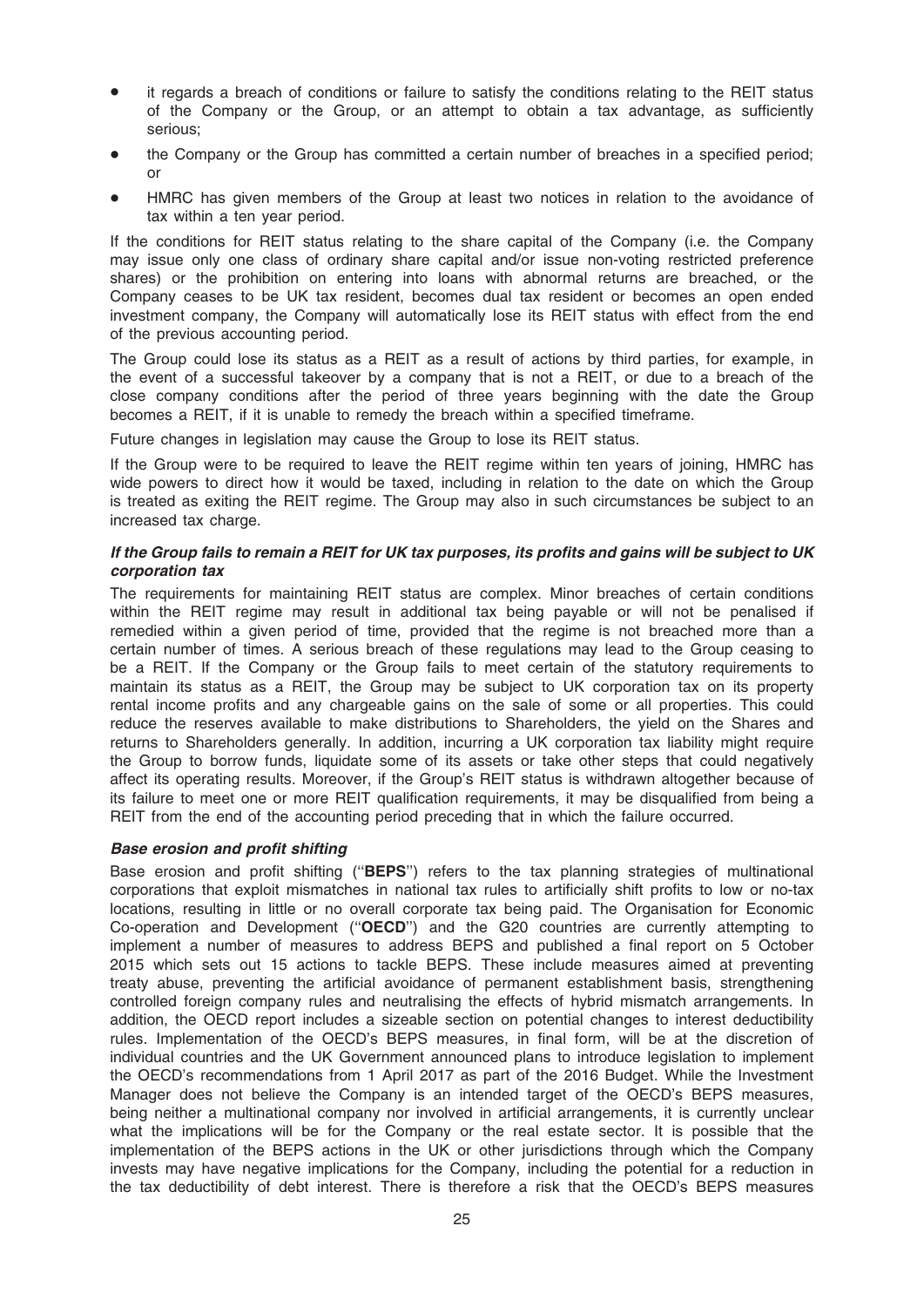- it regards a breach of conditions or failure to satisfy the conditions relating to the REIT status of the Company or the Group, or an attempt to obtain a tax advantage, as sufficiently serious;
- the Company or the Group has committed a certain number of breaches in a specified period; or
- HMRC has given members of the Group at least two notices in relation to the avoidance of tax within a ten year period.

If the conditions for REIT status relating to the share capital of the Company (i.e. the Company may issue only one class of ordinary share capital and/or issue non-voting restricted preference shares) or the prohibition on entering into loans with abnormal returns are breached, or the Company ceases to be UK tax resident, becomes dual tax resident or becomes an open ended investment company, the Company will automatically lose its REIT status with effect from the end of the previous accounting period.

The Group could lose its status as a REIT as a result of actions by third parties, for example, in the event of a successful takeover by a company that is not a REIT, or due to a breach of the close company conditions after the period of three years beginning with the date the Group becomes a REIT, if it is unable to remedy the breach within a specified timeframe.

Future changes in legislation may cause the Group to lose its REIT status.

If the Group were to be required to leave the REIT regime within ten years of joining, HMRC has wide powers to direct how it would be taxed, including in relation to the date on which the Group is treated as exiting the REIT regime. The Group may also in such circumstances be subject to an increased tax charge.

***If the Group fails to remain a REIT for UK tax purposes, its profits and gains will be subject to UK corporation tax***

The requirements for maintaining REIT status are complex. Minor breaches of certain conditions within the REIT regime may result in additional tax being payable or will not be penalised if remedied within a given period of time, provided that the regime is not breached more than a certain number of times. A serious breach of these regulations may lead to the Group ceasing to be a REIT. If the Company or the Group fails to meet certain of the statutory requirements to maintain its status as a REIT, the Group may be subject to UK corporation tax on its property rental income profits and any chargeable gains on the sale of some or all properties. This could reduce the reserves available to make distributions to Shareholders, the yield on the Shares and returns to Shareholders generally. In addition, incurring a UK corporation tax liability might require the Group to borrow funds, liquidate some of its assets or take other steps that could negatively affect its operating results. Moreover, if the Group's REIT status is withdrawn altogether because of its failure to meet one or more REIT qualification requirements, it may be disqualified from being a REIT from the end of the accounting period preceding that in which the failure occurred.

***Base erosion and profit shifting***

Base erosion and profit shifting ("**BEPS**") refers to the tax planning strategies of multinational corporations that exploit mismatches in national tax rules to artificially shift profits to low or no-tax locations, resulting in little or no overall corporate tax being paid. The Organisation for Economic Co-operation and Development ("**OECD**") and the G20 countries are currently attempting to implement a number of measures to address BEPS and published a final report on 5 October 2015 which sets out 15 actions to tackle BEPS. These include measures aimed at preventing treaty abuse, preventing the artificial avoidance of permanent establishment basis, strengthening controlled foreign company rules and neutralising the effects of hybrid mismatch arrangements. In addition, the OECD report includes a sizeable section on potential changes to interest deductibility rules. Implementation of the OECD's BEPS measures, in final form, will be at the discretion of individual countries and the UK Government announced plans to introduce legislation to implement the OECD's recommendations from 1 April 2017 as part of the 2016 Budget. While the Investment Manager does not believe the Company is an intended target of the OECD's BEPS measures, being neither a multinational company nor involved in artificial arrangements, it is currently unclear what the implications will be for the Company or the real estate sector. It is possible that the implementation of the BEPS actions in the UK or other jurisdictions through which the Company invests may have negative implications for the Company, including the potential for a reduction in the tax deductibility of debt interest. There is therefore a risk that the OECD's BEPS measures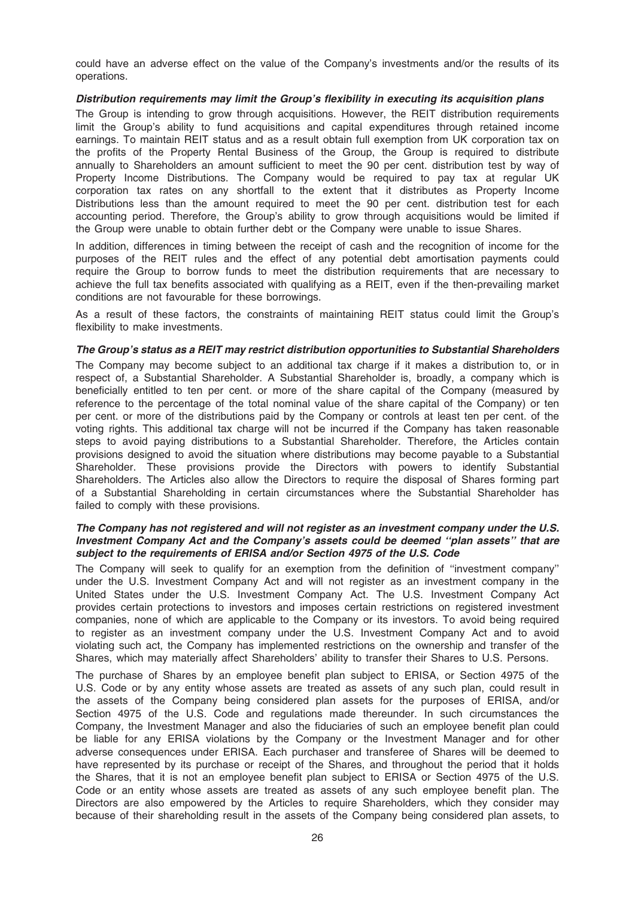could have an adverse effect on the value of the Company's investments and/or the results of its operations.

***Distribution requirements may limit the Group's flexibility in executing its acquisition plans***

The Group is intending to grow through acquisitions. However, the REIT distribution requirements limit the Group's ability to fund acquisitions and capital expenditures through retained income earnings. To maintain REIT status and as a result obtain full exemption from UK corporation tax on the profits of the Property Rental Business of the Group, the Group is required to distribute annually to Shareholders an amount sufficient to meet the 90 per cent. distribution test by way of Property Income Distributions. The Company would be required to pay tax at regular UK corporation tax rates on any shortfall to the extent that it distributes as Property Income Distributions less than the amount required to meet the 90 per cent. distribution test for each accounting period. Therefore, the Group's ability to grow through acquisitions would be limited if the Group were unable to obtain further debt or the Company were unable to issue Shares.

In addition, differences in timing between the receipt of cash and the recognition of income for the purposes of the REIT rules and the effect of any potential debt amortisation payments could require the Group to borrow funds to meet the distribution requirements that are necessary to achieve the full tax benefits associated with qualifying as a REIT, even if the then-prevailing market conditions are not favourable for these borrowings.

As a result of these factors, the constraints of maintaining REIT status could limit the Group's flexibility to make investments.

***The Group's status as a REIT may restrict distribution opportunities to Substantial Shareholders***

The Company may become subject to an additional tax charge if it makes a distribution to, or in respect of, a Substantial Shareholder. A Substantial Shareholder is, broadly, a company which is beneficially entitled to ten per cent. or more of the share capital of the Company (measured by reference to the percentage of the total nominal value of the share capital of the Company) or ten per cent. or more of the distributions paid by the Company or controls at least ten per cent. of the voting rights. This additional tax charge will not be incurred if the Company has taken reasonable steps to avoid paying distributions to a Substantial Shareholder. Therefore, the Articles contain provisions designed to avoid the situation where distributions may become payable to a Substantial Shareholder. These provisions provide the Directors with powers to identify Substantial Shareholders. The Articles also allow the Directors to require the disposal of Shares forming part of a Substantial Shareholding in certain circumstances where the Substantial Shareholder has failed to comply with these provisions.

***The Company has not registered and will not register as an investment company under the U.S. Investment Company Act and the Company's assets could be deemed "plan assets" that are subject to the requirements of ERISA and/or Section 4975 of the U.S. Code***

The Company will seek to qualify for an exemption from the definition of "investment company" under the U.S. Investment Company Act and will not register as an investment company in the United States under the U.S. Investment Company Act. The U.S. Investment Company Act provides certain protections to investors and imposes certain restrictions on registered investment companies, none of which are applicable to the Company or its investors. To avoid being required to register as an investment company under the U.S. Investment Company Act and to avoid violating such act, the Company has implemented restrictions on the ownership and transfer of the Shares, which may materially affect Shareholders' ability to transfer their Shares to U.S. Persons.

The purchase of Shares by an employee benefit plan subject to ERISA, or Section 4975 of the U.S. Code or by any entity whose assets are treated as assets of any such plan, could result in the assets of the Company being considered plan assets for the purposes of ERISA, and/or Section 4975 of the U.S. Code and regulations made thereunder. In such circumstances the Company, the Investment Manager and also the fiduciaries of such an employee benefit plan could be liable for any ERISA violations by the Company or the Investment Manager and for other adverse consequences under ERISA. Each purchaser and transferee of Shares will be deemed to have represented by its purchase or receipt of the Shares, and throughout the period that it holds the Shares, that it is not an employee benefit plan subject to ERISA or Section 4975 of the U.S. Code or an entity whose assets are treated as assets of any such employee benefit plan. The Directors are also empowered by the Articles to require Shareholders, which they consider may because of their shareholding result in the assets of the Company being considered plan assets, to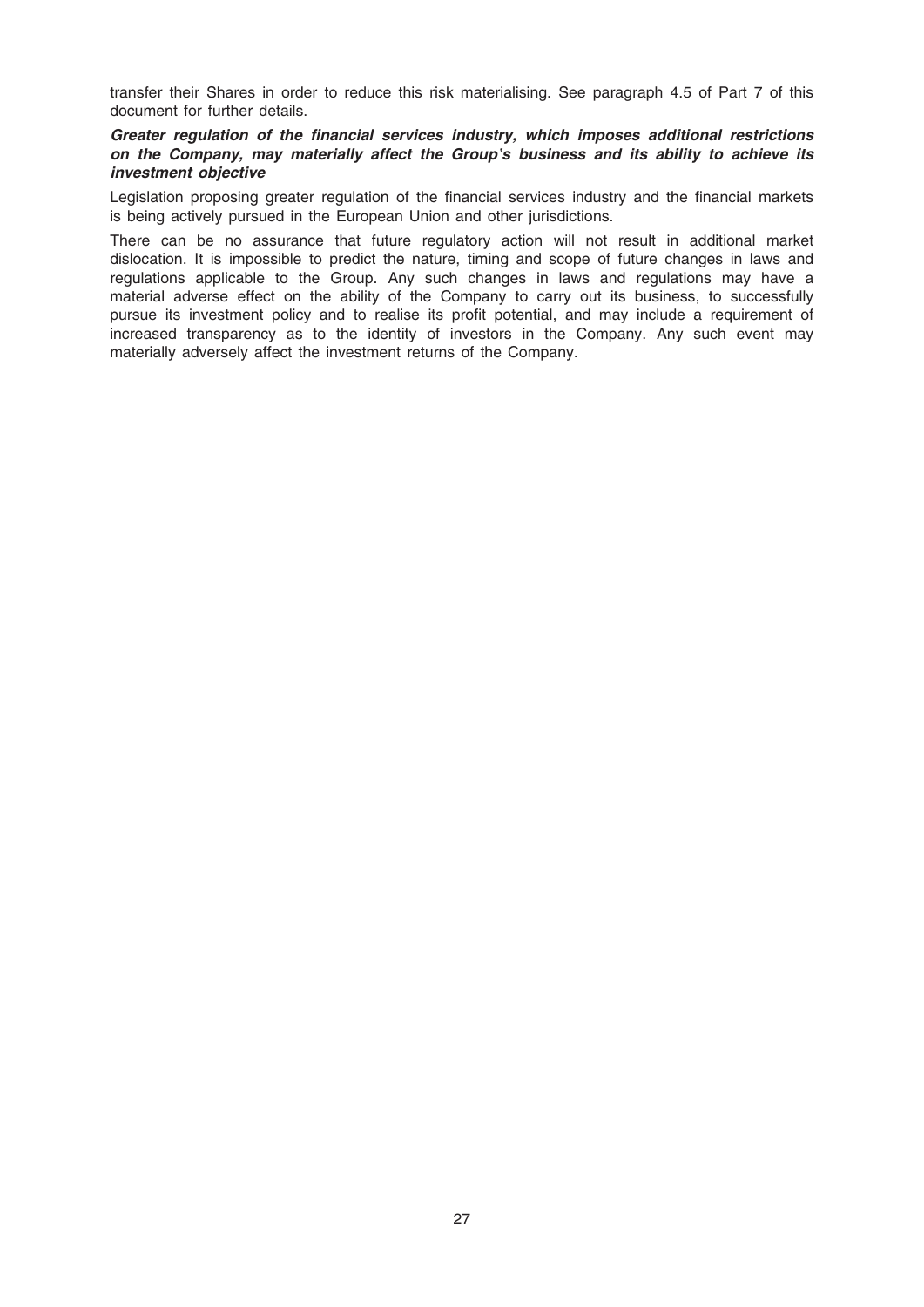transfer their Shares in order to reduce this risk materialising. See paragraph 4.5 of Part 7 of this document for further details.

***Greater regulation of the financial services industry, which imposes additional restrictions on the Company, may materially affect the Group's business and its ability to achieve its investment objective***

Legislation proposing greater regulation of the financial services industry and the financial markets is being actively pursued in the European Union and other jurisdictions.

There can be no assurance that future regulatory action will not result in additional market dislocation. It is impossible to predict the nature, timing and scope of future changes in laws and regulations applicable to the Group. Any such changes in laws and regulations may have a material adverse effect on the ability of the Company to carry out its business, to successfully pursue its investment policy and to realise its profit potential, and may include a requirement of increased transparency as to the identity of investors in the Company. Any such event may materially adversely affect the investment returns of the Company.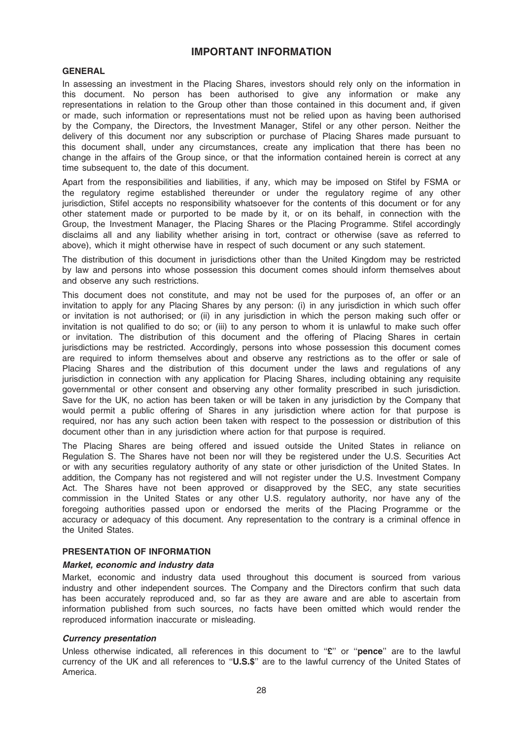# IMPORTANT INFORMATION

## GENERAL

In assessing an investment in the Placing Shares, investors should rely only on the information in this document. No person has been authorised to give any information or make any representations in relation to the Group other than those contained in this document and, if given or made, such information or representations must not be relied upon as having been authorised by the Company, the Directors, the Investment Manager, Stifel or any other person. Neither the delivery of this document nor any subscription or purchase of Placing Shares made pursuant to this document shall, under any circumstances, create any implication that there has been no change in the affairs of the Group since, or that the information contained herein is correct at any time subsequent to, the date of this document.

Apart from the responsibilities and liabilities, if any, which may be imposed on Stifel by FSMA or the regulatory regime established thereunder or under the regulatory regime of any other jurisdiction, Stifel accepts no responsibility whatsoever for the contents of this document or for any other statement made or purported to be made by it, or on its behalf, in connection with the Group, the Investment Manager, the Placing Shares or the Placing Programme. Stifel accordingly disclaims all and any liability whether arising in tort, contract or otherwise (save as referred to above), which it might otherwise have in respect of such document or any such statement.

The distribution of this document in jurisdictions other than the United Kingdom may be restricted by law and persons into whose possession this document comes should inform themselves about and observe any such restrictions.

This document does not constitute, and may not be used for the purposes of, an offer or an invitation to apply for any Placing Shares by any person: (i) in any jurisdiction in which such offer or invitation is not authorised; or (ii) in any jurisdiction in which the person making such offer or invitation is not qualified to do so; or (iii) to any person to whom it is unlawful to make such offer or invitation. The distribution of this document and the offering of Placing Shares in certain jurisdictions may be restricted. Accordingly, persons into whose possession this document comes are required to inform themselves about and observe any restrictions as to the offer or sale of Placing Shares and the distribution of this document under the laws and regulations of any jurisdiction in connection with any application for Placing Shares, including obtaining any requisite governmental or other consent and observing any other formality prescribed in such jurisdiction. Save for the UK, no action has been taken or will be taken in any jurisdiction by the Company that would permit a public offering of Shares in any jurisdiction where action for that purpose is required, nor has any such action been taken with respect to the possession or distribution of this document other than in any jurisdiction where action for that purpose is required.

The Placing Shares are being offered and issued outside the United States in reliance on Regulation S. The Shares have not been nor will they be registered under the U.S. Securities Act or with any securities regulatory authority of any state or other jurisdiction of the United States. In addition, the Company has not registered and will not register under the U.S. Investment Company Act. The Shares have not been approved or disapproved by the SEC, any state securities commission in the United States or any other U.S. regulatory authority, nor have any of the foregoing authorities passed upon or endorsed the merits of the Placing Programme or the accuracy or adequacy of this document. Any representation to the contrary is a criminal offence in the United States.

## PRESENTATION OF INFORMATION

### *Market, economic and industry data*

Market, economic and industry data used throughout this document is sourced from various industry and other independent sources. The Company and the Directors confirm that such data has been accurately reproduced and, so far as they are aware and are able to ascertain from information published from such sources, no facts have been omitted which would render the reproduced information inaccurate or misleading.

### *Currency presentation*

Unless otherwise indicated, all references in this document to "**£**" or "**pence**" are to the lawful currency of the UK and all references to "**U.S.$**" are to the lawful currency of the United States of America.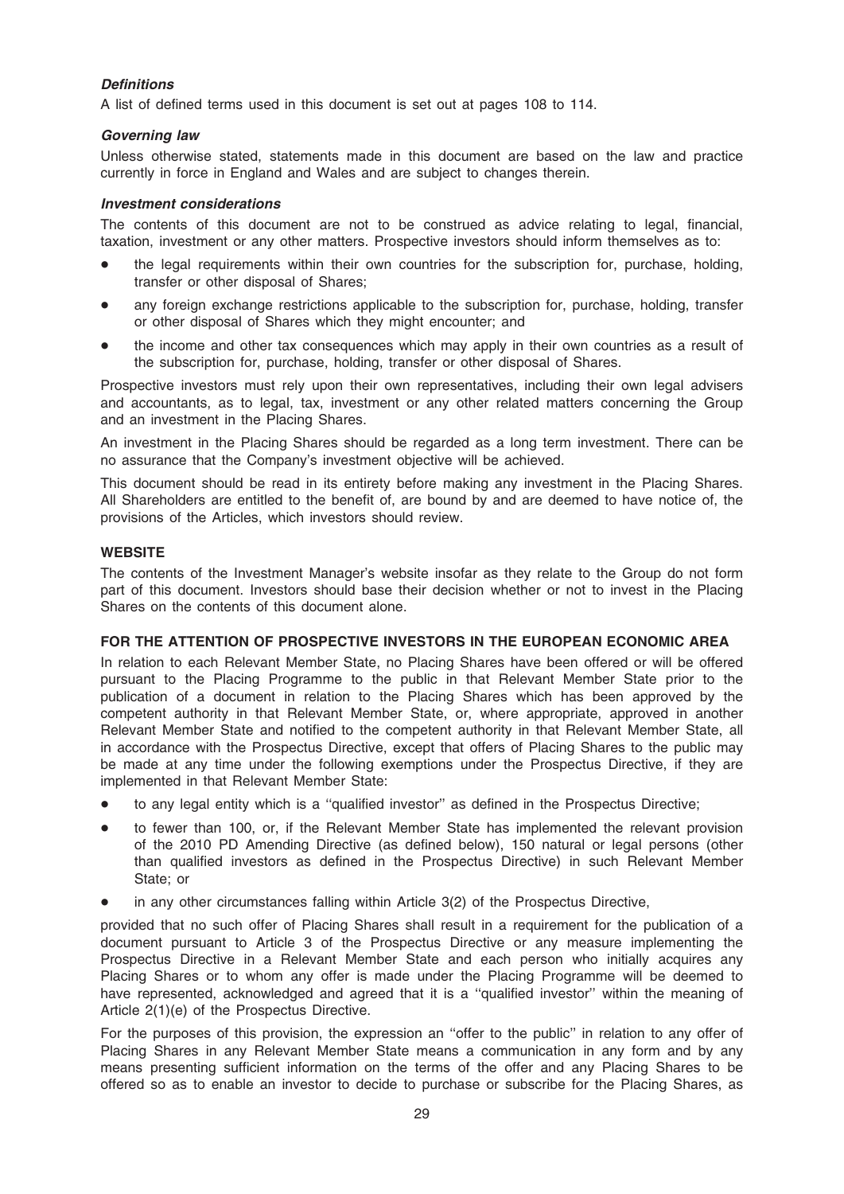***Definitions***

A list of defined terms used in this document is set out at pages 108 to 114.

***Governing law***

Unless otherwise stated, statements made in this document are based on the law and practice currently in force in England and Wales and are subject to changes therein.

***Investment considerations***

The contents of this document are not to be construed as advice relating to legal, financial, taxation, investment or any other matters. Prospective investors should inform themselves as to:

- the legal requirements within their own countries for the subscription for, purchase, holding, transfer or other disposal of Shares;
- any foreign exchange restrictions applicable to the subscription for, purchase, holding, transfer or other disposal of Shares which they might encounter; and
- the income and other tax consequences which may apply in their own countries as a result of the subscription for, purchase, holding, transfer or other disposal of Shares.

Prospective investors must rely upon their own representatives, including their own legal advisers and accountants, as to legal, tax, investment or any other related matters concerning the Group and an investment in the Placing Shares.

An investment in the Placing Shares should be regarded as a long term investment. There can be no assurance that the Company's investment objective will be achieved.

This document should be read in its entirety before making any investment in the Placing Shares. All Shareholders are entitled to the benefit of, are bound by and are deemed to have notice of, the provisions of the Articles, which investors should review.

**WEBSITE**

The contents of the Investment Manager's website insofar as they relate to the Group do not form part of this document. Investors should base their decision whether or not to invest in the Placing Shares on the contents of this document alone.

**FOR THE ATTENTION OF PROSPECTIVE INVESTORS IN THE EUROPEAN ECONOMIC AREA**

In relation to each Relevant Member State, no Placing Shares have been offered or will be offered pursuant to the Placing Programme to the public in that Relevant Member State prior to the publication of a document in relation to the Placing Shares which has been approved by the competent authority in that Relevant Member State, or, where appropriate, approved in another Relevant Member State and notified to the competent authority in that Relevant Member State, all in accordance with the Prospectus Directive, except that offers of Placing Shares to the public may be made at any time under the following exemptions under the Prospectus Directive, if they are implemented in that Relevant Member State:

- to any legal entity which is a ''qualified investor'' as defined in the Prospectus Directive;
- to fewer than 100, or, if the Relevant Member State has implemented the relevant provision of the 2010 PD Amending Directive (as defined below), 150 natural or legal persons (other than qualified investors as defined in the Prospectus Directive) in such Relevant Member State; or
- in any other circumstances falling within Article 3(2) of the Prospectus Directive,

provided that no such offer of Placing Shares shall result in a requirement for the publication of a document pursuant to Article 3 of the Prospectus Directive or any measure implementing the Prospectus Directive in a Relevant Member State and each person who initially acquires any Placing Shares or to whom any offer is made under the Placing Programme will be deemed to have represented, acknowledged and agreed that it is a ''qualified investor'' within the meaning of Article 2(1)(e) of the Prospectus Directive.

For the purposes of this provision, the expression an ''offer to the public'' in relation to any offer of Placing Shares in any Relevant Member State means a communication in any form and by any means presenting sufficient information on the terms of the offer and any Placing Shares to be offered so as to enable an investor to decide to purchase or subscribe for the Placing Shares, as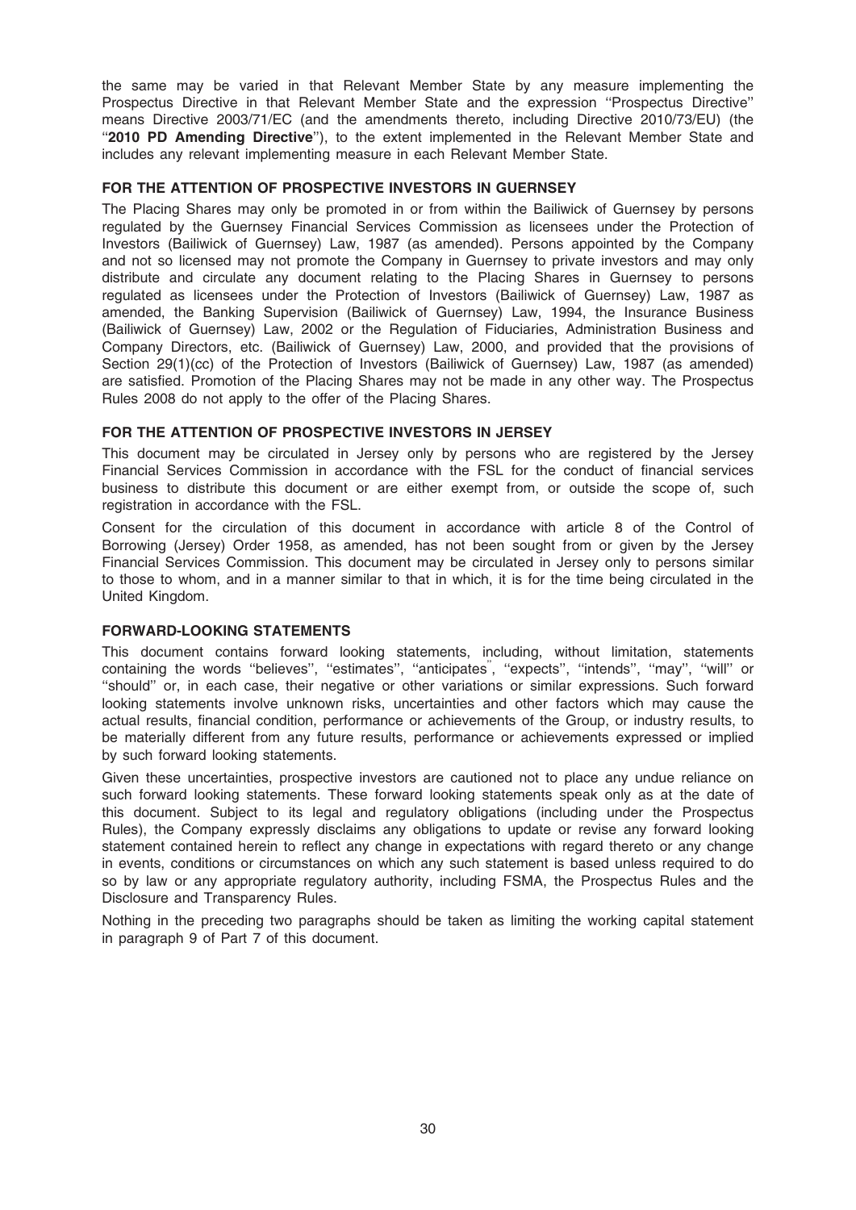the same may be varied in that Relevant Member State by any measure implementing the Prospectus Directive in that Relevant Member State and the expression ''Prospectus Directive'' means Directive 2003/71/EC (and the amendments thereto, including Directive 2010/73/EU) (the ''**2010 PD Amending Directive**''), to the extent implemented in the Relevant Member State and includes any relevant implementing measure in each Relevant Member State.

## FOR THE ATTENTION OF PROSPECTIVE INVESTORS IN GUERNSEY

The Placing Shares may only be promoted in or from within the Bailiwick of Guernsey by persons regulated by the Guernsey Financial Services Commission as licensees under the Protection of Investors (Bailiwick of Guernsey) Law, 1987 (as amended). Persons appointed by the Company and not so licensed may not promote the Company in Guernsey to private investors and may only distribute and circulate any document relating to the Placing Shares in Guernsey to persons regulated as licensees under the Protection of Investors (Bailiwick of Guernsey) Law, 1987 as amended, the Banking Supervision (Bailiwick of Guernsey) Law, 1994, the Insurance Business (Bailiwick of Guernsey) Law, 2002 or the Regulation of Fiduciaries, Administration Business and Company Directors, etc. (Bailiwick of Guernsey) Law, 2000, and provided that the provisions of Section 29(1)(cc) of the Protection of Investors (Bailiwick of Guernsey) Law, 1987 (as amended) are satisfied. Promotion of the Placing Shares may not be made in any other way. The Prospectus Rules 2008 do not apply to the offer of the Placing Shares.

## FOR THE ATTENTION OF PROSPECTIVE INVESTORS IN JERSEY

This document may be circulated in Jersey only by persons who are registered by the Jersey Financial Services Commission in accordance with the FSL for the conduct of financial services business to distribute this document or are either exempt from, or outside the scope of, such registration in accordance with the FSL.

Consent for the circulation of this document in accordance with article 8 of the Control of Borrowing (Jersey) Order 1958, as amended, has not been sought from or given by the Jersey Financial Services Commission. This document may be circulated in Jersey only to persons similar to those to whom, and in a manner similar to that in which, it is for the time being circulated in the United Kingdom.

## FORWARD-LOOKING STATEMENTS

This document contains forward looking statements, including, without limitation, statements containing the words ''believes'', ''estimates'', ''anticipates'', ''expects'', ''intends'', ''may'', ''will'' or ''should'' or, in each case, their negative or other variations or similar expressions. Such forward looking statements involve unknown risks, uncertainties and other factors which may cause the actual results, financial condition, performance or achievements of the Group, or industry results, to be materially different from any future results, performance or achievements expressed or implied by such forward looking statements.

Given these uncertainties, prospective investors are cautioned not to place any undue reliance on such forward looking statements. These forward looking statements speak only as at the date of this document. Subject to its legal and regulatory obligations (including under the Prospectus Rules), the Company expressly disclaims any obligations to update or revise any forward looking statement contained herein to reflect any change in expectations with regard thereto or any change in events, conditions or circumstances on which any such statement is based unless required to do so by law or any appropriate regulatory authority, including FSMA, the Prospectus Rules and the Disclosure and Transparency Rules.

Nothing in the preceding two paragraphs should be taken as limiting the working capital statement in paragraph 9 of Part 7 of this document.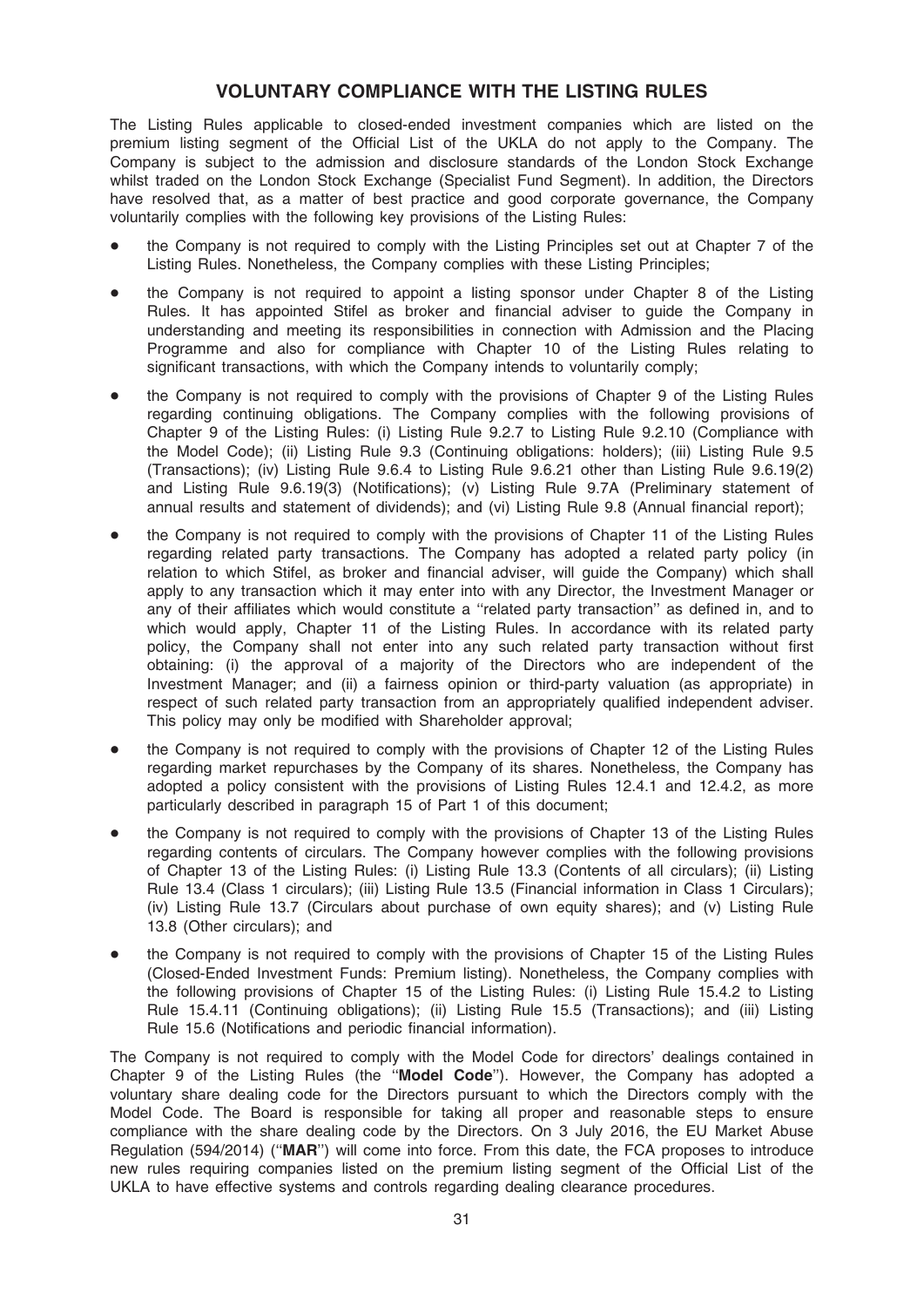## VOLUNTARY COMPLIANCE WITH THE LISTING RULES

The Listing Rules applicable to closed-ended investment companies which are listed on the premium listing segment of the Official List of the UKLA do not apply to the Company. The Company is subject to the admission and disclosure standards of the London Stock Exchange whilst traded on the London Stock Exchange (Specialist Fund Segment). In addition, the Directors have resolved that, as a matter of best practice and good corporate governance, the Company voluntarily complies with the following key provisions of the Listing Rules:

- the Company is not required to comply with the Listing Principles set out at Chapter 7 of the Listing Rules. Nonetheless, the Company complies with these Listing Principles;
- the Company is not required to appoint a listing sponsor under Chapter 8 of the Listing Rules. It has appointed Stifel as broker and financial adviser to guide the Company in understanding and meeting its responsibilities in connection with Admission and the Placing Programme and also for compliance with Chapter 10 of the Listing Rules relating to significant transactions, with which the Company intends to voluntarily comply;
- the Company is not required to comply with the provisions of Chapter 9 of the Listing Rules regarding continuing obligations. The Company complies with the following provisions of Chapter 9 of the Listing Rules: (i) Listing Rule 9.2.7 to Listing Rule 9.2.10 (Compliance with the Model Code); (ii) Listing Rule 9.3 (Continuing obligations: holders); (iii) Listing Rule 9.5 (Transactions); (iv) Listing Rule 9.6.4 to Listing Rule 9.6.21 other than Listing Rule 9.6.19(2) and Listing Rule 9.6.19(3) (Notifications); (v) Listing Rule 9.7A (Preliminary statement of annual results and statement of dividends); and (vi) Listing Rule 9.8 (Annual financial report);
- the Company is not required to comply with the provisions of Chapter 11 of the Listing Rules regarding related party transactions. The Company has adopted a related party policy (in relation to which Stifel, as broker and financial adviser, will guide the Company) which shall apply to any transaction which it may enter into with any Director, the Investment Manager or any of their affiliates which would constitute a ''related party transaction'' as defined in, and to which would apply, Chapter 11 of the Listing Rules. In accordance with its related party policy, the Company shall not enter into any such related party transaction without first obtaining: (i) the approval of a majority of the Directors who are independent of the Investment Manager; and (ii) a fairness opinion or third-party valuation (as appropriate) in respect of such related party transaction from an appropriately qualified independent adviser. This policy may only be modified with Shareholder approval;
- the Company is not required to comply with the provisions of Chapter 12 of the Listing Rules regarding market repurchases by the Company of its shares. Nonetheless, the Company has adopted a policy consistent with the provisions of Listing Rules 12.4.1 and 12.4.2, as more particularly described in paragraph 15 of Part 1 of this document;
- the Company is not required to comply with the provisions of Chapter 13 of the Listing Rules regarding contents of circulars. The Company however complies with the following provisions of Chapter 13 of the Listing Rules: (i) Listing Rule 13.3 (Contents of all circulars); (ii) Listing Rule 13.4 (Class 1 circulars); (iii) Listing Rule 13.5 (Financial information in Class 1 Circulars); (iv) Listing Rule 13.7 (Circulars about purchase of own equity shares); and (v) Listing Rule 13.8 (Other circulars); and
- the Company is not required to comply with the provisions of Chapter 15 of the Listing Rules (Closed-Ended Investment Funds: Premium listing). Nonetheless, the Company complies with the following provisions of Chapter 15 of the Listing Rules: (i) Listing Rule 15.4.2 to Listing Rule 15.4.11 (Continuing obligations); (ii) Listing Rule 15.5 (Transactions); and (iii) Listing Rule 15.6 (Notifications and periodic financial information).

The Company is not required to comply with the Model Code for directors' dealings contained in Chapter 9 of the Listing Rules (the ''**Model Code**''). However, the Company has adopted a voluntary share dealing code for the Directors pursuant to which the Directors comply with the Model Code. The Board is responsible for taking all proper and reasonable steps to ensure compliance with the share dealing code by the Directors. On 3 July 2016, the EU Market Abuse Regulation (594/2014) (''**MAR**'') will come into force. From this date, the FCA proposes to introduce new rules requiring companies listed on the premium listing segment of the Official List of the UKLA to have effective systems and controls regarding dealing clearance procedures.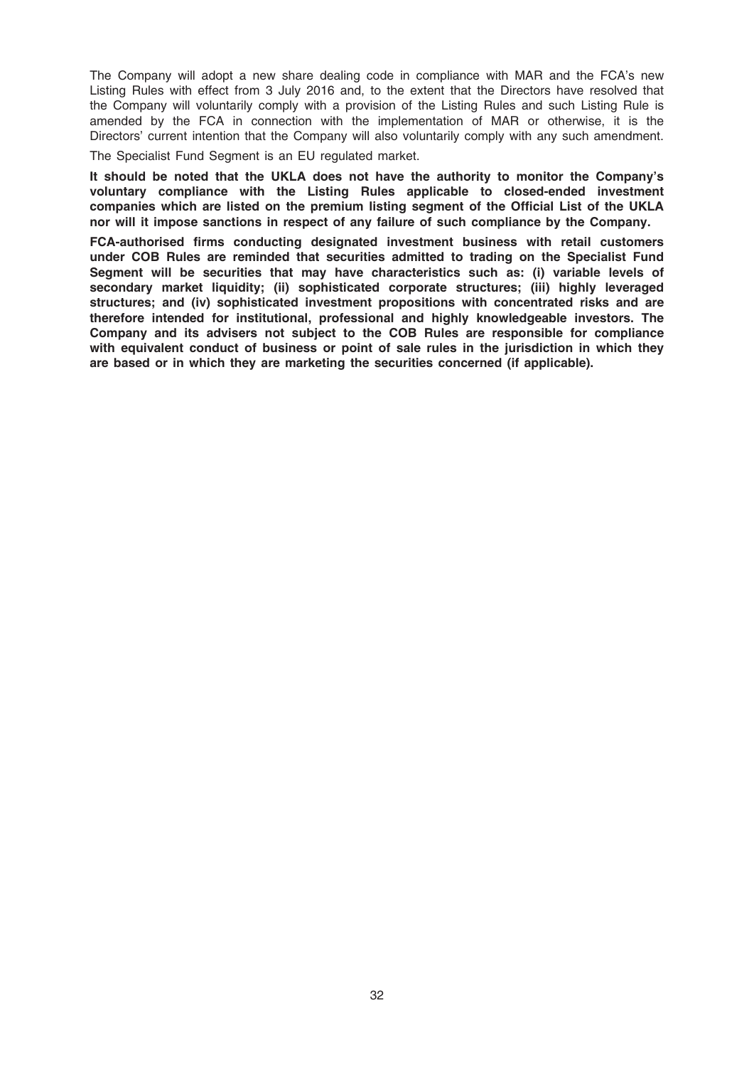The Company will adopt a new share dealing code in compliance with MAR and the FCA's new Listing Rules with effect from 3 July 2016 and, to the extent that the Directors have resolved that the Company will voluntarily comply with a provision of the Listing Rules and such Listing Rule is amended by the FCA in connection with the implementation of MAR or otherwise, it is the Directors' current intention that the Company will also voluntarily comply with any such amendment.

The Specialist Fund Segment is an EU regulated market.

**It should be noted that the UKLA does not have the authority to monitor the Company's voluntary compliance with the Listing Rules applicable to closed-ended investment companies which are listed on the premium listing segment of the Official List of the UKLA nor will it impose sanctions in respect of any failure of such compliance by the Company.**

**FCA-authorised firms conducting designated investment business with retail customers under COB Rules are reminded that securities admitted to trading on the Specialist Fund Segment will be securities that may have characteristics such as: (i) variable levels of secondary market liquidity; (ii) sophisticated corporate structures; (iii) highly leveraged structures; and (iv) sophisticated investment propositions with concentrated risks and are therefore intended for institutional, professional and highly knowledgeable investors. The Company and its advisers not subject to the COB Rules are responsible for compliance with equivalent conduct of business or point of sale rules in the jurisdiction in which they are based or in which they are marketing the securities concerned (if applicable).**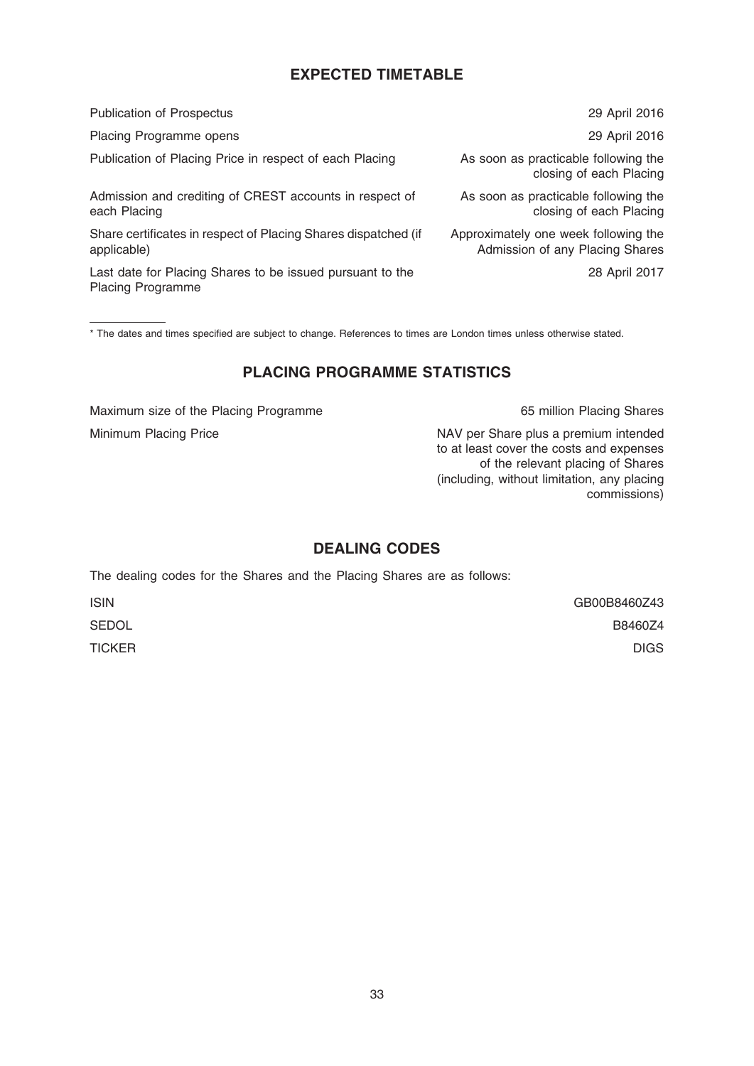## EXPECTED TIMETABLE

| | |
|---|---|
| Publication of Prospectus | 29 April 2016 |
| Placing Programme opens | 29 April 2016 |
| Publication of Placing Price in respect of each Placing | As soon as practicable following the closing of each Placing |
| Admission and crediting of CREST accounts in respect of each Placing | As soon as practicable following the closing of each Placing |
| Share certificates in respect of Placing Shares dispatched (if applicable) | Approximately one week following the Admission of any Placing Shares |
| Last date for Placing Shares to be issued pursuant to the Placing Programme | 28 April 2017 |

* The dates and times specified are subject to change. References to times are London times unless otherwise stated.

## PLACING PROGRAMME STATISTICS

| | |
|---|---|
| Maximum size of the Placing Programme | 65 million Placing Shares |
| Minimum Placing Price | NAV per Share plus a premium intended to at least cover the costs and expenses of the relevant placing of Shares (including, without limitation, any placing commissions) |

## DEALING CODES

The dealing codes for the Shares and the Placing Shares are as follows:

| | |
|---|---|
| ISIN | GB00B8460Z43 |
| SEDOL | B8460Z4 |
| TICKER | DIGS |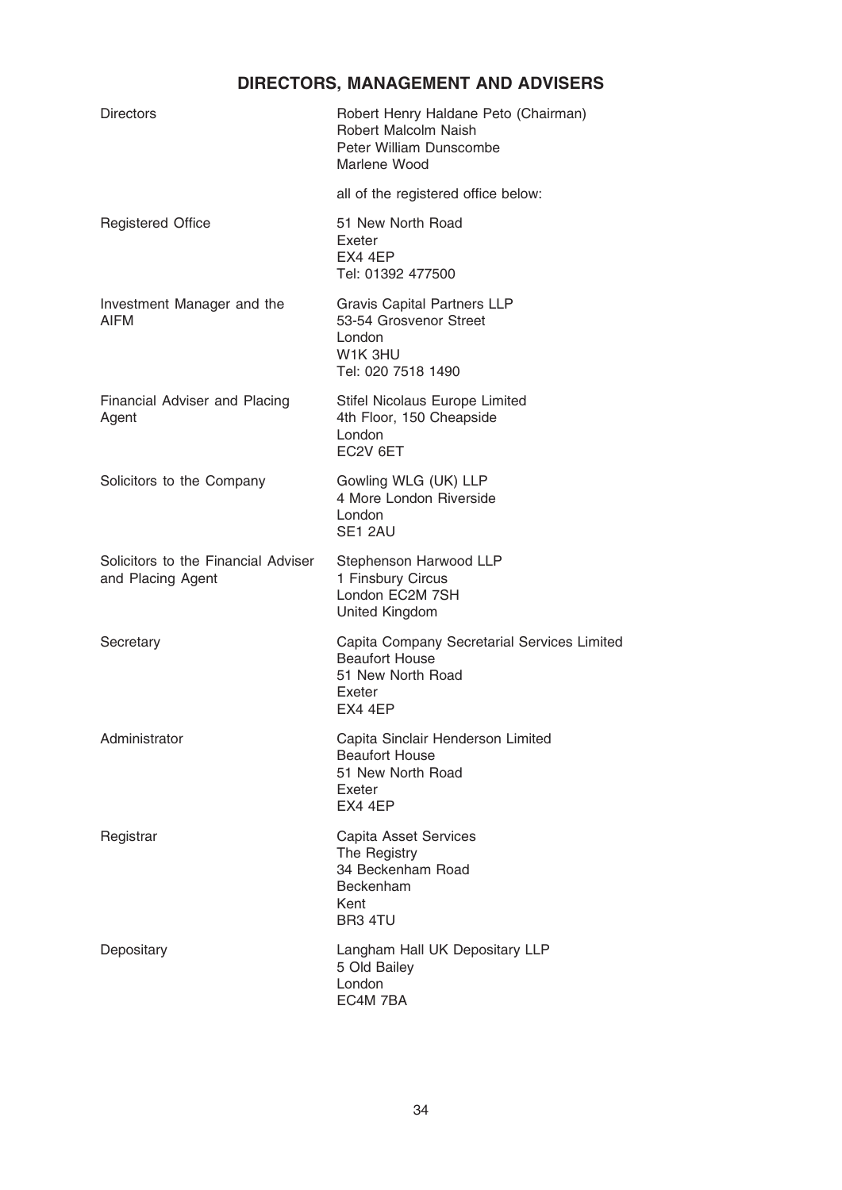## DIRECTORS, MANAGEMENT AND ADVISERS

| | |
|---|---|
| Directors | Robert Henry Haldane Peto (Chairman)<br>Robert Malcolm Naish<br>Peter William Dunscombe<br>Marlene Wood<br><br>all of the registered office below: |
| Registered Office | 51 New North Road<br>Exeter<br>EX4 4EP<br>Tel: 01392 477500 |
| Investment Manager and the AIFM | Gravis Capital Partners LLP<br>53-54 Grosvenor Street<br>London<br>W1K 3HU<br>Tel: 020 7518 1490 |
| Financial Adviser and Placing Agent | Stifel Nicolaus Europe Limited<br>4th Floor, 150 Cheapside<br>London<br>EC2V 6ET |
| Solicitors to the Company | Gowling WLG (UK) LLP<br>4 More London Riverside<br>London<br>SE1 2AU |
| Solicitors to the Financial Adviser and Placing Agent | Stephenson Harwood LLP<br>1 Finsbury Circus<br>London EC2M 7SH<br>United Kingdom |
| Secretary | Capita Company Secretarial Services Limited<br>Beaufort House<br>51 New North Road<br>Exeter<br>EX4 4EP |
| Administrator | Capita Sinclair Henderson Limited<br>Beaufort House<br>51 New North Road<br>Exeter<br>EX4 4EP |
| Registrar | Capita Asset Services<br>The Registry<br>34 Beckenham Road<br>Beckenham<br>Kent<br>BR3 4TU |
| Depositary | Langham Hall UK Depositary LLP<br>5 Old Bailey<br>London<br>EC4M 7BA |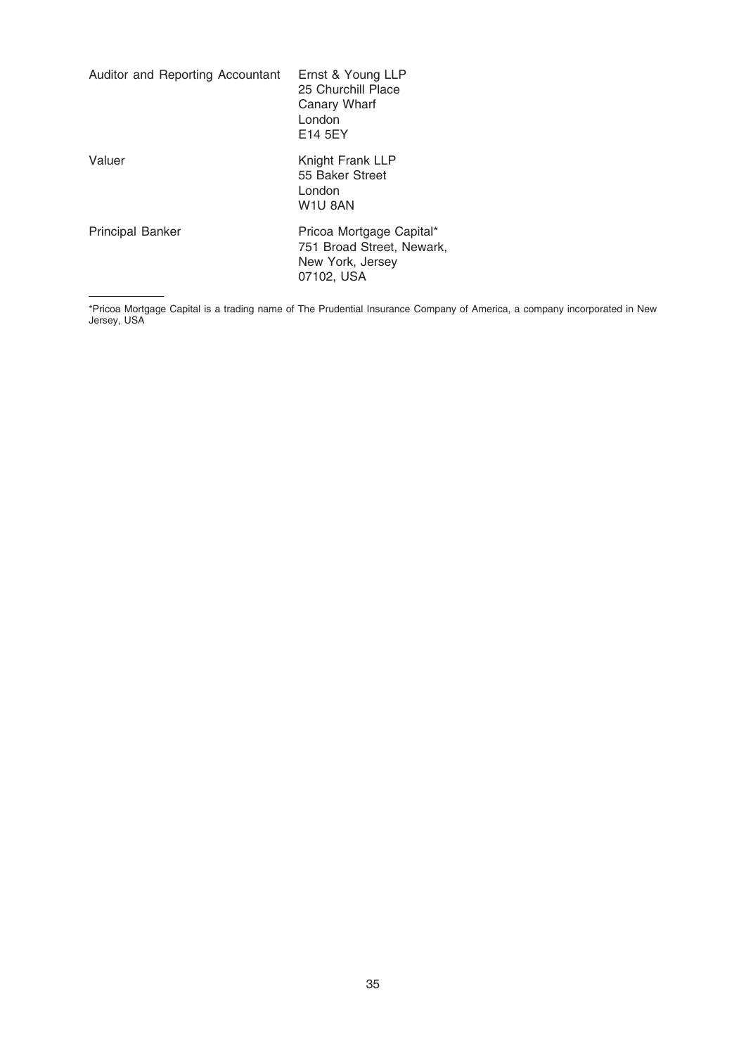| | |
|---|---|
| Auditor and Reporting Accountant | Ernst & Young LLP<br>25 Churchill Place<br>Canary Wharf<br>London<br>E14 5EY |
| Valuer | Knight Frank LLP<br>55 Baker Street<br>London<br>W1U 8AN |
| Principal Banker | Pricoa Mortgage Capital*<br>751 Broad Street, Newark,<br>New York, Jersey<br>07102, USA |

*Pricoa Mortgage Capital is a trading name of The Prudential Insurance Company of America, a company incorporated in New Jersey, USA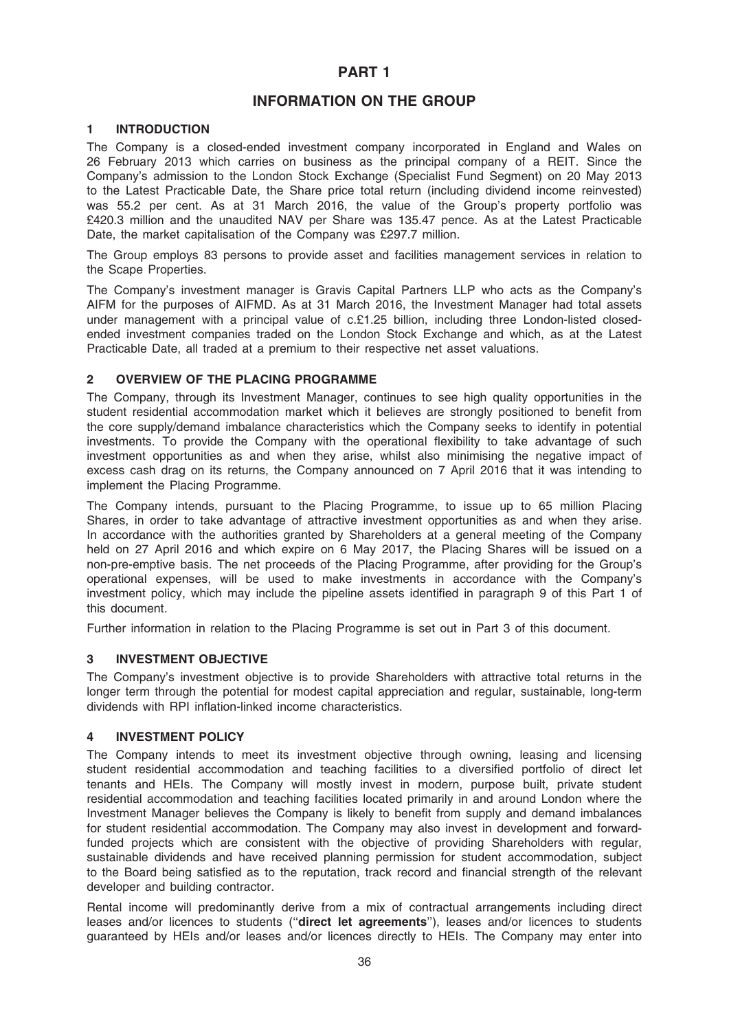# PART 1

# INFORMATION ON THE GROUP

## 1 INTRODUCTION

The Company is a closed-ended investment company incorporated in England and Wales on 26 February 2013 which carries on business as the principal company of a REIT. Since the Company's admission to the London Stock Exchange (Specialist Fund Segment) on 20 May 2013 to the Latest Practicable Date, the Share price total return (including dividend income reinvested) was 55.2 per cent. As at 31 March 2016, the value of the Group's property portfolio was £420.3 million and the unaudited NAV per Share was 135.47 pence. As at the Latest Practicable Date, the market capitalisation of the Company was £297.7 million.

The Group employs 83 persons to provide asset and facilities management services in relation to the Scape Properties.

The Company's investment manager is Gravis Capital Partners LLP who acts as the Company's AIFM for the purposes of AIFMD. As at 31 March 2016, the Investment Manager had total assets under management with a principal value of c.£1.25 billion, including three London-listed closed-ended investment companies traded on the London Stock Exchange and which, as at the Latest Practicable Date, all traded at a premium to their respective net asset valuations.

## 2 OVERVIEW OF THE PLACING PROGRAMME

The Company, through its Investment Manager, continues to see high quality opportunities in the student residential accommodation market which it believes are strongly positioned to benefit from the core supply/demand imbalance characteristics which the Company seeks to identify in potential investments. To provide the Company with the operational flexibility to take advantage of such investment opportunities as and when they arise, whilst also minimising the negative impact of excess cash drag on its returns, the Company announced on 7 April 2016 that it was intending to implement the Placing Programme.

The Company intends, pursuant to the Placing Programme, to issue up to 65 million Placing Shares, in order to take advantage of attractive investment opportunities as and when they arise. In accordance with the authorities granted by Shareholders at a general meeting of the Company held on 27 April 2016 and which expire on 6 May 2017, the Placing Shares will be issued on a non-pre-emptive basis. The net proceeds of the Placing Programme, after providing for the Group's operational expenses, will be used to make investments in accordance with the Company's investment policy, which may include the pipeline assets identified in paragraph 9 of this Part 1 of this document.

Further information in relation to the Placing Programme is set out in Part 3 of this document.

## 3 INVESTMENT OBJECTIVE

The Company's investment objective is to provide Shareholders with attractive total returns in the longer term through the potential for modest capital appreciation and regular, sustainable, long-term dividends with RPI inflation-linked income characteristics.

## 4 INVESTMENT POLICY

The Company intends to meet its investment objective through owning, leasing and licensing student residential accommodation and teaching facilities to a diversified portfolio of direct let tenants and HEIs. The Company will mostly invest in modern, purpose built, private student residential accommodation and teaching facilities located primarily in and around London where the Investment Manager believes the Company is likely to benefit from supply and demand imbalances for student residential accommodation. The Company may also invest in development and forward-funded projects which are consistent with the objective of providing Shareholders with regular, sustainable dividends and have received planning permission for student accommodation, subject to the Board being satisfied as to the reputation, track record and financial strength of the relevant developer and building contractor.

Rental income will predominantly derive from a mix of contractual arrangements including direct leases and/or licences to students ("**direct let agreements**"), leases and/or licences to students guaranteed by HEIs and/or leases and/or licences directly to HEIs. The Company may enter into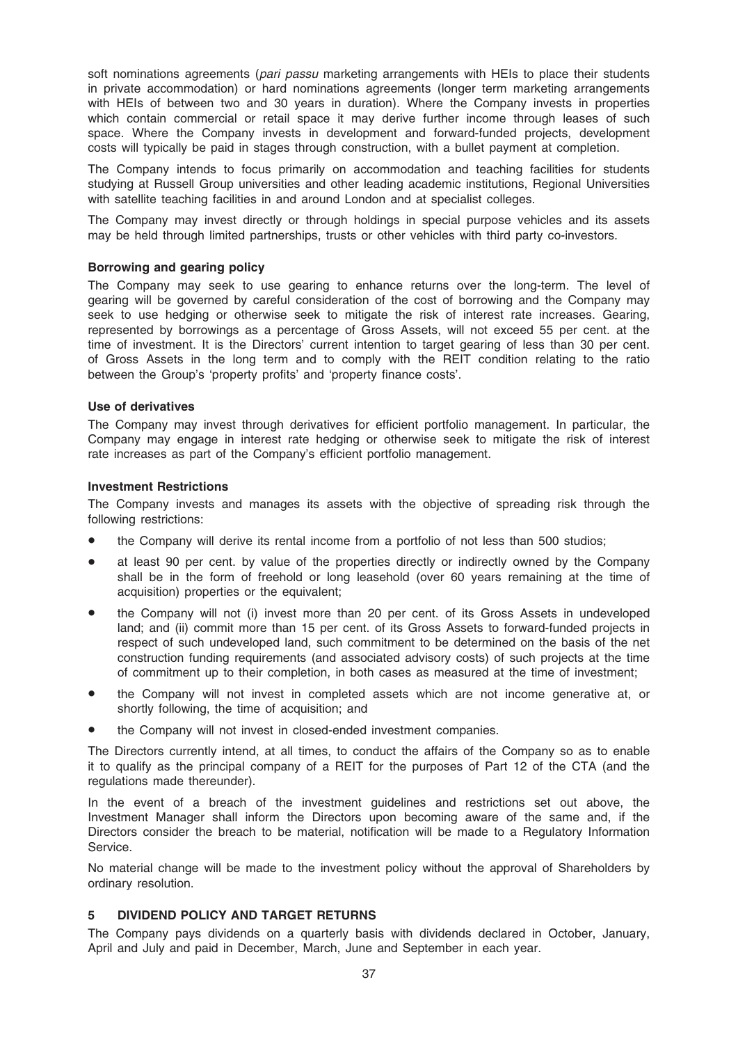soft nominations agreements (*pari passu* marketing arrangements with HEIs to place their students in private accommodation) or hard nominations agreements (longer term marketing arrangements with HEIs of between two and 30 years in duration). Where the Company invests in properties which contain commercial or retail space it may derive further income through leases of such space. Where the Company invests in development and forward-funded projects, development costs will typically be paid in stages through construction, with a bullet payment at completion.

The Company intends to focus primarily on accommodation and teaching facilities for students studying at Russell Group universities and other leading academic institutions, Regional Universities with satellite teaching facilities in and around London and at specialist colleges.

The Company may invest directly or through holdings in special purpose vehicles and its assets may be held through limited partnerships, trusts or other vehicles with third party co-investors.

**Borrowing and gearing policy**

The Company may seek to use gearing to enhance returns over the long-term. The level of gearing will be governed by careful consideration of the cost of borrowing and the Company may seek to use hedging or otherwise seek to mitigate the risk of interest rate increases. Gearing, represented by borrowings as a percentage of Gross Assets, will not exceed 55 per cent. at the time of investment. It is the Directors' current intention to target gearing of less than 30 per cent. of Gross Assets in the long term and to comply with the REIT condition relating to the ratio between the Group's 'property profits' and 'property finance costs'.

**Use of derivatives**

The Company may invest through derivatives for efficient portfolio management. In particular, the Company may engage in interest rate hedging or otherwise seek to mitigate the risk of interest rate increases as part of the Company's efficient portfolio management.

**Investment Restrictions**

The Company invests and manages its assets with the objective of spreading risk through the following restrictions:

- the Company will derive its rental income from a portfolio of not less than 500 studios;
- at least 90 per cent. by value of the properties directly or indirectly owned by the Company shall be in the form of freehold or long leasehold (over 60 years remaining at the time of acquisition) properties or the equivalent;
- the Company will not (i) invest more than 20 per cent. of its Gross Assets in undeveloped land; and (ii) commit more than 15 per cent. of its Gross Assets to forward-funded projects in respect of such undeveloped land, such commitment to be determined on the basis of the net construction funding requirements (and associated advisory costs) of such projects at the time of commitment up to their completion, in both cases as measured at the time of investment;
- the Company will not invest in completed assets which are not income generative at, or shortly following, the time of acquisition; and
- the Company will not invest in closed-ended investment companies.

The Directors currently intend, at all times, to conduct the affairs of the Company so as to enable it to qualify as the principal company of a REIT for the purposes of Part 12 of the CTA (and the regulations made thereunder).

In the event of a breach of the investment guidelines and restrictions set out above, the Investment Manager shall inform the Directors upon becoming aware of the same and, if the Directors consider the breach to be material, notification will be made to a Regulatory Information Service.

No material change will be made to the investment policy without the approval of Shareholders by ordinary resolution.

## 5 DIVIDEND POLICY AND TARGET RETURNS

The Company pays dividends on a quarterly basis with dividends declared in October, January, April and July and paid in December, March, June and September in each year.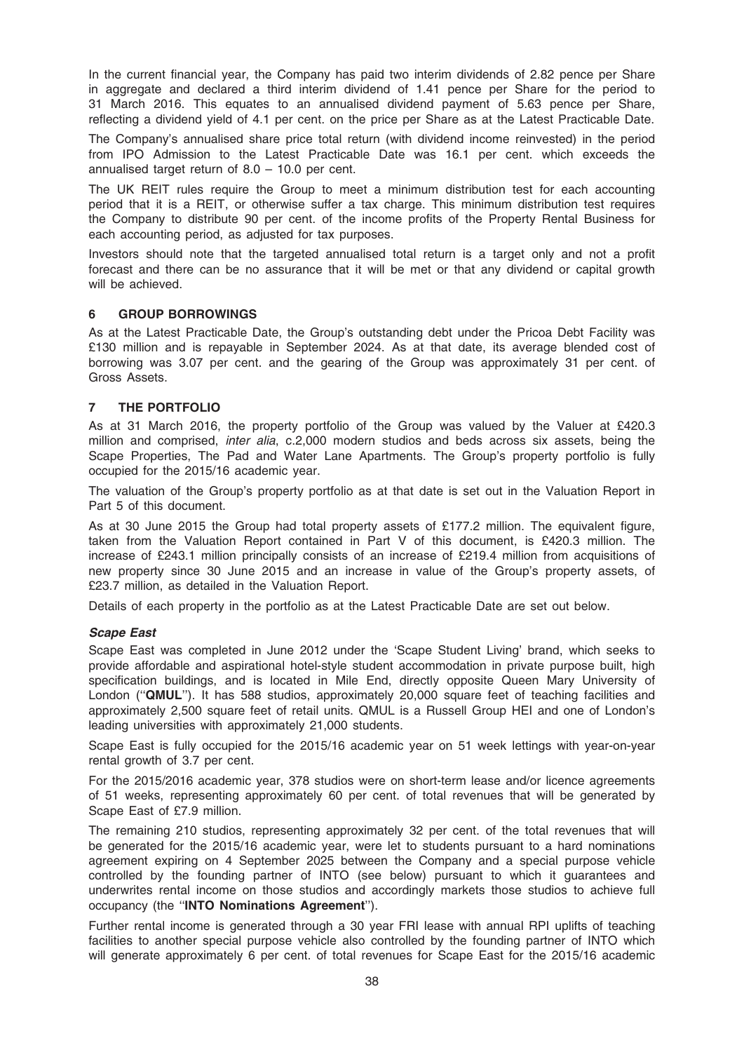In the current financial year, the Company has paid two interim dividends of 2.82 pence per Share in aggregate and declared a third interim dividend of 1.41 pence per Share for the period to 31 March 2016. This equates to an annualised dividend payment of 5.63 pence per Share, reflecting a dividend yield of 4.1 per cent. on the price per Share as at the Latest Practicable Date.

The Company's annualised share price total return (with dividend income reinvested) in the period from IPO Admission to the Latest Practicable Date was 16.1 per cent. which exceeds the annualised target return of 8.0 – 10.0 per cent.

The UK REIT rules require the Group to meet a minimum distribution test for each accounting period that it is a REIT, or otherwise suffer a tax charge. This minimum distribution test requires the Company to distribute 90 per cent. of the income profits of the Property Rental Business for each accounting period, as adjusted for tax purposes.

Investors should note that the targeted annualised total return is a target only and not a profit forecast and there can be no assurance that it will be met or that any dividend or capital growth will be achieved.

## 6 GROUP BORROWINGS

As at the Latest Practicable Date, the Group's outstanding debt under the Pricoa Debt Facility was £130 million and is repayable in September 2024. As at that date, its average blended cost of borrowing was 3.07 per cent. and the gearing of the Group was approximately 31 per cent. of Gross Assets.

## 7 THE PORTFOLIO

As at 31 March 2016, the property portfolio of the Group was valued by the Valuer at £420.3 million and comprised, *inter alia*, c.2,000 modern studios and beds across six assets, being the Scape Properties, The Pad and Water Lane Apartments. The Group's property portfolio is fully occupied for the 2015/16 academic year.

The valuation of the Group's property portfolio as at that date is set out in the Valuation Report in Part 5 of this document.

As at 30 June 2015 the Group had total property assets of £177.2 million. The equivalent figure, taken from the Valuation Report contained in Part V of this document, is £420.3 million. The increase of £243.1 million principally consists of an increase of £219.4 million from acquisitions of new property since 30 June 2015 and an increase in value of the Group's property assets, of £23.7 million, as detailed in the Valuation Report.

Details of each property in the portfolio as at the Latest Practicable Date are set out below.

### *Scape East*

Scape East was completed in June 2012 under the 'Scape Student Living' brand, which seeks to provide affordable and aspirational hotel-style student accommodation in private purpose built, high specification buildings, and is located in Mile End, directly opposite Queen Mary University of London ("**QMUL**"). It has 588 studios, approximately 20,000 square feet of teaching facilities and approximately 2,500 square feet of retail units. QMUL is a Russell Group HEI and one of London's leading universities with approximately 21,000 students.

Scape East is fully occupied for the 2015/16 academic year on 51 week lettings with year-on-year rental growth of 3.7 per cent.

For the 2015/2016 academic year, 378 studios were on short-term lease and/or licence agreements of 51 weeks, representing approximately 60 per cent. of total revenues that will be generated by Scape East of £7.9 million.

The remaining 210 studios, representing approximately 32 per cent. of the total revenues that will be generated for the 2015/16 academic year, were let to students pursuant to a hard nominations agreement expiring on 4 September 2025 between the Company and a special purpose vehicle controlled by the founding partner of INTO (see below) pursuant to which it guarantees and underwrites rental income on those studios and accordingly markets those studios to achieve full occupancy (the "**INTO Nominations Agreement**").

Further rental income is generated through a 30 year FRI lease with annual RPI uplifts of teaching facilities to another special purpose vehicle also controlled by the founding partner of INTO which will generate approximately 6 per cent. of total revenues for Scape East for the 2015/16 academic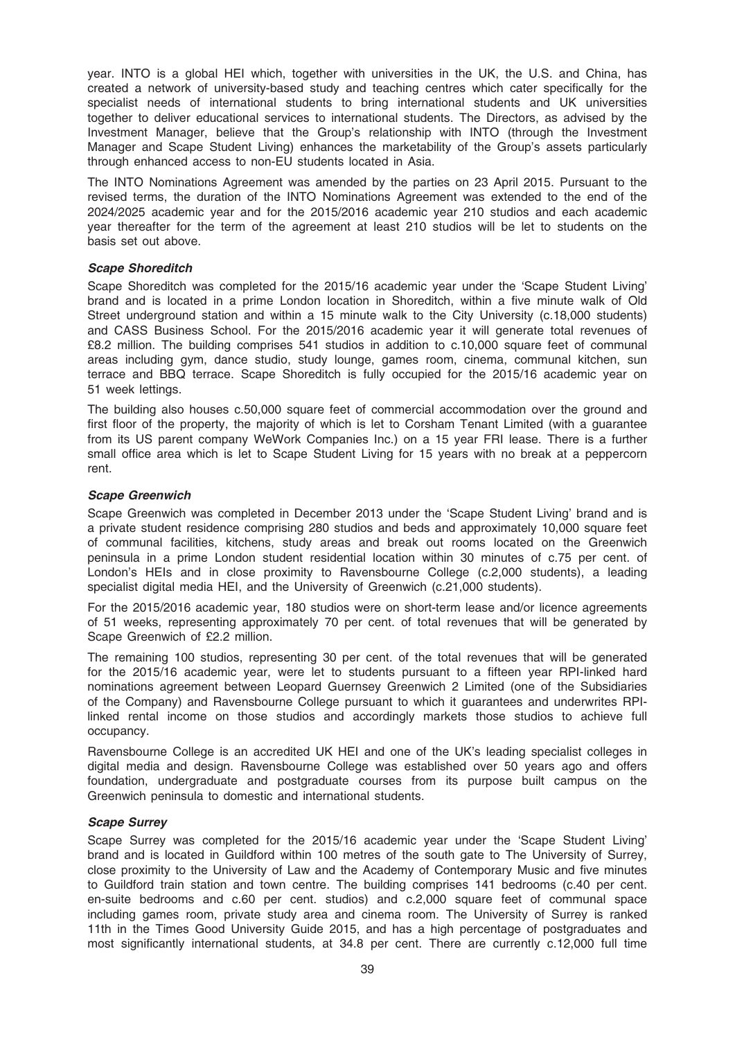year. INTO is a global HEI which, together with universities in the UK, the U.S. and China, has created a network of university-based study and teaching centres which cater specifically for the specialist needs of international students to bring international students and UK universities together to deliver educational services to international students. The Directors, as advised by the Investment Manager, believe that the Group's relationship with INTO (through the Investment Manager and Scape Student Living) enhances the marketability of the Group's assets particularly through enhanced access to non-EU students located in Asia.

The INTO Nominations Agreement was amended by the parties on 23 April 2015. Pursuant to the revised terms, the duration of the INTO Nominations Agreement was extended to the end of the 2024/2025 academic year and for the 2015/2016 academic year 210 studios and each academic year thereafter for the term of the agreement at least 210 studios will be let to students on the basis set out above.

***Scape Shoreditch***

Scape Shoreditch was completed for the 2015/16 academic year under the 'Scape Student Living' brand and is located in a prime London location in Shoreditch, within a five minute walk of Old Street underground station and within a 15 minute walk to the City University (c.18,000 students) and CASS Business School. For the 2015/2016 academic year it will generate total revenues of £8.2 million. The building comprises 541 studios in addition to c.10,000 square feet of communal areas including gym, dance studio, study lounge, games room, cinema, communal kitchen, sun terrace and BBQ terrace. Scape Shoreditch is fully occupied for the 2015/16 academic year on 51 week lettings.

The building also houses c.50,000 square feet of commercial accommodation over the ground and first floor of the property, the majority of which is let to Corsham Tenant Limited (with a guarantee from its US parent company WeWork Companies Inc.) on a 15 year FRI lease. There is a further small office area which is let to Scape Student Living for 15 years with no break at a peppercorn rent.

***Scape Greenwich***

Scape Greenwich was completed in December 2013 under the 'Scape Student Living' brand and is a private student residence comprising 280 studios and beds and approximately 10,000 square feet of communal facilities, kitchens, study areas and break out rooms located on the Greenwich peninsula in a prime London student residential location within 30 minutes of c.75 per cent. of London's HEIs and in close proximity to Ravensbourne College (c.2,000 students), a leading specialist digital media HEI, and the University of Greenwich (c.21,000 students).

For the 2015/2016 academic year, 180 studios were on short-term lease and/or licence agreements of 51 weeks, representing approximately 70 per cent. of total revenues that will be generated by Scape Greenwich of £2.2 million.

The remaining 100 studios, representing 30 per cent. of the total revenues that will be generated for the 2015/16 academic year, were let to students pursuant to a fifteen year RPI-linked hard nominations agreement between Leopard Guernsey Greenwich 2 Limited (one of the Subsidiaries of the Company) and Ravensbourne College pursuant to which it guarantees and underwrites RPI-linked rental income on those studios and accordingly markets those studios to achieve full occupancy.

Ravensbourne College is an accredited UK HEI and one of the UK's leading specialist colleges in digital media and design. Ravensbourne College was established over 50 years ago and offers foundation, undergraduate and postgraduate courses from its purpose built campus on the Greenwich peninsula to domestic and international students.

***Scape Surrey***

Scape Surrey was completed for the 2015/16 academic year under the 'Scape Student Living' brand and is located in Guildford within 100 metres of the south gate to The University of Surrey, close proximity to the University of Law and the Academy of Contemporary Music and five minutes to Guildford train station and town centre. The building comprises 141 bedrooms (c.40 per cent. en-suite bedrooms and c.60 per cent. studios) and c.2,000 square feet of communal space including games room, private study area and cinema room. The University of Surrey is ranked 11th in the Times Good University Guide 2015, and has a high percentage of postgraduates and most significantly international students, at 34.8 per cent. There are currently c.12,000 full time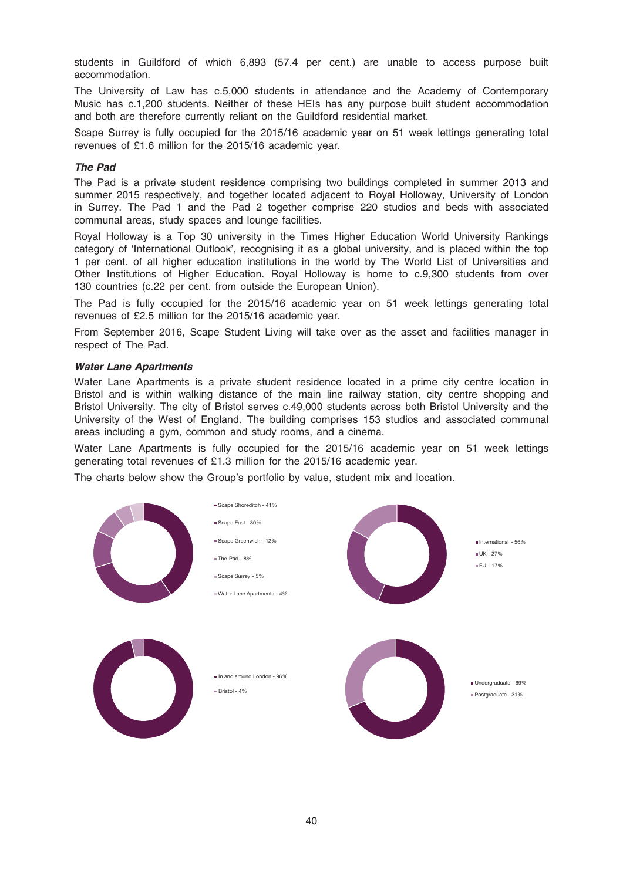students in Guildford of which 6,893 (57.4 per cent.) are unable to access purpose built accommodation.

The University of Law has c.5,000 students in attendance and the Academy of Contemporary Music has c.1,200 students. Neither of these HEIs has any purpose built student accommodation and both are therefore currently reliant on the Guildford residential market.

Scape Surrey is fully occupied for the 2015/16 academic year on 51 week lettings generating total revenues of £1.6 million for the 2015/16 academic year.

***The Pad***

The Pad is a private student residence comprising two buildings completed in summer 2013 and summer 2015 respectively, and together located adjacent to Royal Holloway, University of London in Surrey. The Pad 1 and the Pad 2 together comprise 220 studios and beds with associated communal areas, study spaces and lounge facilities.

Royal Holloway is a Top 30 university in the Times Higher Education World University Rankings category of 'International Outlook', recognising it as a global university, and is placed within the top 1 per cent. of all higher education institutions in the world by The World List of Universities and Other Institutions of Higher Education. Royal Holloway is home to c.9,300 students from over 130 countries (c.22 per cent. from outside the European Union).

The Pad is fully occupied for the 2015/16 academic year on 51 week lettings generating total revenues of £2.5 million for the 2015/16 academic year.

From September 2016, Scape Student Living will take over as the asset and facilities manager in respect of The Pad.

***Water Lane Apartments***

Water Lane Apartments is a private student residence located in a prime city centre location in Bristol and is within walking distance of the main line railway station, city centre shopping and Bristol University. The city of Bristol serves c.49,000 students across both Bristol University and the University of the West of England. The building comprises 153 studios and associated communal areas including a gym, common and study rooms, and a cinema.

Water Lane Apartments is fully occupied for the 2015/16 academic year on 51 week lettings generating total revenues of £1.3 million for the 2015/16 academic year.

The charts below show the Group's portfolio by value, student mix and location.

- Scape Shoreditch - 41%
- Scape East - 30%
- Scape Greenwich - 12%
- The Pad - 8%
- Scape Surrey - 5%
- Water Lane Apartments - 4%

- International - 56%
- UK - 27%
- EU - 17%

- In and around London - 96%
- Bristol - 4%

- Undergraduate - 69%
- Postgraduate - 31%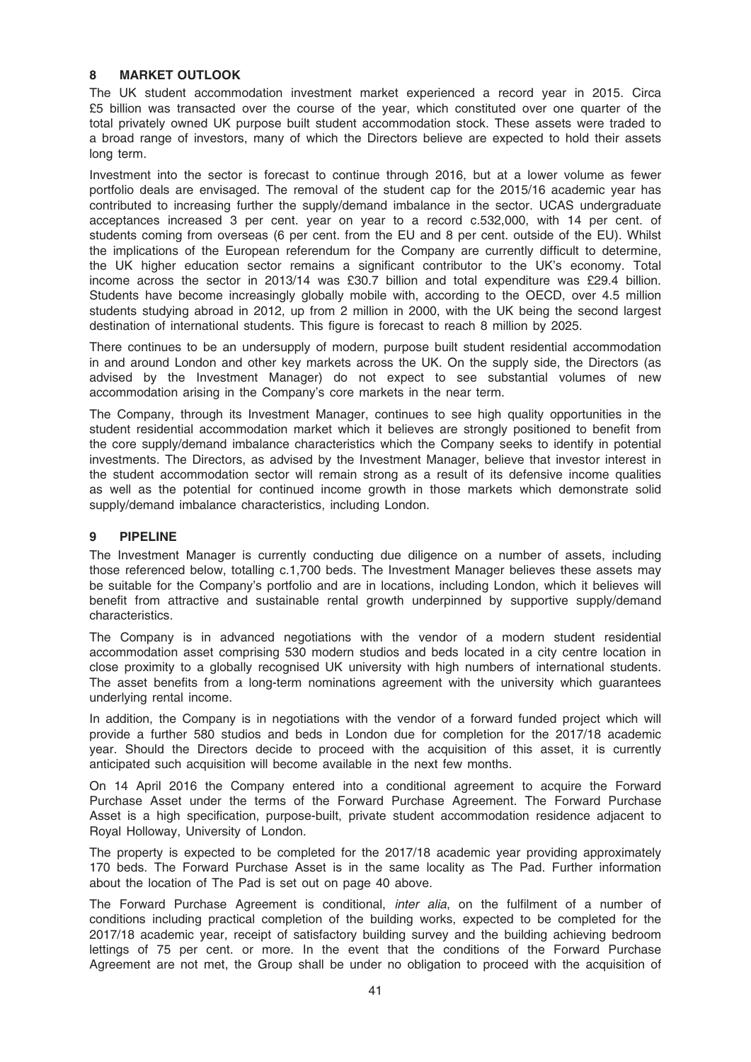## 8 MARKET OUTLOOK

The UK student accommodation investment market experienced a record year in 2015. Circa £5 billion was transacted over the course of the year, which constituted over one quarter of the total privately owned UK purpose built student accommodation stock. These assets were traded to a broad range of investors, many of which the Directors believe are expected to hold their assets long term.

Investment into the sector is forecast to continue through 2016, but at a lower volume as fewer portfolio deals are envisaged. The removal of the student cap for the 2015/16 academic year has contributed to increasing further the supply/demand imbalance in the sector. UCAS undergraduate acceptances increased 3 per cent. year on year to a record c.532,000, with 14 per cent. of students coming from overseas (6 per cent. from the EU and 8 per cent. outside of the EU). Whilst the implications of the European referendum for the Company are currently difficult to determine, the UK higher education sector remains a significant contributor to the UK's economy. Total income across the sector in 2013/14 was £30.7 billion and total expenditure was £29.4 billion. Students have become increasingly globally mobile with, according to the OECD, over 4.5 million students studying abroad in 2012, up from 2 million in 2000, with the UK being the second largest destination of international students. This figure is forecast to reach 8 million by 2025.

There continues to be an undersupply of modern, purpose built student residential accommodation in and around London and other key markets across the UK. On the supply side, the Directors (as advised by the Investment Manager) do not expect to see substantial volumes of new accommodation arising in the Company's core markets in the near term.

The Company, through its Investment Manager, continues to see high quality opportunities in the student residential accommodation market which it believes are strongly positioned to benefit from the core supply/demand imbalance characteristics which the Company seeks to identify in potential investments. The Directors, as advised by the Investment Manager, believe that investor interest in the student accommodation sector will remain strong as a result of its defensive income qualities as well as the potential for continued income growth in those markets which demonstrate solid supply/demand imbalance characteristics, including London.

## 9 PIPELINE

The Investment Manager is currently conducting due diligence on a number of assets, including those referenced below, totalling c.1,700 beds. The Investment Manager believes these assets may be suitable for the Company's portfolio and are in locations, including London, which it believes will benefit from attractive and sustainable rental growth underpinned by supportive supply/demand characteristics.

The Company is in advanced negotiations with the vendor of a modern student residential accommodation asset comprising 530 modern studios and beds located in a city centre location in close proximity to a globally recognised UK university with high numbers of international students. The asset benefits from a long-term nominations agreement with the university which guarantees underlying rental income.

In addition, the Company is in negotiations with the vendor of a forward funded project which will provide a further 580 studios and beds in London due for completion for the 2017/18 academic year. Should the Directors decide to proceed with the acquisition of this asset, it is currently anticipated such acquisition will become available in the next few months.

On 14 April 2016 the Company entered into a conditional agreement to acquire the Forward Purchase Asset under the terms of the Forward Purchase Agreement. The Forward Purchase Asset is a high specification, purpose-built, private student accommodation residence adjacent to Royal Holloway, University of London.

The property is expected to be completed for the 2017/18 academic year providing approximately 170 beds. The Forward Purchase Asset is in the same locality as The Pad. Further information about the location of The Pad is set out on page 40 above.

The Forward Purchase Agreement is conditional, *inter alia*, on the fulfilment of a number of conditions including practical completion of the building works, expected to be completed for the 2017/18 academic year, receipt of satisfactory building survey and the building achieving bedroom lettings of 75 per cent. or more. In the event that the conditions of the Forward Purchase Agreement are not met, the Group shall be under no obligation to proceed with the acquisition of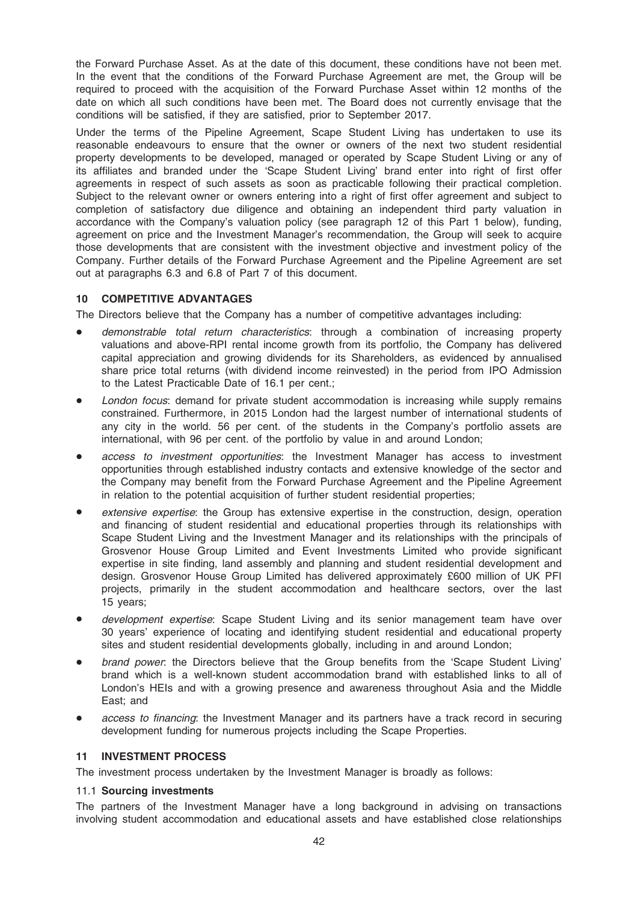the Forward Purchase Asset. As at the date of this document, these conditions have not been met. In the event that the conditions of the Forward Purchase Agreement are met, the Group will be required to proceed with the acquisition of the Forward Purchase Asset within 12 months of the date on which all such conditions have been met. The Board does not currently envisage that the conditions will be satisfied, if they are satisfied, prior to September 2017.

Under the terms of the Pipeline Agreement, Scape Student Living has undertaken to use its reasonable endeavours to ensure that the owner or owners of the next two student residential property developments to be developed, managed or operated by Scape Student Living or any of its affiliates and branded under the 'Scape Student Living' brand enter into right of first offer agreements in respect of such assets as soon as practicable following their practical completion. Subject to the relevant owner or owners entering into a right of first offer agreement and subject to completion of satisfactory due diligence and obtaining an independent third party valuation in accordance with the Company's valuation policy (see paragraph 12 of this Part 1 below), funding, agreement on price and the Investment Manager's recommendation, the Group will seek to acquire those developments that are consistent with the investment objective and investment policy of the Company. Further details of the Forward Purchase Agreement and the Pipeline Agreement are set out at paragraphs 6.3 and 6.8 of Part 7 of this document.

## 10 COMPETITIVE ADVANTAGES

The Directors believe that the Company has a number of competitive advantages including:

- *demonstrable total return characteristics*: through a combination of increasing property valuations and above-RPI rental income growth from its portfolio, the Company has delivered capital appreciation and growing dividends for its Shareholders, as evidenced by annualised share price total returns (with dividend income reinvested) in the period from IPO Admission to the Latest Practicable Date of 16.1 per cent.;
- *London focus*: demand for private student accommodation is increasing while supply remains constrained. Furthermore, in 2015 London had the largest number of international students of any city in the world. 56 per cent. of the students in the Company's portfolio assets are international, with 96 per cent. of the portfolio by value in and around London;
- *access to investment opportunities*: the Investment Manager has access to investment opportunities through established industry contacts and extensive knowledge of the sector and the Company may benefit from the Forward Purchase Agreement and the Pipeline Agreement in relation to the potential acquisition of further student residential properties;
- *extensive expertise*: the Group has extensive expertise in the construction, design, operation and financing of student residential and educational properties through its relationships with Scape Student Living and the Investment Manager and its relationships with the principals of Grosvenor House Group Limited and Event Investments Limited who provide significant expertise in site finding, land assembly and planning and student residential development and design. Grosvenor House Group Limited has delivered approximately £600 million of UK PFI projects, primarily in the student accommodation and healthcare sectors, over the last 15 years;
- *development expertise*: Scape Student Living and its senior management team have over 30 years' experience of locating and identifying student residential and educational property sites and student residential developments globally, including in and around London;
- *brand power*: the Directors believe that the Group benefits from the 'Scape Student Living' brand which is a well-known student accommodation brand with established links to all of London's HEIs and with a growing presence and awareness throughout Asia and the Middle East; and
- *access to financing*: the Investment Manager and its partners have a track record in securing development funding for numerous projects including the Scape Properties.

## 11 INVESTMENT PROCESS

The investment process undertaken by the Investment Manager is broadly as follows:

### 11.1 Sourcing investments

The partners of the Investment Manager have a long background in advising on transactions involving student accommodation and educational assets and have established close relationships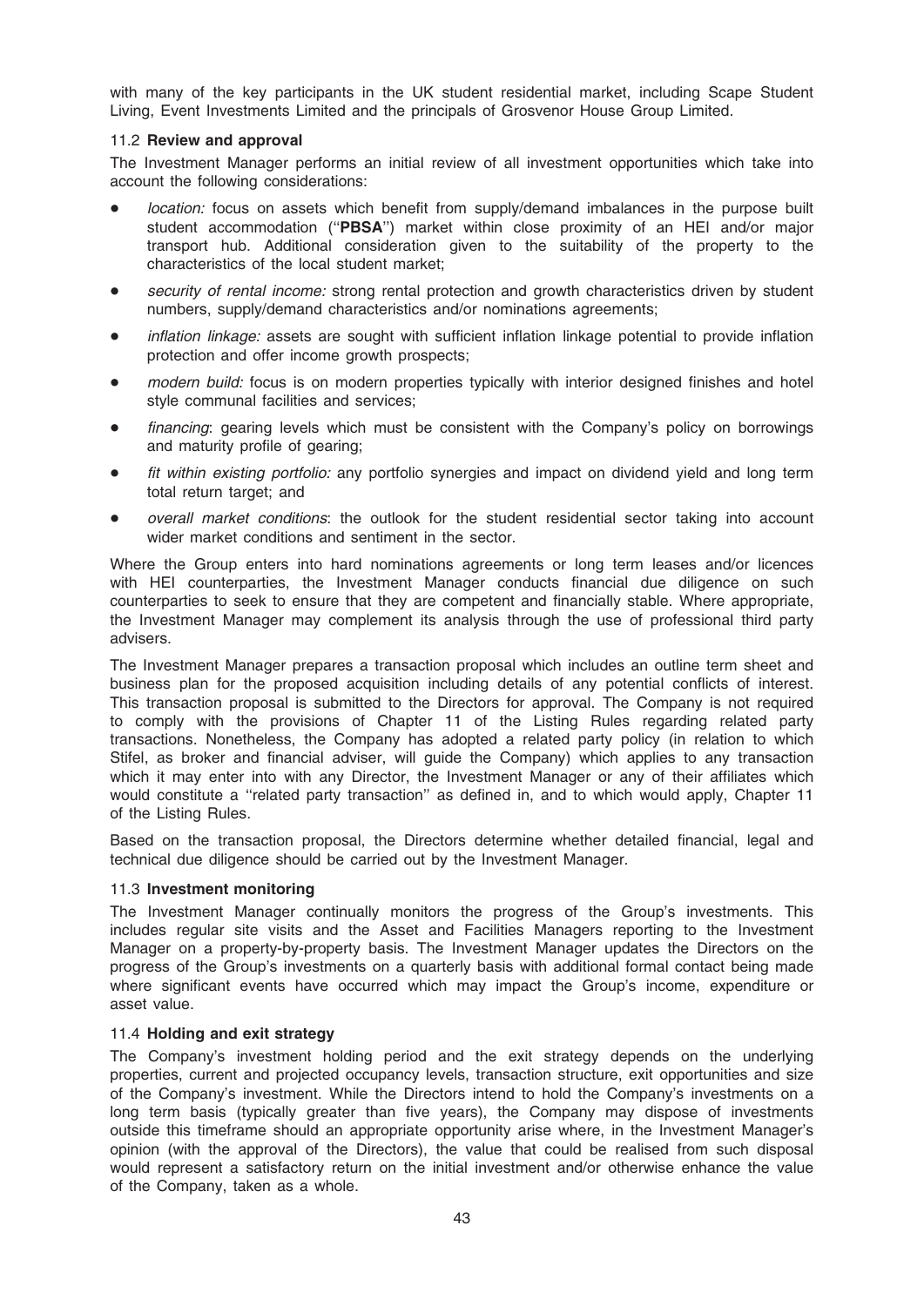with many of the key participants in the UK student residential market, including Scape Student Living, Event Investments Limited and the principals of Grosvenor House Group Limited.

### 11.2 Review and approval

The Investment Manager performs an initial review of all investment opportunities which take into account the following considerations:

- *location:* focus on assets which benefit from supply/demand imbalances in the purpose built student accommodation (''**PBSA**'') market within close proximity of an HEI and/or major transport hub. Additional consideration given to the suitability of the property to the characteristics of the local student market;
- *security of rental income:* strong rental protection and growth characteristics driven by student numbers, supply/demand characteristics and/or nominations agreements;
- *inflation linkage:* assets are sought with sufficient inflation linkage potential to provide inflation protection and offer income growth prospects;
- *modern build:* focus is on modern properties typically with interior designed finishes and hotel style communal facilities and services;
- *financing*: gearing levels which must be consistent with the Company's policy on borrowings and maturity profile of gearing;
- *fit within existing portfolio:* any portfolio synergies and impact on dividend yield and long term total return target; and
- *overall market conditions*: the outlook for the student residential sector taking into account wider market conditions and sentiment in the sector.

Where the Group enters into hard nominations agreements or long term leases and/or licences with HEI counterparties, the Investment Manager conducts financial due diligence on such counterparties to seek to ensure that they are competent and financially stable. Where appropriate, the Investment Manager may complement its analysis through the use of professional third party advisers.

The Investment Manager prepares a transaction proposal which includes an outline term sheet and business plan for the proposed acquisition including details of any potential conflicts of interest. This transaction proposal is submitted to the Directors for approval. The Company is not required to comply with the provisions of Chapter 11 of the Listing Rules regarding related party transactions. Nonetheless, the Company has adopted a related party policy (in relation to which Stifel, as broker and financial adviser, will guide the Company) which applies to any transaction which it may enter into with any Director, the Investment Manager or any of their affiliates which would constitute a ''related party transaction'' as defined in, and to which would apply, Chapter 11 of the Listing Rules.

Based on the transaction proposal, the Directors determine whether detailed financial, legal and technical due diligence should be carried out by the Investment Manager.

### 11.3 Investment monitoring

The Investment Manager continually monitors the progress of the Group's investments. This includes regular site visits and the Asset and Facilities Managers reporting to the Investment Manager on a property-by-property basis. The Investment Manager updates the Directors on the progress of the Group's investments on a quarterly basis with additional formal contact being made where significant events have occurred which may impact the Group's income, expenditure or asset value.

### 11.4 Holding and exit strategy

The Company's investment holding period and the exit strategy depends on the underlying properties, current and projected occupancy levels, transaction structure, exit opportunities and size of the Company's investment. While the Directors intend to hold the Company's investments on a long term basis (typically greater than five years), the Company may dispose of investments outside this timeframe should an appropriate opportunity arise where, in the Investment Manager's opinion (with the approval of the Directors), the value that could be realised from such disposal would represent a satisfactory return on the initial investment and/or otherwise enhance the value of the Company, taken as a whole.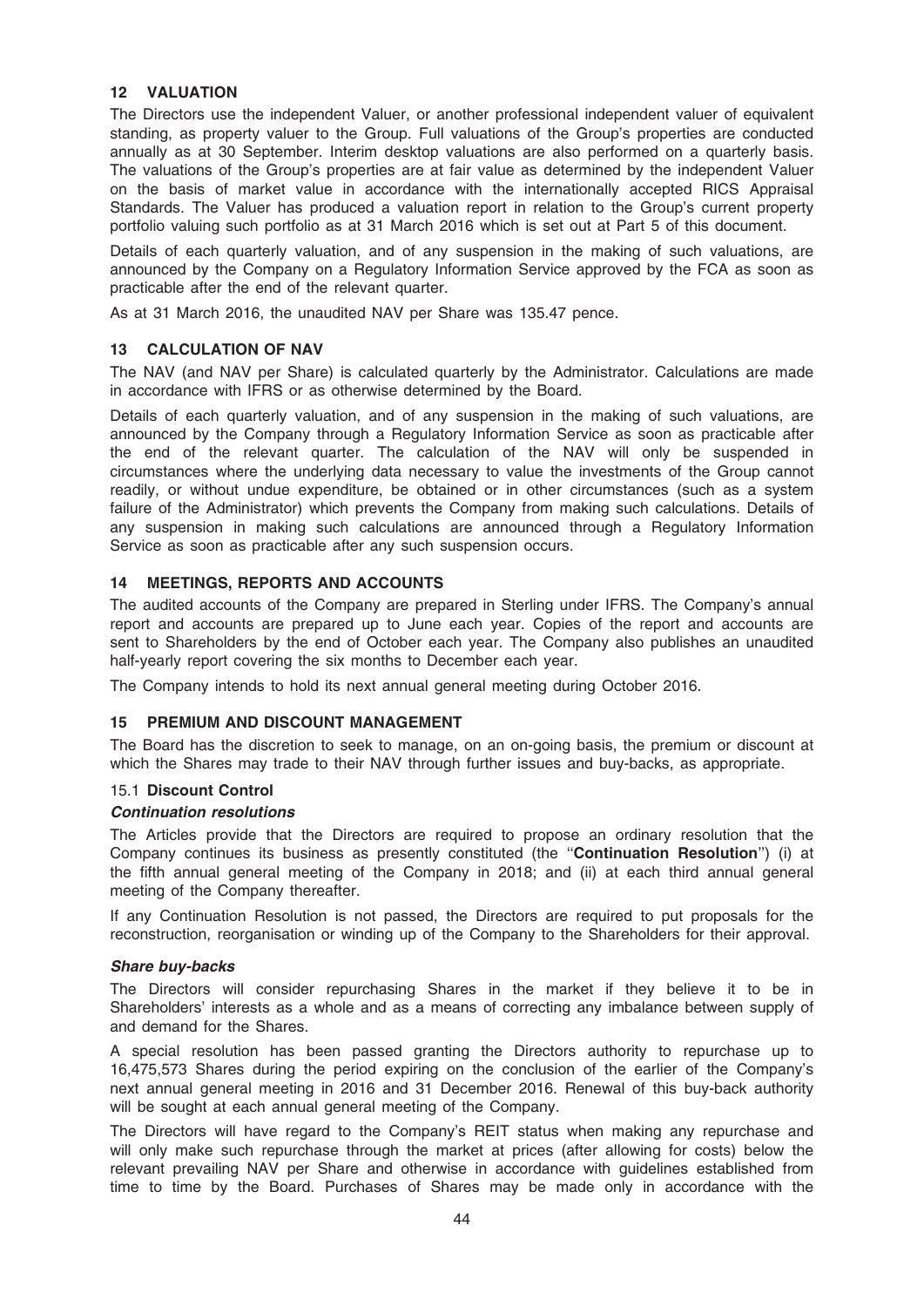## 12 VALUATION

The Directors use the independent Valuer, or another professional independent valuer of equivalent standing, as property valuer to the Group. Full valuations of the Group's properties are conducted annually as at 30 September. Interim desktop valuations are also performed on a quarterly basis. The valuations of the Group's properties are at fair value as determined by the independent Valuer on the basis of market value in accordance with the internationally accepted RICS Appraisal Standards. The Valuer has produced a valuation report in relation to the Group's current property portfolio valuing such portfolio as at 31 March 2016 which is set out at Part 5 of this document.

Details of each quarterly valuation, and of any suspension in the making of such valuations, are announced by the Company on a Regulatory Information Service approved by the FCA as soon as practicable after the end of the relevant quarter.

As at 31 March 2016, the unaudited NAV per Share was 135.47 pence.

## 13 CALCULATION OF NAV

The NAV (and NAV per Share) is calculated quarterly by the Administrator. Calculations are made in accordance with IFRS or as otherwise determined by the Board.

Details of each quarterly valuation, and of any suspension in the making of such valuations, are announced by the Company through a Regulatory Information Service as soon as practicable after the end of the relevant quarter. The calculation of the NAV will only be suspended in circumstances where the underlying data necessary to value the investments of the Group cannot readily, or without undue expenditure, be obtained or in other circumstances (such as a system failure of the Administrator) which prevents the Company from making such calculations. Details of any suspension in making such calculations are announced through a Regulatory Information Service as soon as practicable after any such suspension occurs.

## 14 MEETINGS, REPORTS AND ACCOUNTS

The audited accounts of the Company are prepared in Sterling under IFRS. The Company's annual report and accounts are prepared up to June each year. Copies of the report and accounts are sent to Shareholders by the end of October each year. The Company also publishes an unaudited half-yearly report covering the six months to December each year.

The Company intends to hold its next annual general meeting during October 2016.

## 15 PREMIUM AND DISCOUNT MANAGEMENT

The Board has the discretion to seek to manage, on an on-going basis, the premium or discount at which the Shares may trade to their NAV through further issues and buy-backs, as appropriate.

### 15.1 Discount Control

***Continuation resolutions***

The Articles provide that the Directors are required to propose an ordinary resolution that the Company continues its business as presently constituted (the "**Continuation Resolution**") (i) at the fifth annual general meeting of the Company in 2018; and (ii) at each third annual general meeting of the Company thereafter.

If any Continuation Resolution is not passed, the Directors are required to put proposals for the reconstruction, reorganisation or winding up of the Company to the Shareholders for their approval.

***Share buy-backs***

The Directors will consider repurchasing Shares in the market if they believe it to be in Shareholders' interests as a whole and as a means of correcting any imbalance between supply of and demand for the Shares.

A special resolution has been passed granting the Directors authority to repurchase up to 16,475,573 Shares during the period expiring on the conclusion of the earlier of the Company's next annual general meeting in 2016 and 31 December 2016. Renewal of this buy-back authority will be sought at each annual general meeting of the Company.

The Directors will have regard to the Company's REIT status when making any repurchase and will only make such repurchase through the market at prices (after allowing for costs) below the relevant prevailing NAV per Share and otherwise in accordance with guidelines established from time to time by the Board. Purchases of Shares may be made only in accordance with the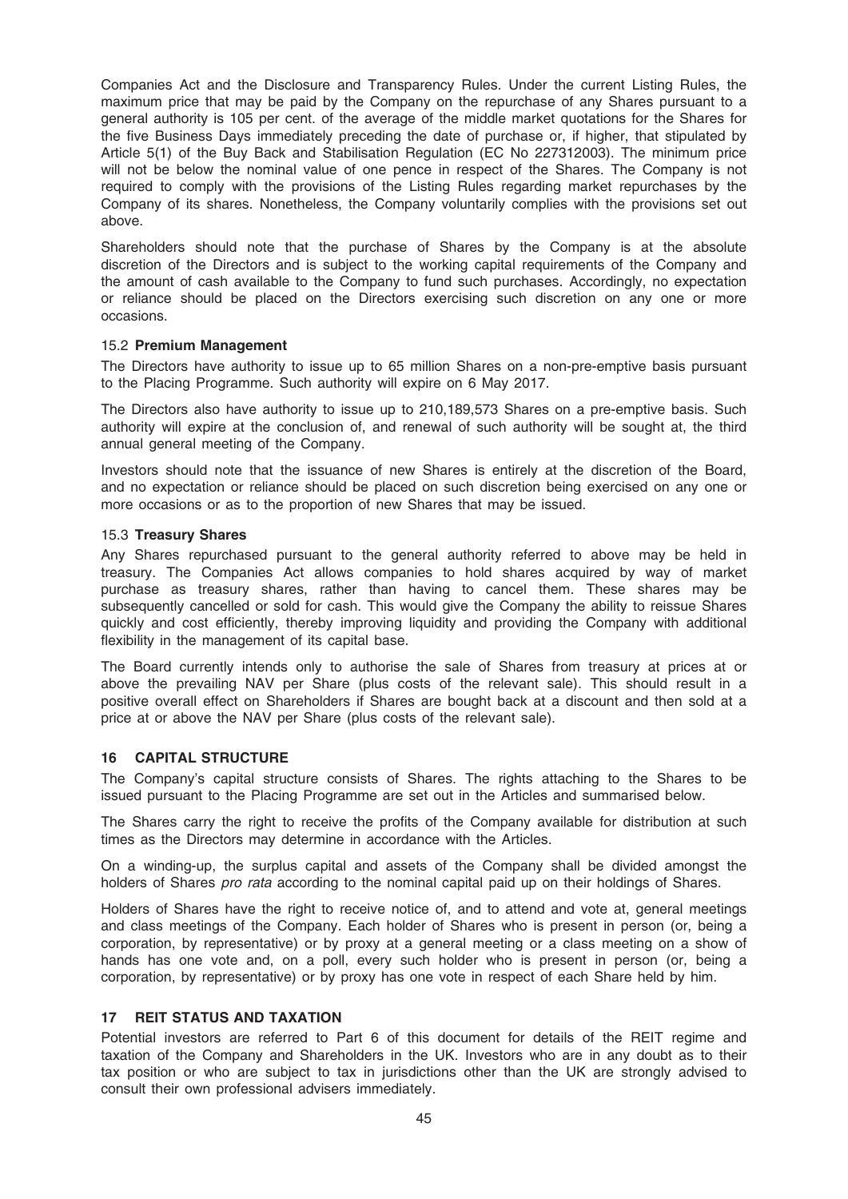Companies Act and the Disclosure and Transparency Rules. Under the current Listing Rules, the maximum price that may be paid by the Company on the repurchase of any Shares pursuant to a general authority is 105 per cent. of the average of the middle market quotations for the Shares for the five Business Days immediately preceding the date of purchase or, if higher, that stipulated by Article 5(1) of the Buy Back and Stabilisation Regulation (EC No 227312003). The minimum price will not be below the nominal value of one pence in respect of the Shares. The Company is not required to comply with the provisions of the Listing Rules regarding market repurchases by the Company of its shares. Nonetheless, the Company voluntarily complies with the provisions set out above.

Shareholders should note that the purchase of Shares by the Company is at the absolute discretion of the Directors and is subject to the working capital requirements of the Company and the amount of cash available to the Company to fund such purchases. Accordingly, no expectation or reliance should be placed on the Directors exercising such discretion on any one or more occasions.

### 15.2 Premium Management

The Directors have authority to issue up to 65 million Shares on a non-pre-emptive basis pursuant to the Placing Programme. Such authority will expire on 6 May 2017.

The Directors also have authority to issue up to 210,189,573 Shares on a pre-emptive basis. Such authority will expire at the conclusion of, and renewal of such authority will be sought at, the third annual general meeting of the Company.

Investors should note that the issuance of new Shares is entirely at the discretion of the Board, and no expectation or reliance should be placed on such discretion being exercised on any one or more occasions or as to the proportion of new Shares that may be issued.

### 15.3 Treasury Shares

Any Shares repurchased pursuant to the general authority referred to above may be held in treasury. The Companies Act allows companies to hold shares acquired by way of market purchase as treasury shares, rather than having to cancel them. These shares may be subsequently cancelled or sold for cash. This would give the Company the ability to reissue Shares quickly and cost efficiently, thereby improving liquidity and providing the Company with additional flexibility in the management of its capital base.

The Board currently intends only to authorise the sale of Shares from treasury at prices at or above the prevailing NAV per Share (plus costs of the relevant sale). This should result in a positive overall effect on Shareholders if Shares are bought back at a discount and then sold at a price at or above the NAV per Share (plus costs of the relevant sale).

## 16 CAPITAL STRUCTURE

The Company's capital structure consists of Shares. The rights attaching to the Shares to be issued pursuant to the Placing Programme are set out in the Articles and summarised below.

The Shares carry the right to receive the profits of the Company available for distribution at such times as the Directors may determine in accordance with the Articles.

On a winding-up, the surplus capital and assets of the Company shall be divided amongst the holders of Shares *pro rata* according to the nominal capital paid up on their holdings of Shares.

Holders of Shares have the right to receive notice of, and to attend and vote at, general meetings and class meetings of the Company. Each holder of Shares who is present in person (or, being a corporation, by representative) or by proxy at a general meeting or a class meeting on a show of hands has one vote and, on a poll, every such holder who is present in person (or, being a corporation, by representative) or by proxy has one vote in respect of each Share held by him.

## 17 REIT STATUS AND TAXATION

Potential investors are referred to Part 6 of this document for details of the REIT regime and taxation of the Company and Shareholders in the UK. Investors who are in any doubt as to their tax position or who are subject to tax in jurisdictions other than the UK are strongly advised to consult their own professional advisers immediately.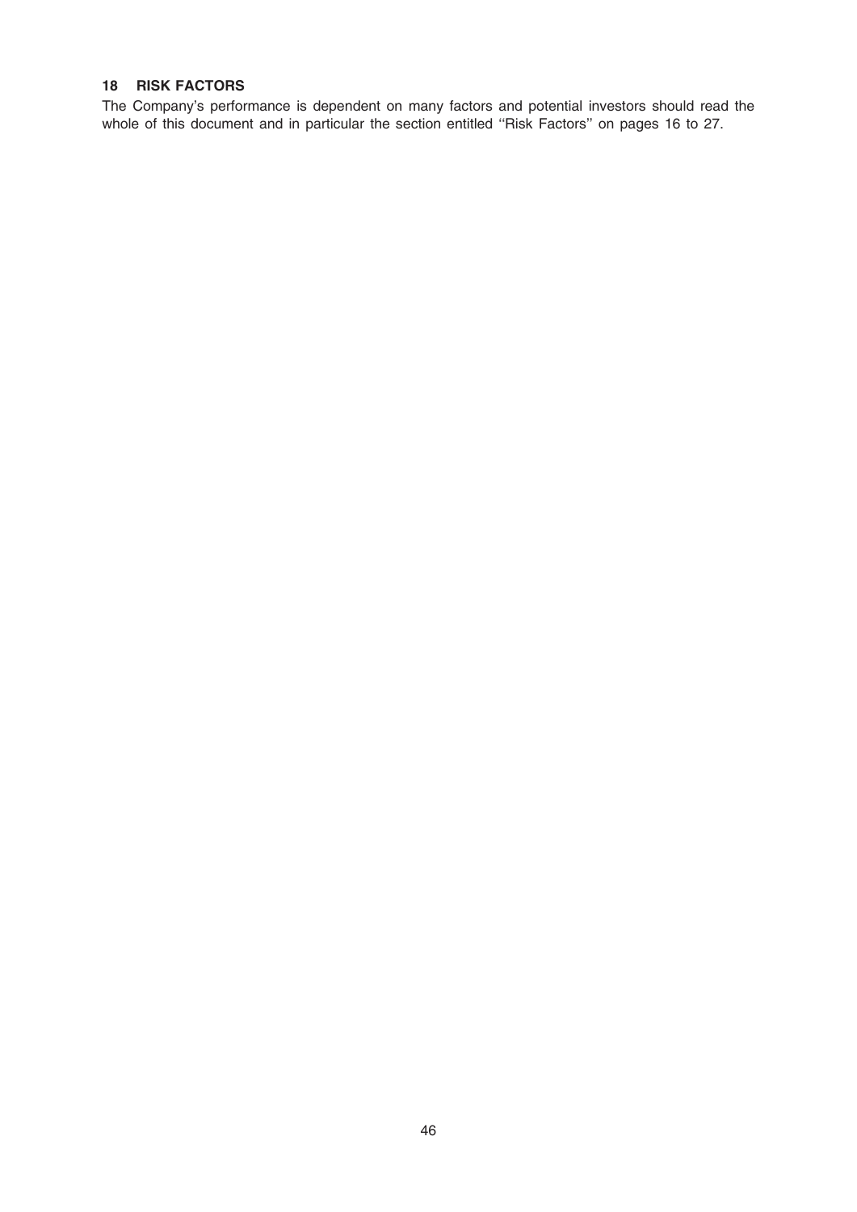## 18 RISK FACTORS

The Company's performance is dependent on many factors and potential investors should read the whole of this document and in particular the section entitled ''Risk Factors'' on pages 16 to 27.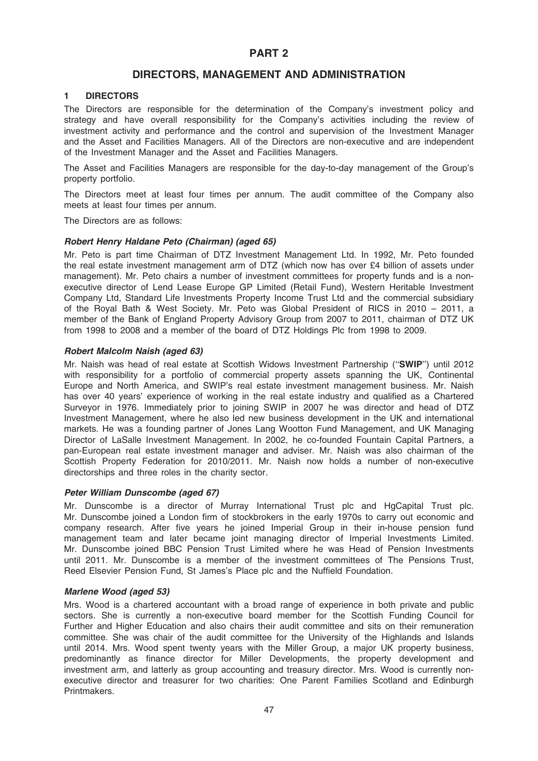# PART 2

## DIRECTORS, MANAGEMENT AND ADMINISTRATION

### 1 DIRECTORS

The Directors are responsible for the determination of the Company's investment policy and strategy and have overall responsibility for the Company's activities including the review of investment activity and performance and the control and supervision of the Investment Manager and the Asset and Facilities Managers. All of the Directors are non-executive and are independent of the Investment Manager and the Asset and Facilities Managers.

The Asset and Facilities Managers are responsible for the day-to-day management of the Group's property portfolio.

The Directors meet at least four times per annum. The audit committee of the Company also meets at least four times per annum.

The Directors are as follows:

***Robert Henry Haldane Peto (Chairman) (aged 65)***

Mr. Peto is part time Chairman of DTZ Investment Management Ltd. In 1992, Mr. Peto founded the real estate investment management arm of DTZ (which now has over £4 billion of assets under management). Mr. Peto chairs a number of investment committees for property funds and is a non-executive director of Lend Lease Europe GP Limited (Retail Fund), Western Heritable Investment Company Ltd, Standard Life Investments Property Income Trust Ltd and the commercial subsidiary of the Royal Bath & West Society. Mr. Peto was Global President of RICS in 2010 – 2011, a member of the Bank of England Property Advisory Group from 2007 to 2011, chairman of DTZ UK from 1998 to 2008 and a member of the board of DTZ Holdings Plc from 1998 to 2009.

***Robert Malcolm Naish (aged 63)***

Mr. Naish was head of real estate at Scottish Widows Investment Partnership ("**SWIP**") until 2012 with responsibility for a portfolio of commercial property assets spanning the UK, Continental Europe and North America, and SWIP's real estate investment management business. Mr. Naish has over 40 years' experience of working in the real estate industry and qualified as a Chartered Surveyor in 1976. Immediately prior to joining SWIP in 2007 he was director and head of DTZ Investment Management, where he also led new business development in the UK and international markets. He was a founding partner of Jones Lang Wootton Fund Management, and UK Managing Director of LaSalle Investment Management. In 2002, he co-founded Fountain Capital Partners, a pan-European real estate investment manager and adviser. Mr. Naish was also chairman of the Scottish Property Federation for 2010/2011. Mr. Naish now holds a number of non-executive directorships and three roles in the charity sector.

***Peter William Dunscombe (aged 67)***

Mr. Dunscombe is a director of Murray International Trust plc and HgCapital Trust plc. Mr. Dunscombe joined a London firm of stockbrokers in the early 1970s to carry out economic and company research. After five years he joined Imperial Group in their in-house pension fund management team and later became joint managing director of Imperial Investments Limited. Mr. Dunscombe joined BBC Pension Trust Limited where he was Head of Pension Investments until 2011. Mr. Dunscombe is a member of the investment committees of The Pensions Trust, Reed Elsevier Pension Fund, St James's Place plc and the Nuffield Foundation.

***Marlene Wood (aged 53)***

Mrs. Wood is a chartered accountant with a broad range of experience in both private and public sectors. She is currently a non-executive board member for the Scottish Funding Council for Further and Higher Education and also chairs their audit committee and sits on their remuneration committee. She was chair of the audit committee for the University of the Highlands and Islands until 2014. Mrs. Wood spent twenty years with the Miller Group, a major UK property business, predominantly as finance director for Miller Developments, the property development and investment arm, and latterly as group accounting and treasury director. Mrs. Wood is currently non-executive director and treasurer for two charities: One Parent Families Scotland and Edinburgh Printmakers.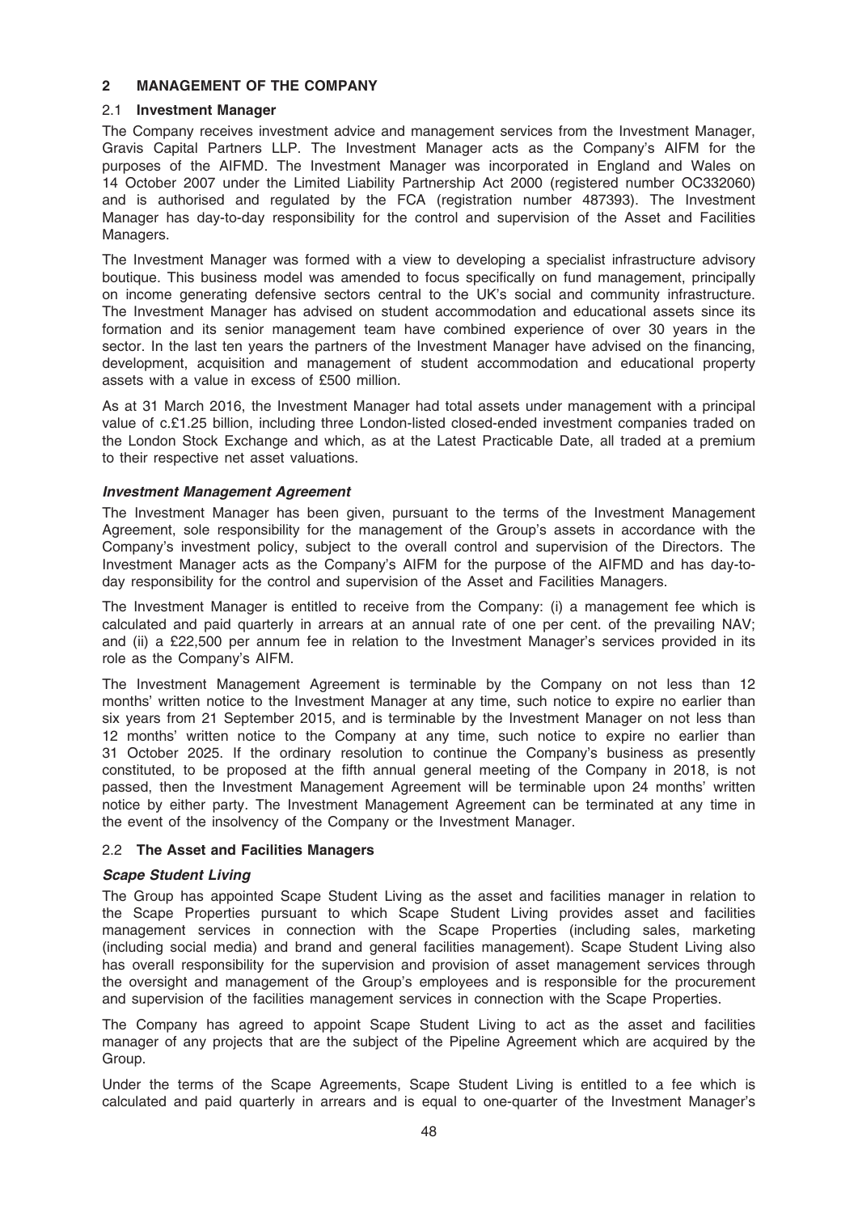## 2 MANAGEMENT OF THE COMPANY

### 2.1 Investment Manager

The Company receives investment advice and management services from the Investment Manager, Gravis Capital Partners LLP. The Investment Manager acts as the Company's AIFM for the purposes of the AIFMD. The Investment Manager was incorporated in England and Wales on 14 October 2007 under the Limited Liability Partnership Act 2000 (registered number OC332060) and is authorised and regulated by the FCA (registration number 487393). The Investment Manager has day-to-day responsibility for the control and supervision of the Asset and Facilities Managers.

The Investment Manager was formed with a view to developing a specialist infrastructure advisory boutique. This business model was amended to focus specifically on fund management, principally on income generating defensive sectors central to the UK's social and community infrastructure. The Investment Manager has advised on student accommodation and educational assets since its formation and its senior management team have combined experience of over 30 years in the sector. In the last ten years the partners of the Investment Manager have advised on the financing, development, acquisition and management of student accommodation and educational property assets with a value in excess of £500 million.

As at 31 March 2016, the Investment Manager had total assets under management with a principal value of c.£1.25 billion, including three London-listed closed-ended investment companies traded on the London Stock Exchange and which, as at the Latest Practicable Date, all traded at a premium to their respective net asset valuations.

***Investment Management Agreement***

The Investment Manager has been given, pursuant to the terms of the Investment Management Agreement, sole responsibility for the management of the Group's assets in accordance with the Company's investment policy, subject to the overall control and supervision of the Directors. The Investment Manager acts as the Company's AIFM for the purpose of the AIFMD and has day-to-day responsibility for the control and supervision of the Asset and Facilities Managers.

The Investment Manager is entitled to receive from the Company: (i) a management fee which is calculated and paid quarterly in arrears at an annual rate of one per cent. of the prevailing NAV; and (ii) a £22,500 per annum fee in relation to the Investment Manager's services provided in its role as the Company's AIFM.

The Investment Management Agreement is terminable by the Company on not less than 12 months' written notice to the Investment Manager at any time, such notice to expire no earlier than six years from 21 September 2015, and is terminable by the Investment Manager on not less than 12 months' written notice to the Company at any time, such notice to expire no earlier than 31 October 2025. If the ordinary resolution to continue the Company's business as presently constituted, to be proposed at the fifth annual general meeting of the Company in 2018, is not passed, then the Investment Management Agreement will be terminable upon 24 months' written notice by either party. The Investment Management Agreement can be terminated at any time in the event of the insolvency of the Company or the Investment Manager.

### 2.2 The Asset and Facilities Managers

***Scape Student Living***

The Group has appointed Scape Student Living as the asset and facilities manager in relation to the Scape Properties pursuant to which Scape Student Living provides asset and facilities management services in connection with the Scape Properties (including sales, marketing (including social media) and brand and general facilities management). Scape Student Living also has overall responsibility for the supervision and provision of asset management services through the oversight and management of the Group's employees and is responsible for the procurement and supervision of the facilities management services in connection with the Scape Properties.

The Company has agreed to appoint Scape Student Living to act as the asset and facilities manager of any projects that are the subject of the Pipeline Agreement which are acquired by the Group.

Under the terms of the Scape Agreements, Scape Student Living is entitled to a fee which is calculated and paid quarterly in arrears and is equal to one-quarter of the Investment Manager's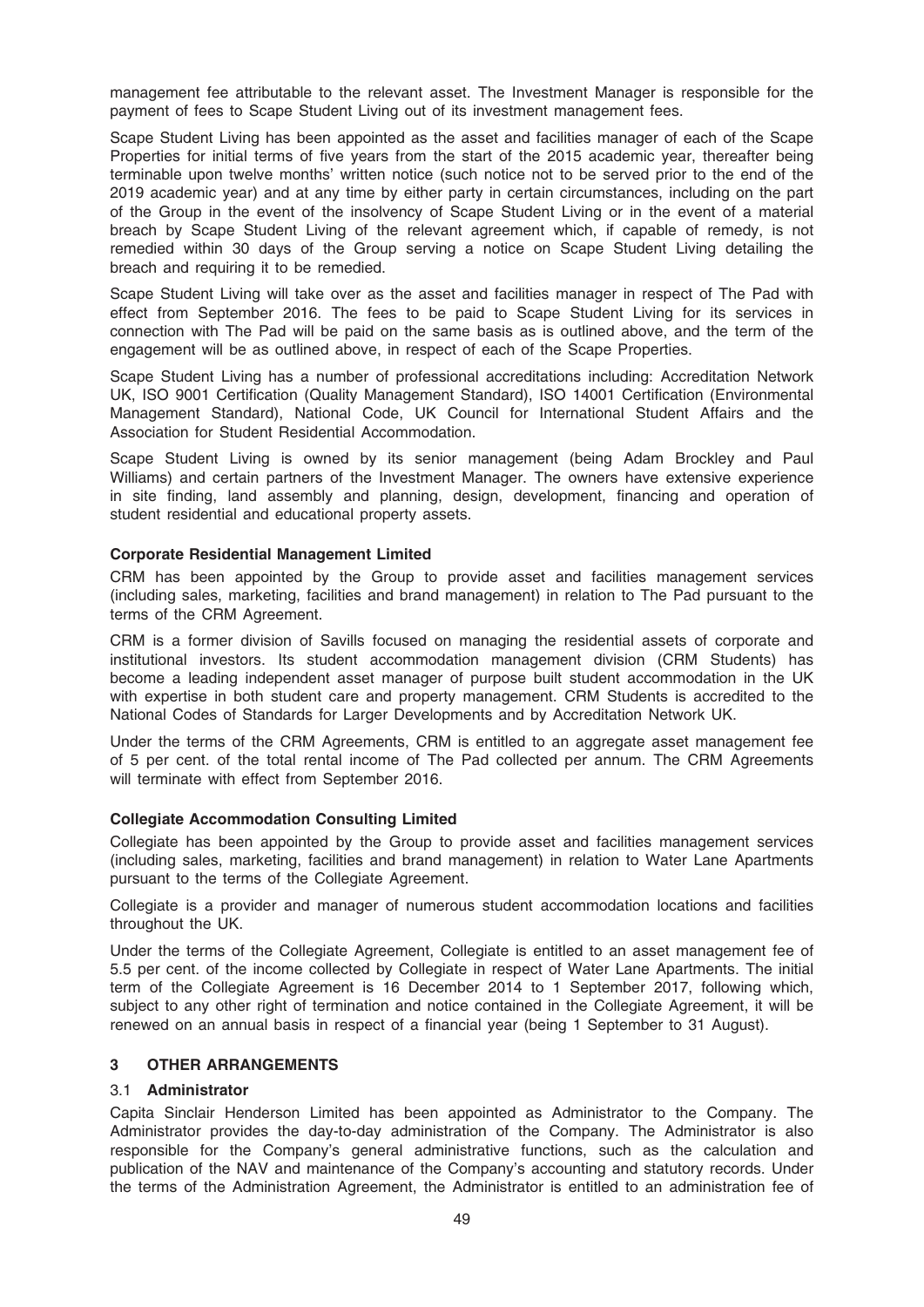management fee attributable to the relevant asset. The Investment Manager is responsible for the payment of fees to Scape Student Living out of its investment management fees.

Scape Student Living has been appointed as the asset and facilities manager of each of the Scape Properties for initial terms of five years from the start of the 2015 academic year, thereafter being terminable upon twelve months' written notice (such notice not to be served prior to the end of the 2019 academic year) and at any time by either party in certain circumstances, including on the part of the Group in the event of the insolvency of Scape Student Living or in the event of a material breach by Scape Student Living of the relevant agreement which, if capable of remedy, is not remedied within 30 days of the Group serving a notice on Scape Student Living detailing the breach and requiring it to be remedied.

Scape Student Living will take over as the asset and facilities manager in respect of The Pad with effect from September 2016. The fees to be paid to Scape Student Living for its services in connection with The Pad will be paid on the same basis as is outlined above, and the term of the engagement will be as outlined above, in respect of each of the Scape Properties.

Scape Student Living has a number of professional accreditations including: Accreditation Network UK, ISO 9001 Certification (Quality Management Standard), ISO 14001 Certification (Environmental Management Standard), National Code, UK Council for International Student Affairs and the Association for Student Residential Accommodation.

Scape Student Living is owned by its senior management (being Adam Brockley and Paul Williams) and certain partners of the Investment Manager. The owners have extensive experience in site finding, land assembly and planning, design, development, financing and operation of student residential and educational property assets.

**Corporate Residential Management Limited**

CRM has been appointed by the Group to provide asset and facilities management services (including sales, marketing, facilities and brand management) in relation to The Pad pursuant to the terms of the CRM Agreement.

CRM is a former division of Savills focused on managing the residential assets of corporate and institutional investors. Its student accommodation management division (CRM Students) has become a leading independent asset manager of purpose built student accommodation in the UK with expertise in both student care and property management. CRM Students is accredited to the National Codes of Standards for Larger Developments and by Accreditation Network UK.

Under the terms of the CRM Agreements, CRM is entitled to an aggregate asset management fee of 5 per cent. of the total rental income of The Pad collected per annum. The CRM Agreements will terminate with effect from September 2016.

**Collegiate Accommodation Consulting Limited**

Collegiate has been appointed by the Group to provide asset and facilities management services (including sales, marketing, facilities and brand management) in relation to Water Lane Apartments pursuant to the terms of the Collegiate Agreement.

Collegiate is a provider and manager of numerous student accommodation locations and facilities throughout the UK.

Under the terms of the Collegiate Agreement, Collegiate is entitled to an asset management fee of 5.5 per cent. of the income collected by Collegiate in respect of Water Lane Apartments. The initial term of the Collegiate Agreement is 16 December 2014 to 1 September 2017, following which, subject to any other right of termination and notice contained in the Collegiate Agreement, it will be renewed on an annual basis in respect of a financial year (being 1 September to 31 August).

## 3 OTHER ARRANGEMENTS

### 3.1 Administrator

Capita Sinclair Henderson Limited has been appointed as Administrator to the Company. The Administrator provides the day-to-day administration of the Company. The Administrator is also responsible for the Company's general administrative functions, such as the calculation and publication of the NAV and maintenance of the Company's accounting and statutory records. Under the terms of the Administration Agreement, the Administrator is entitled to an administration fee of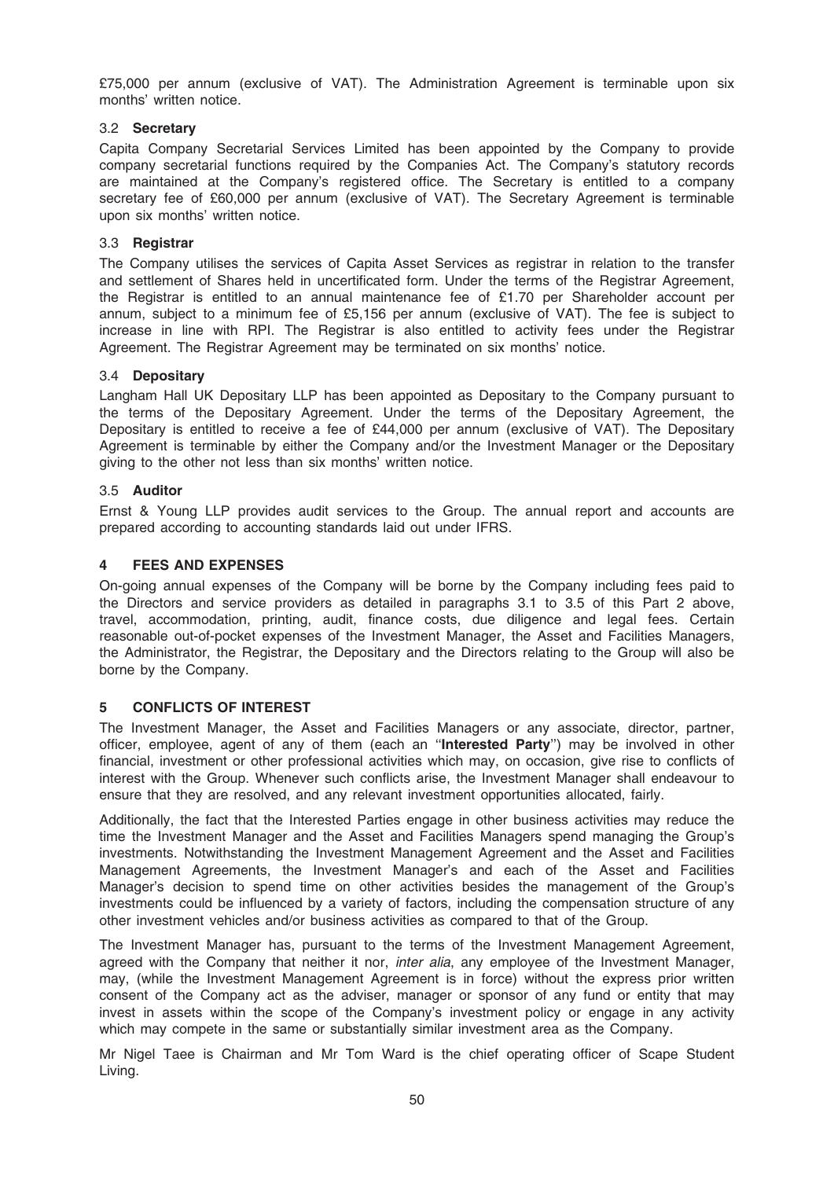£75,000 per annum (exclusive of VAT). The Administration Agreement is terminable upon six months' written notice.

### 3.2 Secretary

Capita Company Secretarial Services Limited has been appointed by the Company to provide company secretarial functions required by the Companies Act. The Company's statutory records are maintained at the Company's registered office. The Secretary is entitled to a company secretary fee of £60,000 per annum (exclusive of VAT). The Secretary Agreement is terminable upon six months' written notice.

### 3.3 Registrar

The Company utilises the services of Capita Asset Services as registrar in relation to the transfer and settlement of Shares held in uncertificated form. Under the terms of the Registrar Agreement, the Registrar is entitled to an annual maintenance fee of £1.70 per Shareholder account per annum, subject to a minimum fee of £5,156 per annum (exclusive of VAT). The fee is subject to increase in line with RPI. The Registrar is also entitled to activity fees under the Registrar Agreement. The Registrar Agreement may be terminated on six months' notice.

### 3.4 Depositary

Langham Hall UK Depositary LLP has been appointed as Depositary to the Company pursuant to the terms of the Depositary Agreement. Under the terms of the Depositary Agreement, the Depositary is entitled to receive a fee of £44,000 per annum (exclusive of VAT). The Depositary Agreement is terminable by either the Company and/or the Investment Manager or the Depositary giving to the other not less than six months' written notice.

### 3.5 Auditor

Ernst & Young LLP provides audit services to the Group. The annual report and accounts are prepared according to accounting standards laid out under IFRS.

## 4 FEES AND EXPENSES

On-going annual expenses of the Company will be borne by the Company including fees paid to the Directors and service providers as detailed in paragraphs 3.1 to 3.5 of this Part 2 above, travel, accommodation, printing, audit, finance costs, due diligence and legal fees. Certain reasonable out-of-pocket expenses of the Investment Manager, the Asset and Facilities Managers, the Administrator, the Registrar, the Depositary and the Directors relating to the Group will also be borne by the Company.

## 5 CONFLICTS OF INTEREST

The Investment Manager, the Asset and Facilities Managers or any associate, director, partner, officer, employee, agent of any of them (each an "**Interested Party**") may be involved in other financial, investment or other professional activities which may, on occasion, give rise to conflicts of interest with the Group. Whenever such conflicts arise, the Investment Manager shall endeavour to ensure that they are resolved, and any relevant investment opportunities allocated, fairly.

Additionally, the fact that the Interested Parties engage in other business activities may reduce the time the Investment Manager and the Asset and Facilities Managers spend managing the Group's investments. Notwithstanding the Investment Management Agreement and the Asset and Facilities Management Agreements, the Investment Manager's and each of the Asset and Facilities Manager's decision to spend time on other activities besides the management of the Group's investments could be influenced by a variety of factors, including the compensation structure of any other investment vehicles and/or business activities as compared to that of the Group.

The Investment Manager has, pursuant to the terms of the Investment Management Agreement, agreed with the Company that neither it nor, *inter alia*, any employee of the Investment Manager, may, (while the Investment Management Agreement is in force) without the express prior written consent of the Company act as the adviser, manager or sponsor of any fund or entity that may invest in assets within the scope of the Company's investment policy or engage in any activity which may compete in the same or substantially similar investment area as the Company.

Mr Nigel Taee is Chairman and Mr Tom Ward is the chief operating officer of Scape Student Living.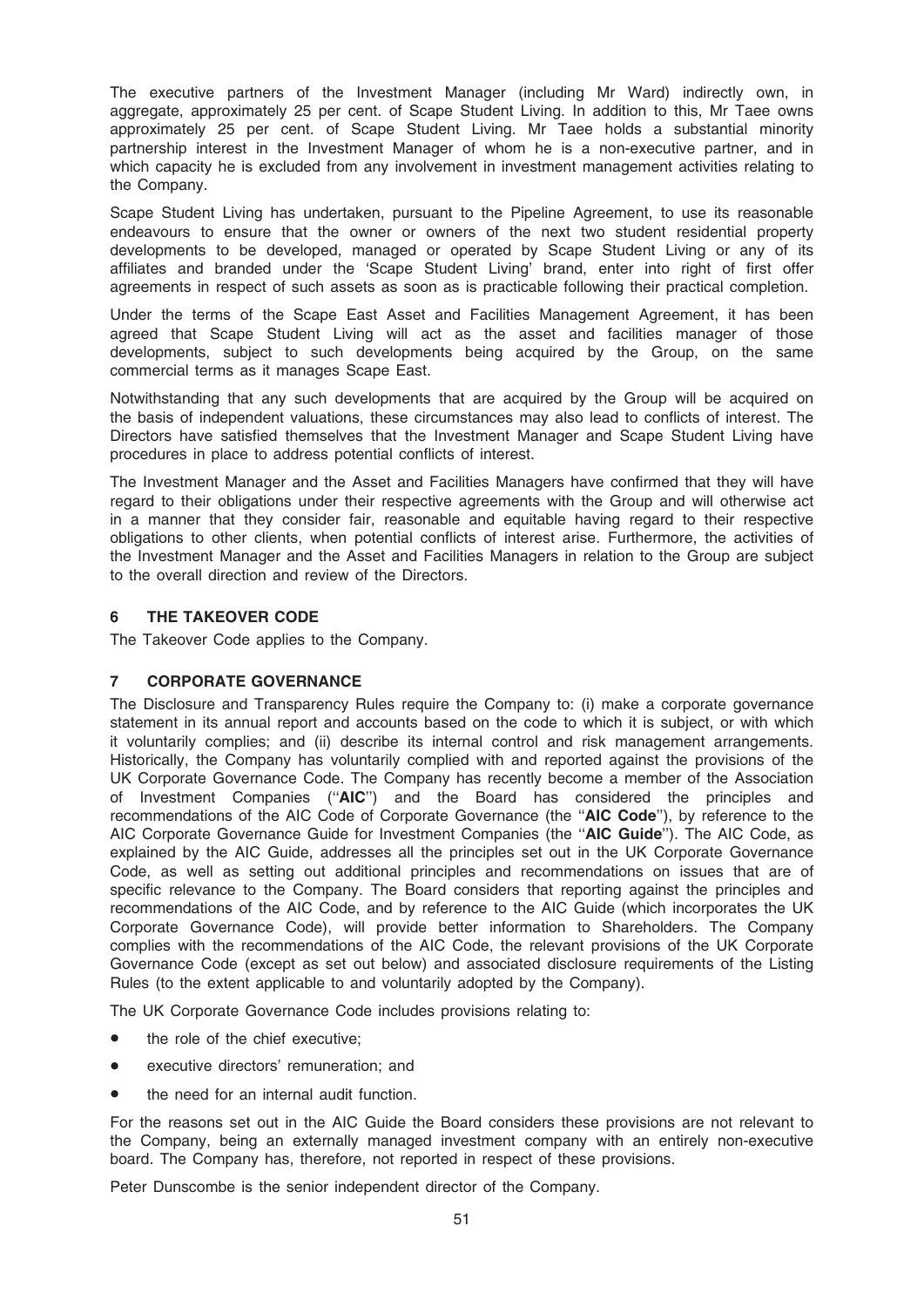The executive partners of the Investment Manager (including Mr Ward) indirectly own, in aggregate, approximately 25 per cent. of Scape Student Living. In addition to this, Mr Taee owns approximately 25 per cent. of Scape Student Living. Mr Taee holds a substantial minority partnership interest in the Investment Manager of whom he is a non-executive partner, and in which capacity he is excluded from any involvement in investment management activities relating to the Company.

Scape Student Living has undertaken, pursuant to the Pipeline Agreement, to use its reasonable endeavours to ensure that the owner or owners of the next two student residential property developments to be developed, managed or operated by Scape Student Living or any of its affiliates and branded under the 'Scape Student Living' brand, enter into right of first offer agreements in respect of such assets as soon as is practicable following their practical completion.

Under the terms of the Scape East Asset and Facilities Management Agreement, it has been agreed that Scape Student Living will act as the asset and facilities manager of those developments, subject to such developments being acquired by the Group, on the same commercial terms as it manages Scape East.

Notwithstanding that any such developments that are acquired by the Group will be acquired on the basis of independent valuations, these circumstances may also lead to conflicts of interest. The Directors have satisfied themselves that the Investment Manager and Scape Student Living have procedures in place to address potential conflicts of interest.

The Investment Manager and the Asset and Facilities Managers have confirmed that they will have regard to their obligations under their respective agreements with the Group and will otherwise act in a manner that they consider fair, reasonable and equitable having regard to their respective obligations to other clients, when potential conflicts of interest arise. Furthermore, the activities of the Investment Manager and the Asset and Facilities Managers in relation to the Group are subject to the overall direction and review of the Directors.

## 6 THE TAKEOVER CODE

The Takeover Code applies to the Company.

## 7 CORPORATE GOVERNANCE

The Disclosure and Transparency Rules require the Company to: (i) make a corporate governance statement in its annual report and accounts based on the code to which it is subject, or with which it voluntarily complies; and (ii) describe its internal control and risk management arrangements. Historically, the Company has voluntarily complied with and reported against the provisions of the UK Corporate Governance Code. The Company has recently become a member of the Association of Investment Companies (''**AIC**'') and the Board has considered the principles and recommendations of the AIC Code of Corporate Governance (the ''**AIC Code**''), by reference to the AIC Corporate Governance Guide for Investment Companies (the ''**AIC Guide**''). The AIC Code, as explained by the AIC Guide, addresses all the principles set out in the UK Corporate Governance Code, as well as setting out additional principles and recommendations on issues that are of specific relevance to the Company. The Board considers that reporting against the principles and recommendations of the AIC Code, and by reference to the AIC Guide (which incorporates the UK Corporate Governance Code), will provide better information to Shareholders. The Company complies with the recommendations of the AIC Code, the relevant provisions of the UK Corporate Governance Code (except as set out below) and associated disclosure requirements of the Listing Rules (to the extent applicable to and voluntarily adopted by the Company).

The UK Corporate Governance Code includes provisions relating to:

- the role of the chief executive;
- executive directors' remuneration; and
- the need for an internal audit function.

For the reasons set out in the AIC Guide the Board considers these provisions are not relevant to the Company, being an externally managed investment company with an entirely non-executive board. The Company has, therefore, not reported in respect of these provisions.

Peter Dunscombe is the senior independent director of the Company.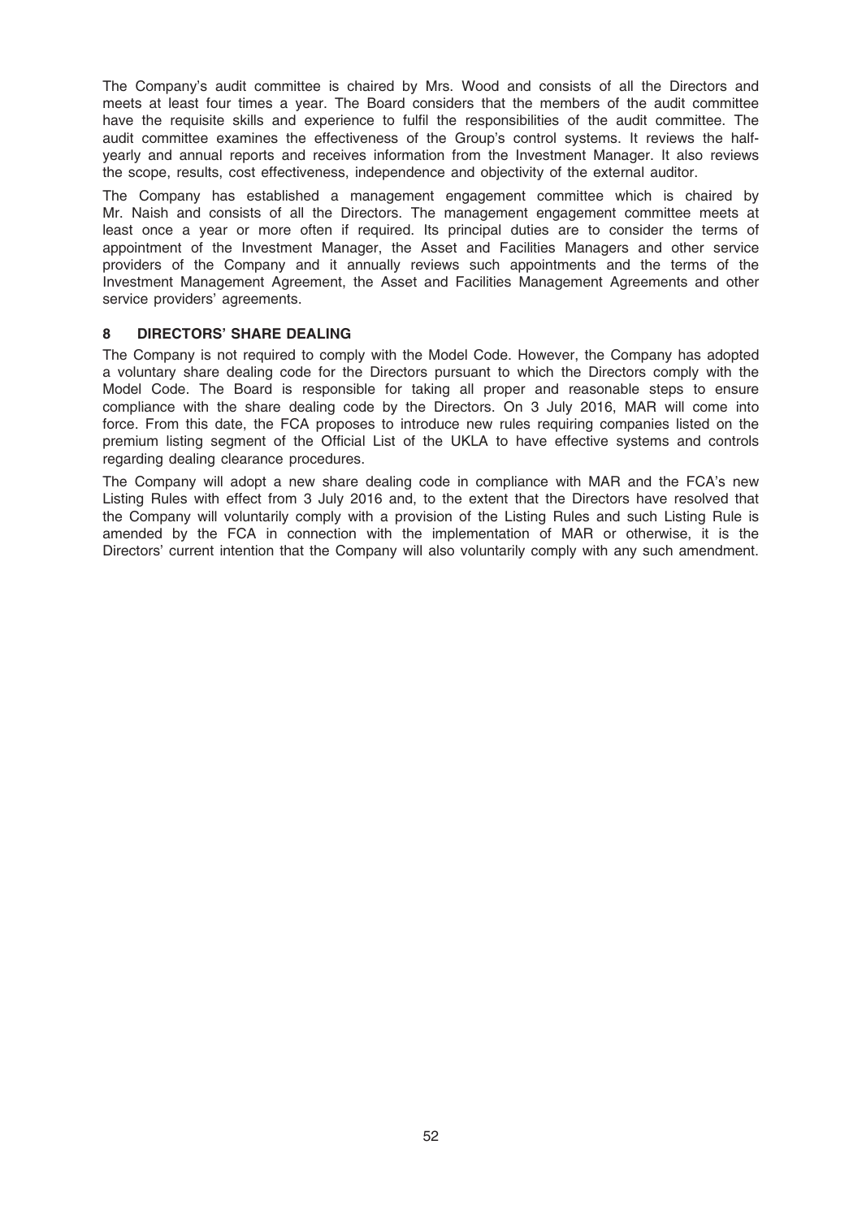The Company's audit committee is chaired by Mrs. Wood and consists of all the Directors and meets at least four times a year. The Board considers that the members of the audit committee have the requisite skills and experience to fulfil the responsibilities of the audit committee. The audit committee examines the effectiveness of the Group's control systems. It reviews the half-yearly and annual reports and receives information from the Investment Manager. It also reviews the scope, results, cost effectiveness, independence and objectivity of the external auditor.

The Company has established a management engagement committee which is chaired by Mr. Naish and consists of all the Directors. The management engagement committee meets at least once a year or more often if required. Its principal duties are to consider the terms of appointment of the Investment Manager, the Asset and Facilities Managers and other service providers of the Company and it annually reviews such appointments and the terms of the Investment Management Agreement, the Asset and Facilities Management Agreements and other service providers' agreements.

## 8 DIRECTORS' SHARE DEALING

The Company is not required to comply with the Model Code. However, the Company has adopted a voluntary share dealing code for the Directors pursuant to which the Directors comply with the Model Code. The Board is responsible for taking all proper and reasonable steps to ensure compliance with the share dealing code by the Directors. On 3 July 2016, MAR will come into force. From this date, the FCA proposes to introduce new rules requiring companies listed on the premium listing segment of the Official List of the UKLA to have effective systems and controls regarding dealing clearance procedures.

The Company will adopt a new share dealing code in compliance with MAR and the FCA's new Listing Rules with effect from 3 July 2016 and, to the extent that the Directors have resolved that the Company will voluntarily comply with a provision of the Listing Rules and such Listing Rule is amended by the FCA in connection with the implementation of MAR or otherwise, it is the Directors' current intention that the Company will also voluntarily comply with any such amendment.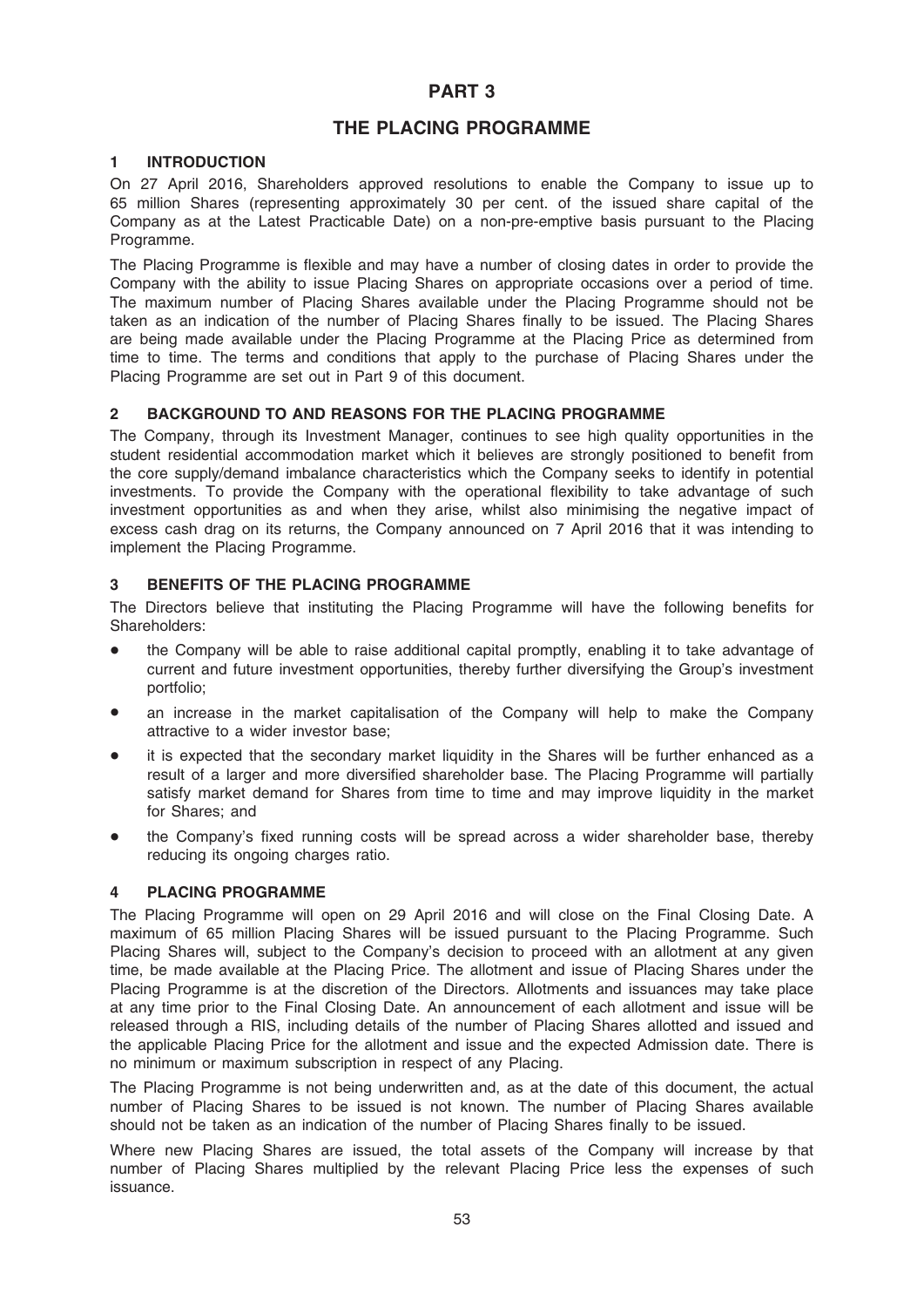# PART 3

# THE PLACING PROGRAMME

## 1 INTRODUCTION

On 27 April 2016, Shareholders approved resolutions to enable the Company to issue up to 65 million Shares (representing approximately 30 per cent. of the issued share capital of the Company as at the Latest Practicable Date) on a non-pre-emptive basis pursuant to the Placing Programme.

The Placing Programme is flexible and may have a number of closing dates in order to provide the Company with the ability to issue Placing Shares on appropriate occasions over a period of time. The maximum number of Placing Shares available under the Placing Programme should not be taken as an indication of the number of Placing Shares finally to be issued. The Placing Shares are being made available under the Placing Programme at the Placing Price as determined from time to time. The terms and conditions that apply to the purchase of Placing Shares under the Placing Programme are set out in Part 9 of this document.

## 2 BACKGROUND TO AND REASONS FOR THE PLACING PROGRAMME

The Company, through its Investment Manager, continues to see high quality opportunities in the student residential accommodation market which it believes are strongly positioned to benefit from the core supply/demand imbalance characteristics which the Company seeks to identify in potential investments. To provide the Company with the operational flexibility to take advantage of such investment opportunities as and when they arise, whilst also minimising the negative impact of excess cash drag on its returns, the Company announced on 7 April 2016 that it was intending to implement the Placing Programme.

## 3 BENEFITS OF THE PLACING PROGRAMME

The Directors believe that instituting the Placing Programme will have the following benefits for Shareholders:

- the Company will be able to raise additional capital promptly, enabling it to take advantage of current and future investment opportunities, thereby further diversifying the Group's investment portfolio;
- an increase in the market capitalisation of the Company will help to make the Company attractive to a wider investor base;
- it is expected that the secondary market liquidity in the Shares will be further enhanced as a result of a larger and more diversified shareholder base. The Placing Programme will partially satisfy market demand for Shares from time to time and may improve liquidity in the market for Shares; and
- the Company's fixed running costs will be spread across a wider shareholder base, thereby reducing its ongoing charges ratio.

## 4 PLACING PROGRAMME

The Placing Programme will open on 29 April 2016 and will close on the Final Closing Date. A maximum of 65 million Placing Shares will be issued pursuant to the Placing Programme. Such Placing Shares will, subject to the Company's decision to proceed with an allotment at any given time, be made available at the Placing Price. The allotment and issue of Placing Shares under the Placing Programme is at the discretion of the Directors. Allotments and issuances may take place at any time prior to the Final Closing Date. An announcement of each allotment and issue will be released through a RIS, including details of the number of Placing Shares allotted and issued and the applicable Placing Price for the allotment and issue and the expected Admission date. There is no minimum or maximum subscription in respect of any Placing.

The Placing Programme is not being underwritten and, as at the date of this document, the actual number of Placing Shares to be issued is not known. The number of Placing Shares available should not be taken as an indication of the number of Placing Shares finally to be issued.

Where new Placing Shares are issued, the total assets of the Company will increase by that number of Placing Shares multiplied by the relevant Placing Price less the expenses of such issuance.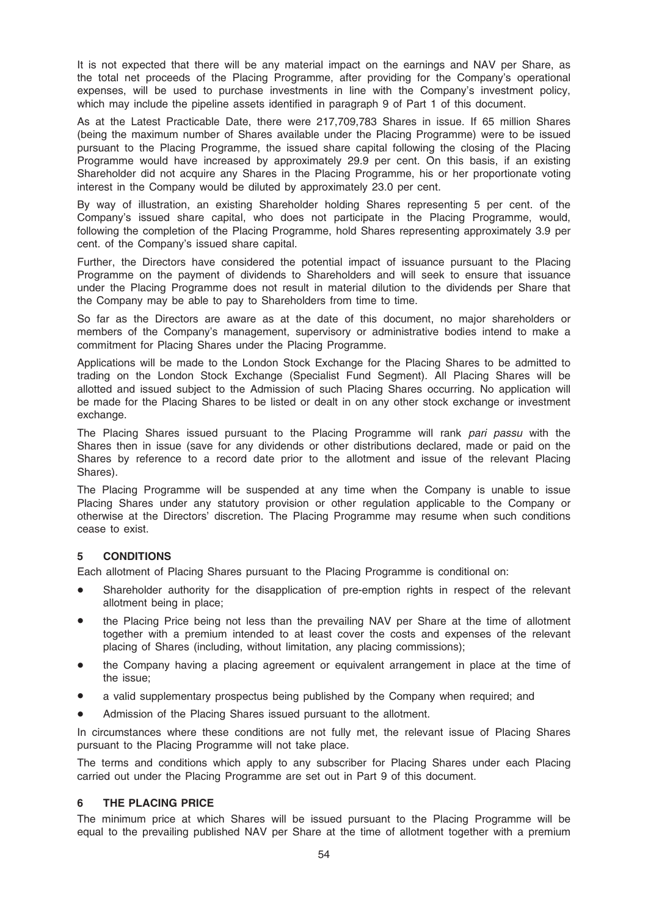It is not expected that there will be any material impact on the earnings and NAV per Share, as the total net proceeds of the Placing Programme, after providing for the Company's operational expenses, will be used to purchase investments in line with the Company's investment policy, which may include the pipeline assets identified in paragraph 9 of Part 1 of this document.

As at the Latest Practicable Date, there were 217,709,783 Shares in issue. If 65 million Shares (being the maximum number of Shares available under the Placing Programme) were to be issued pursuant to the Placing Programme, the issued share capital following the closing of the Placing Programme would have increased by approximately 29.9 per cent. On this basis, if an existing Shareholder did not acquire any Shares in the Placing Programme, his or her proportionate voting interest in the Company would be diluted by approximately 23.0 per cent.

By way of illustration, an existing Shareholder holding Shares representing 5 per cent. of the Company's issued share capital, who does not participate in the Placing Programme, would, following the completion of the Placing Programme, hold Shares representing approximately 3.9 per cent. of the Company's issued share capital.

Further, the Directors have considered the potential impact of issuance pursuant to the Placing Programme on the payment of dividends to Shareholders and will seek to ensure that issuance under the Placing Programme does not result in material dilution to the dividends per Share that the Company may be able to pay to Shareholders from time to time.

So far as the Directors are aware as at the date of this document, no major shareholders or members of the Company's management, supervisory or administrative bodies intend to make a commitment for Placing Shares under the Placing Programme.

Applications will be made to the London Stock Exchange for the Placing Shares to be admitted to trading on the London Stock Exchange (Specialist Fund Segment). All Placing Shares will be allotted and issued subject to the Admission of such Placing Shares occurring. No application will be made for the Placing Shares to be listed or dealt in on any other stock exchange or investment exchange.

The Placing Shares issued pursuant to the Placing Programme will rank *pari passu* with the Shares then in issue (save for any dividends or other distributions declared, made or paid on the Shares by reference to a record date prior to the allotment and issue of the relevant Placing Shares).

The Placing Programme will be suspended at any time when the Company is unable to issue Placing Shares under any statutory provision or other regulation applicable to the Company or otherwise at the Directors' discretion. The Placing Programme may resume when such conditions cease to exist.

## 5 CONDITIONS

Each allotment of Placing Shares pursuant to the Placing Programme is conditional on:

- Shareholder authority for the disapplication of pre-emption rights in respect of the relevant allotment being in place;
- the Placing Price being not less than the prevailing NAV per Share at the time of allotment together with a premium intended to at least cover the costs and expenses of the relevant placing of Shares (including, without limitation, any placing commissions);
- the Company having a placing agreement or equivalent arrangement in place at the time of the issue;
- a valid supplementary prospectus being published by the Company when required; and
- Admission of the Placing Shares issued pursuant to the allotment.

In circumstances where these conditions are not fully met, the relevant issue of Placing Shares pursuant to the Placing Programme will not take place.

The terms and conditions which apply to any subscriber for Placing Shares under each Placing carried out under the Placing Programme are set out in Part 9 of this document.

## 6 THE PLACING PRICE

The minimum price at which Shares will be issued pursuant to the Placing Programme will be equal to the prevailing published NAV per Share at the time of allotment together with a premium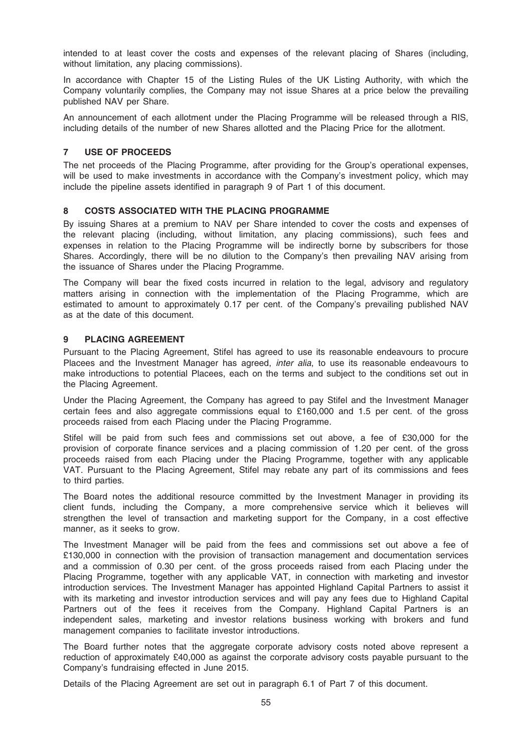intended to at least cover the costs and expenses of the relevant placing of Shares (including, without limitation, any placing commissions).

In accordance with Chapter 15 of the Listing Rules of the UK Listing Authority, with which the Company voluntarily complies, the Company may not issue Shares at a price below the prevailing published NAV per Share.

An announcement of each allotment under the Placing Programme will be released through a RIS, including details of the number of new Shares allotted and the Placing Price for the allotment.

## 7 USE OF PROCEEDS

The net proceeds of the Placing Programme, after providing for the Group's operational expenses, will be used to make investments in accordance with the Company's investment policy, which may include the pipeline assets identified in paragraph 9 of Part 1 of this document.

## 8 COSTS ASSOCIATED WITH THE PLACING PROGRAMME

By issuing Shares at a premium to NAV per Share intended to cover the costs and expenses of the relevant placing (including, without limitation, any placing commissions), such fees and expenses in relation to the Placing Programme will be indirectly borne by subscribers for those Shares. Accordingly, there will be no dilution to the Company's then prevailing NAV arising from the issuance of Shares under the Placing Programme.

The Company will bear the fixed costs incurred in relation to the legal, advisory and regulatory matters arising in connection with the implementation of the Placing Programme, which are estimated to amount to approximately 0.17 per cent. of the Company's prevailing published NAV as at the date of this document.

## 9 PLACING AGREEMENT

Pursuant to the Placing Agreement, Stifel has agreed to use its reasonable endeavours to procure Placees and the Investment Manager has agreed, *inter alia*, to use its reasonable endeavours to make introductions to potential Placees, each on the terms and subject to the conditions set out in the Placing Agreement.

Under the Placing Agreement, the Company has agreed to pay Stifel and the Investment Manager certain fees and also aggregate commissions equal to £160,000 and 1.5 per cent. of the gross proceeds raised from each Placing under the Placing Programme.

Stifel will be paid from such fees and commissions set out above, a fee of £30,000 for the provision of corporate finance services and a placing commission of 1.20 per cent. of the gross proceeds raised from each Placing under the Placing Programme, together with any applicable VAT. Pursuant to the Placing Agreement, Stifel may rebate any part of its commissions and fees to third parties.

The Board notes the additional resource committed by the Investment Manager in providing its client funds, including the Company, a more comprehensive service which it believes will strengthen the level of transaction and marketing support for the Company, in a cost effective manner, as it seeks to grow.

The Investment Manager will be paid from the fees and commissions set out above a fee of £130,000 in connection with the provision of transaction management and documentation services and a commission of 0.30 per cent. of the gross proceeds raised from each Placing under the Placing Programme, together with any applicable VAT, in connection with marketing and investor introduction services. The Investment Manager has appointed Highland Capital Partners to assist it with its marketing and investor introduction services and will pay any fees due to Highland Capital Partners out of the fees it receives from the Company. Highland Capital Partners is an independent sales, marketing and investor relations business working with brokers and fund management companies to facilitate investor introductions.

The Board further notes that the aggregate corporate advisory costs noted above represent a reduction of approximately £40,000 as against the corporate advisory costs payable pursuant to the Company's fundraising effected in June 2015.

Details of the Placing Agreement are set out in paragraph 6.1 of Part 7 of this document.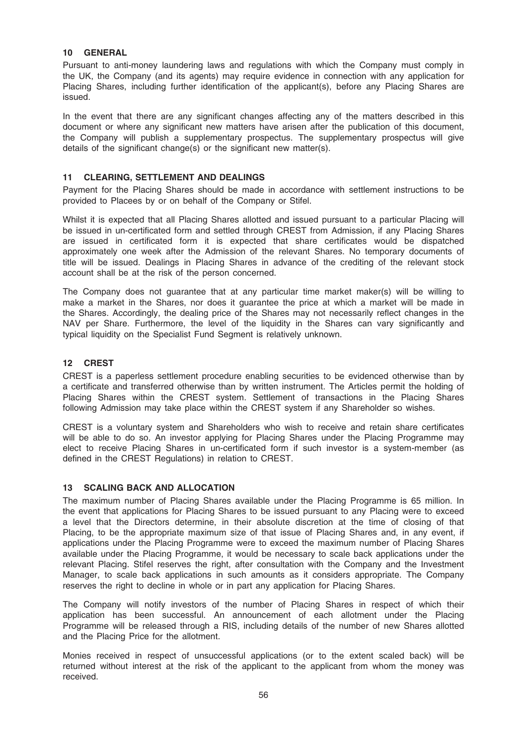## 10 GENERAL

Pursuant to anti-money laundering laws and regulations with which the Company must comply in the UK, the Company (and its agents) may require evidence in connection with any application for Placing Shares, including further identification of the applicant(s), before any Placing Shares are issued.

In the event that there are any significant changes affecting any of the matters described in this document or where any significant new matters have arisen after the publication of this document, the Company will publish a supplementary prospectus. The supplementary prospectus will give details of the significant change(s) or the significant new matter(s).

## 11 CLEARING, SETTLEMENT AND DEALINGS

Payment for the Placing Shares should be made in accordance with settlement instructions to be provided to Placees by or on behalf of the Company or Stifel.

Whilst it is expected that all Placing Shares allotted and issued pursuant to a particular Placing will be issued in un-certificated form and settled through CREST from Admission, if any Placing Shares are issued in certificated form it is expected that share certificates would be dispatched approximately one week after the Admission of the relevant Shares. No temporary documents of title will be issued. Dealings in Placing Shares in advance of the crediting of the relevant stock account shall be at the risk of the person concerned.

The Company does not guarantee that at any particular time market maker(s) will be willing to make a market in the Shares, nor does it guarantee the price at which a market will be made in the Shares. Accordingly, the dealing price of the Shares may not necessarily reflect changes in the NAV per Share. Furthermore, the level of the liquidity in the Shares can vary significantly and typical liquidity on the Specialist Fund Segment is relatively unknown.

## 12 CREST

CREST is a paperless settlement procedure enabling securities to be evidenced otherwise than by a certificate and transferred otherwise than by written instrument. The Articles permit the holding of Placing Shares within the CREST system. Settlement of transactions in the Placing Shares following Admission may take place within the CREST system if any Shareholder so wishes.

CREST is a voluntary system and Shareholders who wish to receive and retain share certificates will be able to do so. An investor applying for Placing Shares under the Placing Programme may elect to receive Placing Shares in un-certificated form if such investor is a system-member (as defined in the CREST Regulations) in relation to CREST.

## 13 SCALING BACK AND ALLOCATION

The maximum number of Placing Shares available under the Placing Programme is 65 million. In the event that applications for Placing Shares to be issued pursuant to any Placing were to exceed a level that the Directors determine, in their absolute discretion at the time of closing of that Placing, to be the appropriate maximum size of that issue of Placing Shares and, in any event, if applications under the Placing Programme were to exceed the maximum number of Placing Shares available under the Placing Programme, it would be necessary to scale back applications under the relevant Placing. Stifel reserves the right, after consultation with the Company and the Investment Manager, to scale back applications in such amounts as it considers appropriate. The Company reserves the right to decline in whole or in part any application for Placing Shares.

The Company will notify investors of the number of Placing Shares in respect of which their application has been successful. An announcement of each allotment under the Placing Programme will be released through a RIS, including details of the number of new Shares allotted and the Placing Price for the allotment.

Monies received in respect of unsuccessful applications (or to the extent scaled back) will be returned without interest at the risk of the applicant to the applicant from whom the money was received.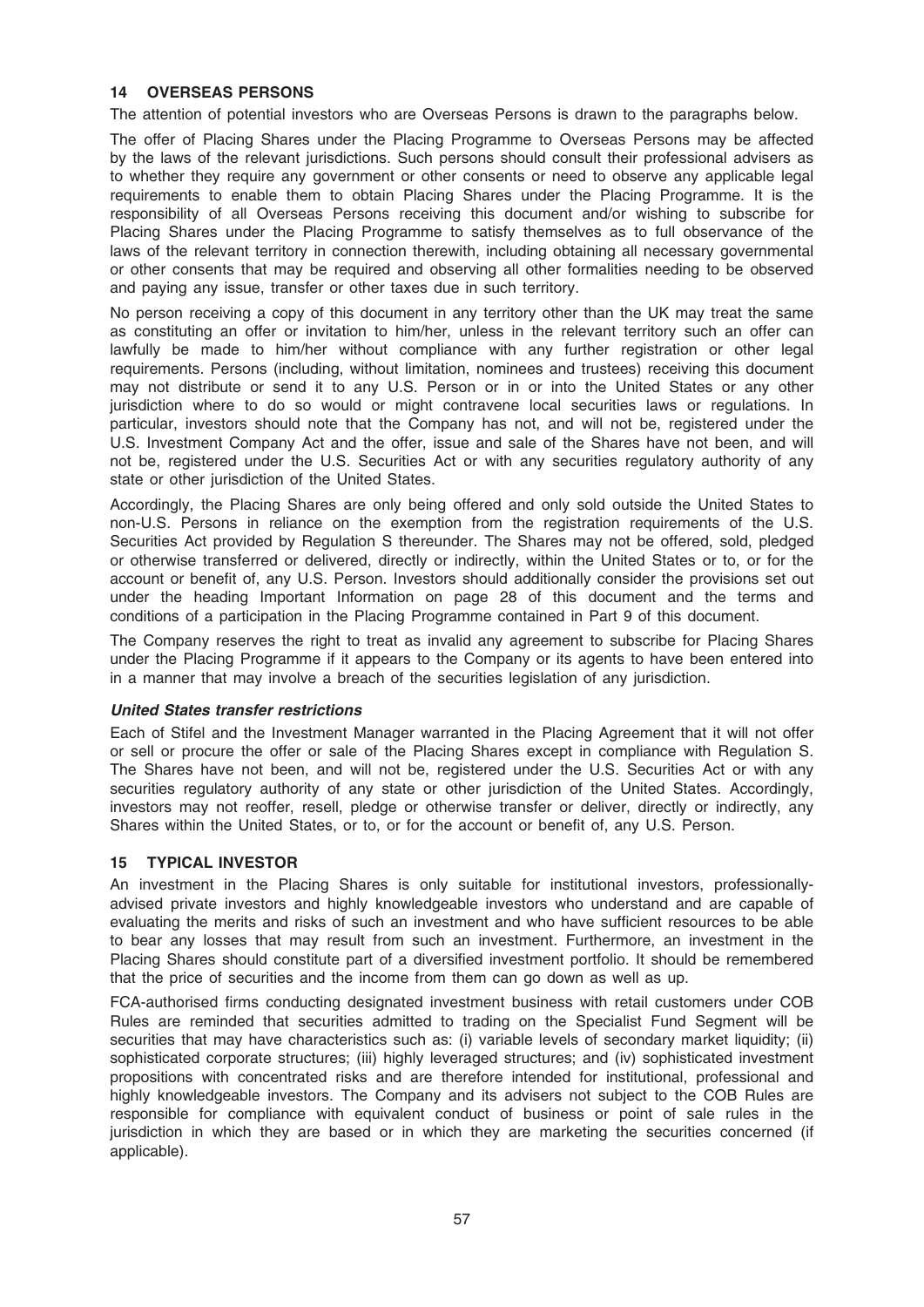## 14 OVERSEAS PERSONS

The attention of potential investors who are Overseas Persons is drawn to the paragraphs below.

The offer of Placing Shares under the Placing Programme to Overseas Persons may be affected by the laws of the relevant jurisdictions. Such persons should consult their professional advisers as to whether they require any government or other consents or need to observe any applicable legal requirements to enable them to obtain Placing Shares under the Placing Programme. It is the responsibility of all Overseas Persons receiving this document and/or wishing to subscribe for Placing Shares under the Placing Programme to satisfy themselves as to full observance of the laws of the relevant territory in connection therewith, including obtaining all necessary governmental or other consents that may be required and observing all other formalities needing to be observed and paying any issue, transfer or other taxes due in such territory.

No person receiving a copy of this document in any territory other than the UK may treat the same as constituting an offer or invitation to him/her, unless in the relevant territory such an offer can lawfully be made to him/her without compliance with any further registration or other legal requirements. Persons (including, without limitation, nominees and trustees) receiving this document may not distribute or send it to any U.S. Person or in or into the United States or any other jurisdiction where to do so would or might contravene local securities laws or regulations. In particular, investors should note that the Company has not, and will not be, registered under the U.S. Investment Company Act and the offer, issue and sale of the Shares have not been, and will not be, registered under the U.S. Securities Act or with any securities regulatory authority of any state or other jurisdiction of the United States.

Accordingly, the Placing Shares are only being offered and only sold outside the United States to non-U.S. Persons in reliance on the exemption from the registration requirements of the U.S. Securities Act provided by Regulation S thereunder. The Shares may not be offered, sold, pledged or otherwise transferred or delivered, directly or indirectly, within the United States or to, or for the account or benefit of, any U.S. Person. Investors should additionally consider the provisions set out under the heading Important Information on page 28 of this document and the terms and conditions of a participation in the Placing Programme contained in Part 9 of this document.

The Company reserves the right to treat as invalid any agreement to subscribe for Placing Shares under the Placing Programme if it appears to the Company or its agents to have been entered into in a manner that may involve a breach of the securities legislation of any jurisdiction.

### *United States transfer restrictions*

Each of Stifel and the Investment Manager warranted in the Placing Agreement that it will not offer or sell or procure the offer or sale of the Placing Shares except in compliance with Regulation S. The Shares have not been, and will not be, registered under the U.S. Securities Act or with any securities regulatory authority of any state or other jurisdiction of the United States. Accordingly, investors may not reoffer, resell, pledge or otherwise transfer or deliver, directly or indirectly, any Shares within the United States, or to, or for the account or benefit of, any U.S. Person.

## 15 TYPICAL INVESTOR

An investment in the Placing Shares is only suitable for institutional investors, professionally-advised private investors and highly knowledgeable investors who understand and are capable of evaluating the merits and risks of such an investment and who have sufficient resources to be able to bear any losses that may result from such an investment. Furthermore, an investment in the Placing Shares should constitute part of a diversified investment portfolio. It should be remembered that the price of securities and the income from them can go down as well as up.

FCA-authorised firms conducting designated investment business with retail customers under COB Rules are reminded that securities admitted to trading on the Specialist Fund Segment will be securities that may have characteristics such as: (i) variable levels of secondary market liquidity; (ii) sophisticated corporate structures; (iii) highly leveraged structures; and (iv) sophisticated investment propositions with concentrated risks and are therefore intended for institutional, professional and highly knowledgeable investors. The Company and its advisers not subject to the COB Rules are responsible for compliance with equivalent conduct of business or point of sale rules in the jurisdiction in which they are based or in which they are marketing the securities concerned (if applicable).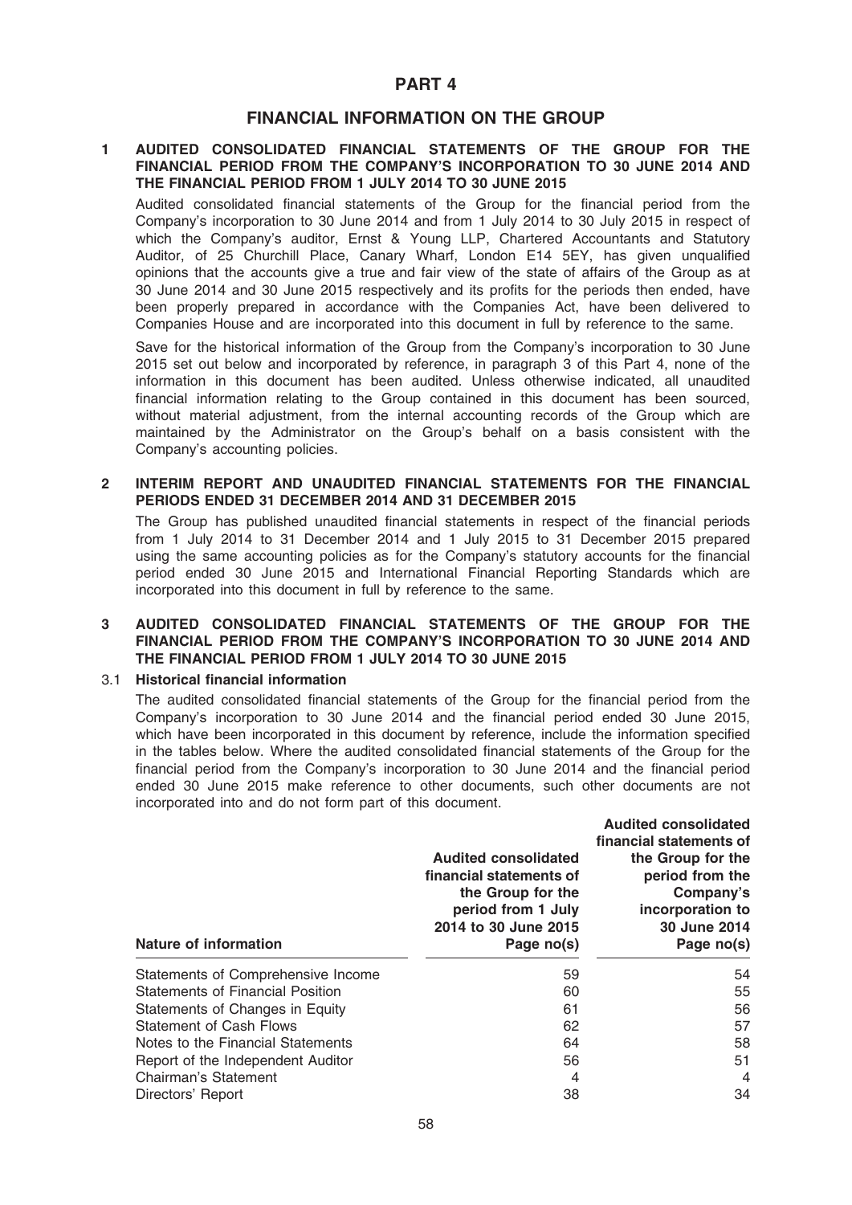# PART 4

## FINANCIAL INFORMATION ON THE GROUP

### 1 AUDITED CONSOLIDATED FINANCIAL STATEMENTS OF THE GROUP FOR THE FINANCIAL PERIOD FROM THE COMPANY'S INCORPORATION TO 30 JUNE 2014 AND THE FINANCIAL PERIOD FROM 1 JULY 2014 TO 30 JUNE 2015

Audited consolidated financial statements of the Group for the financial period from the Company's incorporation to 30 June 2014 and from 1 July 2014 to 30 July 2015 in respect of which the Company's auditor, Ernst & Young LLP, Chartered Accountants and Statutory Auditor, of 25 Churchill Place, Canary Wharf, London E14 5EY, has given unqualified opinions that the accounts give a true and fair view of the state of affairs of the Group as at 30 June 2014 and 30 June 2015 respectively and its profits for the periods then ended, have been properly prepared in accordance with the Companies Act, have been delivered to Companies House and are incorporated into this document in full by reference to the same.

Save for the historical information of the Group from the Company's incorporation to 30 June 2015 set out below and incorporated by reference, in paragraph 3 of this Part 4, none of the information in this document has been audited. Unless otherwise indicated, all unaudited financial information relating to the Group contained in this document has been sourced, without material adjustment, from the internal accounting records of the Group which are maintained by the Administrator on the Group's behalf on a basis consistent with the Company's accounting policies.

### 2 INTERIM REPORT AND UNAUDITED FINANCIAL STATEMENTS FOR THE FINANCIAL PERIODS ENDED 31 DECEMBER 2014 AND 31 DECEMBER 2015

The Group has published unaudited financial statements in respect of the financial periods from 1 July 2014 to 31 December 2014 and 1 July 2015 to 31 December 2015 prepared using the same accounting policies as for the Company's statutory accounts for the financial period ended 30 June 2015 and International Financial Reporting Standards which are incorporated into this document in full by reference to the same.

### 3 AUDITED CONSOLIDATED FINANCIAL STATEMENTS OF THE GROUP FOR THE FINANCIAL PERIOD FROM THE COMPANY'S INCORPORATION TO 30 JUNE 2014 AND THE FINANCIAL PERIOD FROM 1 JULY 2014 TO 30 JUNE 2015

#### 3.1 Historical financial information

The audited consolidated financial statements of the Group for the financial period from the Company's incorporation to 30 June 2014 and the financial period ended 30 June 2015, which have been incorporated in this document by reference, include the information specified in the tables below. Where the audited consolidated financial statements of the Group for the financial period from the Company's incorporation to 30 June 2014 and the financial period ended 30 June 2015 make reference to other documents, such other documents are not incorporated into and do not form part of this document.

| Nature of information | Audited consolidated financial statements of the Group for the period from 1 July 2014 to 30 June 2015 Page no(s) | Audited consolidated financial statements of the Group for the period from the Company's incorporation to 30 June 2014 Page no(s) |
|---|---|---|
| Statements of Comprehensive Income | 59 | 54 |
| Statements of Financial Position | 60 | 55 |
| Statements of Changes in Equity | 61 | 56 |
| Statement of Cash Flows | 62 | 57 |
| Notes to the Financial Statements | 64 | 58 |
| Report of the Independent Auditor | 56 | 51 |
| Chairman's Statement | 4 | 4 |
| Directors' Report | 38 | 34 |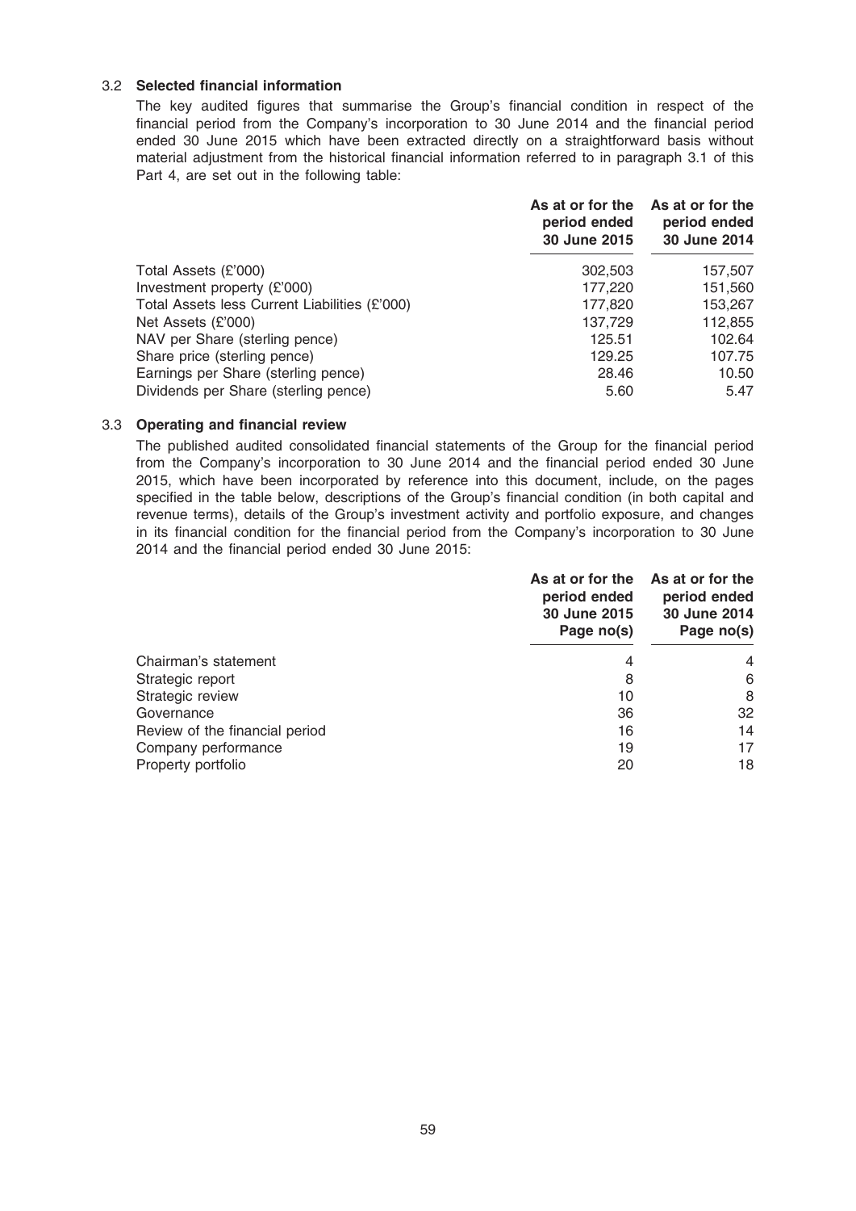### 3.2 Selected financial information

The key audited figures that summarise the Group's financial condition in respect of the financial period from the Company's incorporation to 30 June 2014 and the financial period ended 30 June 2015 which have been extracted directly on a straightforward basis without material adjustment from the historical financial information referred to in paragraph 3.1 of this Part 4, are set out in the following table:

| | As at or for the period ended 30 June 2015 | As at or for the period ended 30 June 2014 |
|---|---|---|
| Total Assets (£'000) | 302,503 | 157,507 |
| Investment property (£'000) | 177,220 | 151,560 |
| Total Assets less Current Liabilities (£'000) | 177,820 | 153,267 |
| Net Assets (£'000) | 137,729 | 112,855 |
| NAV per Share (sterling pence) | 125.51 | 102.64 |
| Share price (sterling pence) | 129.25 | 107.75 |
| Earnings per Share (sterling pence) | 28.46 | 10.50 |
| Dividends per Share (sterling pence) | 5.60 | 5.47 |

### 3.3 Operating and financial review

The published audited consolidated financial statements of the Group for the financial period from the Company's incorporation to 30 June 2014 and the financial period ended 30 June 2015, which have been incorporated by reference into this document, include, on the pages specified in the table below, descriptions of the Group's financial condition (in both capital and revenue terms), details of the Group's investment activity and portfolio exposure, and changes in its financial condition for the financial period from the Company's incorporation to 30 June 2014 and the financial period ended 30 June 2015:

| | As at or for the period ended 30 June 2015 Page no(s) | As at or for the period ended 30 June 2014 Page no(s) |
|---|---|---|
| Chairman's statement | 4 | 4 |
| Strategic report | 8 | 6 |
| Strategic review | 10 | 8 |
| Governance | 36 | 32 |
| Review of the financial period | 16 | 14 |
| Company performance | 19 | 17 |
| Property portfolio | 20 | 18 |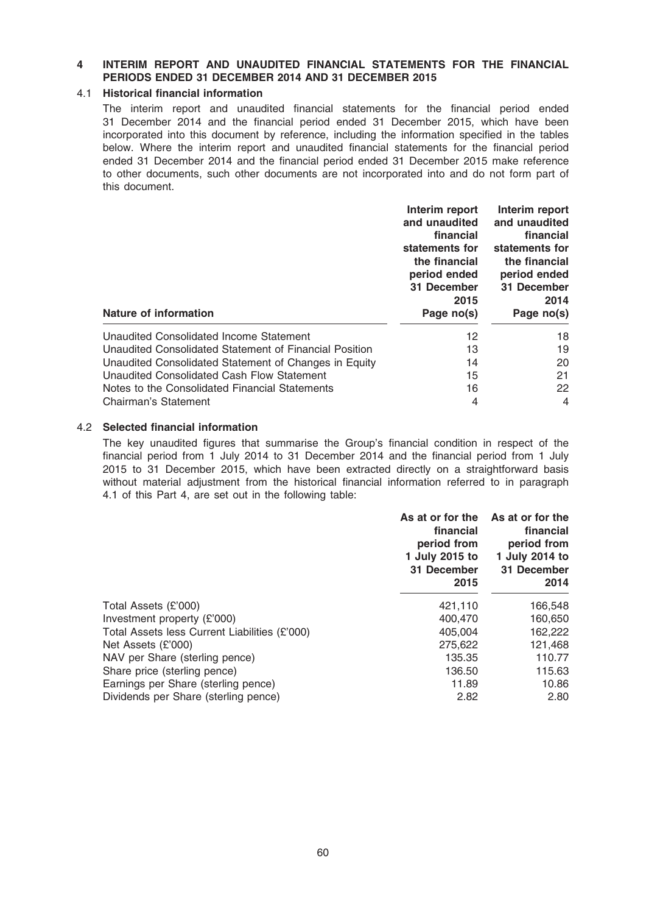## 4 INTERIM REPORT AND UNAUDITED FINANCIAL STATEMENTS FOR THE FINANCIAL PERIODS ENDED 31 DECEMBER 2014 AND 31 DECEMBER 2015

### 4.1 Historical financial information

The interim report and unaudited financial statements for the financial period ended 31 December 2014 and the financial period ended 31 December 2015, which have been incorporated into this document by reference, including the information specified in the tables below. Where the interim report and unaudited financial statements for the financial period ended 31 December 2014 and the financial period ended 31 December 2015 make reference to other documents, such other documents are not incorporated into and do not form part of this document.

| Nature of information | Interim report and unaudited financial statements for the financial period ended 31 December 2015 Page no(s) | Interim report and unaudited financial statements for the financial period ended 31 December 2014 Page no(s) |
|---|---|---|
| Unaudited Consolidated Income Statement | 12 | 18 |
| Unaudited Consolidated Statement of Financial Position | 13 | 19 |
| Unaudited Consolidated Statement of Changes in Equity | 14 | 20 |
| Unaudited Consolidated Cash Flow Statement | 15 | 21 |
| Notes to the Consolidated Financial Statements | 16 | 22 |
| Chairman's Statement | 4 | 4 |

### 4.2 Selected financial information

The key unaudited figures that summarise the Group's financial condition in respect of the financial period from 1 July 2014 to 31 December 2014 and the financial period from 1 July 2015 to 31 December 2015, which have been extracted directly on a straightforward basis without material adjustment from the historical financial information referred to in paragraph 4.1 of this Part 4, are set out in the following table:

| | As at or for the financial period from 1 July 2015 to 31 December 2015 | As at or for the financial period from 1 July 2014 to 31 December 2014 |
|---|---|---|
| Total Assets (£'000) | 421,110 | 166,548 |
| Investment property (£'000) | 400,470 | 160,650 |
| Total Assets less Current Liabilities (£'000) | 405,004 | 162,222 |
| Net Assets (£'000) | 275,622 | 121,468 |
| NAV per Share (sterling pence) | 135.35 | 110.77 |
| Share price (sterling pence) | 136.50 | 115.63 |
| Earnings per Share (sterling pence) | 11.89 | 10.86 |
| Dividends per Share (sterling pence) | 2.82 | 2.80 |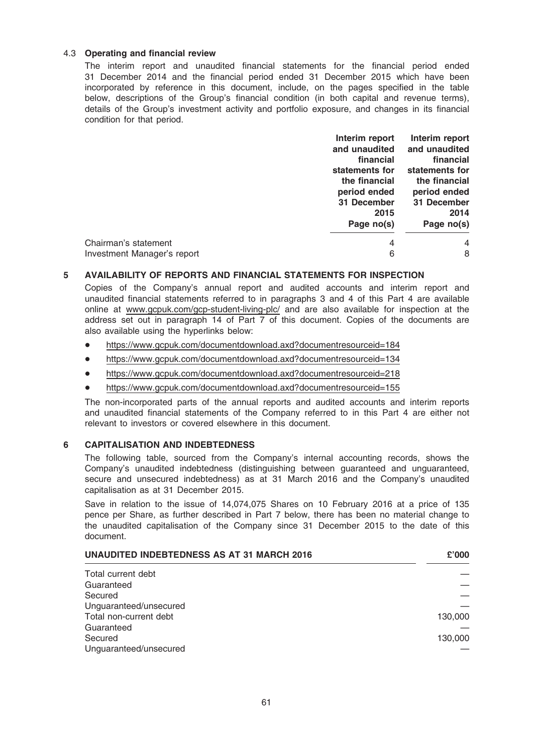### 4.3 Operating and financial review

The interim report and unaudited financial statements for the financial period ended 31 December 2014 and the financial period ended 31 December 2015 which have been incorporated by reference in this document, include, on the pages specified in the table below, descriptions of the Group's financial condition (in both capital and revenue terms), details of the Group's investment activity and portfolio exposure, and changes in its financial condition for that period.

| | Interim report and unaudited financial statements for the financial period ended 31 December 2015 Page no(s) | Interim report and unaudited financial statements for the financial period ended 31 December 2014 Page no(s) |
|---|---|---|
| Chairman's statement | 4 | 4 |
| Investment Manager's report | 6 | 8 |

## 5 AVAILABILITY OF REPORTS AND FINANCIAL STATEMENTS FOR INSPECTION

Copies of the Company's annual report and audited accounts and interim report and unaudited financial statements referred to in paragraphs 3 and 4 of this Part 4 are available online at www.gcpuk.com/gcp-student-living-plc/ and are also available for inspection at the address set out in paragraph 14 of Part 7 of this document. Copies of the documents are also available using the hyperlinks below:

- https://www.gcpuk.com/documentdownload.axd?documentresourceid=184
- https://www.gcpuk.com/documentdownload.axd?documentresourceid=134
- https://www.gcpuk.com/documentdownload.axd?documentresourceid=218
- https://www.gcpuk.com/documentdownload.axd?documentresourceid=155

The non-incorporated parts of the annual reports and audited accounts and interim reports and unaudited financial statements of the Company referred to in this Part 4 are either not relevant to investors or covered elsewhere in this document.

## 6 CAPITALISATION AND INDEBTEDNESS

The following table, sourced from the Company's internal accounting records, shows the Company's unaudited indebtedness (distinguishing between guaranteed and unguaranteed, secure and unsecured indebtedness) as at 31 March 2016 and the Company's unaudited capitalisation as at 31 December 2015.

Save in relation to the issue of 14,074,075 Shares on 10 February 2016 at a price of 135 pence per Share, as further described in Part 7 below, there has been no material change to the unaudited capitalisation of the Company since 31 December 2015 to the date of this document.

| UNAUDITED INDEBTEDNESS AS AT 31 MARCH 2016 | £'000 |
|---|---|
| Total current debt | — |
| Guaranteed | — |
| Secured | — |
| Unguaranteed/unsecured | — |
| Total non-current debt | 130,000 |
| Guaranteed | — |
| Secured | 130,000 |
| Unguaranteed/unsecured | — |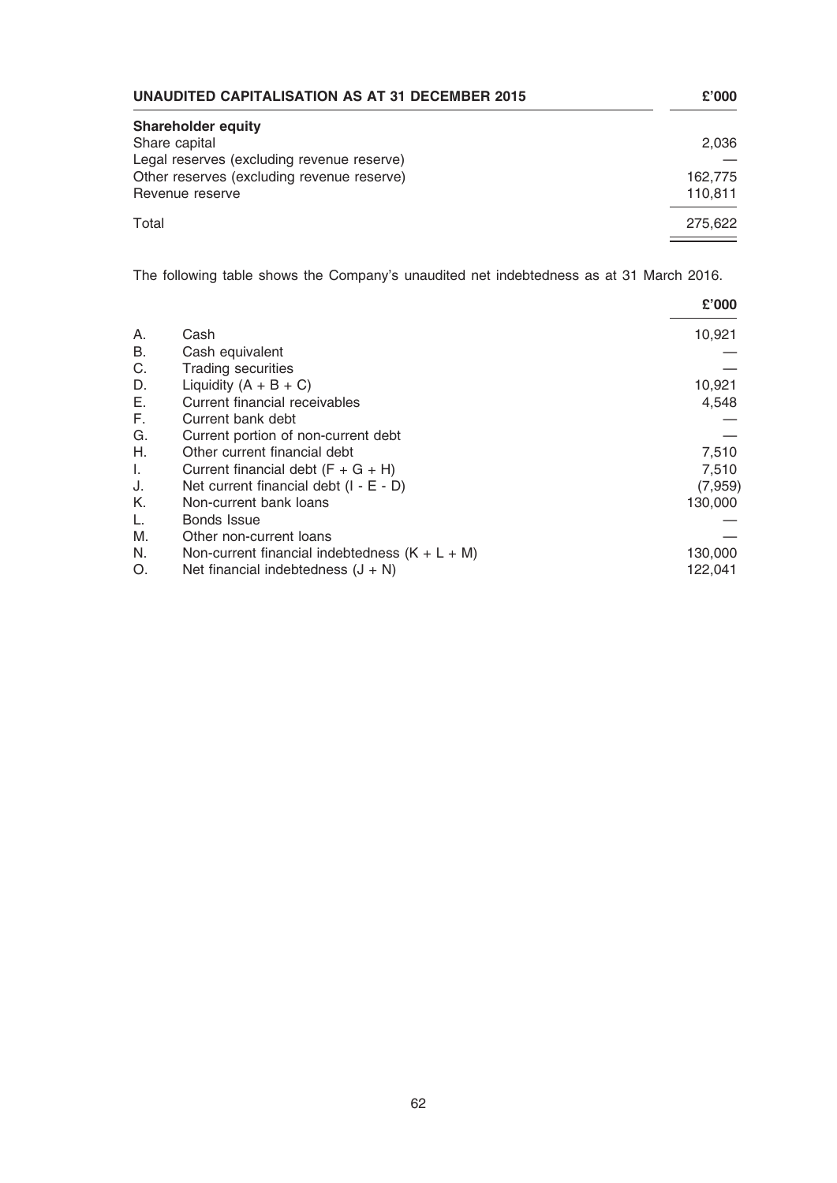| UNAUDITED CAPITALISATION AS AT 31 DECEMBER 2015 | £'000 |
|---|---|
| **Shareholder equity** | |
| Share capital | 2,036 |
| Legal reserves (excluding revenue reserve) | — |
| Other reserves (excluding revenue reserve) | 162,775 |
| Revenue reserve | 110,811 |
| Total | 275,622 |

The following table shows the Company's unaudited net indebtedness as at 31 March 2016.

| | | £'000 |
|---|---|---|
| A. | Cash | 10,921 |
| B. | Cash equivalent | — |
| C. | Trading securities | — |
| D. | Liquidity (A + B + C) | 10,921 |
| E. | Current financial receivables | 4,548 |
| F. | Current bank debt | — |
| G. | Current portion of non-current debt | — |
| H. | Other current financial debt | 7,510 |
| I. | Current financial debt (F + G + H) | 7,510 |
| J. | Net current financial debt (I - E - D) | (7,959) |
| K. | Non-current bank loans | 130,000 |
| L. | Bonds Issue | — |
| M. | Other non-current loans | — |
| N. | Non-current financial indebtedness (K + L + M) | 130,000 |
| O. | Net financial indebtedness (J + N) | 122,041 |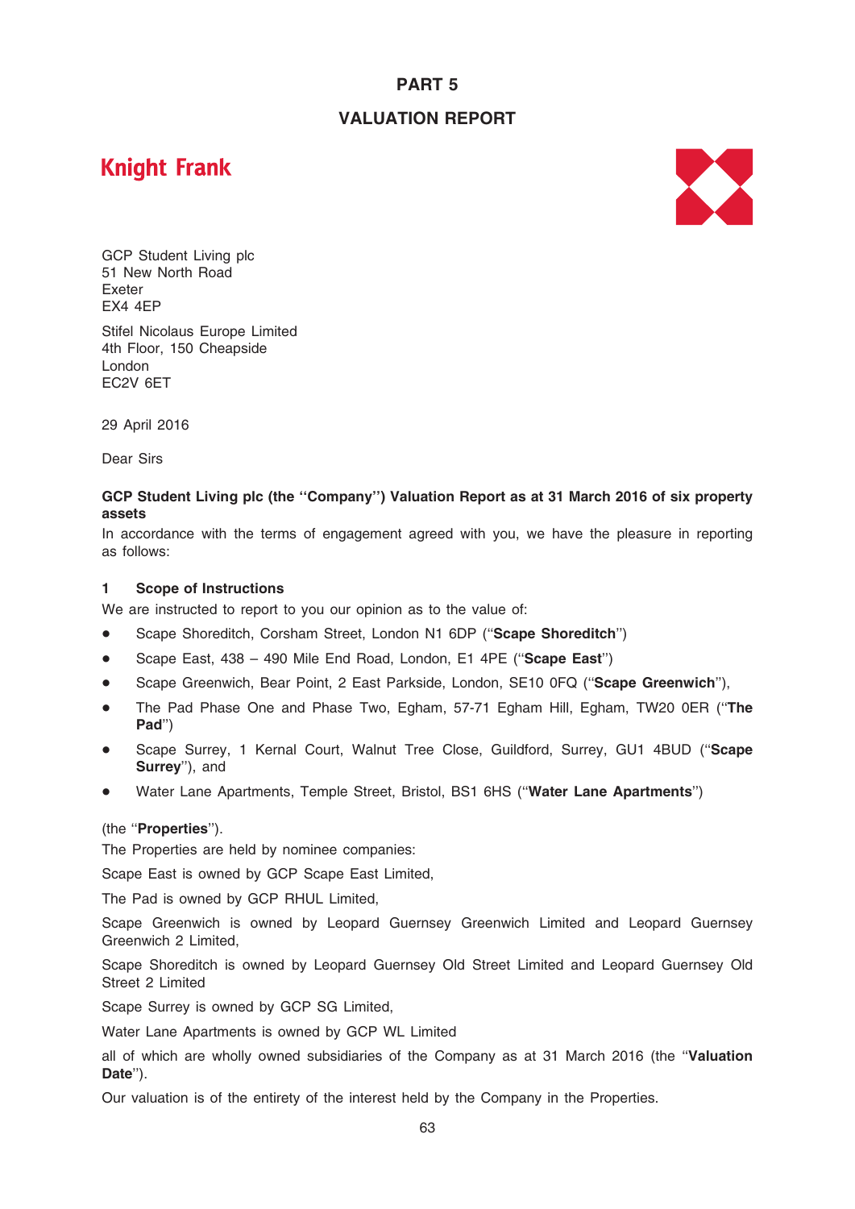# PART 5

## VALUATION REPORT

**Knight Frank**

GCP Student Living plc
51 New North Road
Exeter
EX4 4EP

Stifel Nicolaus Europe Limited
4th Floor, 150 Cheapside
London
EC2V 6ET

29 April 2016

Dear Sirs

**GCP Student Living plc (the "Company") Valuation Report as at 31 March 2016 of six property assets**

In accordance with the terms of engagement agreed with you, we have the pleasure in reporting as follows:

### 1 Scope of Instructions

We are instructed to report to you our opinion as to the value of:

- Scape Shoreditch, Corsham Street, London N1 6DP ("**Scape Shoreditch**")
- Scape East, 438 – 490 Mile End Road, London, E1 4PE ("**Scape East**")
- Scape Greenwich, Bear Point, 2 East Parkside, London, SE10 0FQ ("**Scape Greenwich**"),
- The Pad Phase One and Phase Two, Egham, 57-71 Egham Hill, Egham, TW20 0ER ("**The Pad**")
- Scape Surrey, 1 Kernal Court, Walnut Tree Close, Guildford, Surrey, GU1 4BUD ("**Scape Surrey**"), and
- Water Lane Apartments, Temple Street, Bristol, BS1 6HS ("**Water Lane Apartments**")

(the "**Properties**").

The Properties are held by nominee companies:

Scape East is owned by GCP Scape East Limited,

The Pad is owned by GCP RHUL Limited,

Scape Greenwich is owned by Leopard Guernsey Greenwich Limited and Leopard Guernsey Greenwich 2 Limited,

Scape Shoreditch is owned by Leopard Guernsey Old Street Limited and Leopard Guernsey Old Street 2 Limited

Scape Surrey is owned by GCP SG Limited,

Water Lane Apartments is owned by GCP WL Limited

all of which are wholly owned subsidiaries of the Company as at 31 March 2016 (the "**Valuation Date**").

Our valuation is of the entirety of the interest held by the Company in the Properties.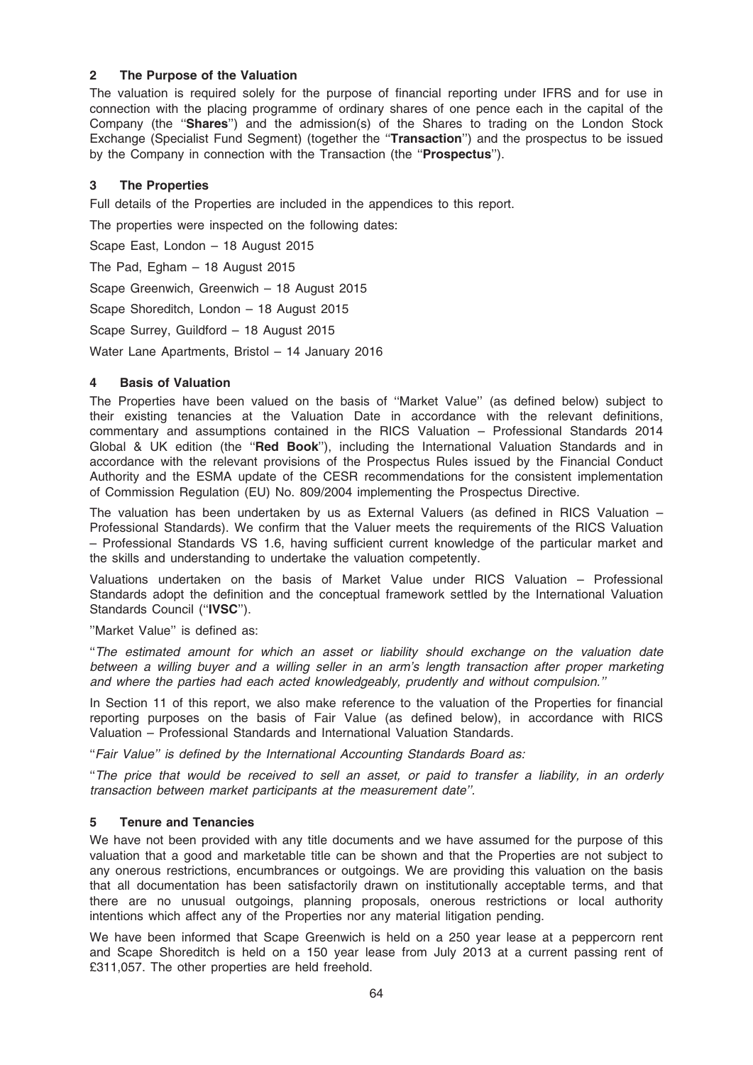## 2 The Purpose of the Valuation

The valuation is required solely for the purpose of financial reporting under IFRS and for use in connection with the placing programme of ordinary shares of one pence each in the capital of the Company (the ''**Shares**'') and the admission(s) of the Shares to trading on the London Stock Exchange (Specialist Fund Segment) (together the ''**Transaction**'') and the prospectus to be issued by the Company in connection with the Transaction (the ''**Prospectus**'').

## 3 The Properties

Full details of the Properties are included in the appendices to this report.

The properties were inspected on the following dates:

Scape East, London – 18 August 2015

The Pad, Egham – 18 August 2015

Scape Greenwich, Greenwich – 18 August 2015

Scape Shoreditch, London – 18 August 2015

Scape Surrey, Guildford – 18 August 2015

Water Lane Apartments, Bristol – 14 January 2016

## 4 Basis of Valuation

The Properties have been valued on the basis of ''Market Value'' (as defined below) subject to their existing tenancies at the Valuation Date in accordance with the relevant definitions, commentary and assumptions contained in the RICS Valuation – Professional Standards 2014 Global & UK edition (the ''**Red Book**''), including the International Valuation Standards and in accordance with the relevant provisions of the Prospectus Rules issued by the Financial Conduct Authority and the ESMA update of the CESR recommendations for the consistent implementation of Commission Regulation (EU) No. 809/2004 implementing the Prospectus Directive.

The valuation has been undertaken by us as External Valuers (as defined in RICS Valuation – Professional Standards). We confirm that the Valuer meets the requirements of the RICS Valuation – Professional Standards VS 1.6, having sufficient current knowledge of the particular market and the skills and understanding to undertake the valuation competently.

Valuations undertaken on the basis of Market Value under RICS Valuation – Professional Standards adopt the definition and the conceptual framework settled by the International Valuation Standards Council (''**IVSC**'').

''Market Value'' is defined as:

''*The estimated amount for which an asset or liability should exchange on the valuation date between a willing buyer and a willing seller in an arm's length transaction after proper marketing and where the parties had each acted knowledgeably, prudently and without compulsion.*''

In Section 11 of this report, we also make reference to the valuation of the Properties for financial reporting purposes on the basis of Fair Value (as defined below), in accordance with RICS Valuation – Professional Standards and International Valuation Standards.

''*Fair Value'' is defined by the International Accounting Standards Board as:*

''*The price that would be received to sell an asset, or paid to transfer a liability, in an orderly transaction between market participants at the measurement date''*.

## 5 Tenure and Tenancies

We have not been provided with any title documents and we have assumed for the purpose of this valuation that a good and marketable title can be shown and that the Properties are not subject to any onerous restrictions, encumbrances or outgoings. We are providing this valuation on the basis that all documentation has been satisfactorily drawn on institutionally acceptable terms, and that there are no unusual outgoings, planning proposals, onerous restrictions or local authority intentions which affect any of the Properties nor any material litigation pending.

We have been informed that Scape Greenwich is held on a 250 year lease at a peppercorn rent and Scape Shoreditch is held on a 150 year lease from July 2013 at a current passing rent of £311,057. The other properties are held freehold.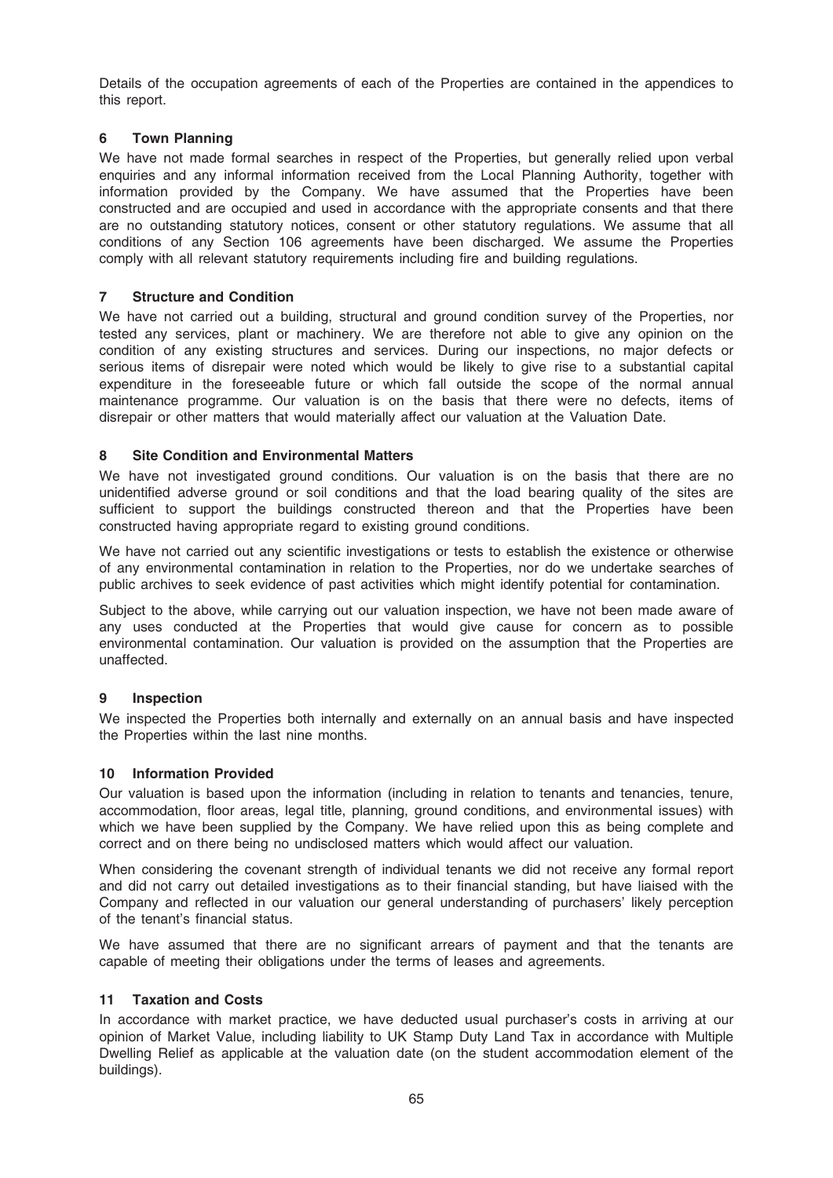Details of the occupation agreements of each of the Properties are contained in the appendices to this report.

## 6 Town Planning

We have not made formal searches in respect of the Properties, but generally relied upon verbal enquiries and any informal information received from the Local Planning Authority, together with information provided by the Company. We have assumed that the Properties have been constructed and are occupied and used in accordance with the appropriate consents and that there are no outstanding statutory notices, consent or other statutory regulations. We assume that all conditions of any Section 106 agreements have been discharged. We assume the Properties comply with all relevant statutory requirements including fire and building regulations.

## 7 Structure and Condition

We have not carried out a building, structural and ground condition survey of the Properties, nor tested any services, plant or machinery. We are therefore not able to give any opinion on the condition of any existing structures and services. During our inspections, no major defects or serious items of disrepair were noted which would be likely to give rise to a substantial capital expenditure in the foreseeable future or which fall outside the scope of the normal annual maintenance programme. Our valuation is on the basis that there were no defects, items of disrepair or other matters that would materially affect our valuation at the Valuation Date.

## 8 Site Condition and Environmental Matters

We have not investigated ground conditions. Our valuation is on the basis that there are no unidentified adverse ground or soil conditions and that the load bearing quality of the sites are sufficient to support the buildings constructed thereon and that the Properties have been constructed having appropriate regard to existing ground conditions.

We have not carried out any scientific investigations or tests to establish the existence or otherwise of any environmental contamination in relation to the Properties, nor do we undertake searches of public archives to seek evidence of past activities which might identify potential for contamination.

Subject to the above, while carrying out our valuation inspection, we have not been made aware of any uses conducted at the Properties that would give cause for concern as to possible environmental contamination. Our valuation is provided on the assumption that the Properties are unaffected.

## 9 Inspection

We inspected the Properties both internally and externally on an annual basis and have inspected the Properties within the last nine months.

## 10 Information Provided

Our valuation is based upon the information (including in relation to tenants and tenancies, tenure, accommodation, floor areas, legal title, planning, ground conditions, and environmental issues) with which we have been supplied by the Company. We have relied upon this as being complete and correct and on there being no undisclosed matters which would affect our valuation.

When considering the covenant strength of individual tenants we did not receive any formal report and did not carry out detailed investigations as to their financial standing, but have liaised with the Company and reflected in our valuation our general understanding of purchasers' likely perception of the tenant's financial status.

We have assumed that there are no significant arrears of payment and that the tenants are capable of meeting their obligations under the terms of leases and agreements.

## 11 Taxation and Costs

In accordance with market practice, we have deducted usual purchaser's costs in arriving at our opinion of Market Value, including liability to UK Stamp Duty Land Tax in accordance with Multiple Dwelling Relief as applicable at the valuation date (on the student accommodation element of the buildings).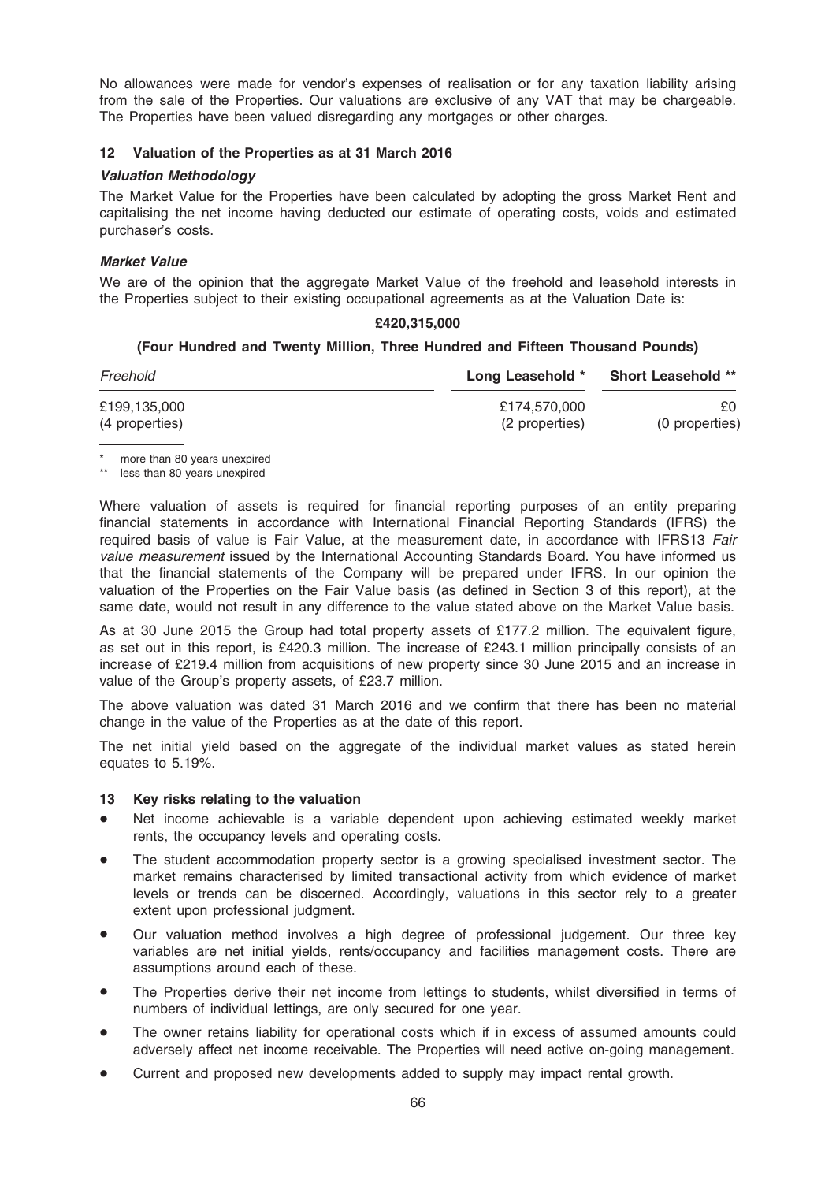No allowances were made for vendor's expenses of realisation or for any taxation liability arising from the sale of the Properties. Our valuations are exclusive of any VAT that may be chargeable. The Properties have been valued disregarding any mortgages or other charges.

## 12 Valuation of the Properties as at 31 March 2016

### *Valuation Methodology*

The Market Value for the Properties have been calculated by adopting the gross Market Rent and capitalising the net income having deducted our estimate of operating costs, voids and estimated purchaser's costs.

### *Market Value*

We are of the opinion that the aggregate Market Value of the freehold and leasehold interests in the Properties subject to their existing occupational agreements as at the Valuation Date is:

**£420,315,000**

**(Four Hundred and Twenty Million, Three Hundred and Fifteen Thousand Pounds)**

| *Freehold* | **Long Leasehold \*** | **Short Leasehold \*\*** |
|---|---|---|
| £199,135,000 | £174,570,000 | £0 |
| (4 properties) | (2 properties) | (0 properties) |

\* more than 80 years unexpired

\*\* less than 80 years unexpired

Where valuation of assets is required for financial reporting purposes of an entity preparing financial statements in accordance with International Financial Reporting Standards (IFRS) the required basis of value is Fair Value, at the measurement date, in accordance with IFRS13 *Fair value measurement* issued by the International Accounting Standards Board. You have informed us that the financial statements of the Company will be prepared under IFRS. In our opinion the valuation of the Properties on the Fair Value basis (as defined in Section 3 of this report), at the same date, would not result in any difference to the value stated above on the Market Value basis.

As at 30 June 2015 the Group had total property assets of £177.2 million. The equivalent figure, as set out in this report, is £420.3 million. The increase of £243.1 million principally consists of an increase of £219.4 million from acquisitions of new property since 30 June 2015 and an increase in value of the Group's property assets, of £23.7 million.

The above valuation was dated 31 March 2016 and we confirm that there has been no material change in the value of the Properties as at the date of this report.

The net initial yield based on the aggregate of the individual market values as stated herein equates to 5.19%.

## 13 Key risks relating to the valuation

- Net income achievable is a variable dependent upon achieving estimated weekly market rents, the occupancy levels and operating costs.
- The student accommodation property sector is a growing specialised investment sector. The market remains characterised by limited transactional activity from which evidence of market levels or trends can be discerned. Accordingly, valuations in this sector rely to a greater extent upon professional judgment.
- Our valuation method involves a high degree of professional judgement. Our three key variables are net initial yields, rents/occupancy and facilities management costs. There are assumptions around each of these.
- The Properties derive their net income from lettings to students, whilst diversified in terms of numbers of individual lettings, are only secured for one year.
- The owner retains liability for operational costs which if in excess of assumed amounts could adversely affect net income receivable. The Properties will need active on-going management.
- Current and proposed new developments added to supply may impact rental growth.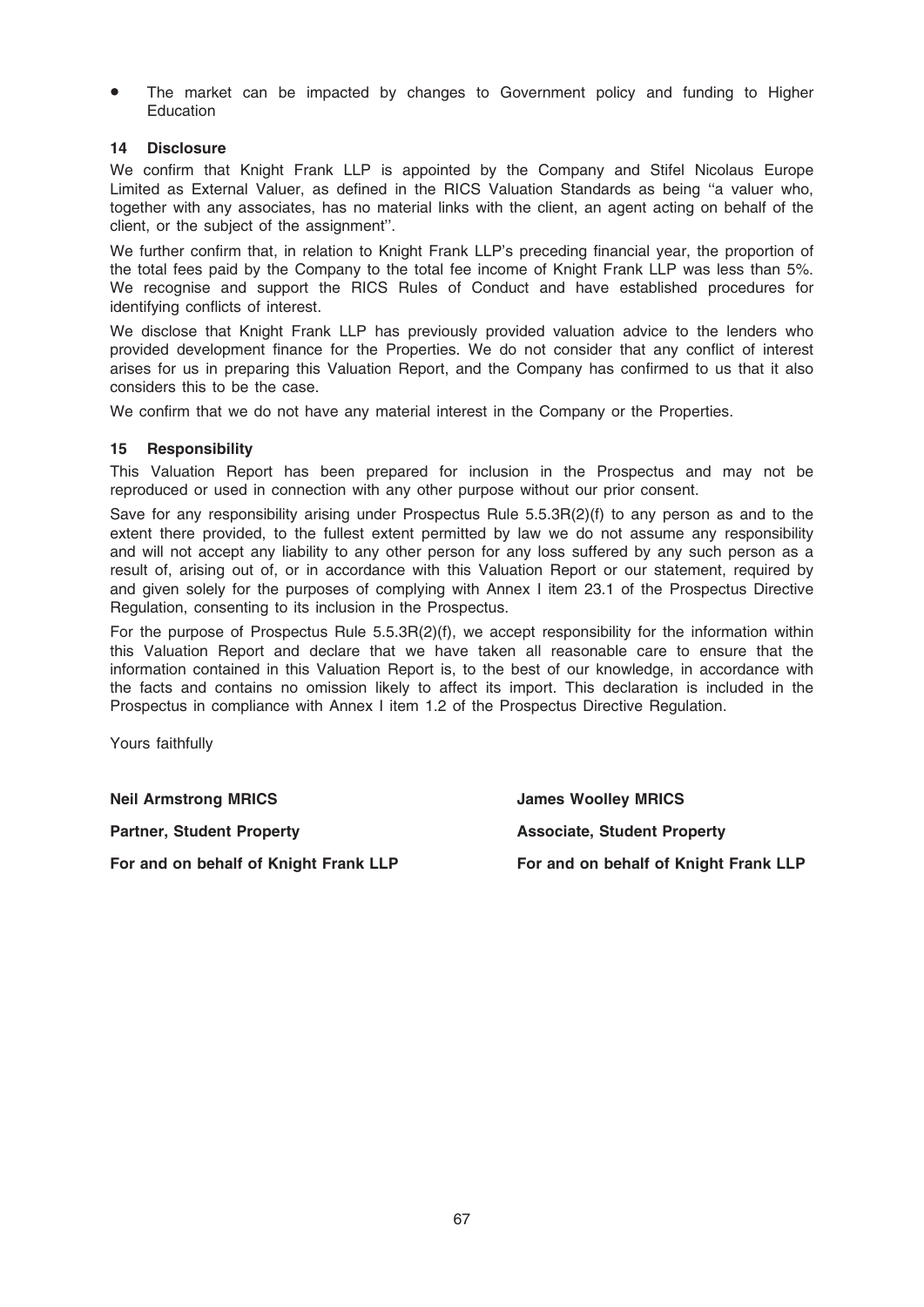- The market can be impacted by changes to Government policy and funding to Higher Education

## 14 Disclosure

We confirm that Knight Frank LLP is appointed by the Company and Stifel Nicolaus Europe Limited as External Valuer, as defined in the RICS Valuation Standards as being ''a valuer who, together with any associates, has no material links with the client, an agent acting on behalf of the client, or the subject of the assignment''.

We further confirm that, in relation to Knight Frank LLP's preceding financial year, the proportion of the total fees paid by the Company to the total fee income of Knight Frank LLP was less than 5%. We recognise and support the RICS Rules of Conduct and have established procedures for identifying conflicts of interest.

We disclose that Knight Frank LLP has previously provided valuation advice to the lenders who provided development finance for the Properties. We do not consider that any conflict of interest arises for us in preparing this Valuation Report, and the Company has confirmed to us that it also considers this to be the case.

We confirm that we do not have any material interest in the Company or the Properties.

## 15 Responsibility

This Valuation Report has been prepared for inclusion in the Prospectus and may not be reproduced or used in connection with any other purpose without our prior consent.

Save for any responsibility arising under Prospectus Rule 5.5.3R(2)(f) to any person as and to the extent there provided, to the fullest extent permitted by law we do not assume any responsibility and will not accept any liability to any other person for any loss suffered by any such person as a result of, arising out of, or in accordance with this Valuation Report or our statement, required by and given solely for the purposes of complying with Annex I item 23.1 of the Prospectus Directive Regulation, consenting to its inclusion in the Prospectus.

For the purpose of Prospectus Rule 5.5.3R(2)(f), we accept responsibility for the information within this Valuation Report and declare that we have taken all reasonable care to ensure that the information contained in this Valuation Report is, to the best of our knowledge, in accordance with the facts and contains no omission likely to affect its import. This declaration is included in the Prospectus in compliance with Annex I item 1.2 of the Prospectus Directive Regulation.

Yours faithfully

**Neil Armstrong MRICS**
**Partner, Student Property**
**For and on behalf of Knight Frank LLP**

**James Woolley MRICS**
**Associate, Student Property**
**For and on behalf of Knight Frank LLP**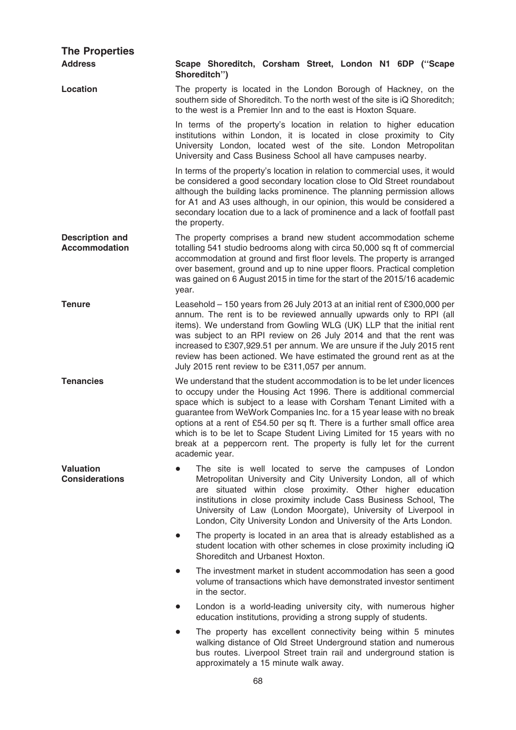## The Properties

**Address**

**Scape Shoreditch, Corsham Street, London N1 6DP ("Scape Shoreditch")**

**Location**

The property is located in the London Borough of Hackney, on the southern side of Shoreditch. To the north west of the site is iQ Shoreditch; to the west is a Premier Inn and to the east is Hoxton Square.

In terms of the property's location in relation to higher education institutions within London, it is located in close proximity to City University London, located west of the site. London Metropolitan University and Cass Business School all have campuses nearby.

In terms of the property's location in relation to commercial uses, it would be considered a good secondary location close to Old Street roundabout although the building lacks prominence. The planning permission allows for A1 and A3 uses although, in our opinion, this would be considered a secondary location due to a lack of prominence and a lack of footfall past the property.

**Description and Accommodation**

The property comprises a brand new student accommodation scheme totalling 541 studio bedrooms along with circa 50,000 sq ft of commercial accommodation at ground and first floor levels. The property is arranged over basement, ground and up to nine upper floors. Practical completion was gained on 6 August 2015 in time for the start of the 2015/16 academic year.

**Tenure**

Leasehold – 150 years from 26 July 2013 at an initial rent of £300,000 per annum. The rent is to be reviewed annually upwards only to RPI (all items). We understand from Gowling WLG (UK) LLP that the initial rent was subject to an RPI review on 26 July 2014 and that the rent was increased to £307,929.51 per annum. We are unsure if the July 2015 rent review has been actioned. We have estimated the ground rent as at the July 2015 rent review to be £311,057 per annum.

**Tenancies**

We understand that the student accommodation is to be let under licences to occupy under the Housing Act 1996. There is additional commercial space which is subject to a lease with Corsham Tenant Limited with a guarantee from WeWork Companies Inc. for a 15 year lease with no break options at a rent of £54.50 per sq ft. There is a further small office area which is to be let to Scape Student Living Limited for 15 years with no break at a peppercorn rent. The property is fully let for the current academic year.

**Valuation Considerations**

- The site is well located to serve the campuses of London Metropolitan University and City University London, all of which are situated within close proximity. Other higher education institutions in close proximity include Cass Business School, The University of Law (London Moorgate), University of Liverpool in London, City University London and University of the Arts London.
- The property is located in an area that is already established as a student location with other schemes in close proximity including iQ Shoreditch and Urbanest Hoxton.
- The investment market in student accommodation has seen a good volume of transactions which have demonstrated investor sentiment in the sector.
- London is a world-leading university city, with numerous higher education institutions, providing a strong supply of students.
- The property has excellent connectivity being within 5 minutes walking distance of Old Street Underground station and numerous bus routes. Liverpool Street train rail and underground station is approximately a 15 minute walk away.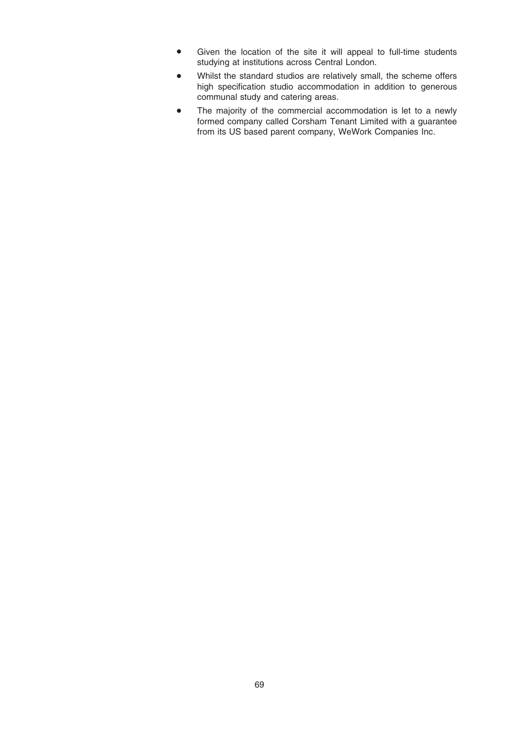- Given the location of the site it will appeal to full-time students studying at institutions across Central London.
- Whilst the standard studios are relatively small, the scheme offers high specification studio accommodation in addition to generous communal study and catering areas.
- The majority of the commercial accommodation is let to a newly formed company called Corsham Tenant Limited with a guarantee from its US based parent company, WeWork Companies Inc.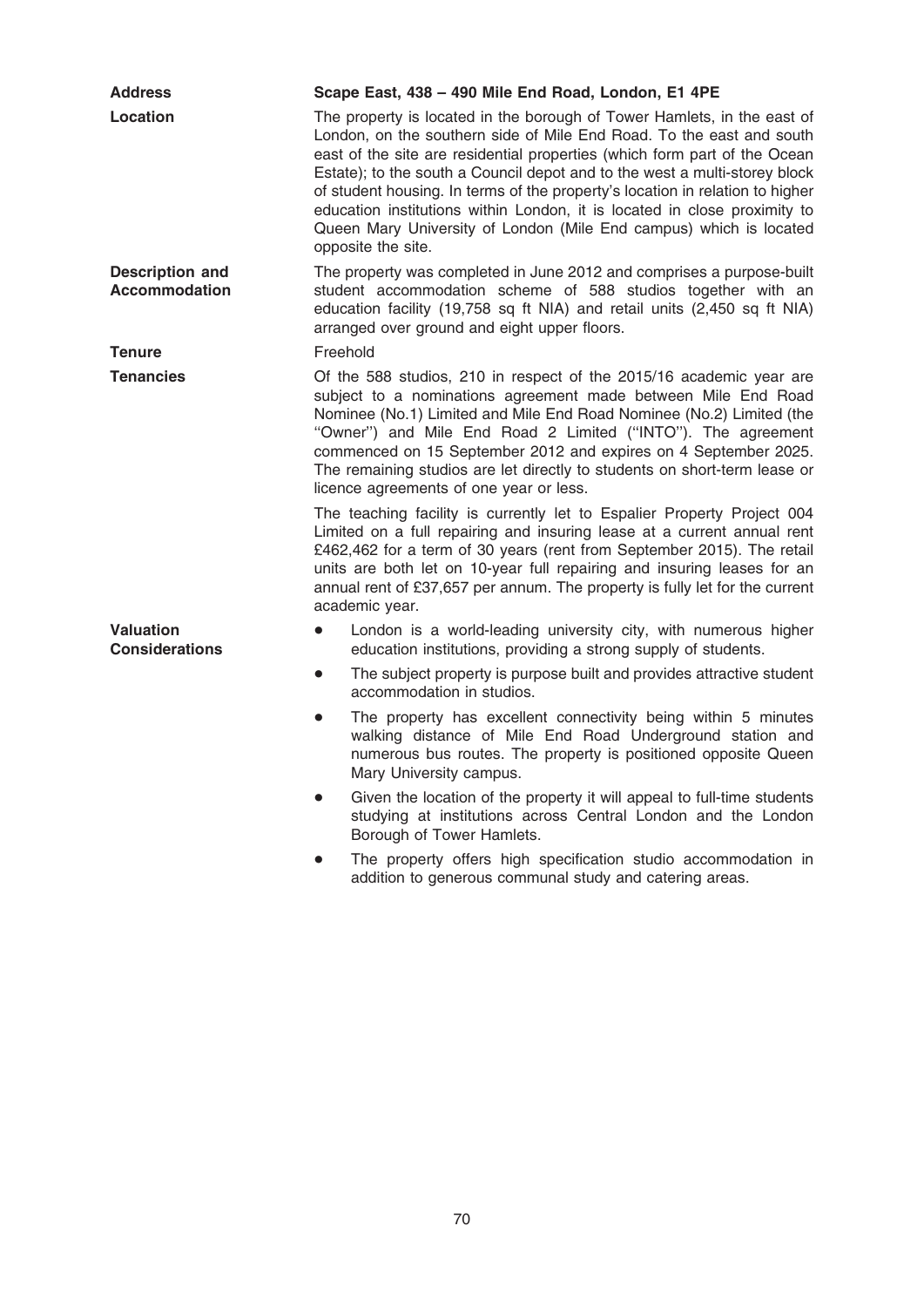| | |
|---|---|
| **Address** | **Scape East, 438 – 490 Mile End Road, London, E1 4PE** |
| **Location** | The property is located in the borough of Tower Hamlets, in the east of London, on the southern side of Mile End Road. To the east and south east of the site are residential properties (which form part of the Ocean Estate); to the south a Council depot and to the west a multi-storey block of student housing. In terms of the property's location in relation to higher education institutions within London, it is located in close proximity to Queen Mary University of London (Mile End campus) which is located opposite the site. |
| **Description and Accommodation** | The property was completed in June 2012 and comprises a purpose-built student accommodation scheme of 588 studios together with an education facility (19,758 sq ft NIA) and retail units (2,450 sq ft NIA) arranged over ground and eight upper floors. |
| **Tenure** | Freehold |
| **Tenancies** | Of the 588 studios, 210 in respect of the 2015/16 academic year are subject to a nominations agreement made between Mile End Road Nominee (No.1) Limited and Mile End Road Nominee (No.2) Limited (the "Owner") and Mile End Road 2 Limited ("INTO"). The agreement commenced on 15 September 2012 and expires on 4 September 2025. The remaining studios are let directly to students on short-term lease or licence agreements of one year or less.<br><br>The teaching facility is currently let to Espalier Property Project 004 Limited on a full repairing and insuring lease at a current annual rent £462,462 for a term of 30 years (rent from September 2015). The retail units are both let on 10-year full repairing and insuring leases for an annual rent of £37,657 per annum. The property is fully let for the current academic year. |
| **Valuation Considerations** | • London is a world-leading university city, with numerous higher education institutions, providing a strong supply of students.<br>• The subject property is purpose built and provides attractive student accommodation in studios.<br>• The property has excellent connectivity being within 5 minutes walking distance of Mile End Road Underground station and numerous bus routes. The property is positioned opposite Queen Mary University campus.<br>• Given the location of the property it will appeal to full-time students studying at institutions across Central London and the London Borough of Tower Hamlets.<br>• The property offers high specification studio accommodation in addition to generous communal study and catering areas. |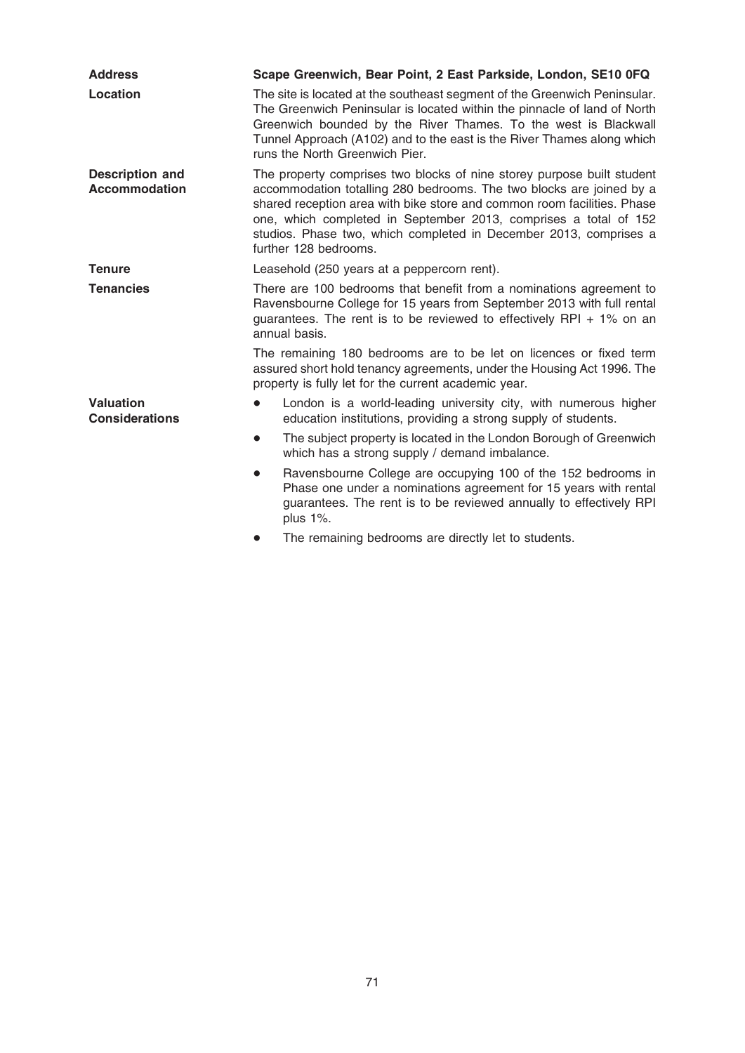| | |
|---|---|
| **Address** | **Scape Greenwich, Bear Point, 2 East Parkside, London, SE10 0FQ** |
| **Location** | The site is located at the southeast segment of the Greenwich Peninsular. The Greenwich Peninsular is located within the pinnacle of land of North Greenwich bounded by the River Thames. To the west is Blackwall Tunnel Approach (A102) and to the east is the River Thames along which runs the North Greenwich Pier. |
| **Description and Accommodation** | The property comprises two blocks of nine storey purpose built student accommodation totalling 280 bedrooms. The two blocks are joined by a shared reception area with bike store and common room facilities. Phase one, which completed in September 2013, comprises a total of 152 studios. Phase two, which completed in December 2013, comprises a further 128 bedrooms. |
| **Tenure** | Leasehold (250 years at a peppercorn rent). |
| **Tenancies** | There are 100 bedrooms that benefit from a nominations agreement to Ravensbourne College for 15 years from September 2013 with full rental guarantees. The rent is to be reviewed to effectively RPI + 1% on an annual basis.<br><br>The remaining 180 bedrooms are to be let on licences or fixed term assured short hold tenancy agreements, under the Housing Act 1996. The property is fully let for the current academic year. |
| **Valuation Considerations** | • London is a world-leading university city, with numerous higher education institutions, providing a strong supply of students.<br>• The subject property is located in the London Borough of Greenwich which has a strong supply / demand imbalance.<br>• Ravensbourne College are occupying 100 of the 152 bedrooms in Phase one under a nominations agreement for 15 years with rental guarantees. The rent is to be reviewed annually to effectively RPI plus 1%.<br>• The remaining bedrooms are directly let to students. |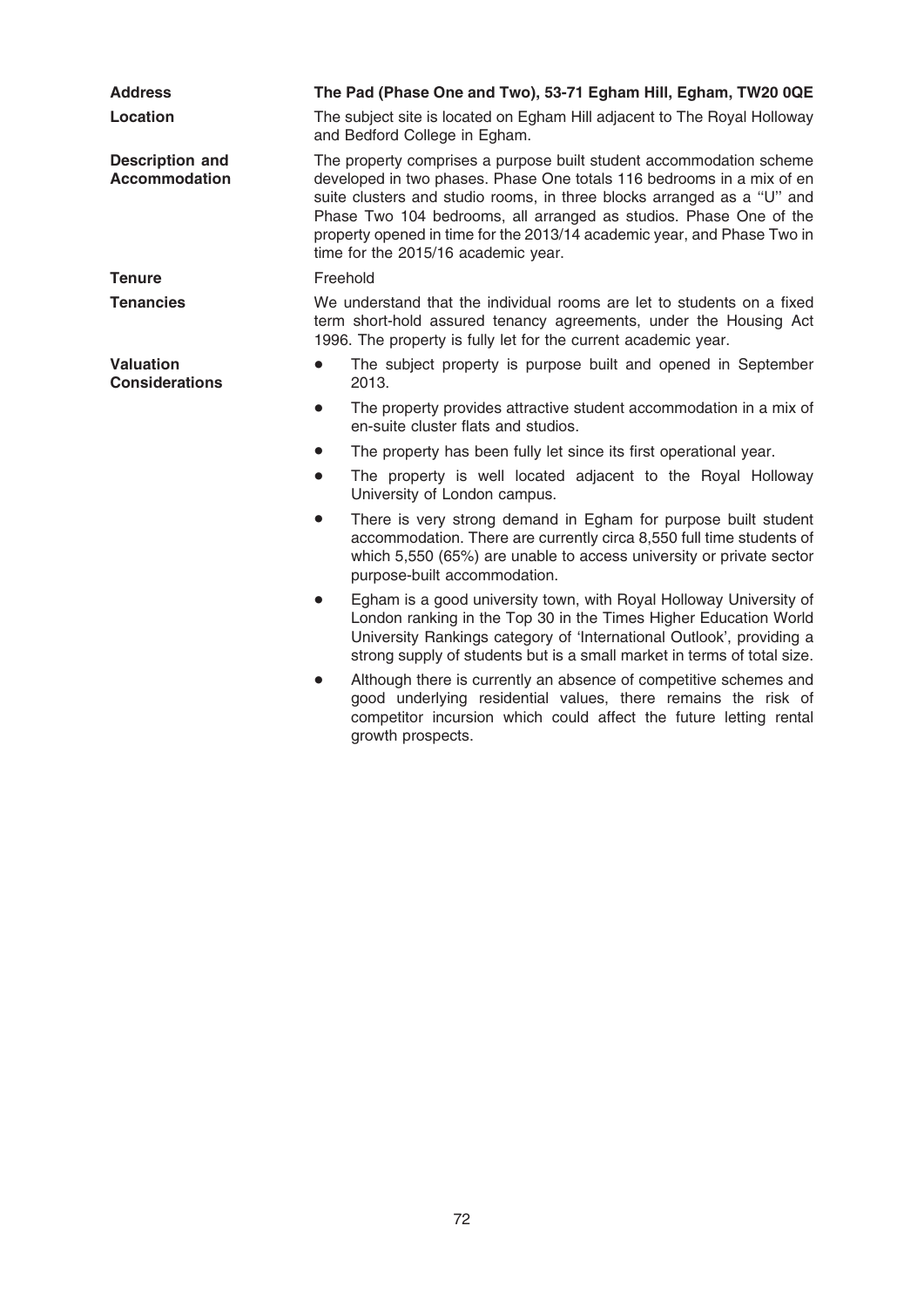| | |
|---|---|
| **Address** | **The Pad (Phase One and Two), 53-71 Egham Hill, Egham, TW20 0QE** |
| **Location** | The subject site is located on Egham Hill adjacent to The Royal Holloway and Bedford College in Egham. |
| **Description and Accommodation** | The property comprises a purpose built student accommodation scheme developed in two phases. Phase One totals 116 bedrooms in a mix of en suite clusters and studio rooms, in three blocks arranged as a ''U'' and Phase Two 104 bedrooms, all arranged as studios. Phase One of the property opened in time for the 2013/14 academic year, and Phase Two in time for the 2015/16 academic year. |
| **Tenure** | Freehold |
| **Tenancies** | We understand that the individual rooms are let to students on a fixed term short-hold assured tenancy agreements, under the Housing Act 1996. The property is fully let for the current academic year. |

**Valuation Considerations**

- The subject property is purpose built and opened in September 2013.
- The property provides attractive student accommodation in a mix of en-suite cluster flats and studios.
- The property has been fully let since its first operational year.
- The property is well located adjacent to the Royal Holloway University of London campus.
- There is very strong demand in Egham for purpose built student accommodation. There are currently circa 8,550 full time students of which 5,550 (65%) are unable to access university or private sector purpose-built accommodation.
- Egham is a good university town, with Royal Holloway University of London ranking in the Top 30 in the Times Higher Education World University Rankings category of 'International Outlook', providing a strong supply of students but is a small market in terms of total size.
- Although there is currently an absence of competitive schemes and good underlying residential values, there remains the risk of competitor incursion which could affect the future letting rental growth prospects.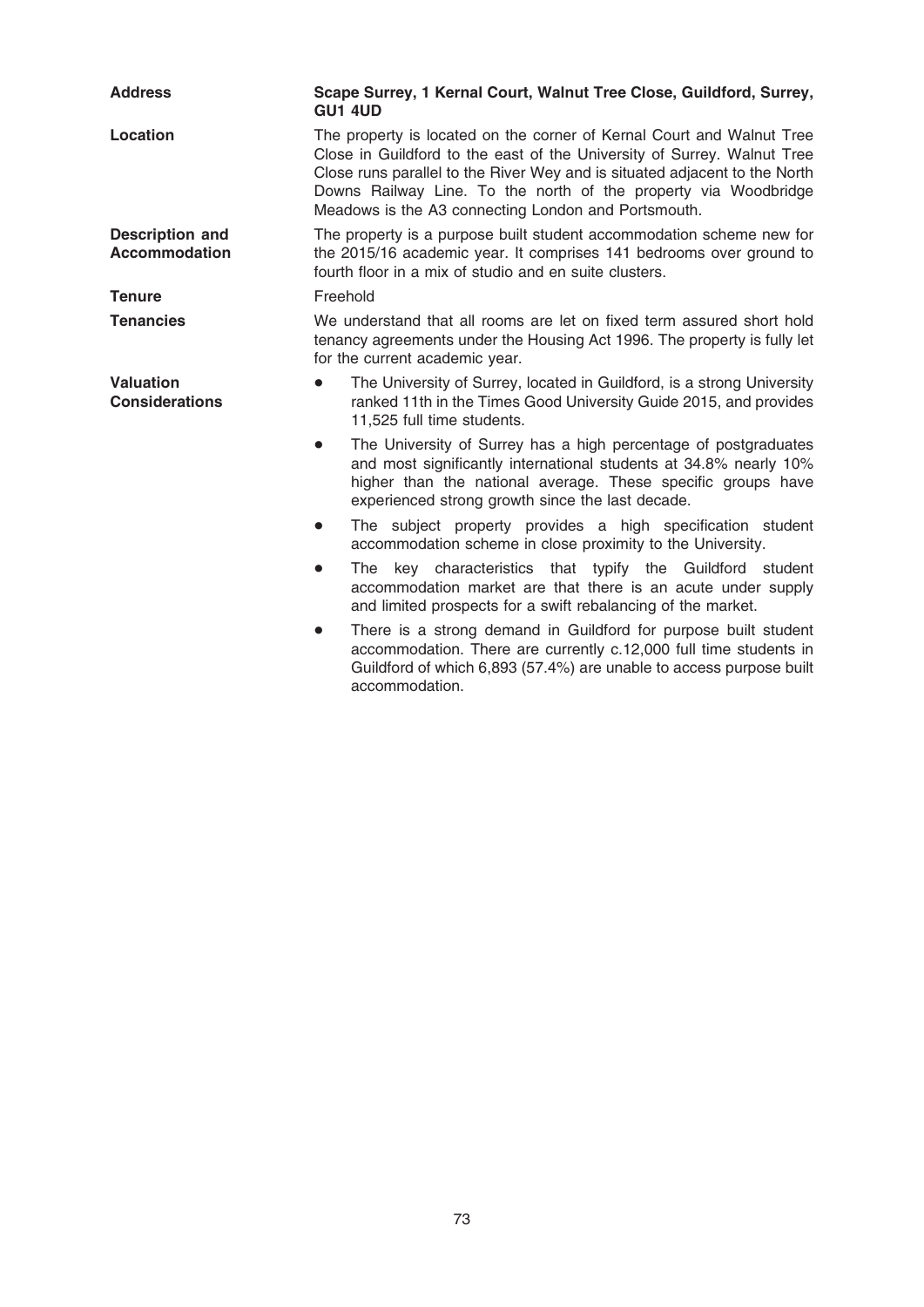| | |
|---|---|
| **Address** | **Scape Surrey, 1 Kernal Court, Walnut Tree Close, Guildford, Surrey, GU1 4UD** |
| **Location** | The property is located on the corner of Kernal Court and Walnut Tree Close in Guildford to the east of the University of Surrey. Walnut Tree Close runs parallel to the River Wey and is situated adjacent to the North Downs Railway Line. To the north of the property via Woodbridge Meadows is the A3 connecting London and Portsmouth. |
| **Description and Accommodation** | The property is a purpose built student accommodation scheme new for the 2015/16 academic year. It comprises 141 bedrooms over ground to fourth floor in a mix of studio and en suite clusters. |
| **Tenure** | Freehold |
| **Tenancies** | We understand that all rooms are let on fixed term assured short hold tenancy agreements under the Housing Act 1996. The property is fully let for the current academic year. |
| **Valuation Considerations** | • The University of Surrey, located in Guildford, is a strong University ranked 11th in the Times Good University Guide 2015, and provides 11,525 full time students.<br>• The University of Surrey has a high percentage of postgraduates and most significantly international students at 34.8% nearly 10% higher than the national average. These specific groups have experienced strong growth since the last decade.<br>• The subject property provides a high specification student accommodation scheme in close proximity to the University.<br>• The key characteristics that typify the Guildford student accommodation market are that there is an acute under supply and limited prospects for a swift rebalancing of the market.<br>• There is a strong demand in Guildford for purpose built student accommodation. There are currently c.12,000 full time students in Guildford of which 6,893 (57.4%) are unable to access purpose built accommodation. |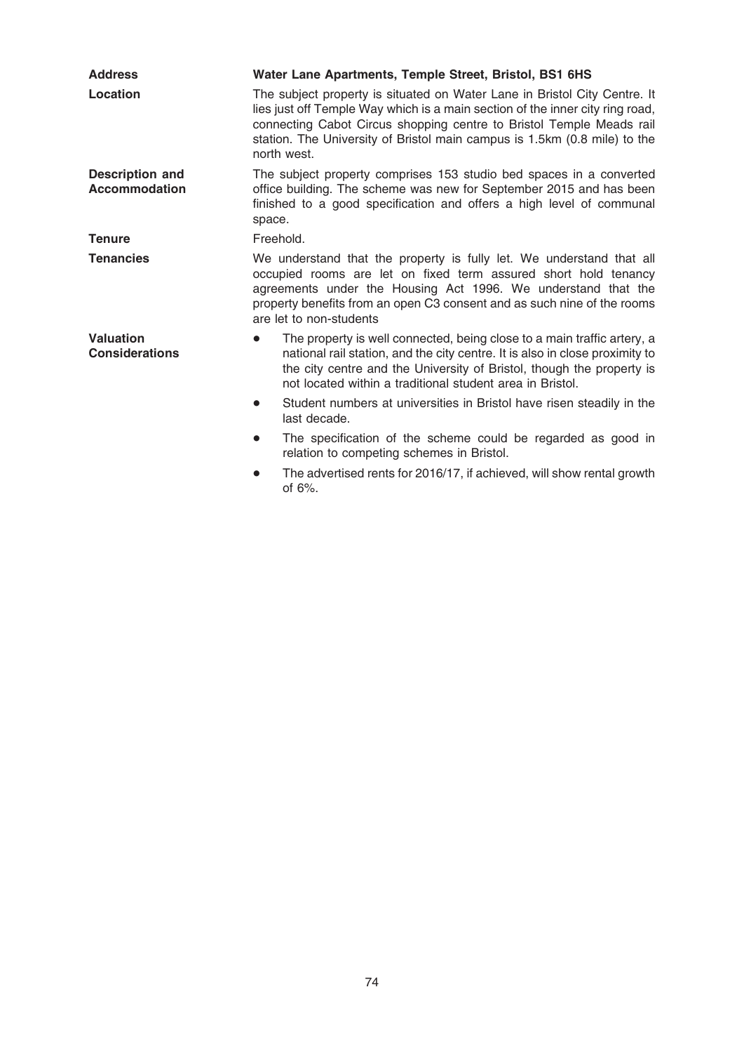| | |
|---|---|
| **Address** | **Water Lane Apartments, Temple Street, Bristol, BS1 6HS** |
| **Location** | The subject property is situated on Water Lane in Bristol City Centre. It lies just off Temple Way which is a main section of the inner city ring road, connecting Cabot Circus shopping centre to Bristol Temple Meads rail station. The University of Bristol main campus is 1.5km (0.8 mile) to the north west. |
| **Description and Accommodation** | The subject property comprises 153 studio bed spaces in a converted office building. The scheme was new for September 2015 and has been finished to a good specification and offers a high level of communal space. |
| **Tenure** | Freehold. |
| **Tenancies** | We understand that the property is fully let. We understand that all occupied rooms are let on fixed term assured short hold tenancy agreements under the Housing Act 1996. We understand that the property benefits from an open C3 consent and as such nine of the rooms are let to non-students |
| **Valuation Considerations** | • The property is well connected, being close to a main traffic artery, a national rail station, and the city centre. It is also in close proximity to the city centre and the University of Bristol, though the property is not located within a traditional student area in Bristol.<br>• Student numbers at universities in Bristol have risen steadily in the last decade.<br>• The specification of the scheme could be regarded as good in relation to competing schemes in Bristol.<br>• The advertised rents for 2016/17, if achieved, will show rental growth of 6%. |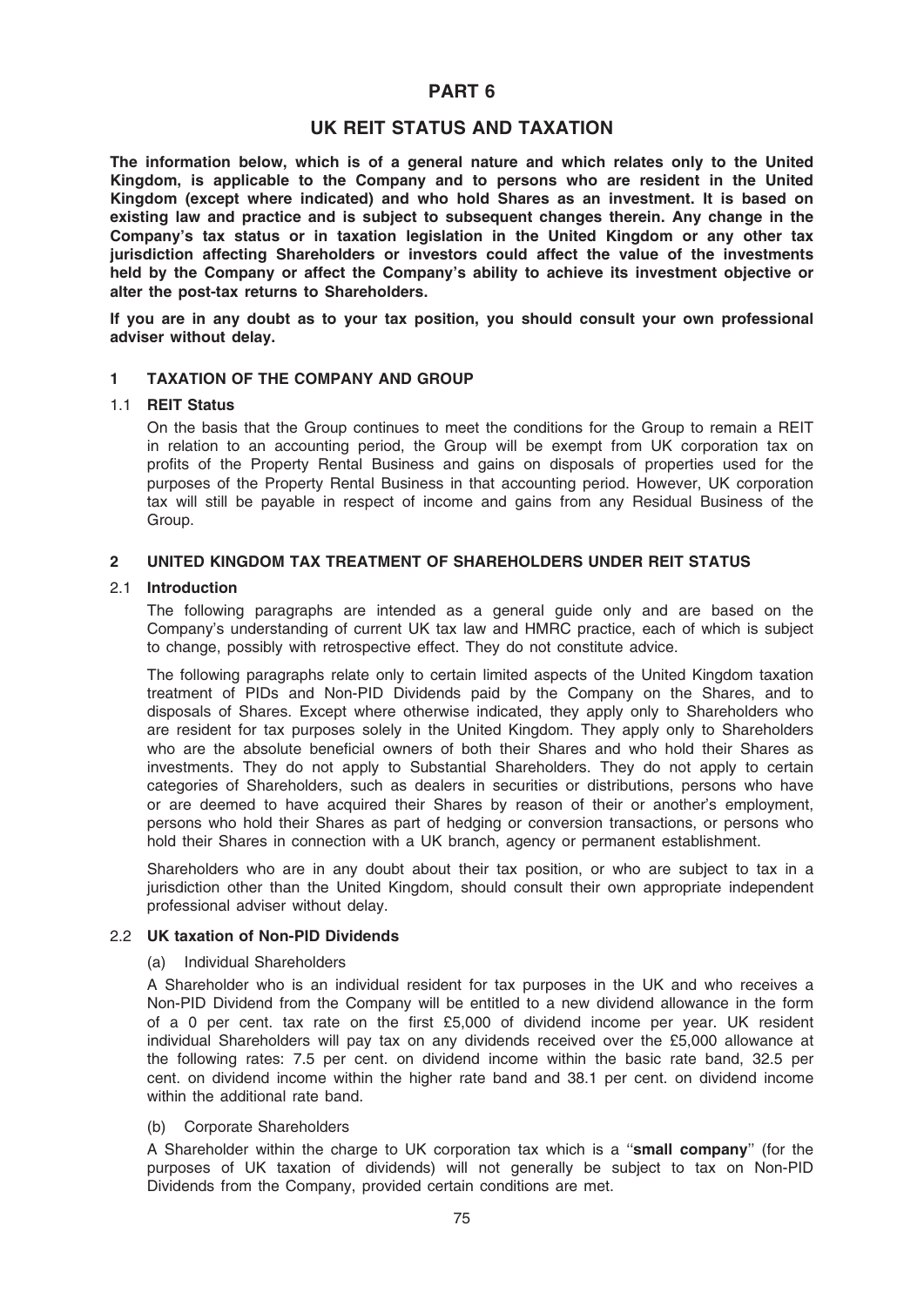# PART 6

## UK REIT STATUS AND TAXATION

**The information below, which is of a general nature and which relates only to the United Kingdom, is applicable to the Company and to persons who are resident in the United Kingdom (except where indicated) and who hold Shares as an investment. It is based on existing law and practice and is subject to subsequent changes therein. Any change in the Company's tax status or in taxation legislation in the United Kingdom or any other tax jurisdiction affecting Shareholders or investors could affect the value of the investments held by the Company or affect the Company's ability to achieve its investment objective or alter the post-tax returns to Shareholders.**

**If you are in any doubt as to your tax position, you should consult your own professional adviser without delay.**

### 1 TAXATION OF THE COMPANY AND GROUP

#### 1.1 REIT Status

On the basis that the Group continues to meet the conditions for the Group to remain a REIT in relation to an accounting period, the Group will be exempt from UK corporation tax on profits of the Property Rental Business and gains on disposals of properties used for the purposes of the Property Rental Business in that accounting period. However, UK corporation tax will still be payable in respect of income and gains from any Residual Business of the Group.

### 2 UNITED KINGDOM TAX TREATMENT OF SHAREHOLDERS UNDER REIT STATUS

#### 2.1 Introduction

The following paragraphs are intended as a general guide only and are based on the Company's understanding of current UK tax law and HMRC practice, each of which is subject to change, possibly with retrospective effect. They do not constitute advice.

The following paragraphs relate only to certain limited aspects of the United Kingdom taxation treatment of PIDs and Non-PID Dividends paid by the Company on the Shares, and to disposals of Shares. Except where otherwise indicated, they apply only to Shareholders who are resident for tax purposes solely in the United Kingdom. They apply only to Shareholders who are the absolute beneficial owners of both their Shares and who hold their Shares as investments. They do not apply to Substantial Shareholders. They do not apply to certain categories of Shareholders, such as dealers in securities or distributions, persons who have or are deemed to have acquired their Shares by reason of their or another's employment, persons who hold their Shares as part of hedging or conversion transactions, or persons who hold their Shares in connection with a UK branch, agency or permanent establishment.

Shareholders who are in any doubt about their tax position, or who are subject to tax in a jurisdiction other than the United Kingdom, should consult their own appropriate independent professional adviser without delay.

#### 2.2 UK taxation of Non-PID Dividends

(a) Individual Shareholders

A Shareholder who is an individual resident for tax purposes in the UK and who receives a Non-PID Dividend from the Company will be entitled to a new dividend allowance in the form of a 0 per cent. tax rate on the first £5,000 of dividend income per year. UK resident individual Shareholders will pay tax on any dividends received over the £5,000 allowance at the following rates: 7.5 per cent. on dividend income within the basic rate band, 32.5 per cent. on dividend income within the higher rate band and 38.1 per cent. on dividend income within the additional rate band.

(b) Corporate Shareholders

A Shareholder within the charge to UK corporation tax which is a "**small company**" (for the purposes of UK taxation of dividends) will not generally be subject to tax on Non-PID Dividends from the Company, provided certain conditions are met.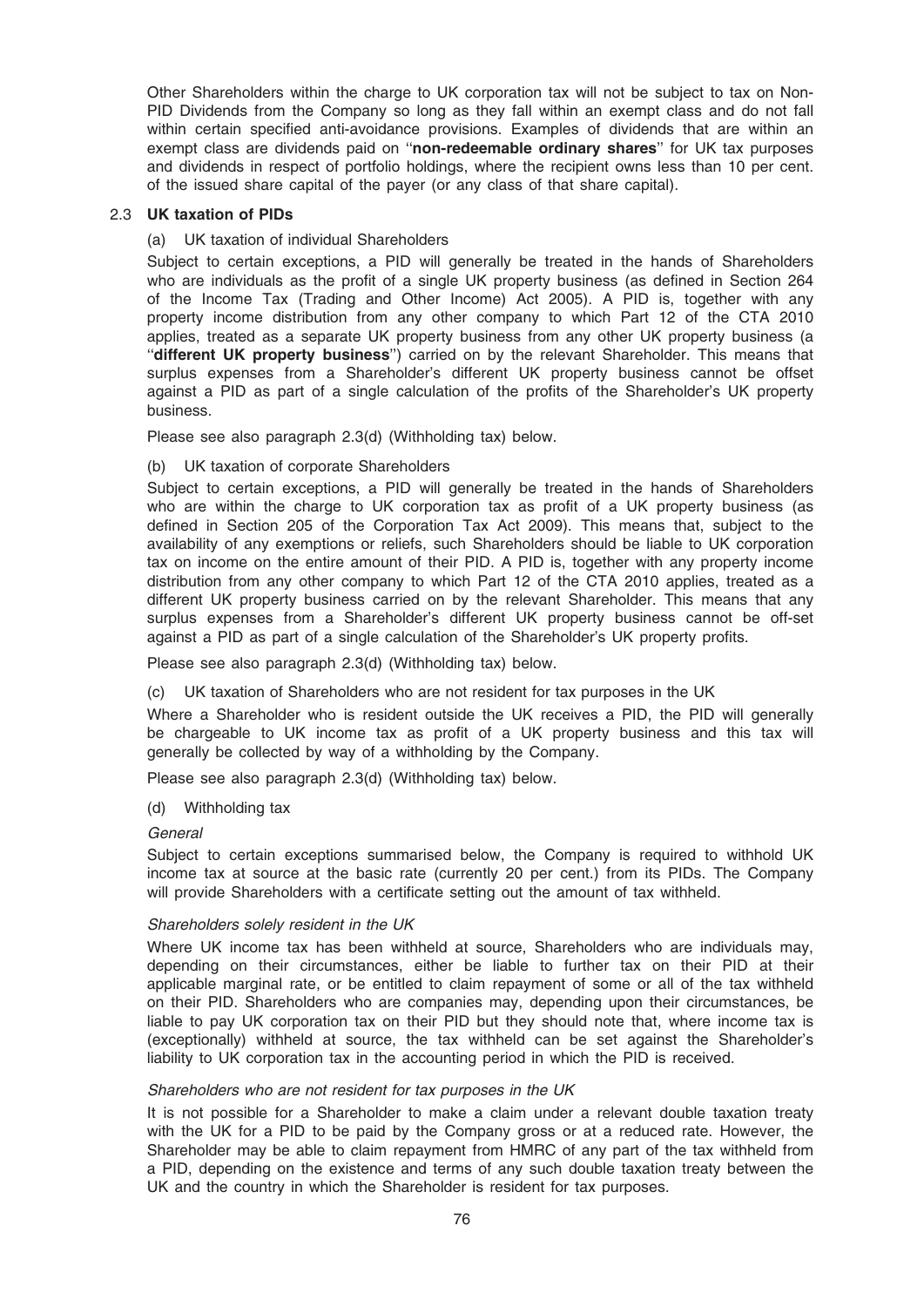Other Shareholders within the charge to UK corporation tax will not be subject to tax on Non-PID Dividends from the Company so long as they fall within an exempt class and do not fall within certain specified anti-avoidance provisions. Examples of dividends that are within an exempt class are dividends paid on ''**non-redeemable ordinary shares**'' for UK tax purposes and dividends in respect of portfolio holdings, where the recipient owns less than 10 per cent. of the issued share capital of the payer (or any class of that share capital).

### 2.3 UK taxation of PIDs

(a) UK taxation of individual Shareholders

Subject to certain exceptions, a PID will generally be treated in the hands of Shareholders who are individuals as the profit of a single UK property business (as defined in Section 264 of the Income Tax (Trading and Other Income) Act 2005). A PID is, together with any property income distribution from any other company to which Part 12 of the CTA 2010 applies, treated as a separate UK property business from any other UK property business (a ''**different UK property business**'') carried on by the relevant Shareholder. This means that surplus expenses from a Shareholder's different UK property business cannot be offset against a PID as part of a single calculation of the profits of the Shareholder's UK property business.

Please see also paragraph 2.3(d) (Withholding tax) below.

(b) UK taxation of corporate Shareholders

Subject to certain exceptions, a PID will generally be treated in the hands of Shareholders who are within the charge to UK corporation tax as profit of a UK property business (as defined in Section 205 of the Corporation Tax Act 2009). This means that, subject to the availability of any exemptions or reliefs, such Shareholders should be liable to UK corporation tax on income on the entire amount of their PID. A PID is, together with any property income distribution from any other company to which Part 12 of the CTA 2010 applies, treated as a different UK property business carried on by the relevant Shareholder. This means that any surplus expenses from a Shareholder's different UK property business cannot be off-set against a PID as part of a single calculation of the Shareholder's UK property profits.

Please see also paragraph 2.3(d) (Withholding tax) below.

(c) UK taxation of Shareholders who are not resident for tax purposes in the UK

Where a Shareholder who is resident outside the UK receives a PID, the PID will generally be chargeable to UK income tax as profit of a UK property business and this tax will generally be collected by way of a withholding by the Company.

Please see also paragraph 2.3(d) (Withholding tax) below.

(d) Withholding tax

*General*

Subject to certain exceptions summarised below, the Company is required to withhold UK income tax at source at the basic rate (currently 20 per cent.) from its PIDs. The Company will provide Shareholders with a certificate setting out the amount of tax withheld.

*Shareholders solely resident in the UK*

Where UK income tax has been withheld at source, Shareholders who are individuals may, depending on their circumstances, either be liable to further tax on their PID at their applicable marginal rate, or be entitled to claim repayment of some or all of the tax withheld on their PID. Shareholders who are companies may, depending upon their circumstances, be liable to pay UK corporation tax on their PID but they should note that, where income tax is (exceptionally) withheld at source, the tax withheld can be set against the Shareholder's liability to UK corporation tax in the accounting period in which the PID is received.

*Shareholders who are not resident for tax purposes in the UK*

It is not possible for a Shareholder to make a claim under a relevant double taxation treaty with the UK for a PID to be paid by the Company gross or at a reduced rate. However, the Shareholder may be able to claim repayment from HMRC of any part of the tax withheld from a PID, depending on the existence and terms of any such double taxation treaty between the UK and the country in which the Shareholder is resident for tax purposes.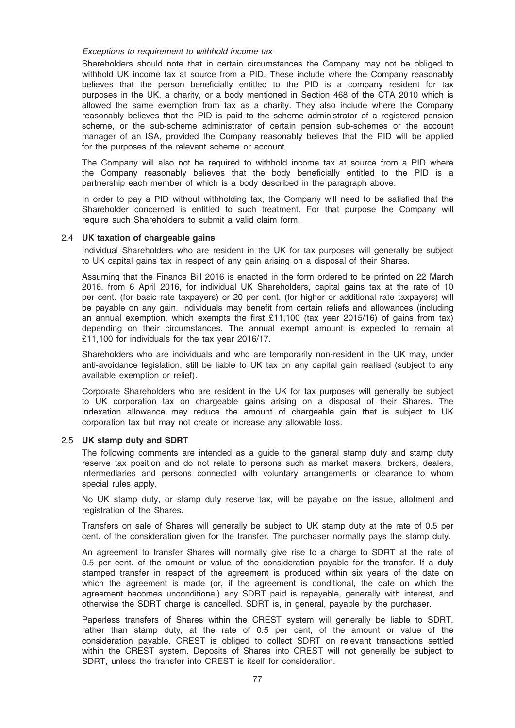*Exceptions to requirement to withhold income tax*

Shareholders should note that in certain circumstances the Company may not be obliged to withhold UK income tax at source from a PID. These include where the Company reasonably believes that the person beneficially entitled to the PID is a company resident for tax purposes in the UK, a charity, or a body mentioned in Section 468 of the CTA 2010 which is allowed the same exemption from tax as a charity. They also include where the Company reasonably believes that the PID is paid to the scheme administrator of a registered pension scheme, or the sub-scheme administrator of certain pension sub-schemes or the account manager of an ISA, provided the Company reasonably believes that the PID will be applied for the purposes of the relevant scheme or account.

The Company will also not be required to withhold income tax at source from a PID where the Company reasonably believes that the body beneficially entitled to the PID is a partnership each member of which is a body described in the paragraph above.

In order to pay a PID without withholding tax, the Company will need to be satisfied that the Shareholder concerned is entitled to such treatment. For that purpose the Company will require such Shareholders to submit a valid claim form.

### 2.4 UK taxation of chargeable gains

Individual Shareholders who are resident in the UK for tax purposes will generally be subject to UK capital gains tax in respect of any gain arising on a disposal of their Shares.

Assuming that the Finance Bill 2016 is enacted in the form ordered to be printed on 22 March 2016, from 6 April 2016, for individual UK Shareholders, capital gains tax at the rate of 10 per cent. (for basic rate taxpayers) or 20 per cent. (for higher or additional rate taxpayers) will be payable on any gain. Individuals may benefit from certain reliefs and allowances (including an annual exemption, which exempts the first £11,100 (tax year 2015/16) of gains from tax) depending on their circumstances. The annual exempt amount is expected to remain at £11,100 for individuals for the tax year 2016/17.

Shareholders who are individuals and who are temporarily non-resident in the UK may, under anti-avoidance legislation, still be liable to UK tax on any capital gain realised (subject to any available exemption or relief).

Corporate Shareholders who are resident in the UK for tax purposes will generally be subject to UK corporation tax on chargeable gains arising on a disposal of their Shares. The indexation allowance may reduce the amount of chargeable gain that is subject to UK corporation tax but may not create or increase any allowable loss.

### 2.5 UK stamp duty and SDRT

The following comments are intended as a guide to the general stamp duty and stamp duty reserve tax position and do not relate to persons such as market makers, brokers, dealers, intermediaries and persons connected with voluntary arrangements or clearance to whom special rules apply.

No UK stamp duty, or stamp duty reserve tax, will be payable on the issue, allotment and registration of the Shares.

Transfers on sale of Shares will generally be subject to UK stamp duty at the rate of 0.5 per cent. of the consideration given for the transfer. The purchaser normally pays the stamp duty.

An agreement to transfer Shares will normally give rise to a charge to SDRT at the rate of 0.5 per cent. of the amount or value of the consideration payable for the transfer. If a duly stamped transfer in respect of the agreement is produced within six years of the date on which the agreement is made (or, if the agreement is conditional, the date on which the agreement becomes unconditional) any SDRT paid is repayable, generally with interest, and otherwise the SDRT charge is cancelled. SDRT is, in general, payable by the purchaser.

Paperless transfers of Shares within the CREST system will generally be liable to SDRT, rather than stamp duty, at the rate of 0.5 per cent, of the amount or value of the consideration payable. CREST is obliged to collect SDRT on relevant transactions settled within the CREST system. Deposits of Shares into CREST will not generally be subject to SDRT, unless the transfer into CREST is itself for consideration.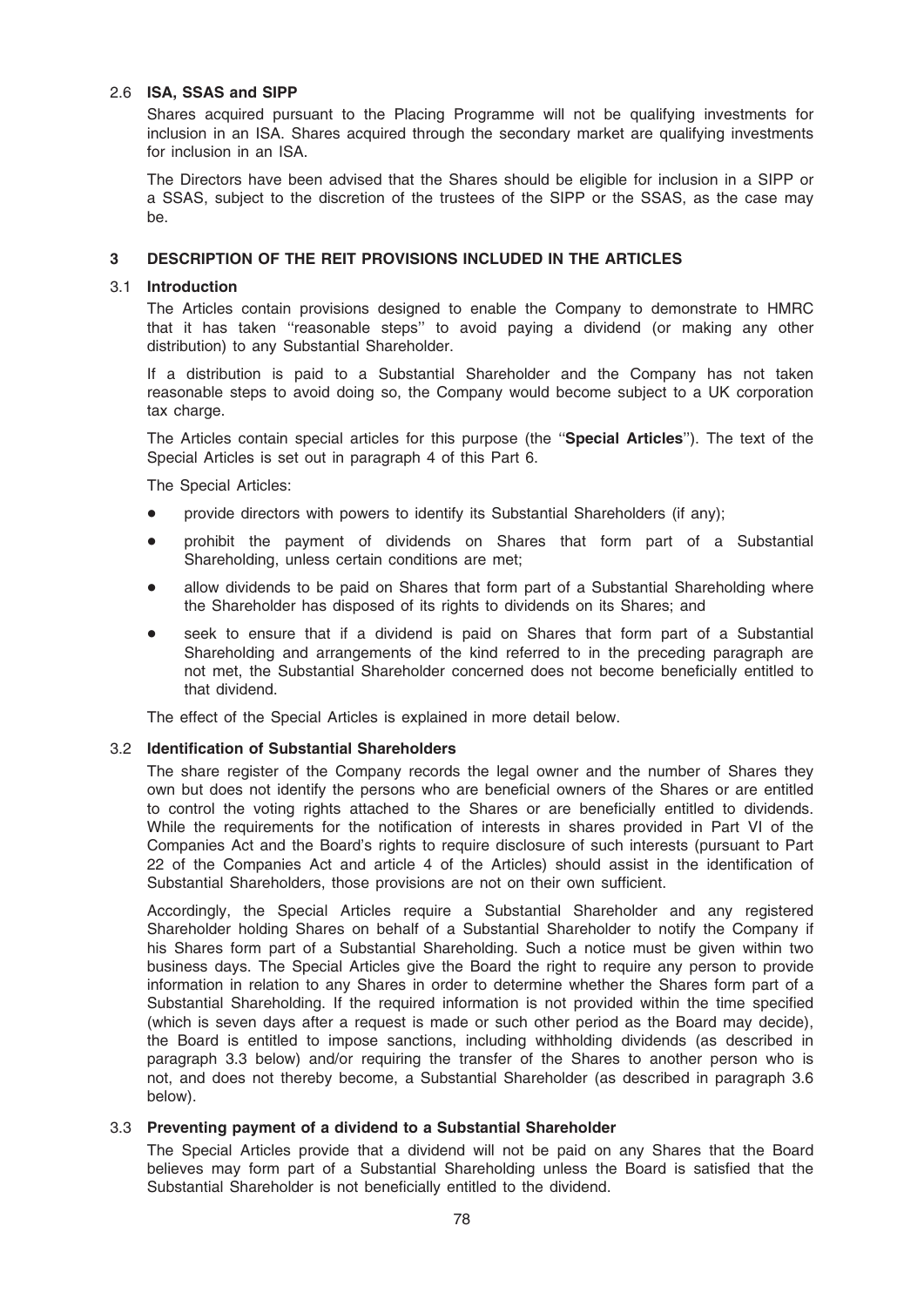### 2.6 ISA, SSAS and SIPP

Shares acquired pursuant to the Placing Programme will not be qualifying investments for inclusion in an ISA. Shares acquired through the secondary market are qualifying investments for inclusion in an ISA.

The Directors have been advised that the Shares should be eligible for inclusion in a SIPP or a SSAS, subject to the discretion of the trustees of the SIPP or the SSAS, as the case may be.

## 3 DESCRIPTION OF THE REIT PROVISIONS INCLUDED IN THE ARTICLES

### 3.1 Introduction

The Articles contain provisions designed to enable the Company to demonstrate to HMRC that it has taken ''reasonable steps'' to avoid paying a dividend (or making any other distribution) to any Substantial Shareholder.

If a distribution is paid to a Substantial Shareholder and the Company has not taken reasonable steps to avoid doing so, the Company would become subject to a UK corporation tax charge.

The Articles contain special articles for this purpose (the ''**Special Articles**''). The text of the Special Articles is set out in paragraph 4 of this Part 6.

The Special Articles:

- provide directors with powers to identify its Substantial Shareholders (if any);
- prohibit the payment of dividends on Shares that form part of a Substantial Shareholding, unless certain conditions are met;
- allow dividends to be paid on Shares that form part of a Substantial Shareholding where the Shareholder has disposed of its rights to dividends on its Shares; and
- seek to ensure that if a dividend is paid on Shares that form part of a Substantial Shareholding and arrangements of the kind referred to in the preceding paragraph are not met, the Substantial Shareholder concerned does not become beneficially entitled to that dividend.

The effect of the Special Articles is explained in more detail below.

### 3.2 Identification of Substantial Shareholders

The share register of the Company records the legal owner and the number of Shares they own but does not identify the persons who are beneficial owners of the Shares or are entitled to control the voting rights attached to the Shares or are beneficially entitled to dividends. While the requirements for the notification of interests in shares provided in Part VI of the Companies Act and the Board's rights to require disclosure of such interests (pursuant to Part 22 of the Companies Act and article 4 of the Articles) should assist in the identification of Substantial Shareholders, those provisions are not on their own sufficient.

Accordingly, the Special Articles require a Substantial Shareholder and any registered Shareholder holding Shares on behalf of a Substantial Shareholder to notify the Company if his Shares form part of a Substantial Shareholding. Such a notice must be given within two business days. The Special Articles give the Board the right to require any person to provide information in relation to any Shares in order to determine whether the Shares form part of a Substantial Shareholding. If the required information is not provided within the time specified (which is seven days after a request is made or such other period as the Board may decide), the Board is entitled to impose sanctions, including withholding dividends (as described in paragraph 3.3 below) and/or requiring the transfer of the Shares to another person who is not, and does not thereby become, a Substantial Shareholder (as described in paragraph 3.6 below).

### 3.3 Preventing payment of a dividend to a Substantial Shareholder

The Special Articles provide that a dividend will not be paid on any Shares that the Board believes may form part of a Substantial Shareholding unless the Board is satisfied that the Substantial Shareholder is not beneficially entitled to the dividend.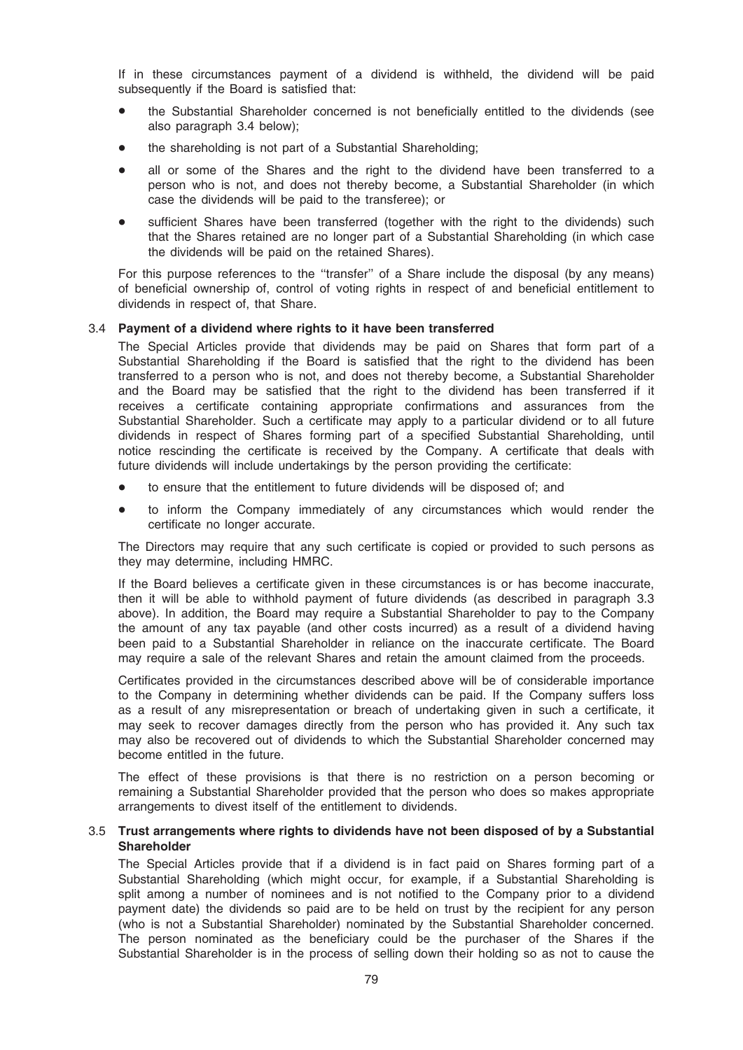If in these circumstances payment of a dividend is withheld, the dividend will be paid subsequently if the Board is satisfied that:

- the Substantial Shareholder concerned is not beneficially entitled to the dividends (see also paragraph 3.4 below);
- the shareholding is not part of a Substantial Shareholding;
- all or some of the Shares and the right to the dividend have been transferred to a person who is not, and does not thereby become, a Substantial Shareholder (in which case the dividends will be paid to the transferee); or
- sufficient Shares have been transferred (together with the right to the dividends) such that the Shares retained are no longer part of a Substantial Shareholding (in which case the dividends will be paid on the retained Shares).

For this purpose references to the ''transfer'' of a Share include the disposal (by any means) of beneficial ownership of, control of voting rights in respect of and beneficial entitlement to dividends in respect of, that Share.

### 3.4 Payment of a dividend where rights to it have been transferred

The Special Articles provide that dividends may be paid on Shares that form part of a Substantial Shareholding if the Board is satisfied that the right to the dividend has been transferred to a person who is not, and does not thereby become, a Substantial Shareholder and the Board may be satisfied that the right to the dividend has been transferred if it receives a certificate containing appropriate confirmations and assurances from the Substantial Shareholder. Such a certificate may apply to a particular dividend or to all future dividends in respect of Shares forming part of a specified Substantial Shareholding, until notice rescinding the certificate is received by the Company. A certificate that deals with future dividends will include undertakings by the person providing the certificate:

- to ensure that the entitlement to future dividends will be disposed of; and
- to inform the Company immediately of any circumstances which would render the certificate no longer accurate.

The Directors may require that any such certificate is copied or provided to such persons as they may determine, including HMRC.

If the Board believes a certificate given in these circumstances is or has become inaccurate, then it will be able to withhold payment of future dividends (as described in paragraph 3.3 above). In addition, the Board may require a Substantial Shareholder to pay to the Company the amount of any tax payable (and other costs incurred) as a result of a dividend having been paid to a Substantial Shareholder in reliance on the inaccurate certificate. The Board may require a sale of the relevant Shares and retain the amount claimed from the proceeds.

Certificates provided in the circumstances described above will be of considerable importance to the Company in determining whether dividends can be paid. If the Company suffers loss as a result of any misrepresentation or breach of undertaking given in such a certificate, it may seek to recover damages directly from the person who has provided it. Any such tax may also be recovered out of dividends to which the Substantial Shareholder concerned may become entitled in the future.

The effect of these provisions is that there is no restriction on a person becoming or remaining a Substantial Shareholder provided that the person who does so makes appropriate arrangements to divest itself of the entitlement to dividends.

### 3.5 Trust arrangements where rights to dividends have not been disposed of by a Substantial Shareholder

The Special Articles provide that if a dividend is in fact paid on Shares forming part of a Substantial Shareholding (which might occur, for example, if a Substantial Shareholding is split among a number of nominees and is not notified to the Company prior to a dividend payment date) the dividends so paid are to be held on trust by the recipient for any person (who is not a Substantial Shareholder) nominated by the Substantial Shareholder concerned. The person nominated as the beneficiary could be the purchaser of the Shares if the Substantial Shareholder is in the process of selling down their holding so as not to cause the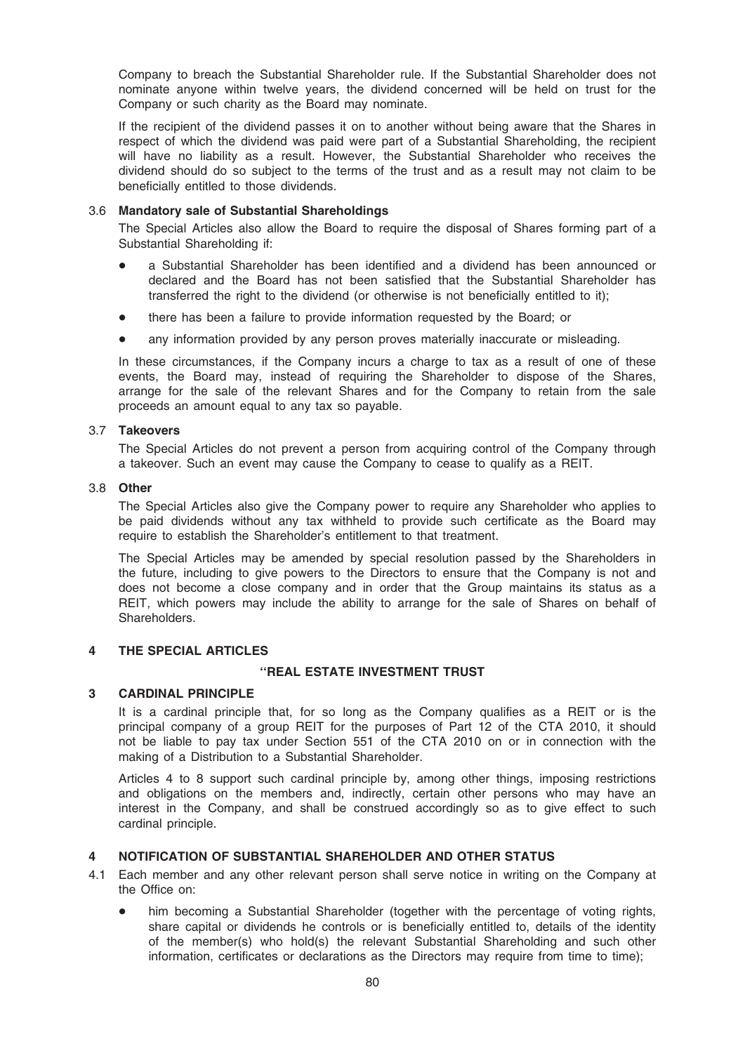Company to breach the Substantial Shareholder rule. If the Substantial Shareholder does not nominate anyone within twelve years, the dividend concerned will be held on trust for the Company or such charity as the Board may nominate.

If the recipient of the dividend passes it on to another without being aware that the Shares in respect of which the dividend was paid were part of a Substantial Shareholding, the recipient will have no liability as a result. However, the Substantial Shareholder who receives the dividend should do so subject to the terms of the trust and as a result may not claim to be beneficially entitled to those dividends.

### 3.6 Mandatory sale of Substantial Shareholdings

The Special Articles also allow the Board to require the disposal of Shares forming part of a Substantial Shareholding if:

- a Substantial Shareholder has been identified and a dividend has been announced or declared and the Board has not been satisfied that the Substantial Shareholder has transferred the right to the dividend (or otherwise is not beneficially entitled to it);
- there has been a failure to provide information requested by the Board; or
- any information provided by any person proves materially inaccurate or misleading.

In these circumstances, if the Company incurs a charge to tax as a result of one of these events, the Board may, instead of requiring the Shareholder to dispose of the Shares, arrange for the sale of the relevant Shares and for the Company to retain from the sale proceeds an amount equal to any tax so payable.

### 3.7 Takeovers

The Special Articles do not prevent a person from acquiring control of the Company through a takeover. Such an event may cause the Company to cease to qualify as a REIT.

### 3.8 Other

The Special Articles also give the Company power to require any Shareholder who applies to be paid dividends without any tax withheld to provide such certificate as the Board may require to establish the Shareholder's entitlement to that treatment.

The Special Articles may be amended by special resolution passed by the Shareholders in the future, including to give powers to the Directors to ensure that the Company is not and does not become a close company and in order that the Group maintains its status as a REIT, which powers may include the ability to arrange for the sale of Shares on behalf of Shareholders.

## 4 THE SPECIAL ARTICLES

**"REAL ESTATE INVESTMENT TRUST**

### 3 CARDINAL PRINCIPLE

It is a cardinal principle that, for so long as the Company qualifies as a REIT or is the principal company of a group REIT for the purposes of Part 12 of the CTA 2010, it should not be liable to pay tax under Section 551 of the CTA 2010 on or in connection with the making of a Distribution to a Substantial Shareholder.

Articles 4 to 8 support such cardinal principle by, among other things, imposing restrictions and obligations on the members and, indirectly, certain other persons who may have an interest in the Company, and shall be construed accordingly so as to give effect to such cardinal principle.

### 4 NOTIFICATION OF SUBSTANTIAL SHAREHOLDER AND OTHER STATUS

4.1 Each member and any other relevant person shall serve notice in writing on the Company at the Office on:

- him becoming a Substantial Shareholder (together with the percentage of voting rights, share capital or dividends he controls or is beneficially entitled to, details of the identity of the member(s) who hold(s) the relevant Substantial Shareholding and such other information, certificates or declarations as the Directors may require from time to time);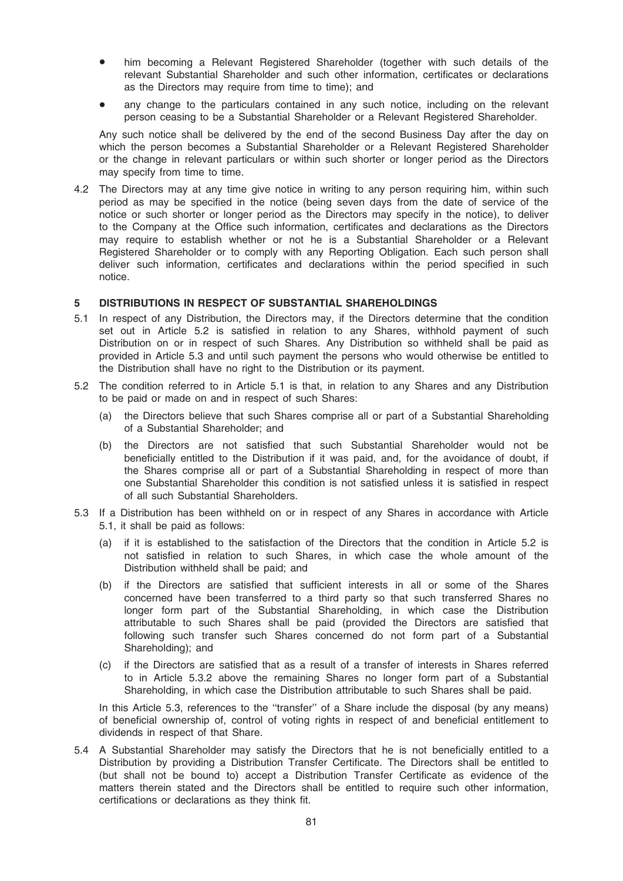- him becoming a Relevant Registered Shareholder (together with such details of the relevant Substantial Shareholder and such other information, certificates or declarations as the Directors may require from time to time); and
- any change to the particulars contained in any such notice, including on the relevant person ceasing to be a Substantial Shareholder or a Relevant Registered Shareholder.

Any such notice shall be delivered by the end of the second Business Day after the day on which the person becomes a Substantial Shareholder or a Relevant Registered Shareholder or the change in relevant particulars or within such shorter or longer period as the Directors may specify from time to time.

4.2 The Directors may at any time give notice in writing to any person requiring him, within such period as may be specified in the notice (being seven days from the date of service of the notice or such shorter or longer period as the Directors may specify in the notice), to deliver to the Company at the Office such information, certificates and declarations as the Directors may require to establish whether or not he is a Substantial Shareholder or a Relevant Registered Shareholder or to comply with any Reporting Obligation. Each such person shall deliver such information, certificates and declarations within the period specified in such notice.

## 5 DISTRIBUTIONS IN RESPECT OF SUBSTANTIAL SHAREHOLDINGS

5.1 In respect of any Distribution, the Directors may, if the Directors determine that the condition set out in Article 5.2 is satisfied in relation to any Shares, withhold payment of such Distribution on or in respect of such Shares. Any Distribution so withheld shall be paid as provided in Article 5.3 and until such payment the persons who would otherwise be entitled to the Distribution shall have no right to the Distribution or its payment.

5.2 The condition referred to in Article 5.1 is that, in relation to any Shares and any Distribution to be paid or made on and in respect of such Shares:

(a) the Directors believe that such Shares comprise all or part of a Substantial Shareholding of a Substantial Shareholder; and

(b) the Directors are not satisfied that such Substantial Shareholder would not be beneficially entitled to the Distribution if it was paid, and, for the avoidance of doubt, if the Shares comprise all or part of a Substantial Shareholding in respect of more than one Substantial Shareholder this condition is not satisfied unless it is satisfied in respect of all such Substantial Shareholders.

5.3 If a Distribution has been withheld on or in respect of any Shares in accordance with Article 5.1, it shall be paid as follows:

(a) if it is established to the satisfaction of the Directors that the condition in Article 5.2 is not satisfied in relation to such Shares, in which case the whole amount of the Distribution withheld shall be paid; and

(b) if the Directors are satisfied that sufficient interests in all or some of the Shares concerned have been transferred to a third party so that such transferred Shares no longer form part of the Substantial Shareholding, in which case the Distribution attributable to such Shares shall be paid (provided the Directors are satisfied that following such transfer such Shares concerned do not form part of a Substantial Shareholding); and

(c) if the Directors are satisfied that as a result of a transfer of interests in Shares referred to in Article 5.3.2 above the remaining Shares no longer form part of a Substantial Shareholding, in which case the Distribution attributable to such Shares shall be paid.

In this Article 5.3, references to the ''transfer'' of a Share include the disposal (by any means) of beneficial ownership of, control of voting rights in respect of and beneficial entitlement to dividends in respect of that Share.

5.4 A Substantial Shareholder may satisfy the Directors that he is not beneficially entitled to a Distribution by providing a Distribution Transfer Certificate. The Directors shall be entitled to (but shall not be bound to) accept a Distribution Transfer Certificate as evidence of the matters therein stated and the Directors shall be entitled to require such other information, certifications or declarations as they think fit.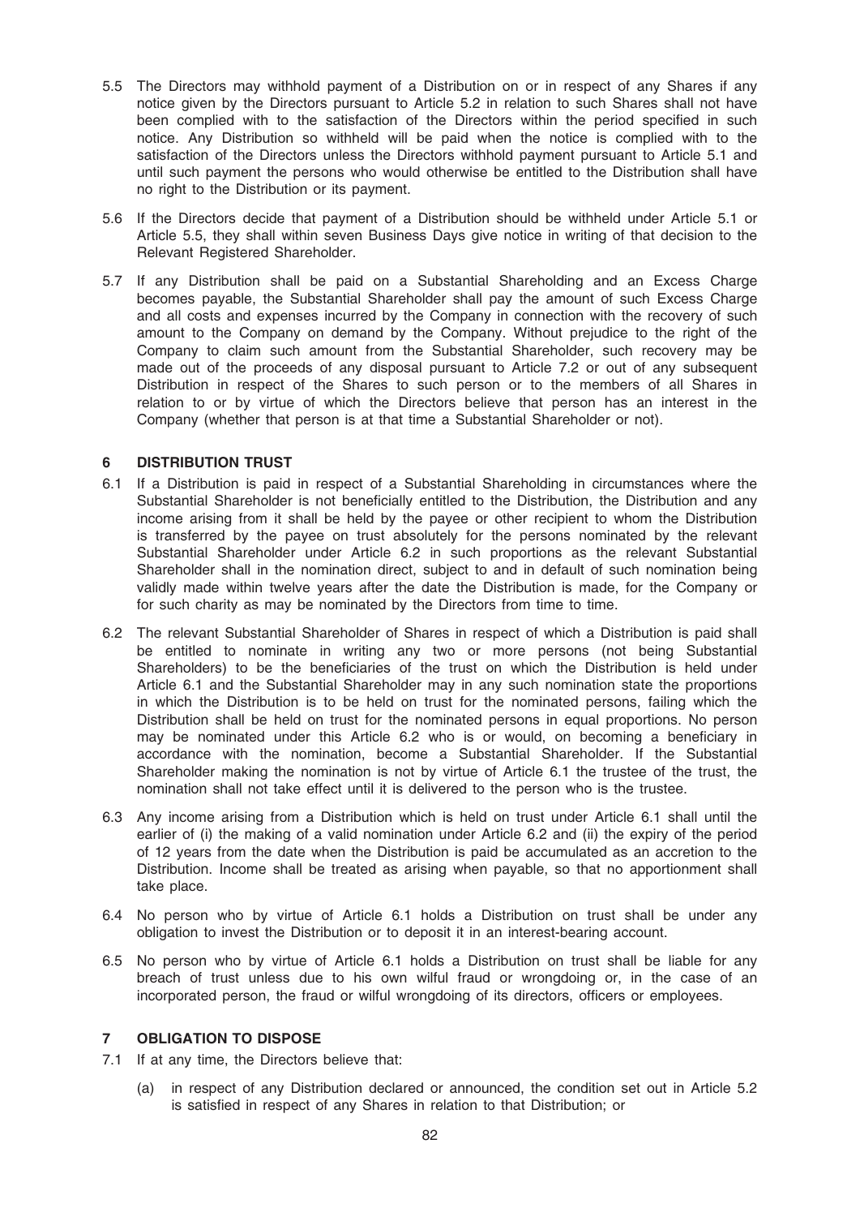5.5 The Directors may withhold payment of a Distribution on or in respect of any Shares if any notice given by the Directors pursuant to Article 5.2 in relation to such Shares shall not have been complied with to the satisfaction of the Directors within the period specified in such notice. Any Distribution so withheld will be paid when the notice is complied with to the satisfaction of the Directors unless the Directors withhold payment pursuant to Article 5.1 and until such payment the persons who would otherwise be entitled to the Distribution shall have no right to the Distribution or its payment.

5.6 If the Directors decide that payment of a Distribution should be withheld under Article 5.1 or Article 5.5, they shall within seven Business Days give notice in writing of that decision to the Relevant Registered Shareholder.

5.7 If any Distribution shall be paid on a Substantial Shareholding and an Excess Charge becomes payable, the Substantial Shareholder shall pay the amount of such Excess Charge and all costs and expenses incurred by the Company in connection with the recovery of such amount to the Company on demand by the Company. Without prejudice to the right of the Company to claim such amount from the Substantial Shareholder, such recovery may be made out of the proceeds of any disposal pursuant to Article 7.2 or out of any subsequent Distribution in respect of the Shares to such person or to the members of all Shares in relation to or by virtue of which the Directors believe that person has an interest in the Company (whether that person is at that time a Substantial Shareholder or not).

## 6 DISTRIBUTION TRUST

6.1 If a Distribution is paid in respect of a Substantial Shareholding in circumstances where the Substantial Shareholder is not beneficially entitled to the Distribution, the Distribution and any income arising from it shall be held by the payee or other recipient to whom the Distribution is transferred by the payee on trust absolutely for the persons nominated by the relevant Substantial Shareholder under Article 6.2 in such proportions as the relevant Substantial Shareholder shall in the nomination direct, subject to and in default of such nomination being validly made within twelve years after the date the Distribution is made, for the Company or for such charity as may be nominated by the Directors from time to time.

6.2 The relevant Substantial Shareholder of Shares in respect of which a Distribution is paid shall be entitled to nominate in writing any two or more persons (not being Substantial Shareholders) to be the beneficiaries of the trust on which the Distribution is held under Article 6.1 and the Substantial Shareholder may in any such nomination state the proportions in which the Distribution is to be held on trust for the nominated persons, failing which the Distribution shall be held on trust for the nominated persons in equal proportions. No person may be nominated under this Article 6.2 who is or would, on becoming a beneficiary in accordance with the nomination, become a Substantial Shareholder. If the Substantial Shareholder making the nomination is not by virtue of Article 6.1 the trustee of the trust, the nomination shall not take effect until it is delivered to the person who is the trustee.

6.3 Any income arising from a Distribution which is held on trust under Article 6.1 shall until the earlier of (i) the making of a valid nomination under Article 6.2 and (ii) the expiry of the period of 12 years from the date when the Distribution is paid be accumulated as an accretion to the Distribution. Income shall be treated as arising when payable, so that no apportionment shall take place.

6.4 No person who by virtue of Article 6.1 holds a Distribution on trust shall be under any obligation to invest the Distribution or to deposit it in an interest-bearing account.

6.5 No person who by virtue of Article 6.1 holds a Distribution on trust shall be liable for any breach of trust unless due to his own wilful fraud or wrongdoing or, in the case of an incorporated person, the fraud or wilful wrongdoing of its directors, officers or employees.

## 7 OBLIGATION TO DISPOSE

7.1 If at any time, the Directors believe that:

(a) in respect of any Distribution declared or announced, the condition set out in Article 5.2 is satisfied in respect of any Shares in relation to that Distribution; or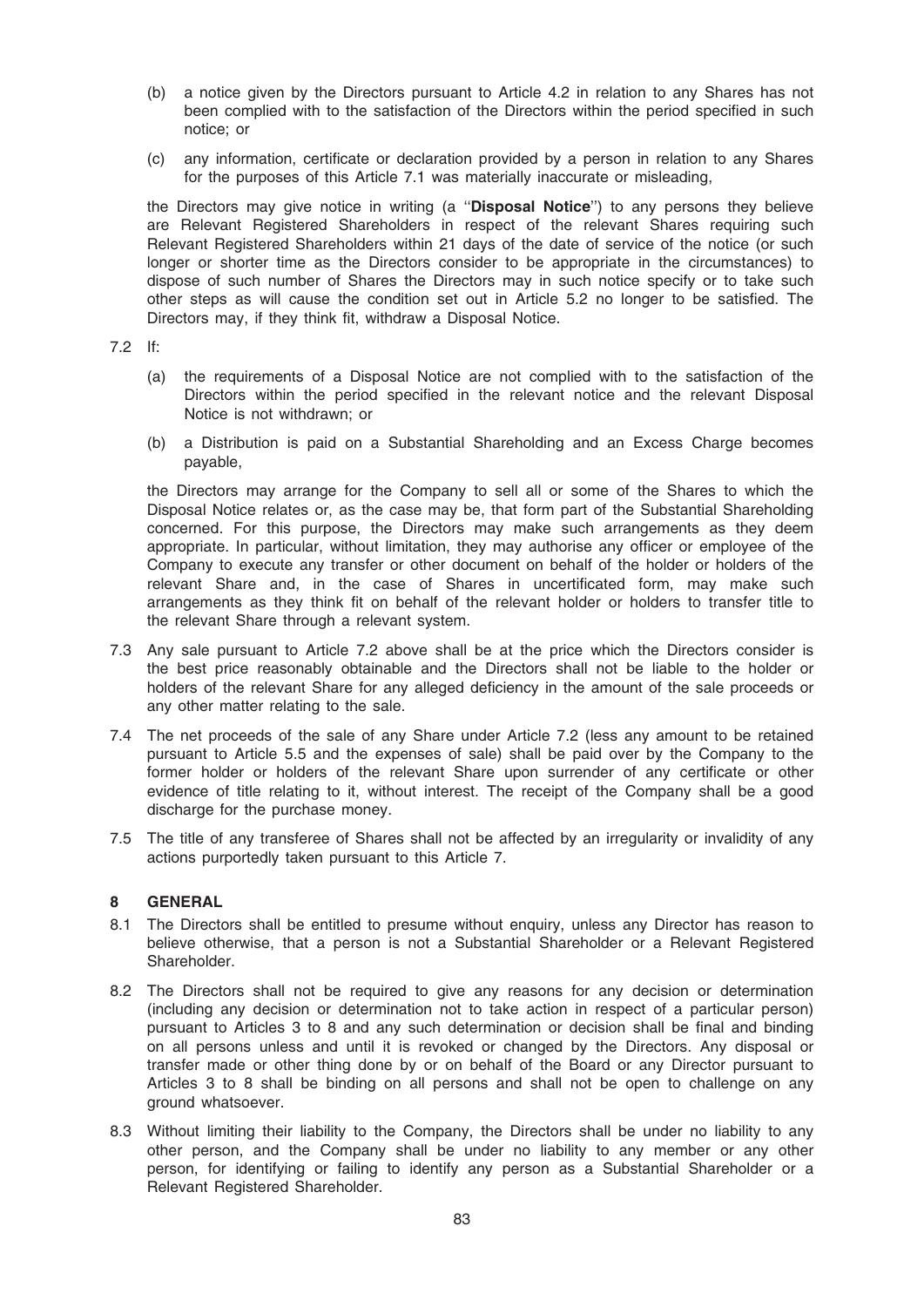(b) a notice given by the Directors pursuant to Article 4.2 in relation to any Shares has not been complied with to the satisfaction of the Directors within the period specified in such notice; or

(c) any information, certificate or declaration provided by a person in relation to any Shares for the purposes of this Article 7.1 was materially inaccurate or misleading,

the Directors may give notice in writing (a ''**Disposal Notice**'') to any persons they believe are Relevant Registered Shareholders in respect of the relevant Shares requiring such Relevant Registered Shareholders within 21 days of the date of service of the notice (or such longer or shorter time as the Directors consider to be appropriate in the circumstances) to dispose of such number of Shares the Directors may in such notice specify or to take such other steps as will cause the condition set out in Article 5.2 no longer to be satisfied. The Directors may, if they think fit, withdraw a Disposal Notice.

7.2 If:

(a) the requirements of a Disposal Notice are not complied with to the satisfaction of the Directors within the period specified in the relevant notice and the relevant Disposal Notice is not withdrawn; or

(b) a Distribution is paid on a Substantial Shareholding and an Excess Charge becomes payable,

the Directors may arrange for the Company to sell all or some of the Shares to which the Disposal Notice relates or, as the case may be, that form part of the Substantial Shareholding concerned. For this purpose, the Directors may make such arrangements as they deem appropriate. In particular, without limitation, they may authorise any officer or employee of the Company to execute any transfer or other document on behalf of the holder or holders of the relevant Share and, in the case of Shares in uncertificated form, may make such arrangements as they think fit on behalf of the relevant holder or holders to transfer title to the relevant Share through a relevant system.

7.3 Any sale pursuant to Article 7.2 above shall be at the price which the Directors consider is the best price reasonably obtainable and the Directors shall not be liable to the holder or holders of the relevant Share for any alleged deficiency in the amount of the sale proceeds or any other matter relating to the sale.

7.4 The net proceeds of the sale of any Share under Article 7.2 (less any amount to be retained pursuant to Article 5.5 and the expenses of sale) shall be paid over by the Company to the former holder or holders of the relevant Share upon surrender of any certificate or other evidence of title relating to it, without interest. The receipt of the Company shall be a good discharge for the purchase money.

7.5 The title of any transferee of Shares shall not be affected by an irregularity or invalidity of any actions purportedly taken pursuant to this Article 7.

## 8 GENERAL

8.1 The Directors shall be entitled to presume without enquiry, unless any Director has reason to believe otherwise, that a person is not a Substantial Shareholder or a Relevant Registered Shareholder.

8.2 The Directors shall not be required to give any reasons for any decision or determination (including any decision or determination not to take action in respect of a particular person) pursuant to Articles 3 to 8 and any such determination or decision shall be final and binding on all persons unless and until it is revoked or changed by the Directors. Any disposal or transfer made or other thing done by or on behalf of the Board or any Director pursuant to Articles 3 to 8 shall be binding on all persons and shall not be open to challenge on any ground whatsoever.

8.3 Without limiting their liability to the Company, the Directors shall be under no liability to any other person, and the Company shall be under no liability to any member or any other person, for identifying or failing to identify any person as a Substantial Shareholder or a Relevant Registered Shareholder.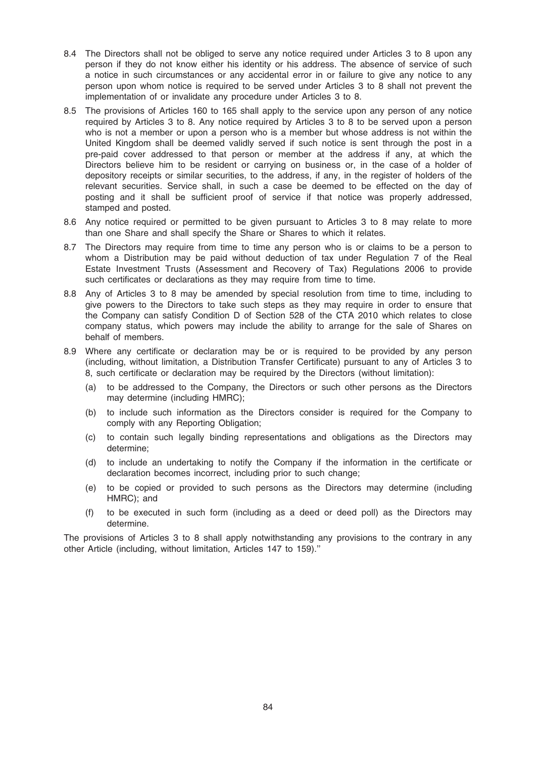8.4 The Directors shall not be obliged to serve any notice required under Articles 3 to 8 upon any person if they do not know either his identity or his address. The absence of service of such a notice in such circumstances or any accidental error in or failure to give any notice to any person upon whom notice is required to be served under Articles 3 to 8 shall not prevent the implementation of or invalidate any procedure under Articles 3 to 8.

8.5 The provisions of Articles 160 to 165 shall apply to the service upon any person of any notice required by Articles 3 to 8. Any notice required by Articles 3 to 8 to be served upon a person who is not a member or upon a person who is a member but whose address is not within the United Kingdom shall be deemed validly served if such notice is sent through the post in a pre-paid cover addressed to that person or member at the address if any, at which the Directors believe him to be resident or carrying on business or, in the case of a holder of depository receipts or similar securities, to the address, if any, in the register of holders of the relevant securities. Service shall, in such a case be deemed to be effected on the day of posting and it shall be sufficient proof of service if that notice was properly addressed, stamped and posted.

8.6 Any notice required or permitted to be given pursuant to Articles 3 to 8 may relate to more than one Share and shall specify the Share or Shares to which it relates.

8.7 The Directors may require from time to time any person who is or claims to be a person to whom a Distribution may be paid without deduction of tax under Regulation 7 of the Real Estate Investment Trusts (Assessment and Recovery of Tax) Regulations 2006 to provide such certificates or declarations as they may require from time to time.

8.8 Any of Articles 3 to 8 may be amended by special resolution from time to time, including to give powers to the Directors to take such steps as they may require in order to ensure that the Company can satisfy Condition D of Section 528 of the CTA 2010 which relates to close company status, which powers may include the ability to arrange for the sale of Shares on behalf of members.

8.9 Where any certificate or declaration may be or is required to be provided by any person (including, without limitation, a Distribution Transfer Certificate) pursuant to any of Articles 3 to 8, such certificate or declaration may be required by the Directors (without limitation):

(a) to be addressed to the Company, the Directors or such other persons as the Directors may determine (including HMRC);

(b) to include such information as the Directors consider is required for the Company to comply with any Reporting Obligation;

(c) to contain such legally binding representations and obligations as the Directors may determine;

(d) to include an undertaking to notify the Company if the information in the certificate or declaration becomes incorrect, including prior to such change;

(e) to be copied or provided to such persons as the Directors may determine (including HMRC); and

(f) to be executed in such form (including as a deed or deed poll) as the Directors may determine.

The provisions of Articles 3 to 8 shall apply notwithstanding any provisions to the contrary in any other Article (including, without limitation, Articles 147 to 159)."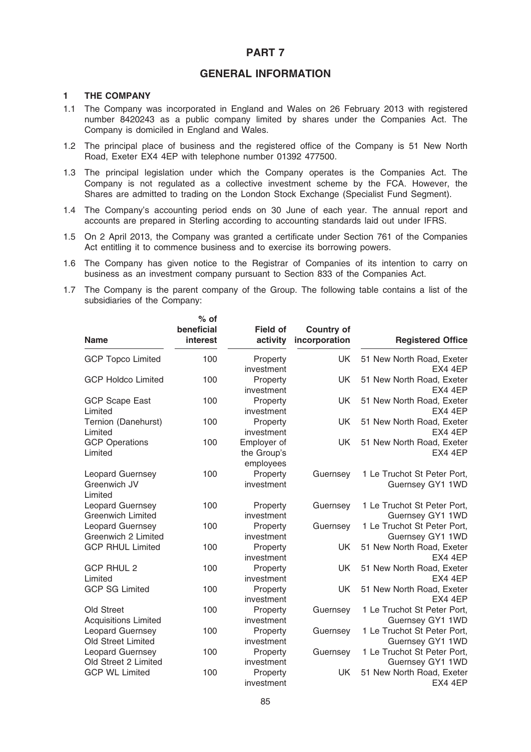# PART 7

## GENERAL INFORMATION

### 1 THE COMPANY

1.1 The Company was incorporated in England and Wales on 26 February 2013 with registered number 8420243 as a public company limited by shares under the Companies Act. The Company is domiciled in England and Wales.

1.2 The principal place of business and the registered office of the Company is 51 New North Road, Exeter EX4 4EP with telephone number 01392 477500.

1.3 The principal legislation under which the Company operates is the Companies Act. The Company is not regulated as a collective investment scheme by the FCA. However, the Shares are admitted to trading on the London Stock Exchange (Specialist Fund Segment).

1.4 The Company's accounting period ends on 30 June of each year. The annual report and accounts are prepared in Sterling according to accounting standards laid out under IFRS.

1.5 On 2 April 2013, the Company was granted a certificate under Section 761 of the Companies Act entitling it to commence business and to exercise its borrowing powers.

1.6 The Company has given notice to the Registrar of Companies of its intention to carry on business as an investment company pursuant to Section 833 of the Companies Act.

1.7 The Company is the parent company of the Group. The following table contains a list of the subsidiaries of the Company:

| Name | % of beneficial interest | Field of activity | Country of incorporation | Registered Office |
|---|---|---|---|---|
| GCP Topco Limited | 100 | Property investment | UK | 51 New North Road, Exeter EX4 4EP |
| GCP Holdco Limited | 100 | Property investment | UK | 51 New North Road, Exeter EX4 4EP |
| GCP Scape East Limited | 100 | Property investment | UK | 51 New North Road, Exeter EX4 4EP |
| Ternion (Danehurst) Limited | 100 | Property investment | UK | 51 New North Road, Exeter EX4 4EP |
| GCP Operations Limited | 100 | Employer of the Group's employees | UK | 51 New North Road, Exeter EX4 4EP |
| Leopard Guernsey Greenwich JV Limited | 100 | Property investment | Guernsey | 1 Le Truchot St Peter Port, Guernsey GY1 1WD |
| Leopard Guernsey Greenwich Limited | 100 | Property investment | Guernsey | 1 Le Truchot St Peter Port, Guernsey GY1 1WD |
| Leopard Guernsey Greenwich 2 Limited | 100 | Property investment | Guernsey | 1 Le Truchot St Peter Port, Guernsey GY1 1WD |
| GCP RHUL Limited | 100 | Property investment | UK | 51 New North Road, Exeter EX4 4EP |
| GCP RHUL 2 Limited | 100 | Property investment | UK | 51 New North Road, Exeter EX4 4EP |
| GCP SG Limited | 100 | Property investment | UK | 51 New North Road, Exeter EX4 4EP |
| Old Street Acquisitions Limited | 100 | Property investment | Guernsey | 1 Le Truchot St Peter Port, Guernsey GY1 1WD |
| Leopard Guernsey Old Street Limited | 100 | Property investment | Guernsey | 1 Le Truchot St Peter Port, Guernsey GY1 1WD |
| Leopard Guernsey Old Street 2 Limited | 100 | Property investment | Guernsey | 1 Le Truchot St Peter Port, Guernsey GY1 1WD |
| GCP WL Limited | 100 | Property investment | UK | 51 New North Road, Exeter EX4 4EP |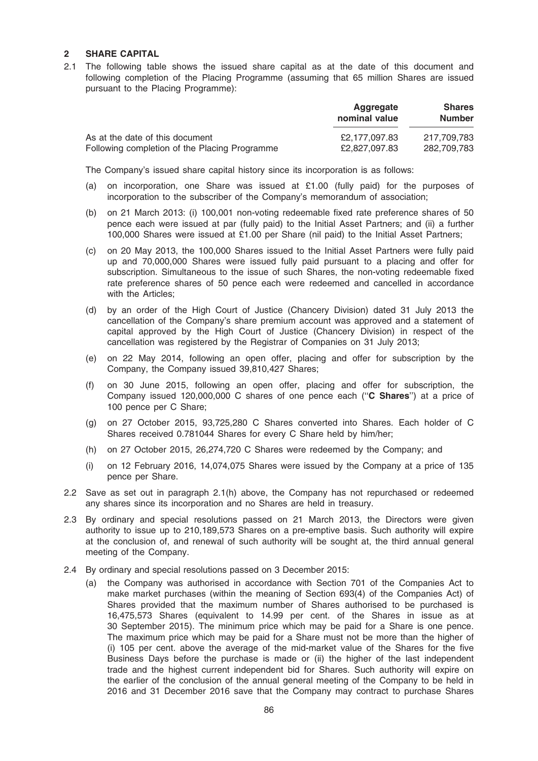## 2 SHARE CAPITAL

2.1 The following table shows the issued share capital as at the date of this document and following completion of the Placing Programme (assuming that 65 million Shares are issued pursuant to the Placing Programme):

| | Aggregate nominal value | Shares Number |
|---|---|---|
| As at the date of this document | £2,177,097.83 | 217,709,783 |
| Following completion of the Placing Programme | £2,827,097.83 | 282,709,783 |

The Company's issued share capital history since its incorporation is as follows:

(a) on incorporation, one Share was issued at £1.00 (fully paid) for the purposes of incorporation to the subscriber of the Company's memorandum of association;

(b) on 21 March 2013: (i) 100,001 non-voting redeemable fixed rate preference shares of 50 pence each were issued at par (fully paid) to the Initial Asset Partners; and (ii) a further 100,000 Shares were issued at £1.00 per Share (nil paid) to the Initial Asset Partners;

(c) on 20 May 2013, the 100,000 Shares issued to the Initial Asset Partners were fully paid up and 70,000,000 Shares were issued fully paid pursuant to a placing and offer for subscription. Simultaneous to the issue of such Shares, the non-voting redeemable fixed rate preference shares of 50 pence each were redeemed and cancelled in accordance with the Articles;

(d) by an order of the High Court of Justice (Chancery Division) dated 31 July 2013 the cancellation of the Company's share premium account was approved and a statement of capital approved by the High Court of Justice (Chancery Division) in respect of the cancellation was registered by the Registrar of Companies on 31 July 2013;

(e) on 22 May 2014, following an open offer, placing and offer for subscription by the Company, the Company issued 39,810,427 Shares;

(f) on 30 June 2015, following an open offer, placing and offer for subscription, the Company issued 120,000,000 C shares of one pence each ("**C Shares**") at a price of 100 pence per C Share;

(g) on 27 October 2015, 93,725,280 C Shares converted into Shares. Each holder of C Shares received 0.781044 Shares for every C Share held by him/her;

(h) on 27 October 2015, 26,274,720 C Shares were redeemed by the Company; and

(i) on 12 February 2016, 14,074,075 Shares were issued by the Company at a price of 135 pence per Share.

2.2 Save as set out in paragraph 2.1(h) above, the Company has not repurchased or redeemed any shares since its incorporation and no Shares are held in treasury.

2.3 By ordinary and special resolutions passed on 21 March 2013, the Directors were given authority to issue up to 210,189,573 Shares on a pre-emptive basis. Such authority will expire at the conclusion of, and renewal of such authority will be sought at, the third annual general meeting of the Company.

2.4 By ordinary and special resolutions passed on 3 December 2015:

(a) the Company was authorised in accordance with Section 701 of the Companies Act to make market purchases (within the meaning of Section 693(4) of the Companies Act) of Shares provided that the maximum number of Shares authorised to be purchased is 16,475,573 Shares (equivalent to 14.99 per cent. of the Shares in issue as at 30 September 2015). The minimum price which may be paid for a Share is one pence. The maximum price which may be paid for a Share must not be more than the higher of (i) 105 per cent. above the average of the mid-market value of the Shares for the five Business Days before the purchase is made or (ii) the higher of the last independent trade and the highest current independent bid for Shares. Such authority will expire on the earlier of the conclusion of the annual general meeting of the Company to be held in 2016 and 31 December 2016 save that the Company may contract to purchase Shares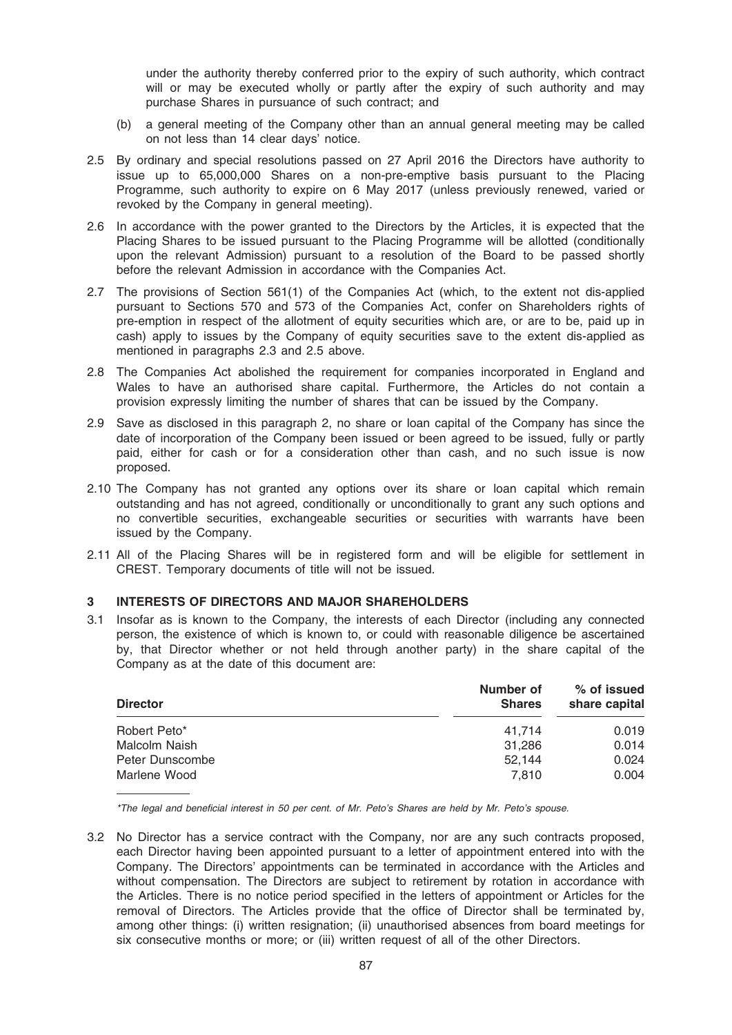under the authority thereby conferred prior to the expiry of such authority, which contract will or may be executed wholly or partly after the expiry of such authority and may purchase Shares in pursuance of such contract; and

(b) a general meeting of the Company other than an annual general meeting may be called on not less than 14 clear days' notice.

2.5 By ordinary and special resolutions passed on 27 April 2016 the Directors have authority to issue up to 65,000,000 Shares on a non-pre-emptive basis pursuant to the Placing Programme, such authority to expire on 6 May 2017 (unless previously renewed, varied or revoked by the Company in general meeting).

2.6 In accordance with the power granted to the Directors by the Articles, it is expected that the Placing Shares to be issued pursuant to the Placing Programme will be allotted (conditionally upon the relevant Admission) pursuant to a resolution of the Board to be passed shortly before the relevant Admission in accordance with the Companies Act.

2.7 The provisions of Section 561(1) of the Companies Act (which, to the extent not dis-applied pursuant to Sections 570 and 573 of the Companies Act, confer on Shareholders rights of pre-emption in respect of the allotment of equity securities which are, or are to be, paid up in cash) apply to issues by the Company of equity securities save to the extent dis-applied as mentioned in paragraphs 2.3 and 2.5 above.

2.8 The Companies Act abolished the requirement for companies incorporated in England and Wales to have an authorised share capital. Furthermore, the Articles do not contain a provision expressly limiting the number of shares that can be issued by the Company.

2.9 Save as disclosed in this paragraph 2, no share or loan capital of the Company has since the date of incorporation of the Company been issued or been agreed to be issued, fully or partly paid, either for cash or for a consideration other than cash, and no such issue is now proposed.

2.10 The Company has not granted any options over its share or loan capital which remain outstanding and has not agreed, conditionally or unconditionally to grant any such options and no convertible securities, exchangeable securities or securities with warrants have been issued by the Company.

2.11 All of the Placing Shares will be in registered form and will be eligible for settlement in CREST. Temporary documents of title will not be issued.

## 3 INTERESTS OF DIRECTORS AND MAJOR SHAREHOLDERS

3.1 Insofar as is known to the Company, the interests of each Director (including any connected person, the existence of which is known to, or could with reasonable diligence be ascertained by, that Director whether or not held through another party) in the share capital of the Company as at the date of this document are:

| Director | Number of Shares | % of issued share capital |
|---|---|---|
| Robert Peto* | 41,714 | 0.019 |
| Malcolm Naish | 31,286 | 0.014 |
| Peter Dunscombe | 52,144 | 0.024 |
| Marlene Wood | 7,810 | 0.004 |

*\*The legal and beneficial interest in 50 per cent. of Mr. Peto's Shares are held by Mr. Peto's spouse.*

3.2 No Director has a service contract with the Company, nor are any such contracts proposed, each Director having been appointed pursuant to a letter of appointment entered into with the Company. The Directors' appointments can be terminated in accordance with the Articles and without compensation. The Directors are subject to retirement by rotation in accordance with the Articles. There is no notice period specified in the letters of appointment or Articles for the removal of Directors. The Articles provide that the office of Director shall be terminated by, among other things: (i) written resignation; (ii) unauthorised absences from board meetings for six consecutive months or more; or (iii) written request of all of the other Directors.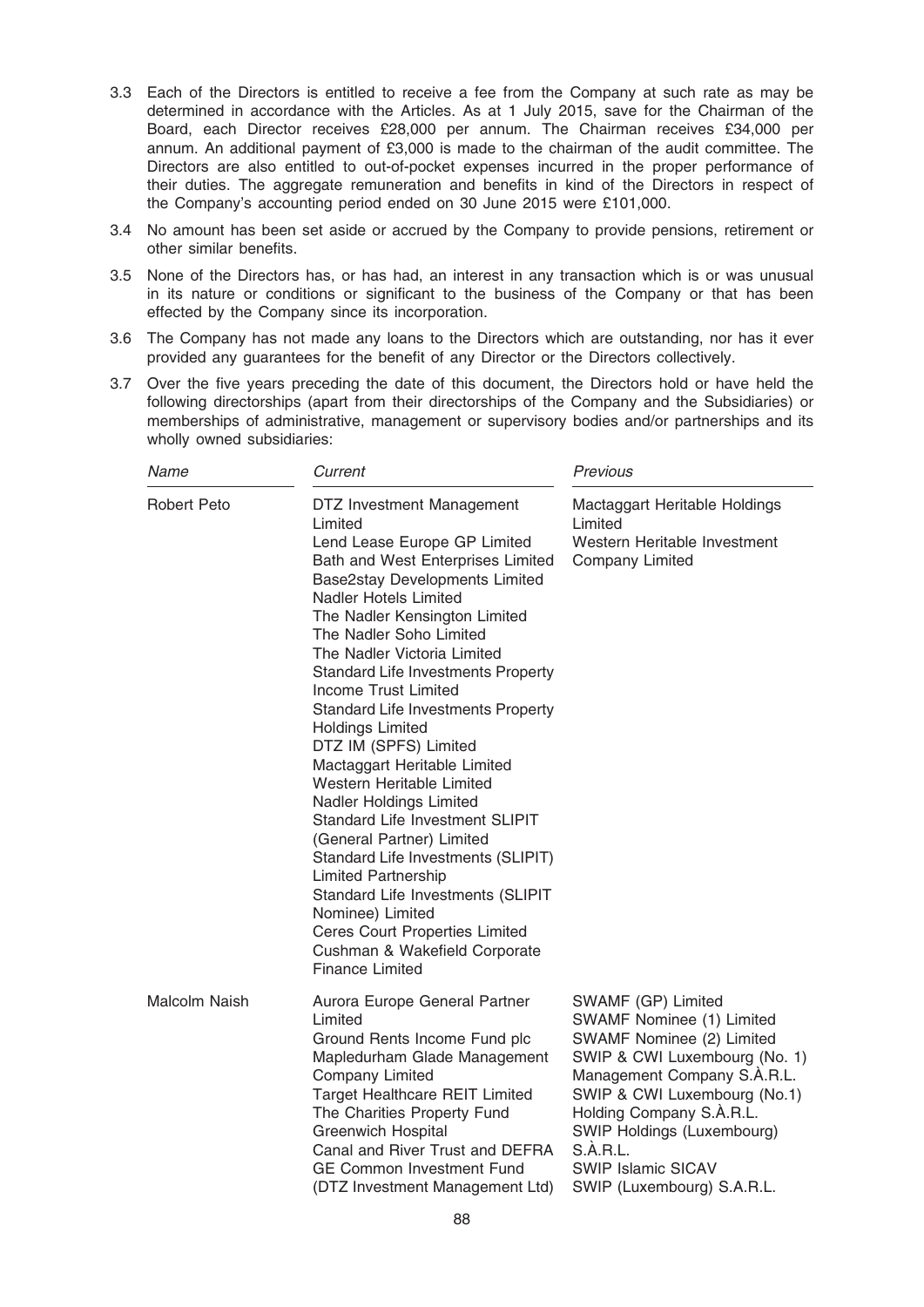3.3 Each of the Directors is entitled to receive a fee from the Company at such rate as may be determined in accordance with the Articles. As at 1 July 2015, save for the Chairman of the Board, each Director receives £28,000 per annum. The Chairman receives £34,000 per annum. An additional payment of £3,000 is made to the chairman of the audit committee. The Directors are also entitled to out-of-pocket expenses incurred in the proper performance of their duties. The aggregate remuneration and benefits in kind of the Directors in respect of the Company's accounting period ended on 30 June 2015 were £101,000.

3.4 No amount has been set aside or accrued by the Company to provide pensions, retirement or other similar benefits.

3.5 None of the Directors has, or has had, an interest in any transaction which is or was unusual in its nature or conditions or significant to the business of the Company or that has been effected by the Company since its incorporation.

3.6 The Company has not made any loans to the Directors which are outstanding, nor has it ever provided any guarantees for the benefit of any Director or the Directors collectively.

3.7 Over the five years preceding the date of this document, the Directors hold or have held the following directorships (apart from their directorships of the Company and the Subsidiaries) or memberships of administrative, management or supervisory bodies and/or partnerships and its wholly owned subsidiaries:

| *Name* | *Current* | *Previous* |
|---|---|---|
| Robert Peto | DTZ Investment Management Limited<br>Lend Lease Europe GP Limited<br>Bath and West Enterprises Limited<br>Base2stay Developments Limited<br>Nadler Hotels Limited<br>The Nadler Kensington Limited<br>The Nadler Soho Limited<br>The Nadler Victoria Limited<br>Standard Life Investments Property Income Trust Limited<br>Standard Life Investments Property Holdings Limited<br>DTZ IM (SPFS) Limited<br>Mactaggart Heritable Limited<br>Western Heritable Limited<br>Nadler Holdings Limited<br>Standard Life Investment SLIPIT (General Partner) Limited<br>Standard Life Investments (SLIPIT) Limited Partnership<br>Standard Life Investments (SLIPIT Nominee) Limited<br>Ceres Court Properties Limited<br>Cushman & Wakefield Corporate Finance Limited | Mactaggart Heritable Holdings Limited<br>Western Heritable Investment Company Limited |
| Malcolm Naish | Aurora Europe General Partner Limited<br>Ground Rents Income Fund plc<br>Mapledurham Glade Management Company Limited<br>Target Healthcare REIT Limited<br>The Charities Property Fund<br>Greenwich Hospital<br>Canal and River Trust and DEFRA GE Common Investment Fund (DTZ Investment Management Ltd) | SWAMF (GP) Limited<br>SWAMF Nominee (1) Limited<br>SWAMF Nominee (2) Limited<br>SWIP & CWI Luxembourg (No. 1) Management Company S.À.R.L.<br>SWIP & CWI Luxembourg (No.1) Holding Company S.À.R.L.<br>SWIP Holdings (Luxembourg) S.À.R.L.<br>SWIP Islamic SICAV<br>SWIP (Luxembourg) S.A.R.L. |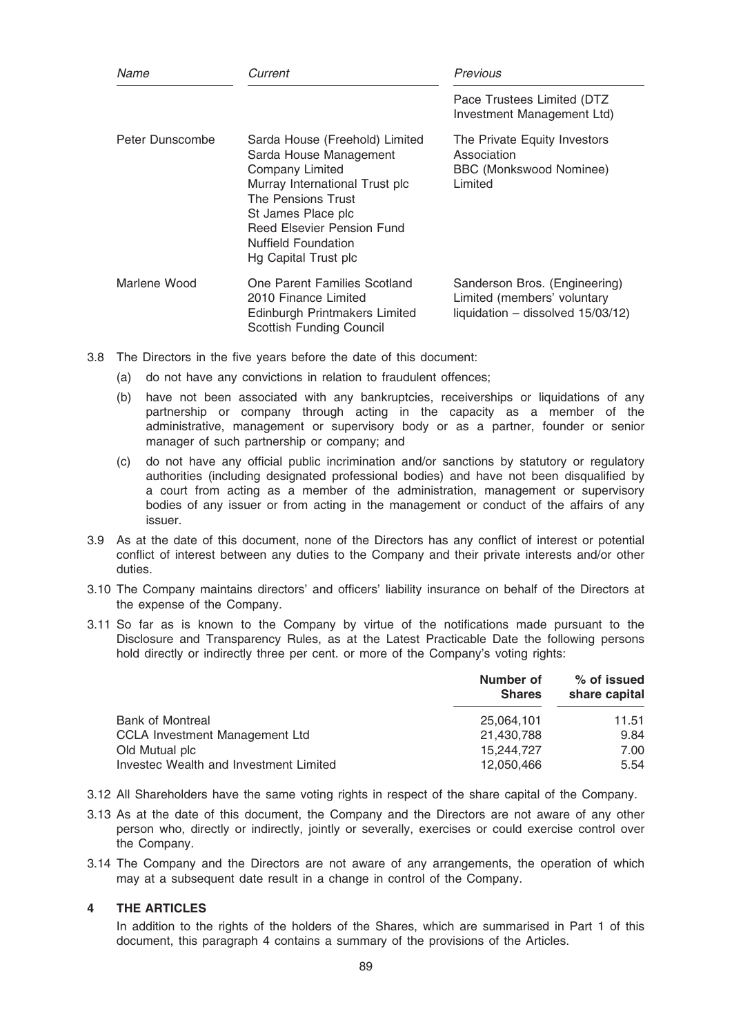| *Name* | *Current* | *Previous* |
|---|---|---|
| | | Pace Trustees Limited (DTZ Investment Management Ltd) |
| Peter Dunscombe | Sarda House (Freehold) Limited<br>Sarda House Management Company Limited<br>Murray International Trust plc<br>The Pensions Trust<br>St James Place plc<br>Reed Elsevier Pension Fund<br>Nuffield Foundation<br>Hg Capital Trust plc | The Private Equity Investors Association<br>BBC (Monkswood Nominee) Limited |
| Marlene Wood | One Parent Families Scotland<br>2010 Finance Limited<br>Edinburgh Printmakers Limited<br>Scottish Funding Council | Sanderson Bros. (Engineering) Limited (members' voluntary liquidation – dissolved 15/03/12) |

3.8 The Directors in the five years before the date of this document:

(a) do not have any convictions in relation to fraudulent offences;

(b) have not been associated with any bankruptcies, receiverships or liquidations of any partnership or company through acting in the capacity as a member of the administrative, management or supervisory body or as a partner, founder or senior manager of such partnership or company; and

(c) do not have any official public incrimination and/or sanctions by statutory or regulatory authorities (including designated professional bodies) and have not been disqualified by a court from acting as a member of the administration, management or supervisory bodies of any issuer or from acting in the management or conduct of the affairs of any issuer.

3.9 As at the date of this document, none of the Directors has any conflict of interest or potential conflict of interest between any duties to the Company and their private interests and/or other duties.

3.10 The Company maintains directors' and officers' liability insurance on behalf of the Directors at the expense of the Company.

3.11 So far as is known to the Company by virtue of the notifications made pursuant to the Disclosure and Transparency Rules, as at the Latest Practicable Date the following persons hold directly or indirectly three per cent. or more of the Company's voting rights:

| | **Number of Shares** | **% of issued share capital** |
|---|---|---|
| Bank of Montreal | 25,064,101 | 11.51 |
| CCLA Investment Management Ltd | 21,430,788 | 9.84 |
| Old Mutual plc | 15,244,727 | 7.00 |
| Investec Wealth and Investment Limited | 12,050,466 | 5.54 |

3.12 All Shareholders have the same voting rights in respect of the share capital of the Company.

3.13 As at the date of this document, the Company and the Directors are not aware of any other person who, directly or indirectly, jointly or severally, exercises or could exercise control over the Company.

3.14 The Company and the Directors are not aware of any arrangements, the operation of which may at a subsequent date result in a change in control of the Company.

## 4 THE ARTICLES

In addition to the rights of the holders of the Shares, which are summarised in Part 1 of this document, this paragraph 4 contains a summary of the provisions of the Articles.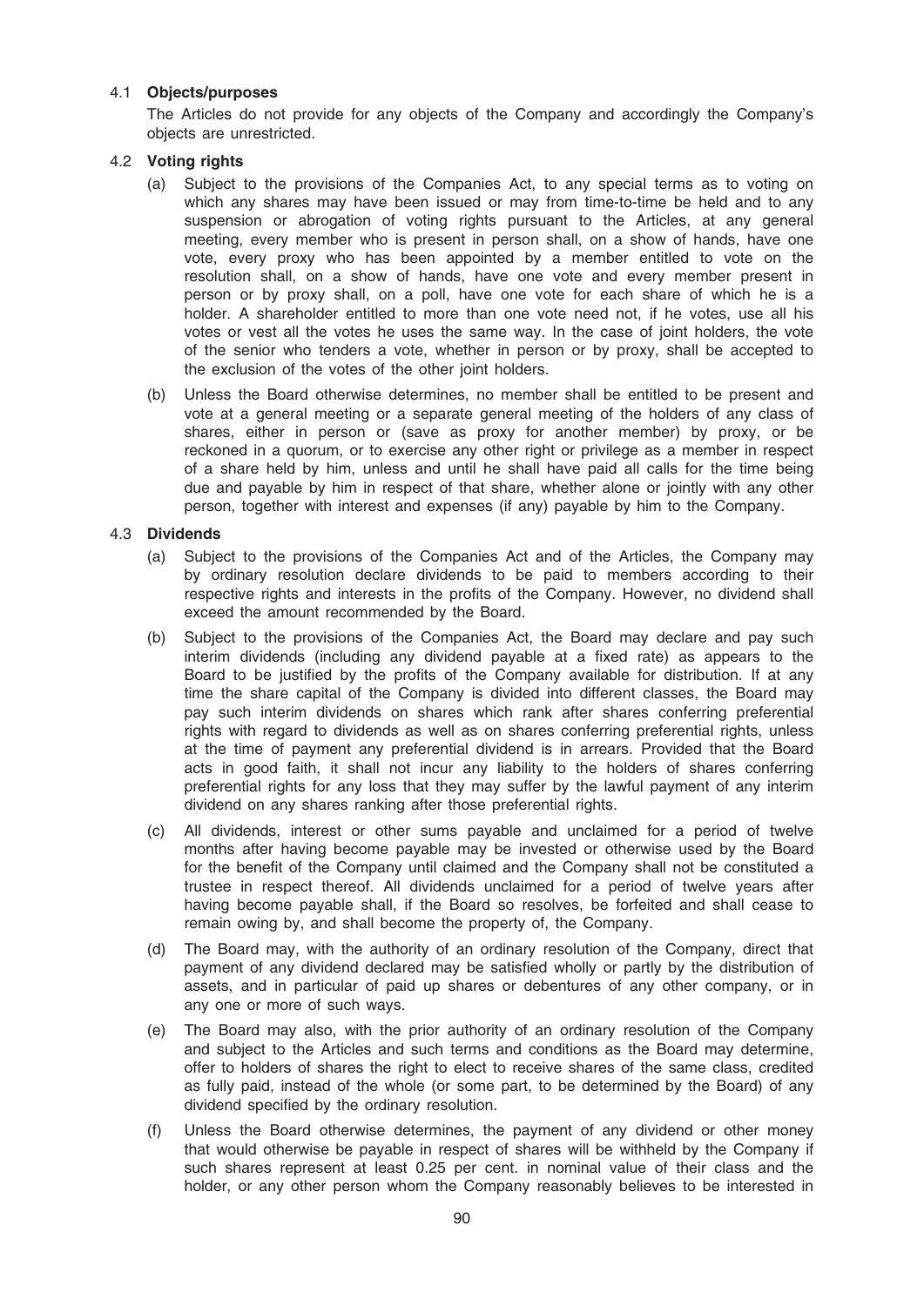#### 4.1 **Objects/purposes**

The Articles do not provide for any objects of the Company and accordingly the Company's objects are unrestricted.

#### 4.2 **Voting rights**

(a) Subject to the provisions of the Companies Act, to any special terms as to voting on which any shares may have been issued or may from time-to-time be held and to any suspension or abrogation of voting rights pursuant to the Articles, at any general meeting, every member who is present in person shall, on a show of hands, have one vote, every proxy who has been appointed by a member entitled to vote on the resolution shall, on a show of hands, have one vote and every member present in person or by proxy shall, on a poll, have one vote for each share of which he is a holder. A shareholder entitled to more than one vote need not, if he votes, use all his votes or vest all the votes he uses the same way. In the case of joint holders, the vote of the senior who tenders a vote, whether in person or by proxy, shall be accepted to the exclusion of the votes of the other joint holders.

(b) Unless the Board otherwise determines, no member shall be entitled to be present and vote at a general meeting or a separate general meeting of the holders of any class of shares, either in person or (save as proxy for another member) by proxy, or be reckoned in a quorum, or to exercise any other right or privilege as a member in respect of a share held by him, unless and until he shall have paid all calls for the time being due and payable by him in respect of that share, whether alone or jointly with any other person, together with interest and expenses (if any) payable by him to the Company.

#### 4.3 **Dividends**

(a) Subject to the provisions of the Companies Act and of the Articles, the Company may by ordinary resolution declare dividends to be paid to members according to their respective rights and interests in the profits of the Company. However, no dividend shall exceed the amount recommended by the Board.

(b) Subject to the provisions of the Companies Act, the Board may declare and pay such interim dividends (including any dividend payable at a fixed rate) as appears to the Board to be justified by the profits of the Company available for distribution. If at any time the share capital of the Company is divided into different classes, the Board may pay such interim dividends on shares which rank after shares conferring preferential rights with regard to dividends as well as on shares conferring preferential rights, unless at the time of payment any preferential dividend is in arrears. Provided that the Board acts in good faith, it shall not incur any liability to the holders of shares conferring preferential rights for any loss that they may suffer by the lawful payment of any interim dividend on any shares ranking after those preferential rights.

(c) All dividends, interest or other sums payable and unclaimed for a period of twelve months after having become payable may be invested or otherwise used by the Board for the benefit of the Company until claimed and the Company shall not be constituted a trustee in respect thereof. All dividends unclaimed for a period of twelve years after having become payable shall, if the Board so resolves, be forfeited and shall cease to remain owing by, and shall become the property of, the Company.

(d) The Board may, with the authority of an ordinary resolution of the Company, direct that payment of any dividend declared may be satisfied wholly or partly by the distribution of assets, and in particular of paid up shares or debentures of any other company, or in any one or more of such ways.

(e) The Board may also, with the prior authority of an ordinary resolution of the Company and subject to the Articles and such terms and conditions as the Board may determine, offer to holders of shares the right to elect to receive shares of the same class, credited as fully paid, instead of the whole (or some part, to be determined by the Board) of any dividend specified by the ordinary resolution.

(f) Unless the Board otherwise determines, the payment of any dividend or other money that would otherwise be payable in respect of shares will be withheld by the Company if such shares represent at least 0.25 per cent. in nominal value of their class and the holder, or any other person whom the Company reasonably believes to be interested in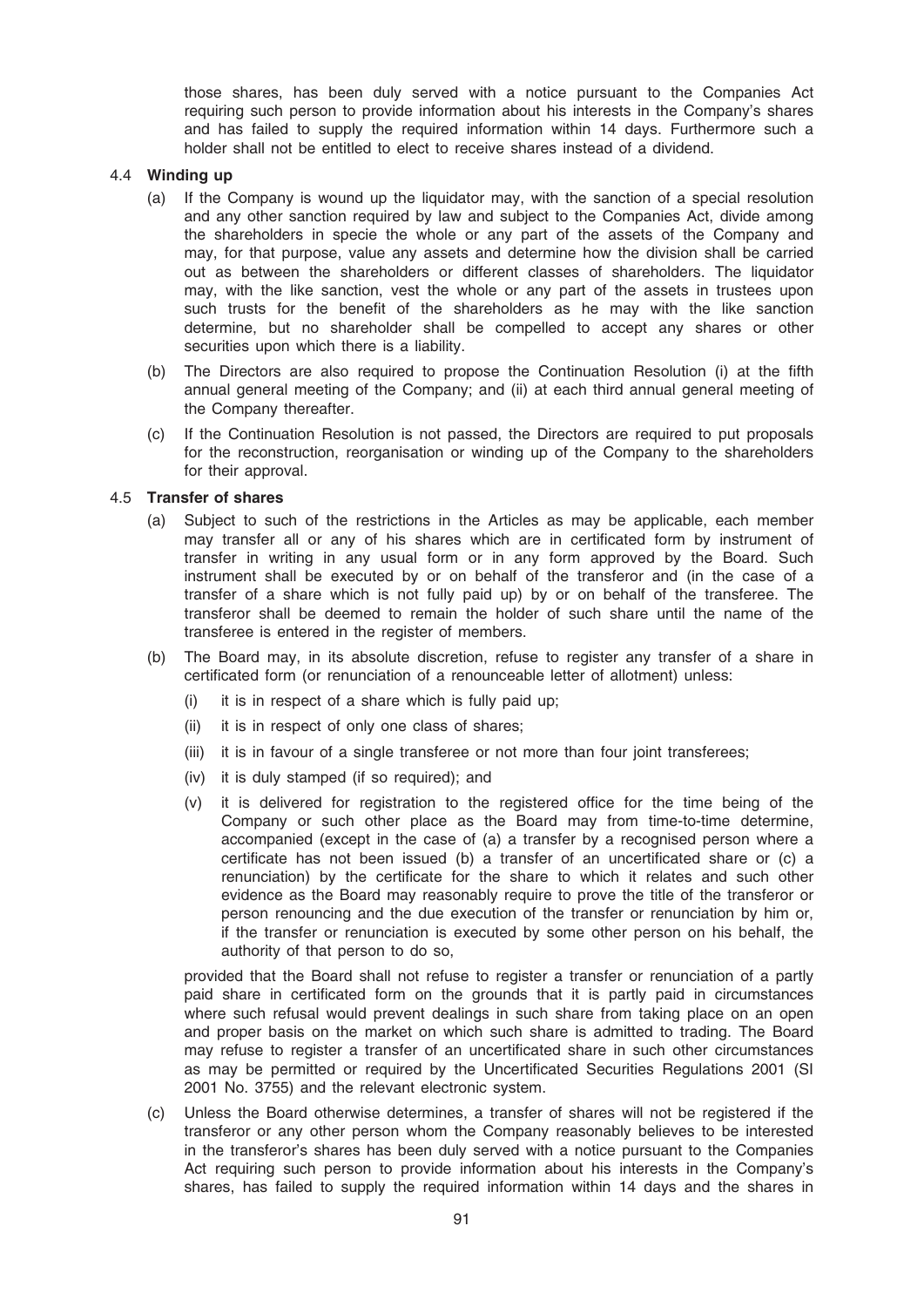those shares, has been duly served with a notice pursuant to the Companies Act requiring such person to provide information about his interests in the Company's shares and has failed to supply the required information within 14 days. Furthermore such a holder shall not be entitled to elect to receive shares instead of a dividend.

### 4.4 Winding up

(a) If the Company is wound up the liquidator may, with the sanction of a special resolution and any other sanction required by law and subject to the Companies Act, divide among the shareholders in specie the whole or any part of the assets of the Company and may, for that purpose, value any assets and determine how the division shall be carried out as between the shareholders or different classes of shareholders. The liquidator may, with the like sanction, vest the whole or any part of the assets in trustees upon such trusts for the benefit of the shareholders as he may with the like sanction determine, but no shareholder shall be compelled to accept any shares or other securities upon which there is a liability.

(b) The Directors are also required to propose the Continuation Resolution (i) at the fifth annual general meeting of the Company; and (ii) at each third annual general meeting of the Company thereafter.

(c) If the Continuation Resolution is not passed, the Directors are required to put proposals for the reconstruction, reorganisation or winding up of the Company to the shareholders for their approval.

### 4.5 Transfer of shares

(a) Subject to such of the restrictions in the Articles as may be applicable, each member may transfer all or any of his shares which are in certificated form by instrument of transfer in writing in any usual form or in any form approved by the Board. Such instrument shall be executed by or on behalf of the transferor and (in the case of a transfer of a share which is not fully paid up) by or on behalf of the transferee. The transferor shall be deemed to remain the holder of such share until the name of the transferee is entered in the register of members.

(b) The Board may, in its absolute discretion, refuse to register any transfer of a share in certificated form (or renunciation of a renounceable letter of allotment) unless:

   (i) it is in respect of a share which is fully paid up;

   (ii) it is in respect of only one class of shares;

   (iii) it is in favour of a single transferee or not more than four joint transferees;

   (iv) it is duly stamped (if so required); and

   (v) it is delivered for registration to the registered office for the time being of the Company or such other place as the Board may from time-to-time determine, accompanied (except in the case of (a) a transfer by a recognised person where a certificate has not been issued (b) a transfer of an uncertificated share or (c) a renunciation) by the certificate for the share to which it relates and such other evidence as the Board may reasonably require to prove the title of the transferor or person renouncing and the due execution of the transfer or renunciation by him or, if the transfer or renunciation is executed by some other person on his behalf, the authority of that person to do so,

   provided that the Board shall not refuse to register a transfer or renunciation of a partly paid share in certificated form on the grounds that it is partly paid in circumstances where such refusal would prevent dealings in such share from taking place on an open and proper basis on the market on which such share is admitted to trading. The Board may refuse to register a transfer of an uncertificated share in such other circumstances as may be permitted or required by the Uncertificated Securities Regulations 2001 (SI 2001 No. 3755) and the relevant electronic system.

(c) Unless the Board otherwise determines, a transfer of shares will not be registered if the transferor or any other person whom the Company reasonably believes to be interested in the transferor's shares has been duly served with a notice pursuant to the Companies Act requiring such person to provide information about his interests in the Company's shares, has failed to supply the required information within 14 days and the shares in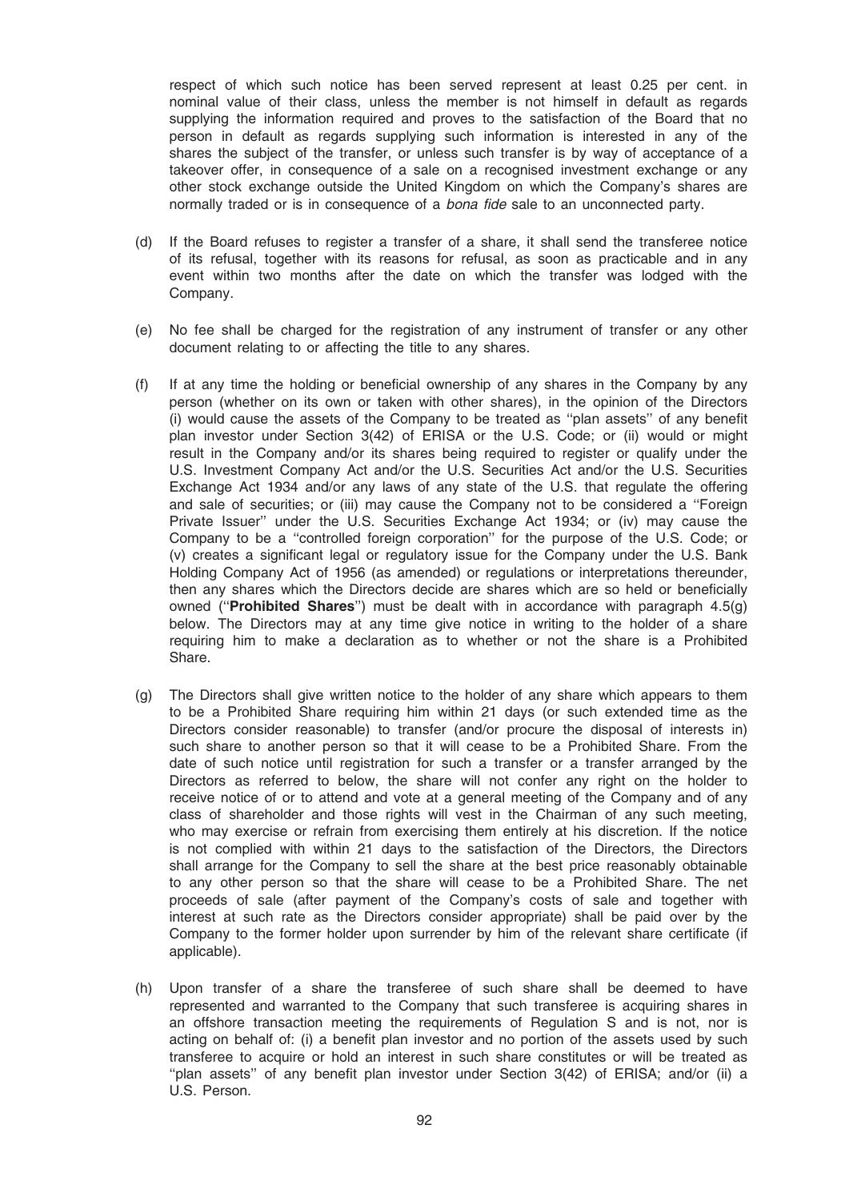respect of which such notice has been served represent at least 0.25 per cent. in nominal value of their class, unless the member is not himself in default as regards supplying the information required and proves to the satisfaction of the Board that no person in default as regards supplying such information is interested in any of the shares the subject of the transfer, or unless such transfer is by way of acceptance of a takeover offer, in consequence of a sale on a recognised investment exchange or any other stock exchange outside the United Kingdom on which the Company's shares are normally traded or is in consequence of a *bona fide* sale to an unconnected party.

(d) If the Board refuses to register a transfer of a share, it shall send the transferee notice of its refusal, together with its reasons for refusal, as soon as practicable and in any event within two months after the date on which the transfer was lodged with the Company.

(e) No fee shall be charged for the registration of any instrument of transfer or any other document relating to or affecting the title to any shares.

(f) If at any time the holding or beneficial ownership of any shares in the Company by any person (whether on its own or taken with other shares), in the opinion of the Directors (i) would cause the assets of the Company to be treated as ''plan assets'' of any benefit plan investor under Section 3(42) of ERISA or the U.S. Code; or (ii) would or might result in the Company and/or its shares being required to register or qualify under the U.S. Investment Company Act and/or the U.S. Securities Act and/or the U.S. Securities Exchange Act 1934 and/or any laws of any state of the U.S. that regulate the offering and sale of securities; or (iii) may cause the Company not to be considered a ''Foreign Private Issuer'' under the U.S. Securities Exchange Act 1934; or (iv) may cause the Company to be a ''controlled foreign corporation'' for the purpose of the U.S. Code; or (v) creates a significant legal or regulatory issue for the Company under the U.S. Bank Holding Company Act of 1956 (as amended) or regulations or interpretations thereunder, then any shares which the Directors decide are shares which are so held or beneficially owned (''**Prohibited Shares**'') must be dealt with in accordance with paragraph 4.5(g) below. The Directors may at any time give notice in writing to the holder of a share requiring him to make a declaration as to whether or not the share is a Prohibited Share.

(g) The Directors shall give written notice to the holder of any share which appears to them to be a Prohibited Share requiring him within 21 days (or such extended time as the Directors consider reasonable) to transfer (and/or procure the disposal of interests in) such share to another person so that it will cease to be a Prohibited Share. From the date of such notice until registration for such a transfer or a transfer arranged by the Directors as referred to below, the share will not confer any right on the holder to receive notice of or to attend and vote at a general meeting of the Company and of any class of shareholder and those rights will vest in the Chairman of any such meeting, who may exercise or refrain from exercising them entirely at his discretion. If the notice is not complied with within 21 days to the satisfaction of the Directors, the Directors shall arrange for the Company to sell the share at the best price reasonably obtainable to any other person so that the share will cease to be a Prohibited Share. The net proceeds of sale (after payment of the Company's costs of sale and together with interest at such rate as the Directors consider appropriate) shall be paid over by the Company to the former holder upon surrender by him of the relevant share certificate (if applicable).

(h) Upon transfer of a share the transferee of such share shall be deemed to have represented and warranted to the Company that such transferee is acquiring shares in an offshore transaction meeting the requirements of Regulation S and is not, nor is acting on behalf of: (i) a benefit plan investor and no portion of the assets used by such transferee to acquire or hold an interest in such share constitutes or will be treated as ''plan assets'' of any benefit plan investor under Section 3(42) of ERISA; and/or (ii) a U.S. Person.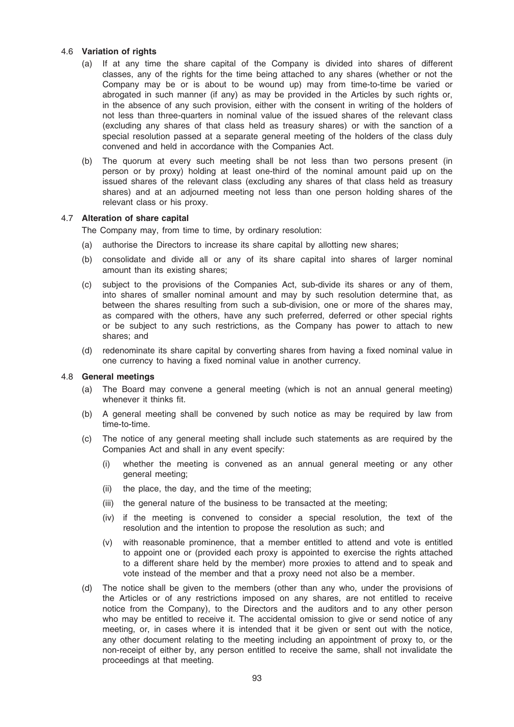### 4.6 Variation of rights

(a) If at any time the share capital of the Company is divided into shares of different classes, any of the rights for the time being attached to any shares (whether or not the Company may be or is about to be wound up) may from time-to-time be varied or abrogated in such manner (if any) as may be provided in the Articles by such rights or, in the absence of any such provision, either with the consent in writing of the holders of not less than three-quarters in nominal value of the issued shares of the relevant class (excluding any shares of that class held as treasury shares) or with the sanction of a special resolution passed at a separate general meeting of the holders of the class duly convened and held in accordance with the Companies Act.

(b) The quorum at every such meeting shall be not less than two persons present (in person or by proxy) holding at least one-third of the nominal amount paid up on the issued shares of the relevant class (excluding any shares of that class held as treasury shares) and at an adjourned meeting not less than one person holding shares of the relevant class or his proxy.

### 4.7 Alteration of share capital

The Company may, from time to time, by ordinary resolution:

(a) authorise the Directors to increase its share capital by allotting new shares;

(b) consolidate and divide all or any of its share capital into shares of larger nominal amount than its existing shares;

(c) subject to the provisions of the Companies Act, sub-divide its shares or any of them, into shares of smaller nominal amount and may by such resolution determine that, as between the shares resulting from such a sub-division, one or more of the shares may, as compared with the others, have any such preferred, deferred or other special rights or be subject to any such restrictions, as the Company has power to attach to new shares; and

(d) redenominate its share capital by converting shares from having a fixed nominal value in one currency to having a fixed nominal value in another currency.

### 4.8 General meetings

(a) The Board may convene a general meeting (which is not an annual general meeting) whenever it thinks fit.

(b) A general meeting shall be convened by such notice as may be required by law from time-to-time.

(c) The notice of any general meeting shall include such statements as are required by the Companies Act and shall in any event specify:

(i) whether the meeting is convened as an annual general meeting or any other general meeting;

(ii) the place, the day, and the time of the meeting;

(iii) the general nature of the business to be transacted at the meeting;

(iv) if the meeting is convened to consider a special resolution, the text of the resolution and the intention to propose the resolution as such; and

(v) with reasonable prominence, that a member entitled to attend and vote is entitled to appoint one or (provided each proxy is appointed to exercise the rights attached to a different share held by the member) more proxies to attend and to speak and vote instead of the member and that a proxy need not also be a member.

(d) The notice shall be given to the members (other than any who, under the provisions of the Articles or of any restrictions imposed on any shares, are not entitled to receive notice from the Company), to the Directors and the auditors and to any other person who may be entitled to receive it. The accidental omission to give or send notice of any meeting, or, in cases where it is intended that it be given or sent out with the notice, any other document relating to the meeting including an appointment of proxy to, or the non-receipt of either by, any person entitled to receive the same, shall not invalidate the proceedings at that meeting.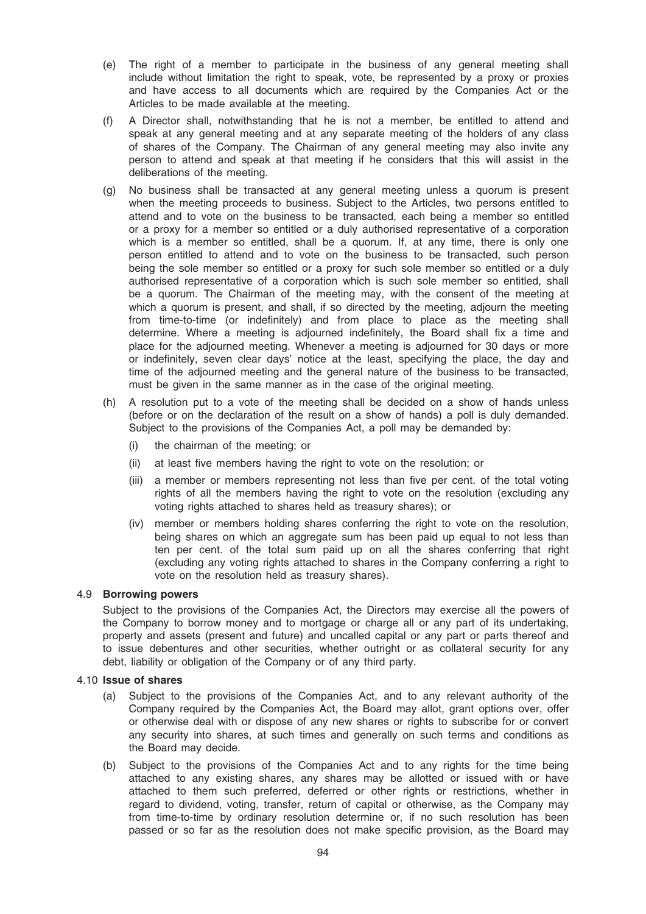(e) The right of a member to participate in the business of any general meeting shall include without limitation the right to speak, vote, be represented by a proxy or proxies and have access to all documents which are required by the Companies Act or the Articles to be made available at the meeting.

(f) A Director shall, notwithstanding that he is not a member, be entitled to attend and speak at any general meeting and at any separate meeting of the holders of any class of shares of the Company. The Chairman of any general meeting may also invite any person to attend and speak at that meeting if he considers that this will assist in the deliberations of the meeting.

(g) No business shall be transacted at any general meeting unless a quorum is present when the meeting proceeds to business. Subject to the Articles, two persons entitled to attend and to vote on the business to be transacted, each being a member so entitled or a proxy for a member so entitled or a duly authorised representative of a corporation which is a member so entitled, shall be a quorum. If, at any time, there is only one person entitled to attend and to vote on the business to be transacted, such person being the sole member so entitled or a proxy for such sole member so entitled or a duly authorised representative of a corporation which is such sole member so entitled, shall be a quorum. The Chairman of the meeting may, with the consent of the meeting at which a quorum is present, and shall, if so directed by the meeting, adjourn the meeting from time-to-time (or indefinitely) and from place to place as the meeting shall determine. Where a meeting is adjourned indefinitely, the Board shall fix a time and place for the adjourned meeting. Whenever a meeting is adjourned for 30 days or more or indefinitely, seven clear days' notice at the least, specifying the place, the day and time of the adjourned meeting and the general nature of the business to be transacted, must be given in the same manner as in the case of the original meeting.

(h) A resolution put to a vote of the meeting shall be decided on a show of hands unless (before or on the declaration of the result on a show of hands) a poll is duly demanded. Subject to the provisions of the Companies Act, a poll may be demanded by:

  (i) the chairman of the meeting; or

  (ii) at least five members having the right to vote on the resolution; or

  (iii) a member or members representing not less than five per cent. of the total voting rights of all the members having the right to vote on the resolution (excluding any voting rights attached to shares held as treasury shares); or

  (iv) member or members holding shares conferring the right to vote on the resolution, being shares on which an aggregate sum has been paid up equal to not less than ten per cent. of the total sum paid up on all the shares conferring that right (excluding any voting rights attached to shares in the Company conferring a right to vote on the resolution held as treasury shares).

### 4.9 Borrowing powers

Subject to the provisions of the Companies Act, the Directors may exercise all the powers of the Company to borrow money and to mortgage or charge all or any part of its undertaking, property and assets (present and future) and uncalled capital or any part or parts thereof and to issue debentures and other securities, whether outright or as collateral security for any debt, liability or obligation of the Company or of any third party.

### 4.10 Issue of shares

(a) Subject to the provisions of the Companies Act, and to any relevant authority of the Company required by the Companies Act, the Board may allot, grant options over, offer or otherwise deal with or dispose of any new shares or rights to subscribe for or convert any security into shares, at such times and generally on such terms and conditions as the Board may decide.

(b) Subject to the provisions of the Companies Act and to any rights for the time being attached to any existing shares, any shares may be allotted or issued with or have attached to them such preferred, deferred or other rights or restrictions, whether in regard to dividend, voting, transfer, return of capital or otherwise, as the Company may from time-to-time by ordinary resolution determine or, if no such resolution has been passed or so far as the resolution does not make specific provision, as the Board may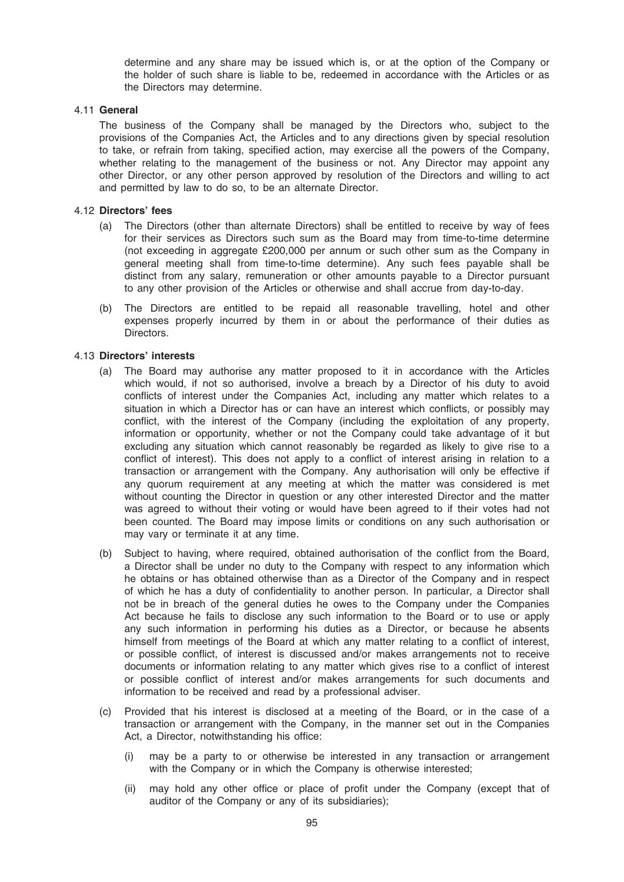determine and any share may be issued which is, or at the option of the Company or the holder of such share is liable to be, redeemed in accordance with the Articles or as the Directors may determine.

### 4.11 General

The business of the Company shall be managed by the Directors who, subject to the provisions of the Companies Act, the Articles and to any directions given by special resolution to take, or refrain from taking, specified action, may exercise all the powers of the Company, whether relating to the management of the business or not. Any Director may appoint any other Director, or any other person approved by resolution of the Directors and willing to act and permitted by law to do so, to be an alternate Director.

### 4.12 Directors' fees

(a) The Directors (other than alternate Directors) shall be entitled to receive by way of fees for their services as Directors such sum as the Board may from time-to-time determine (not exceeding in aggregate £200,000 per annum or such other sum as the Company in general meeting shall from time-to-time determine). Any such fees payable shall be distinct from any salary, remuneration or other amounts payable to a Director pursuant to any other provision of the Articles or otherwise and shall accrue from day-to-day.

(b) The Directors are entitled to be repaid all reasonable travelling, hotel and other expenses properly incurred by them in or about the performance of their duties as Directors.

### 4.13 Directors' interests

(a) The Board may authorise any matter proposed to it in accordance with the Articles which would, if not so authorised, involve a breach by a Director of his duty to avoid conflicts of interest under the Companies Act, including any matter which relates to a situation in which a Director has or can have an interest which conflicts, or possibly may conflict, with the interest of the Company (including the exploitation of any property, information or opportunity, whether or not the Company could take advantage of it but excluding any situation which cannot reasonably be regarded as likely to give rise to a conflict of interest). This does not apply to a conflict of interest arising in relation to a transaction or arrangement with the Company. Any authorisation will only be effective if any quorum requirement at any meeting at which the matter was considered is met without counting the Director in question or any other interested Director and the matter was agreed to without their voting or would have been agreed to if their votes had not been counted. The Board may impose limits or conditions on any such authorisation or may vary or terminate it at any time.

(b) Subject to having, where required, obtained authorisation of the conflict from the Board, a Director shall be under no duty to the Company with respect to any information which he obtains or has obtained otherwise than as a Director of the Company and in respect of which he has a duty of confidentiality to another person. In particular, a Director shall not be in breach of the general duties he owes to the Company under the Companies Act because he fails to disclose any such information to the Board or to use or apply any such information in performing his duties as a Director, or because he absents himself from meetings of the Board at which any matter relating to a conflict of interest, or possible conflict, of interest is discussed and/or makes arrangements not to receive documents or information relating to any matter which gives rise to a conflict of interest or possible conflict of interest and/or makes arrangements for such documents and information to be received and read by a professional adviser.

(c) Provided that his interest is disclosed at a meeting of the Board, or in the case of a transaction or arrangement with the Company, in the manner set out in the Companies Act, a Director, notwithstanding his office:

   (i) may be a party to or otherwise be interested in any transaction or arrangement with the Company or in which the Company is otherwise interested;

   (ii) may hold any other office or place of profit under the Company (except that of auditor of the Company or any of its subsidiaries);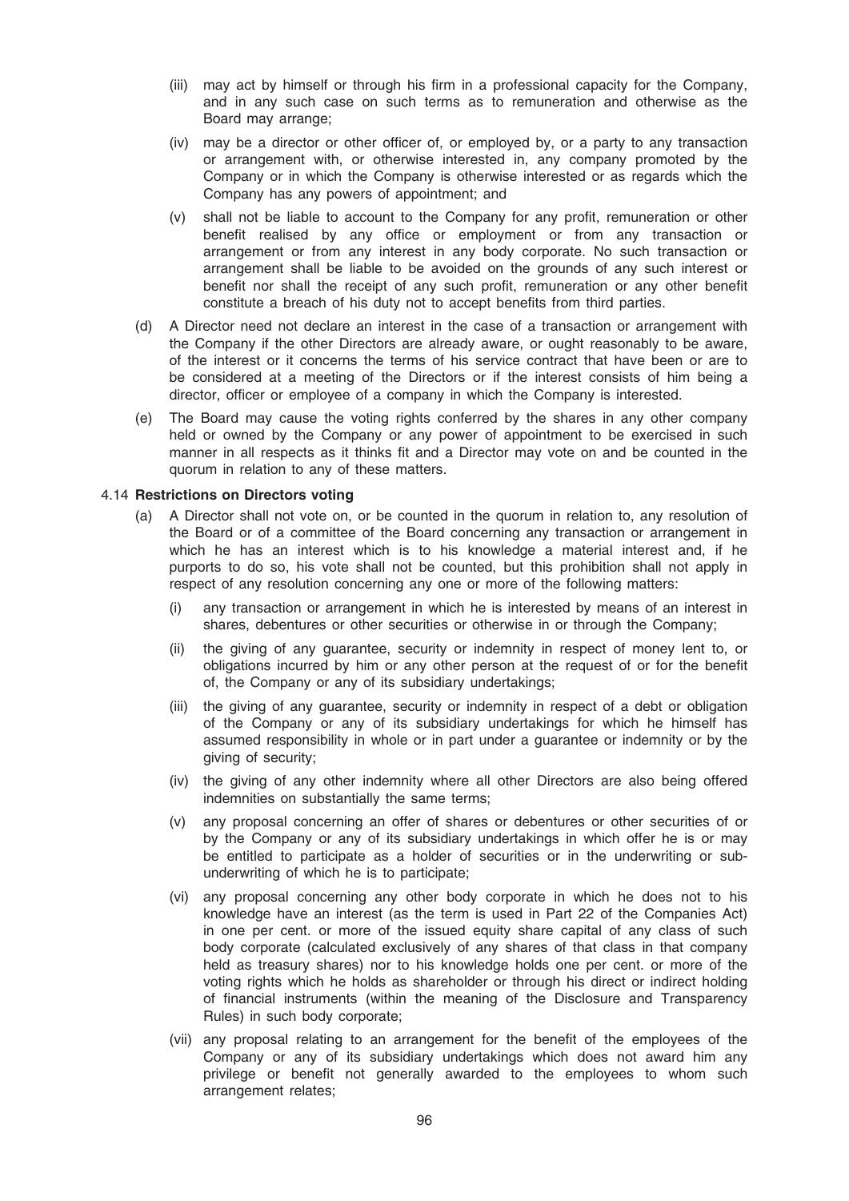(iii) may act by himself or through his firm in a professional capacity for the Company, and in any such case on such terms as to remuneration and otherwise as the Board may arrange;

(iv) may be a director or other officer of, or employed by, or a party to any transaction or arrangement with, or otherwise interested in, any company promoted by the Company or in which the Company is otherwise interested or as regards which the Company has any powers of appointment; and

(v) shall not be liable to account to the Company for any profit, remuneration or other benefit realised by any office or employment or from any transaction or arrangement or from any interest in any body corporate. No such transaction or arrangement shall be liable to be avoided on the grounds of any such interest or benefit nor shall the receipt of any such profit, remuneration or any other benefit constitute a breach of his duty not to accept benefits from third parties.

(d) A Director need not declare an interest in the case of a transaction or arrangement with the Company if the other Directors are already aware, or ought reasonably to be aware, of the interest or it concerns the terms of his service contract that have been or are to be considered at a meeting of the Directors or if the interest consists of him being a director, officer or employee of a company in which the Company is interested.

(e) The Board may cause the voting rights conferred by the shares in any other company held or owned by the Company or any power of appointment to be exercised in such manner in all respects as it thinks fit and a Director may vote on and be counted in the quorum in relation to any of these matters.

4.14 **Restrictions on Directors voting**

(a) A Director shall not vote on, or be counted in the quorum in relation to, any resolution of the Board or of a committee of the Board concerning any transaction or arrangement in which he has an interest which is to his knowledge a material interest and, if he purports to do so, his vote shall not be counted, but this prohibition shall not apply in respect of any resolution concerning any one or more of the following matters:

(i) any transaction or arrangement in which he is interested by means of an interest in shares, debentures or other securities or otherwise in or through the Company;

(ii) the giving of any guarantee, security or indemnity in respect of money lent to, or obligations incurred by him or any other person at the request of or for the benefit of, the Company or any of its subsidiary undertakings;

(iii) the giving of any guarantee, security or indemnity in respect of a debt or obligation of the Company or any of its subsidiary undertakings for which he himself has assumed responsibility in whole or in part under a guarantee or indemnity or by the giving of security;

(iv) the giving of any other indemnity where all other Directors are also being offered indemnities on substantially the same terms;

(v) any proposal concerning an offer of shares or debentures or other securities of or by the Company or any of its subsidiary undertakings in which offer he is or may be entitled to participate as a holder of securities or in the underwriting or sub-underwriting of which he is to participate;

(vi) any proposal concerning any other body corporate in which he does not to his knowledge have an interest (as the term is used in Part 22 of the Companies Act) in one per cent. or more of the issued equity share capital of any class of such body corporate (calculated exclusively of any shares of that class in that company held as treasury shares) nor to his knowledge holds one per cent. or more of the voting rights which he holds as shareholder or through his direct or indirect holding of financial instruments (within the meaning of the Disclosure and Transparency Rules) in such body corporate;

(vii) any proposal relating to an arrangement for the benefit of the employees of the Company or any of its subsidiary undertakings which does not award him any privilege or benefit not generally awarded to the employees to whom such arrangement relates;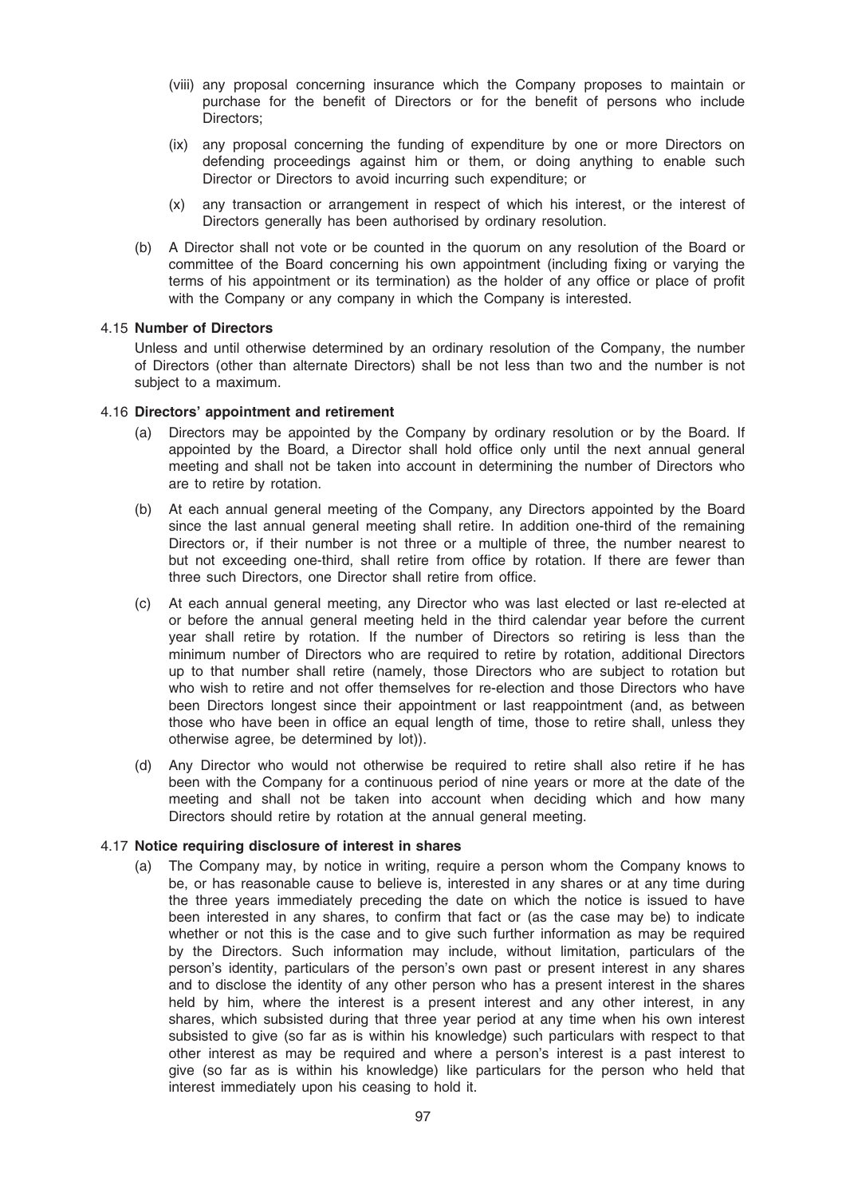(viii) any proposal concerning insurance which the Company proposes to maintain or purchase for the benefit of Directors or for the benefit of persons who include Directors;

(ix) any proposal concerning the funding of expenditure by one or more Directors on defending proceedings against him or them, or doing anything to enable such Director or Directors to avoid incurring such expenditure; or

(x) any transaction or arrangement in respect of which his interest, or the interest of Directors generally has been authorised by ordinary resolution.

(b) A Director shall not vote or be counted in the quorum on any resolution of the Board or committee of the Board concerning his own appointment (including fixing or varying the terms of his appointment or its termination) as the holder of any office or place of profit with the Company or any company in which the Company is interested.

### 4.15 Number of Directors

Unless and until otherwise determined by an ordinary resolution of the Company, the number of Directors (other than alternate Directors) shall be not less than two and the number is not subject to a maximum.

### 4.16 Directors' appointment and retirement

(a) Directors may be appointed by the Company by ordinary resolution or by the Board. If appointed by the Board, a Director shall hold office only until the next annual general meeting and shall not be taken into account in determining the number of Directors who are to retire by rotation.

(b) At each annual general meeting of the Company, any Directors appointed by the Board since the last annual general meeting shall retire. In addition one-third of the remaining Directors or, if their number is not three or a multiple of three, the number nearest to but not exceeding one-third, shall retire from office by rotation. If there are fewer than three such Directors, one Director shall retire from office.

(c) At each annual general meeting, any Director who was last elected or last re-elected at or before the annual general meeting held in the third calendar year before the current year shall retire by rotation. If the number of Directors so retiring is less than the minimum number of Directors who are required to retire by rotation, additional Directors up to that number shall retire (namely, those Directors who are subject to rotation but who wish to retire and not offer themselves for re-election and those Directors who have been Directors longest since their appointment or last reappointment (and, as between those who have been in office an equal length of time, those to retire shall, unless they otherwise agree, be determined by lot)).

(d) Any Director who would not otherwise be required to retire shall also retire if he has been with the Company for a continuous period of nine years or more at the date of the meeting and shall not be taken into account when deciding which and how many Directors should retire by rotation at the annual general meeting.

### 4.17 Notice requiring disclosure of interest in shares

(a) The Company may, by notice in writing, require a person whom the Company knows to be, or has reasonable cause to believe is, interested in any shares or at any time during the three years immediately preceding the date on which the notice is issued to have been interested in any shares, to confirm that fact or (as the case may be) to indicate whether or not this is the case and to give such further information as may be required by the Directors. Such information may include, without limitation, particulars of the person's identity, particulars of the person's own past or present interest in any shares and to disclose the identity of any other person who has a present interest in the shares held by him, where the interest is a present interest and any other interest, in any shares, which subsisted during that three year period at any time when his own interest subsisted to give (so far as is within his knowledge) such particulars with respect to that other interest as may be required and where a person's interest is a past interest to give (so far as is within his knowledge) like particulars for the person who held that interest immediately upon his ceasing to hold it.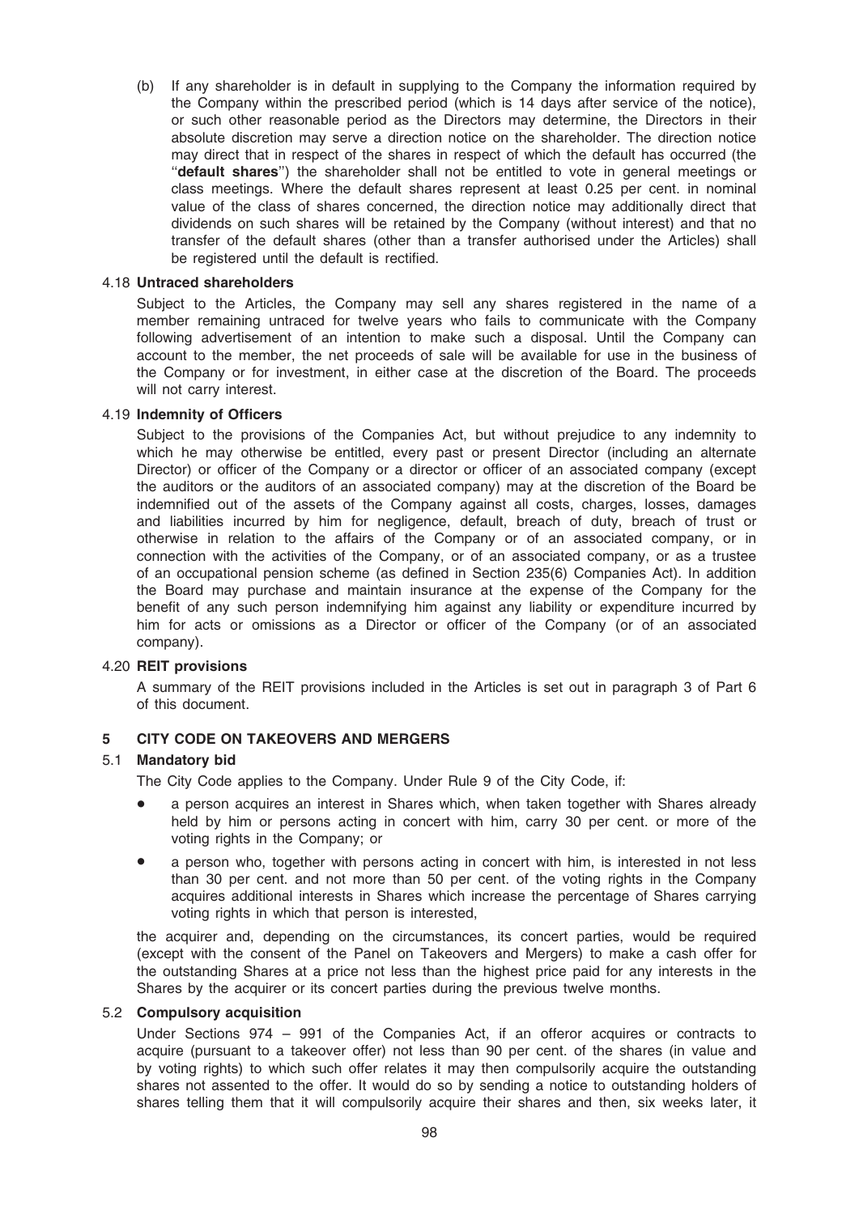(b) If any shareholder is in default in supplying to the Company the information required by the Company within the prescribed period (which is 14 days after service of the notice), or such other reasonable period as the Directors may determine, the Directors in their absolute discretion may serve a direction notice on the shareholder. The direction notice may direct that in respect of the shares in respect of which the default has occurred (the "**default shares**") the shareholder shall not be entitled to vote in general meetings or class meetings. Where the default shares represent at least 0.25 per cent. in nominal value of the class of shares concerned, the direction notice may additionally direct that dividends on such shares will be retained by the Company (without interest) and that no transfer of the default shares (other than a transfer authorised under the Articles) shall be registered until the default is rectified.

### 4.18 Untraced shareholders

Subject to the Articles, the Company may sell any shares registered in the name of a member remaining untraced for twelve years who fails to communicate with the Company following advertisement of an intention to make such a disposal. Until the Company can account to the member, the net proceeds of sale will be available for use in the business of the Company or for investment, in either case at the discretion of the Board. The proceeds will not carry interest.

### 4.19 Indemnity of Officers

Subject to the provisions of the Companies Act, but without prejudice to any indemnity to which he may otherwise be entitled, every past or present Director (including an alternate Director) or officer of the Company or a director or officer of an associated company (except the auditors or the auditors of an associated company) may at the discretion of the Board be indemnified out of the assets of the Company against all costs, charges, losses, damages and liabilities incurred by him for negligence, default, breach of duty, breach of trust or otherwise in relation to the affairs of the Company or of an associated company, or in connection with the activities of the Company, or of an associated company, or as a trustee of an occupational pension scheme (as defined in Section 235(6) Companies Act). In addition the Board may purchase and maintain insurance at the expense of the Company for the benefit of any such person indemnifying him against any liability or expenditure incurred by him for acts or omissions as a Director or officer of the Company (or of an associated company).

### 4.20 REIT provisions

A summary of the REIT provisions included in the Articles is set out in paragraph 3 of Part 6 of this document.

## 5 CITY CODE ON TAKEOVERS AND MERGERS

### 5.1 Mandatory bid

The City Code applies to the Company. Under Rule 9 of the City Code, if:

- a person acquires an interest in Shares which, when taken together with Shares already held by him or persons acting in concert with him, carry 30 per cent. or more of the voting rights in the Company; or
- a person who, together with persons acting in concert with him, is interested in not less than 30 per cent. and not more than 50 per cent. of the voting rights in the Company acquires additional interests in Shares which increase the percentage of Shares carrying voting rights in which that person is interested,

the acquirer and, depending on the circumstances, its concert parties, would be required (except with the consent of the Panel on Takeovers and Mergers) to make a cash offer for the outstanding Shares at a price not less than the highest price paid for any interests in the Shares by the acquirer or its concert parties during the previous twelve months.

### 5.2 Compulsory acquisition

Under Sections 974 – 991 of the Companies Act, if an offeror acquires or contracts to acquire (pursuant to a takeover offer) not less than 90 per cent. of the shares (in value and by voting rights) to which such offer relates it may then compulsorily acquire the outstanding shares not assented to the offer. It would do so by sending a notice to outstanding holders of shares telling them that it will compulsorily acquire their shares and then, six weeks later, it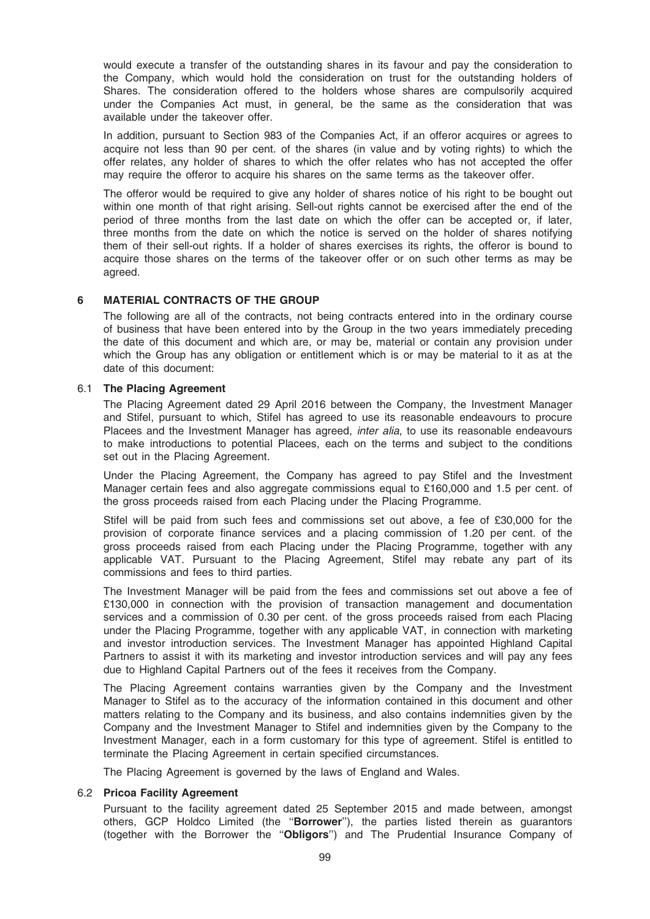would execute a transfer of the outstanding shares in its favour and pay the consideration to the Company, which would hold the consideration on trust for the outstanding holders of Shares. The consideration offered to the holders whose shares are compulsorily acquired under the Companies Act must, in general, be the same as the consideration that was available under the takeover offer.

In addition, pursuant to Section 983 of the Companies Act, if an offeror acquires or agrees to acquire not less than 90 per cent. of the shares (in value and by voting rights) to which the offer relates, any holder of shares to which the offer relates who has not accepted the offer may require the offeror to acquire his shares on the same terms as the takeover offer.

The offeror would be required to give any holder of shares notice of his right to be bought out within one month of that right arising. Sell-out rights cannot be exercised after the end of the period of three months from the last date on which the offer can be accepted or, if later, three months from the date on which the notice is served on the holder of shares notifying them of their sell-out rights. If a holder of shares exercises its rights, the offeror is bound to acquire those shares on the terms of the takeover offer or on such other terms as may be agreed.

## 6 MATERIAL CONTRACTS OF THE GROUP

The following are all of the contracts, not being contracts entered into in the ordinary course of business that have been entered into by the Group in the two years immediately preceding the date of this document and which are, or may be, material or contain any provision under which the Group has any obligation or entitlement which is or may be material to it as at the date of this document:

### 6.1 The Placing Agreement

The Placing Agreement dated 29 April 2016 between the Company, the Investment Manager and Stifel, pursuant to which, Stifel has agreed to use its reasonable endeavours to procure Placees and the Investment Manager has agreed, *inter alia*, to use its reasonable endeavours to make introductions to potential Placees, each on the terms and subject to the conditions set out in the Placing Agreement.

Under the Placing Agreement, the Company has agreed to pay Stifel and the Investment Manager certain fees and also aggregate commissions equal to £160,000 and 1.5 per cent. of the gross proceeds raised from each Placing under the Placing Programme.

Stifel will be paid from such fees and commissions set out above, a fee of £30,000 for the provision of corporate finance services and a placing commission of 1.20 per cent. of the gross proceeds raised from each Placing under the Placing Programme, together with any applicable VAT. Pursuant to the Placing Agreement, Stifel may rebate any part of its commissions and fees to third parties.

The Investment Manager will be paid from the fees and commissions set out above a fee of £130,000 in connection with the provision of transaction management and documentation services and a commission of 0.30 per cent. of the gross proceeds raised from each Placing under the Placing Programme, together with any applicable VAT, in connection with marketing and investor introduction services. The Investment Manager has appointed Highland Capital Partners to assist it with its marketing and investor introduction services and will pay any fees due to Highland Capital Partners out of the fees it receives from the Company.

The Placing Agreement contains warranties given by the Company and the Investment Manager to Stifel as to the accuracy of the information contained in this document and other matters relating to the Company and its business, and also contains indemnities given by the Company and the Investment Manager to Stifel and indemnities given by the Company to the Investment Manager, each in a form customary for this type of agreement. Stifel is entitled to terminate the Placing Agreement in certain specified circumstances.

The Placing Agreement is governed by the laws of England and Wales.

### 6.2 Pricoa Facility Agreement

Pursuant to the facility agreement dated 25 September 2015 and made between, amongst others, GCP Holdco Limited (the "**Borrower**"), the parties listed therein as guarantors (together with the Borrower the "**Obligors**") and The Prudential Insurance Company of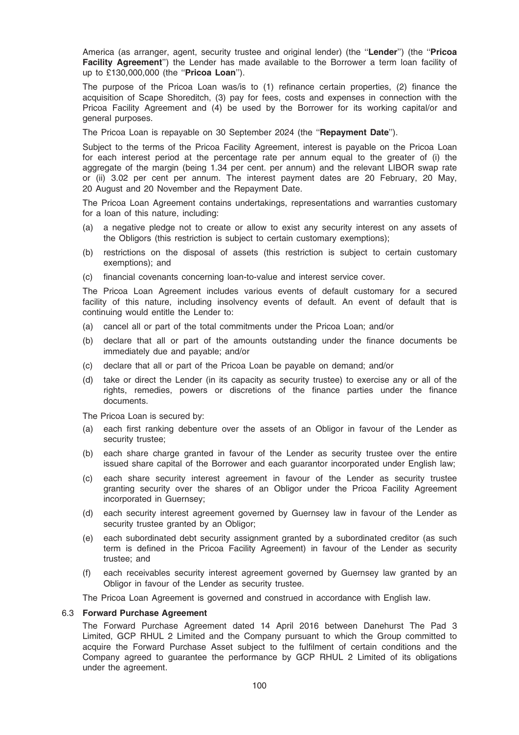America (as arranger, agent, security trustee and original lender) (the "**Lender**") (the "**Pricoa Facility Agreement**") the Lender has made available to the Borrower a term loan facility of up to £130,000,000 (the "**Pricoa Loan**").

The purpose of the Pricoa Loan was/is to (1) refinance certain properties, (2) finance the acquisition of Scape Shoreditch, (3) pay for fees, costs and expenses in connection with the Pricoa Facility Agreement and (4) be used by the Borrower for its working capital/or and general purposes.

The Pricoa Loan is repayable on 30 September 2024 (the "**Repayment Date**").

Subject to the terms of the Pricoa Facility Agreement, interest is payable on the Pricoa Loan for each interest period at the percentage rate per annum equal to the greater of (i) the aggregate of the margin (being 1.34 per cent. per annum) and the relevant LIBOR swap rate or (ii) 3.02 per cent per annum. The interest payment dates are 20 February, 20 May, 20 August and 20 November and the Repayment Date.

The Pricoa Loan Agreement contains undertakings, representations and warranties customary for a loan of this nature, including:

(a) a negative pledge not to create or allow to exist any security interest on any assets of the Obligors (this restriction is subject to certain customary exemptions);

(b) restrictions on the disposal of assets (this restriction is subject to certain customary exemptions); and

(c) financial covenants concerning loan-to-value and interest service cover.

The Pricoa Loan Agreement includes various events of default customary for a secured facility of this nature, including insolvency events of default. An event of default that is continuing would entitle the Lender to:

(a) cancel all or part of the total commitments under the Pricoa Loan; and/or

(b) declare that all or part of the amounts outstanding under the finance documents be immediately due and payable; and/or

(c) declare that all or part of the Pricoa Loan be payable on demand; and/or

(d) take or direct the Lender (in its capacity as security trustee) to exercise any or all of the rights, remedies, powers or discretions of the finance parties under the finance documents.

The Pricoa Loan is secured by:

(a) each first ranking debenture over the assets of an Obligor in favour of the Lender as security trustee;

(b) each share charge granted in favour of the Lender as security trustee over the entire issued share capital of the Borrower and each guarantor incorporated under English law;

(c) each share security interest agreement in favour of the Lender as security trustee granting security over the shares of an Obligor under the Pricoa Facility Agreement incorporated in Guernsey;

(d) each security interest agreement governed by Guernsey law in favour of the Lender as security trustee granted by an Obligor;

(e) each subordinated debt security assignment granted by a subordinated creditor (as such term is defined in the Pricoa Facility Agreement) in favour of the Lender as security trustee; and

(f) each receivables security interest agreement governed by Guernsey law granted by an Obligor in favour of the Lender as security trustee.

The Pricoa Loan Agreement is governed and construed in accordance with English law.

### 6.3 Forward Purchase Agreement

The Forward Purchase Agreement dated 14 April 2016 between Danehurst The Pad 3 Limited, GCP RHUL 2 Limited and the Company pursuant to which the Group committed to acquire the Forward Purchase Asset subject to the fulfilment of certain conditions and the Company agreed to guarantee the performance by GCP RHUL 2 Limited of its obligations under the agreement.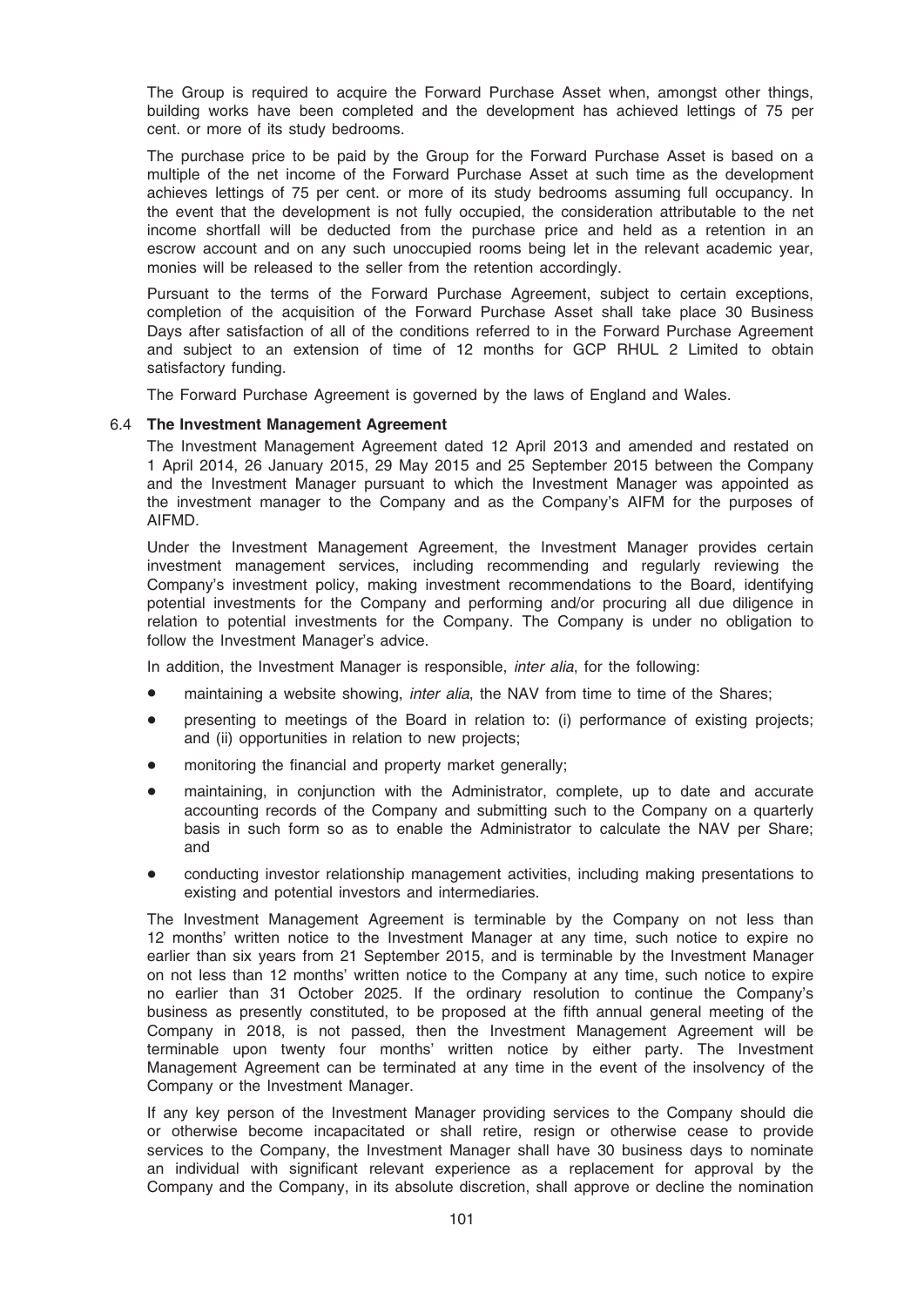The Group is required to acquire the Forward Purchase Asset when, amongst other things, building works have been completed and the development has achieved lettings of 75 per cent. or more of its study bedrooms.

The purchase price to be paid by the Group for the Forward Purchase Asset is based on a multiple of the net income of the Forward Purchase Asset at such time as the development achieves lettings of 75 per cent. or more of its study bedrooms assuming full occupancy. In the event that the development is not fully occupied, the consideration attributable to the net income shortfall will be deducted from the purchase price and held as a retention in an escrow account and on any such unoccupied rooms being let in the relevant academic year, monies will be released to the seller from the retention accordingly.

Pursuant to the terms of the Forward Purchase Agreement, subject to certain exceptions, completion of the acquisition of the Forward Purchase Asset shall take place 30 Business Days after satisfaction of all of the conditions referred to in the Forward Purchase Agreement and subject to an extension of time of 12 months for GCP RHUL 2 Limited to obtain satisfactory funding.

The Forward Purchase Agreement is governed by the laws of England and Wales.

### 6.4 The Investment Management Agreement

The Investment Management Agreement dated 12 April 2013 and amended and restated on 1 April 2014, 26 January 2015, 29 May 2015 and 25 September 2015 between the Company and the Investment Manager pursuant to which the Investment Manager was appointed as the investment manager to the Company and as the Company's AIFM for the purposes of AIFMD.

Under the Investment Management Agreement, the Investment Manager provides certain investment management services, including recommending and regularly reviewing the Company's investment policy, making investment recommendations to the Board, identifying potential investments for the Company and performing and/or procuring all due diligence in relation to potential investments for the Company. The Company is under no obligation to follow the Investment Manager's advice.

In addition, the Investment Manager is responsible, *inter alia*, for the following:

- maintaining a website showing, *inter alia*, the NAV from time to time of the Shares;
- presenting to meetings of the Board in relation to: (i) performance of existing projects; and (ii) opportunities in relation to new projects;
- monitoring the financial and property market generally;
- maintaining, in conjunction with the Administrator, complete, up to date and accurate accounting records of the Company and submitting such to the Company on a quarterly basis in such form so as to enable the Administrator to calculate the NAV per Share; and
- conducting investor relationship management activities, including making presentations to existing and potential investors and intermediaries.

The Investment Management Agreement is terminable by the Company on not less than 12 months' written notice to the Investment Manager at any time, such notice to expire no earlier than six years from 21 September 2015, and is terminable by the Investment Manager on not less than 12 months' written notice to the Company at any time, such notice to expire no earlier than 31 October 2025. If the ordinary resolution to continue the Company's business as presently constituted, to be proposed at the fifth annual general meeting of the Company in 2018, is not passed, then the Investment Management Agreement will be terminable upon twenty four months' written notice by either party. The Investment Management Agreement can be terminated at any time in the event of the insolvency of the Company or the Investment Manager.

If any key person of the Investment Manager providing services to the Company should die or otherwise become incapacitated or shall retire, resign or otherwise cease to provide services to the Company, the Investment Manager shall have 30 business days to nominate an individual with significant relevant experience as a replacement for approval by the Company and the Company, in its absolute discretion, shall approve or decline the nomination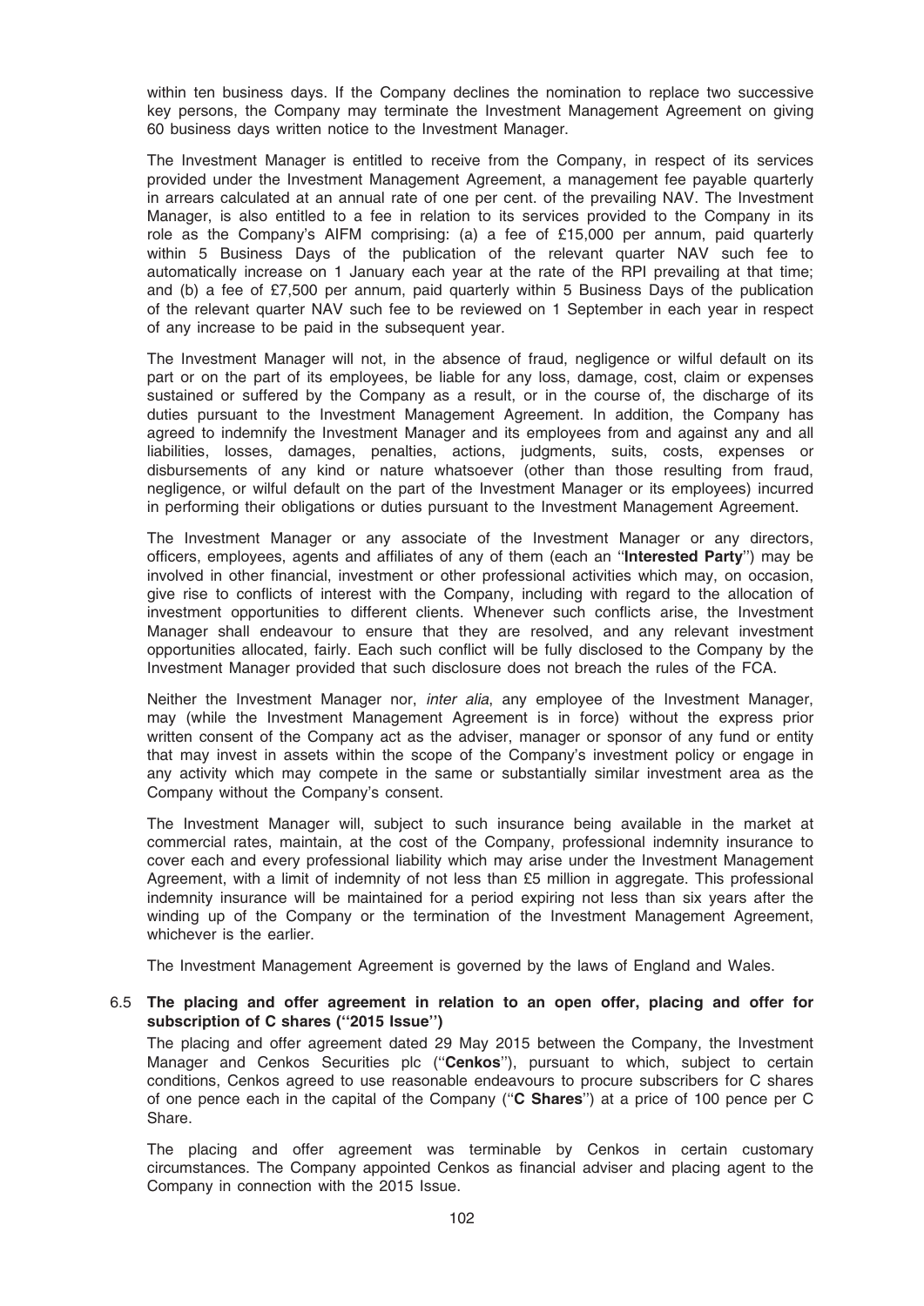within ten business days. If the Company declines the nomination to replace two successive key persons, the Company may terminate the Investment Management Agreement on giving 60 business days written notice to the Investment Manager.

The Investment Manager is entitled to receive from the Company, in respect of its services provided under the Investment Management Agreement, a management fee payable quarterly in arrears calculated at an annual rate of one per cent. of the prevailing NAV. The Investment Manager, is also entitled to a fee in relation to its services provided to the Company in its role as the Company's AIFM comprising: (a) a fee of £15,000 per annum, paid quarterly within 5 Business Days of the publication of the relevant quarter NAV such fee to automatically increase on 1 January each year at the rate of the RPI prevailing at that time; and (b) a fee of £7,500 per annum, paid quarterly within 5 Business Days of the publication of the relevant quarter NAV such fee to be reviewed on 1 September in each year in respect of any increase to be paid in the subsequent year.

The Investment Manager will not, in the absence of fraud, negligence or wilful default on its part or on the part of its employees, be liable for any loss, damage, cost, claim or expenses sustained or suffered by the Company as a result, or in the course of, the discharge of its duties pursuant to the Investment Management Agreement. In addition, the Company has agreed to indemnify the Investment Manager and its employees from and against any and all liabilities, losses, damages, penalties, actions, judgments, suits, costs, expenses or disbursements of any kind or nature whatsoever (other than those resulting from fraud, negligence, or wilful default on the part of the Investment Manager or its employees) incurred in performing their obligations or duties pursuant to the Investment Management Agreement.

The Investment Manager or any associate of the Investment Manager or any directors, officers, employees, agents and affiliates of any of them (each an "**Interested Party**") may be involved in other financial, investment or other professional activities which may, on occasion, give rise to conflicts of interest with the Company, including with regard to the allocation of investment opportunities to different clients. Whenever such conflicts arise, the Investment Manager shall endeavour to ensure that they are resolved, and any relevant investment opportunities allocated, fairly. Each such conflict will be fully disclosed to the Company by the Investment Manager provided that such disclosure does not breach the rules of the FCA.

Neither the Investment Manager nor, *inter alia*, any employee of the Investment Manager, may (while the Investment Management Agreement is in force) without the express prior written consent of the Company act as the adviser, manager or sponsor of any fund or entity that may invest in assets within the scope of the Company's investment policy or engage in any activity which may compete in the same or substantially similar investment area as the Company without the Company's consent.

The Investment Manager will, subject to such insurance being available in the market at commercial rates, maintain, at the cost of the Company, professional indemnity insurance to cover each and every professional liability which may arise under the Investment Management Agreement, with a limit of indemnity of not less than £5 million in aggregate. This professional indemnity insurance will be maintained for a period expiring not less than six years after the winding up of the Company or the termination of the Investment Management Agreement, whichever is the earlier.

The Investment Management Agreement is governed by the laws of England and Wales.

### 6.5 The placing and offer agreement in relation to an open offer, placing and offer for subscription of C shares ("2015 Issue")

The placing and offer agreement dated 29 May 2015 between the Company, the Investment Manager and Cenkos Securities plc ("**Cenkos**"), pursuant to which, subject to certain conditions, Cenkos agreed to use reasonable endeavours to procure subscribers for C shares of one pence each in the capital of the Company ("**C Shares**") at a price of 100 pence per C Share.

The placing and offer agreement was terminable by Cenkos in certain customary circumstances. The Company appointed Cenkos as financial adviser and placing agent to the Company in connection with the 2015 Issue.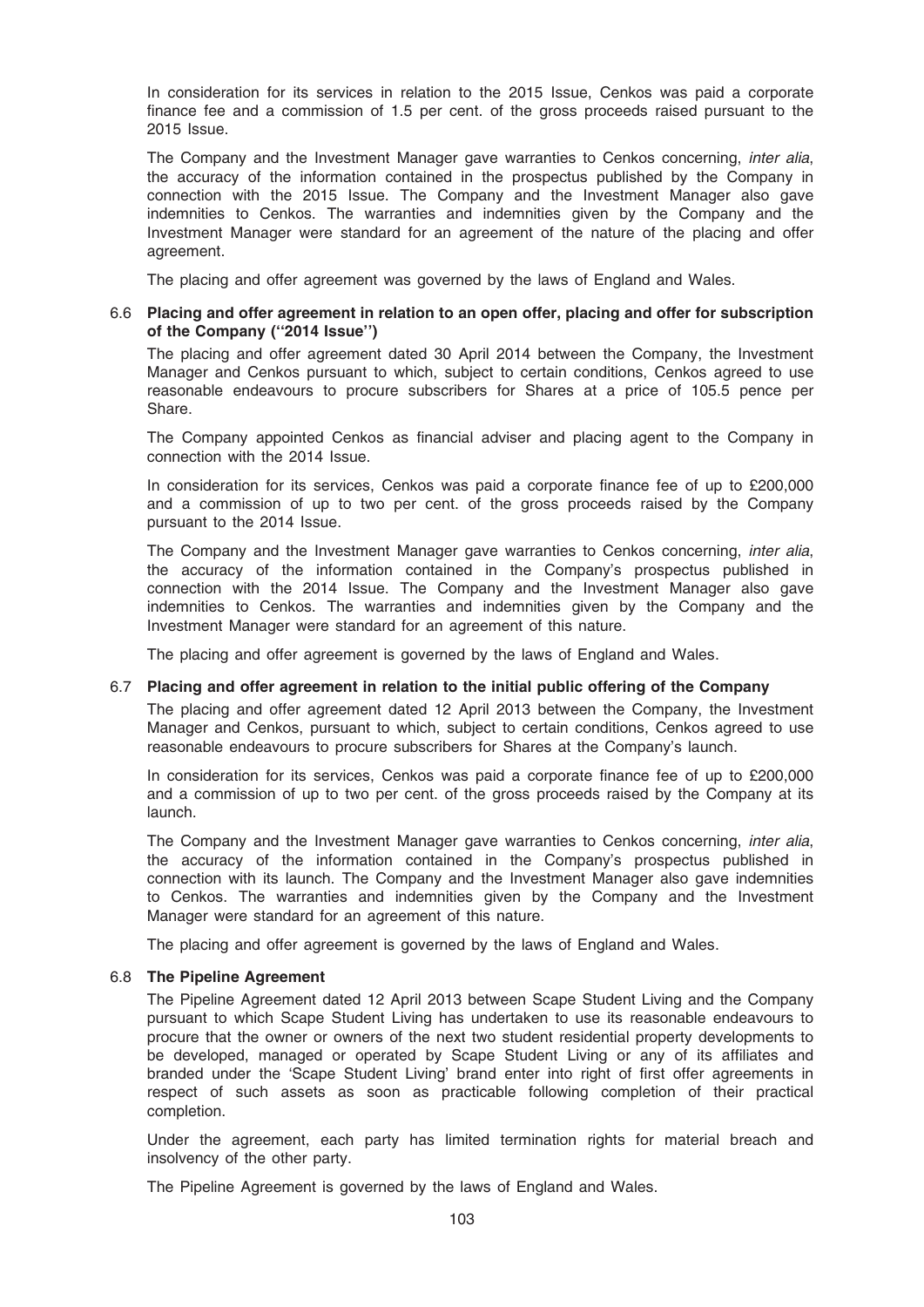In consideration for its services in relation to the 2015 Issue, Cenkos was paid a corporate finance fee and a commission of 1.5 per cent. of the gross proceeds raised pursuant to the 2015 Issue.

The Company and the Investment Manager gave warranties to Cenkos concerning, *inter alia*, the accuracy of the information contained in the prospectus published by the Company in connection with the 2015 Issue. The Company and the Investment Manager also gave indemnities to Cenkos. The warranties and indemnities given by the Company and the Investment Manager were standard for an agreement of the nature of the placing and offer agreement.

The placing and offer agreement was governed by the laws of England and Wales.

### 6.6 Placing and offer agreement in relation to an open offer, placing and offer for subscription of the Company ("2014 Issue")

The placing and offer agreement dated 30 April 2014 between the Company, the Investment Manager and Cenkos pursuant to which, subject to certain conditions, Cenkos agreed to use reasonable endeavours to procure subscribers for Shares at a price of 105.5 pence per Share.

The Company appointed Cenkos as financial adviser and placing agent to the Company in connection with the 2014 Issue.

In consideration for its services, Cenkos was paid a corporate finance fee of up to £200,000 and a commission of up to two per cent. of the gross proceeds raised by the Company pursuant to the 2014 Issue.

The Company and the Investment Manager gave warranties to Cenkos concerning, *inter alia*, the accuracy of the information contained in the Company's prospectus published in connection with the 2014 Issue. The Company and the Investment Manager also gave indemnities to Cenkos. The warranties and indemnities given by the Company and the Investment Manager were standard for an agreement of this nature.

The placing and offer agreement is governed by the laws of England and Wales.

### 6.7 Placing and offer agreement in relation to the initial public offering of the Company

The placing and offer agreement dated 12 April 2013 between the Company, the Investment Manager and Cenkos, pursuant to which, subject to certain conditions, Cenkos agreed to use reasonable endeavours to procure subscribers for Shares at the Company's launch.

In consideration for its services, Cenkos was paid a corporate finance fee of up to £200,000 and a commission of up to two per cent. of the gross proceeds raised by the Company at its launch.

The Company and the Investment Manager gave warranties to Cenkos concerning, *inter alia*, the accuracy of the information contained in the Company's prospectus published in connection with its launch. The Company and the Investment Manager also gave indemnities to Cenkos. The warranties and indemnities given by the Company and the Investment Manager were standard for an agreement of this nature.

The placing and offer agreement is governed by the laws of England and Wales.

### 6.8 The Pipeline Agreement

The Pipeline Agreement dated 12 April 2013 between Scape Student Living and the Company pursuant to which Scape Student Living has undertaken to use its reasonable endeavours to procure that the owner or owners of the next two student residential property developments to be developed, managed or operated by Scape Student Living or any of its affiliates and branded under the 'Scape Student Living' brand enter into right of first offer agreements in respect of such assets as soon as practicable following completion of their practical completion.

Under the agreement, each party has limited termination rights for material breach and insolvency of the other party.

The Pipeline Agreement is governed by the laws of England and Wales.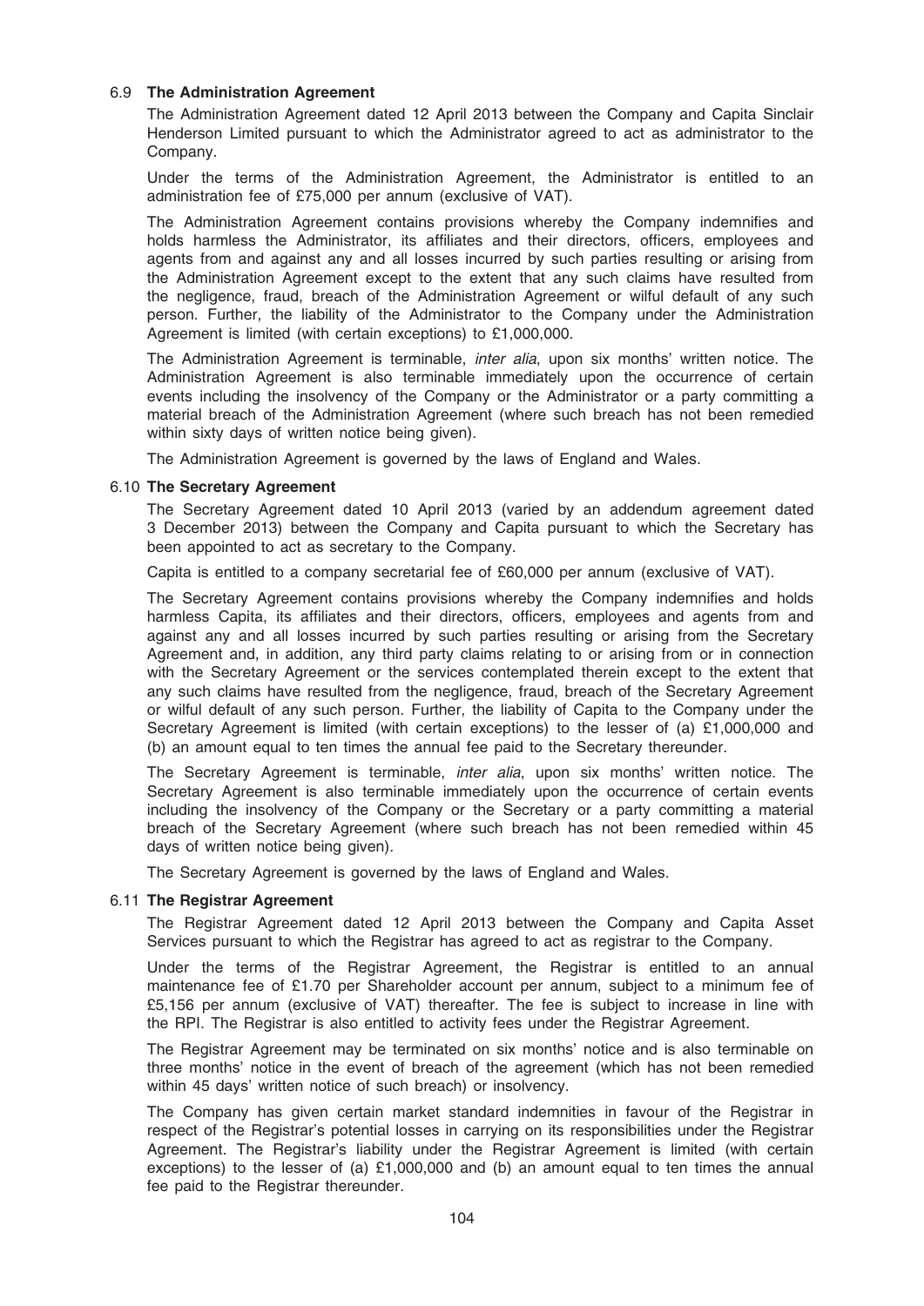### 6.9 The Administration Agreement

The Administration Agreement dated 12 April 2013 between the Company and Capita Sinclair Henderson Limited pursuant to which the Administrator agreed to act as administrator to the Company.

Under the terms of the Administration Agreement, the Administrator is entitled to an administration fee of £75,000 per annum (exclusive of VAT).

The Administration Agreement contains provisions whereby the Company indemnifies and holds harmless the Administrator, its affiliates and their directors, officers, employees and agents from and against any and all losses incurred by such parties resulting or arising from the Administration Agreement except to the extent that any such claims have resulted from the negligence, fraud, breach of the Administration Agreement or wilful default of any such person. Further, the liability of the Administrator to the Company under the Administration Agreement is limited (with certain exceptions) to £1,000,000.

The Administration Agreement is terminable, *inter alia*, upon six months' written notice. The Administration Agreement is also terminable immediately upon the occurrence of certain events including the insolvency of the Company or the Administrator or a party committing a material breach of the Administration Agreement (where such breach has not been remedied within sixty days of written notice being given).

The Administration Agreement is governed by the laws of England and Wales.

### 6.10 The Secretary Agreement

The Secretary Agreement dated 10 April 2013 (varied by an addendum agreement dated 3 December 2013) between the Company and Capita pursuant to which the Secretary has been appointed to act as secretary to the Company.

Capita is entitled to a company secretarial fee of £60,000 per annum (exclusive of VAT).

The Secretary Agreement contains provisions whereby the Company indemnifies and holds harmless Capita, its affiliates and their directors, officers, employees and agents from and against any and all losses incurred by such parties resulting or arising from the Secretary Agreement and, in addition, any third party claims relating to or arising from or in connection with the Secretary Agreement or the services contemplated therein except to the extent that any such claims have resulted from the negligence, fraud, breach of the Secretary Agreement or wilful default of any such person. Further, the liability of Capita to the Company under the Secretary Agreement is limited (with certain exceptions) to the lesser of (a) £1,000,000 and (b) an amount equal to ten times the annual fee paid to the Secretary thereunder.

The Secretary Agreement is terminable, *inter alia*, upon six months' written notice. The Secretary Agreement is also terminable immediately upon the occurrence of certain events including the insolvency of the Company or the Secretary or a party committing a material breach of the Secretary Agreement (where such breach has not been remedied within 45 days of written notice being given).

The Secretary Agreement is governed by the laws of England and Wales.

### 6.11 The Registrar Agreement

The Registrar Agreement dated 12 April 2013 between the Company and Capita Asset Services pursuant to which the Registrar has agreed to act as registrar to the Company.

Under the terms of the Registrar Agreement, the Registrar is entitled to an annual maintenance fee of £1.70 per Shareholder account per annum, subject to a minimum fee of £5,156 per annum (exclusive of VAT) thereafter. The fee is subject to increase in line with the RPI. The Registrar is also entitled to activity fees under the Registrar Agreement.

The Registrar Agreement may be terminated on six months' notice and is also terminable on three months' notice in the event of breach of the agreement (which has not been remedied within 45 days' written notice of such breach) or insolvency.

The Company has given certain market standard indemnities in favour of the Registrar in respect of the Registrar's potential losses in carrying on its responsibilities under the Registrar Agreement. The Registrar's liability under the Registrar Agreement is limited (with certain exceptions) to the lesser of (a) £1,000,000 and (b) an amount equal to ten times the annual fee paid to the Registrar thereunder.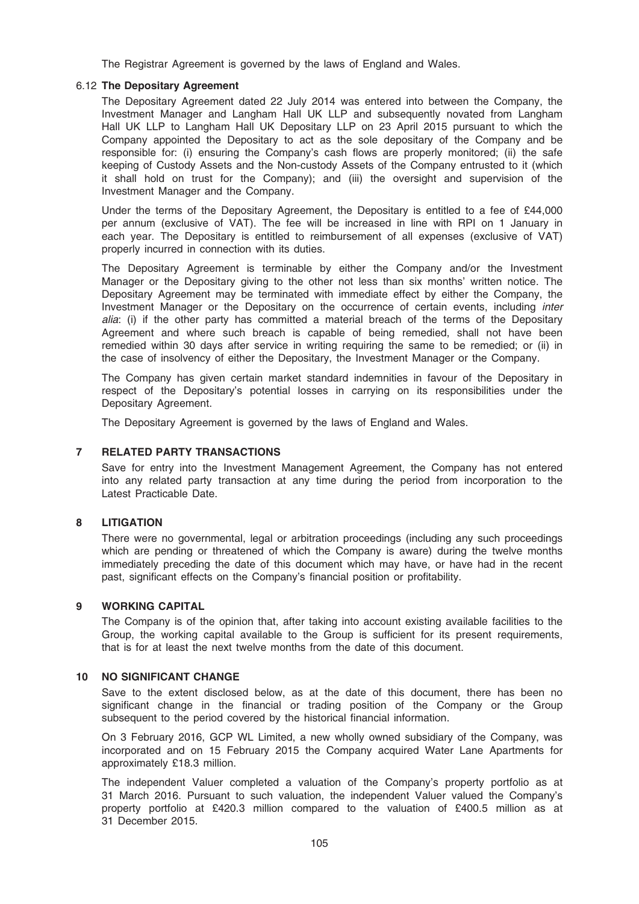The Registrar Agreement is governed by the laws of England and Wales.

### 6.12 The Depositary Agreement

The Depositary Agreement dated 22 July 2014 was entered into between the Company, the Investment Manager and Langham Hall UK LLP and subsequently novated from Langham Hall UK LLP to Langham Hall UK Depositary LLP on 23 April 2015 pursuant to which the Company appointed the Depositary to act as the sole depositary of the Company and be responsible for: (i) ensuring the Company's cash flows are properly monitored; (ii) the safe keeping of Custody Assets and the Non-custody Assets of the Company entrusted to it (which it shall hold on trust for the Company); and (iii) the oversight and supervision of the Investment Manager and the Company.

Under the terms of the Depositary Agreement, the Depositary is entitled to a fee of £44,000 per annum (exclusive of VAT). The fee will be increased in line with RPI on 1 January in each year. The Depositary is entitled to reimbursement of all expenses (exclusive of VAT) properly incurred in connection with its duties.

The Depositary Agreement is terminable by either the Company and/or the Investment Manager or the Depositary giving to the other not less than six months' written notice. The Depositary Agreement may be terminated with immediate effect by either the Company, the Investment Manager or the Depositary on the occurrence of certain events, including *inter alia*: (i) if the other party has committed a material breach of the terms of the Depositary Agreement and where such breach is capable of being remedied, shall not have been remedied within 30 days after service in writing requiring the same to be remedied; or (ii) in the case of insolvency of either the Depositary, the Investment Manager or the Company.

The Company has given certain market standard indemnities in favour of the Depositary in respect of the Depositary's potential losses in carrying on its responsibilities under the Depositary Agreement.

The Depositary Agreement is governed by the laws of England and Wales.

## 7 RELATED PARTY TRANSACTIONS

Save for entry into the Investment Management Agreement, the Company has not entered into any related party transaction at any time during the period from incorporation to the Latest Practicable Date.

## 8 LITIGATION

There were no governmental, legal or arbitration proceedings (including any such proceedings which are pending or threatened of which the Company is aware) during the twelve months immediately preceding the date of this document which may have, or have had in the recent past, significant effects on the Company's financial position or profitability.

## 9 WORKING CAPITAL

The Company is of the opinion that, after taking into account existing available facilities to the Group, the working capital available to the Group is sufficient for its present requirements, that is for at least the next twelve months from the date of this document.

## 10 NO SIGNIFICANT CHANGE

Save to the extent disclosed below, as at the date of this document, there has been no significant change in the financial or trading position of the Company or the Group subsequent to the period covered by the historical financial information.

On 3 February 2016, GCP WL Limited, a new wholly owned subsidiary of the Company, was incorporated and on 15 February 2015 the Company acquired Water Lane Apartments for approximately £18.3 million.

The independent Valuer completed a valuation of the Company's property portfolio as at 31 March 2016. Pursuant to such valuation, the independent Valuer valued the Company's property portfolio at £420.3 million compared to the valuation of £400.5 million as at 31 December 2015.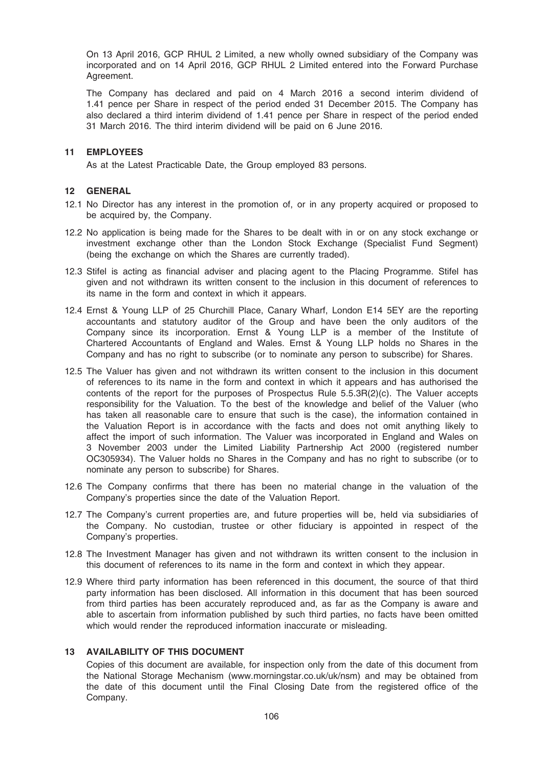On 13 April 2016, GCP RHUL 2 Limited, a new wholly owned subsidiary of the Company was incorporated and on 14 April 2016, GCP RHUL 2 Limited entered into the Forward Purchase Agreement.

The Company has declared and paid on 4 March 2016 a second interim dividend of 1.41 pence per Share in respect of the period ended 31 December 2015. The Company has also declared a third interim dividend of 1.41 pence per Share in respect of the period ended 31 March 2016. The third interim dividend will be paid on 6 June 2016.

## 11 EMPLOYEES

As at the Latest Practicable Date, the Group employed 83 persons.

## 12 GENERAL

12.1 No Director has any interest in the promotion of, or in any property acquired or proposed to be acquired by, the Company.

12.2 No application is being made for the Shares to be dealt with in or on any stock exchange or investment exchange other than the London Stock Exchange (Specialist Fund Segment) (being the exchange on which the Shares are currently traded).

12.3 Stifel is acting as financial adviser and placing agent to the Placing Programme. Stifel has given and not withdrawn its written consent to the inclusion in this document of references to its name in the form and context in which it appears.

12.4 Ernst & Young LLP of 25 Churchill Place, Canary Wharf, London E14 5EY are the reporting accountants and statutory auditor of the Group and have been the only auditors of the Company since its incorporation. Ernst & Young LLP is a member of the Institute of Chartered Accountants of England and Wales. Ernst & Young LLP holds no Shares in the Company and has no right to subscribe (or to nominate any person to subscribe) for Shares.

12.5 The Valuer has given and not withdrawn its written consent to the inclusion in this document of references to its name in the form and context in which it appears and has authorised the contents of the report for the purposes of Prospectus Rule 5.5.3R(2)(c). The Valuer accepts responsibility for the Valuation. To the best of the knowledge and belief of the Valuer (who has taken all reasonable care to ensure that such is the case), the information contained in the Valuation Report is in accordance with the facts and does not omit anything likely to affect the import of such information. The Valuer was incorporated in England and Wales on 3 November 2003 under the Limited Liability Partnership Act 2000 (registered number OC305934). The Valuer holds no Shares in the Company and has no right to subscribe (or to nominate any person to subscribe) for Shares.

12.6 The Company confirms that there has been no material change in the valuation of the Company's properties since the date of the Valuation Report.

12.7 The Company's current properties are, and future properties will be, held via subsidiaries of the Company. No custodian, trustee or other fiduciary is appointed in respect of the Company's properties.

12.8 The Investment Manager has given and not withdrawn its written consent to the inclusion in this document of references to its name in the form and context in which they appear.

12.9 Where third party information has been referenced in this document, the source of that third party information has been disclosed. All information in this document that has been sourced from third parties has been accurately reproduced and, as far as the Company is aware and able to ascertain from information published by such third parties, no facts have been omitted which would render the reproduced information inaccurate or misleading.

## 13 AVAILABILITY OF THIS DOCUMENT

Copies of this document are available, for inspection only from the date of this document from the National Storage Mechanism (www.morningstar.co.uk/uk/nsm) and may be obtained from the date of this document until the Final Closing Date from the registered office of the Company.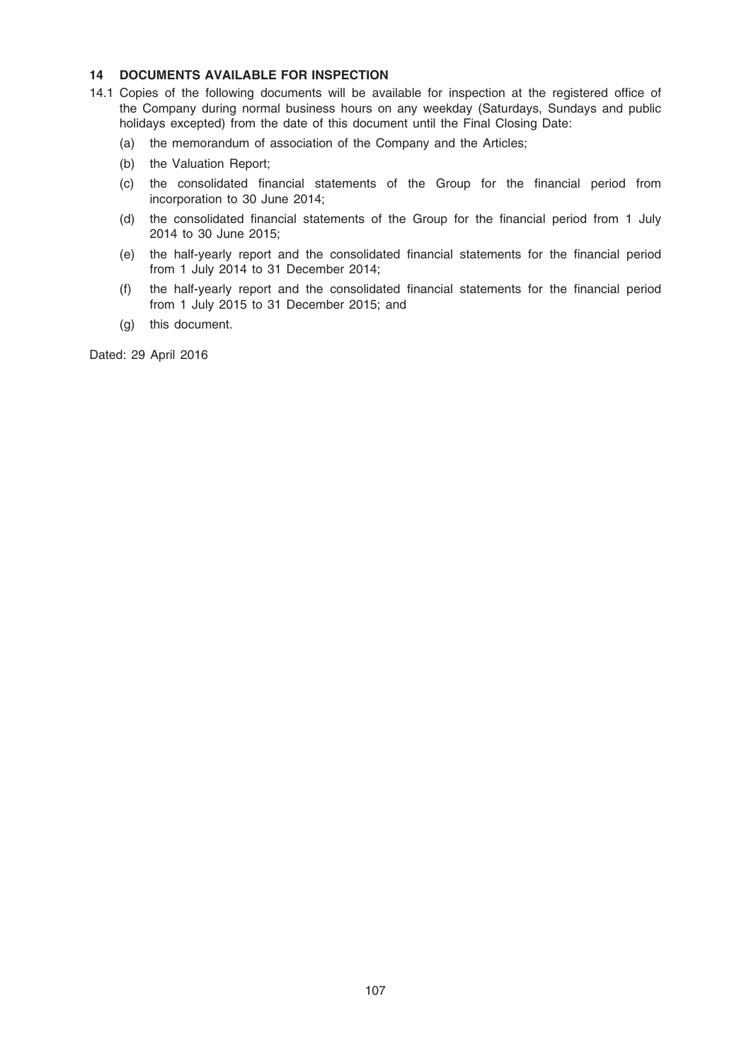## 14 DOCUMENTS AVAILABLE FOR INSPECTION

14.1 Copies of the following documents will be available for inspection at the registered office of the Company during normal business hours on any weekday (Saturdays, Sundays and public holidays excepted) from the date of this document until the Final Closing Date:

(a) the memorandum of association of the Company and the Articles;

(b) the Valuation Report;

(c) the consolidated financial statements of the Group for the financial period from incorporation to 30 June 2014;

(d) the consolidated financial statements of the Group for the financial period from 1 July 2014 to 30 June 2015;

(e) the half-yearly report and the consolidated financial statements for the financial period from 1 July 2014 to 31 December 2014;

(f) the half-yearly report and the consolidated financial statements for the financial period from 1 July 2015 to 31 December 2015; and

(g) this document.

Dated: 29 April 2016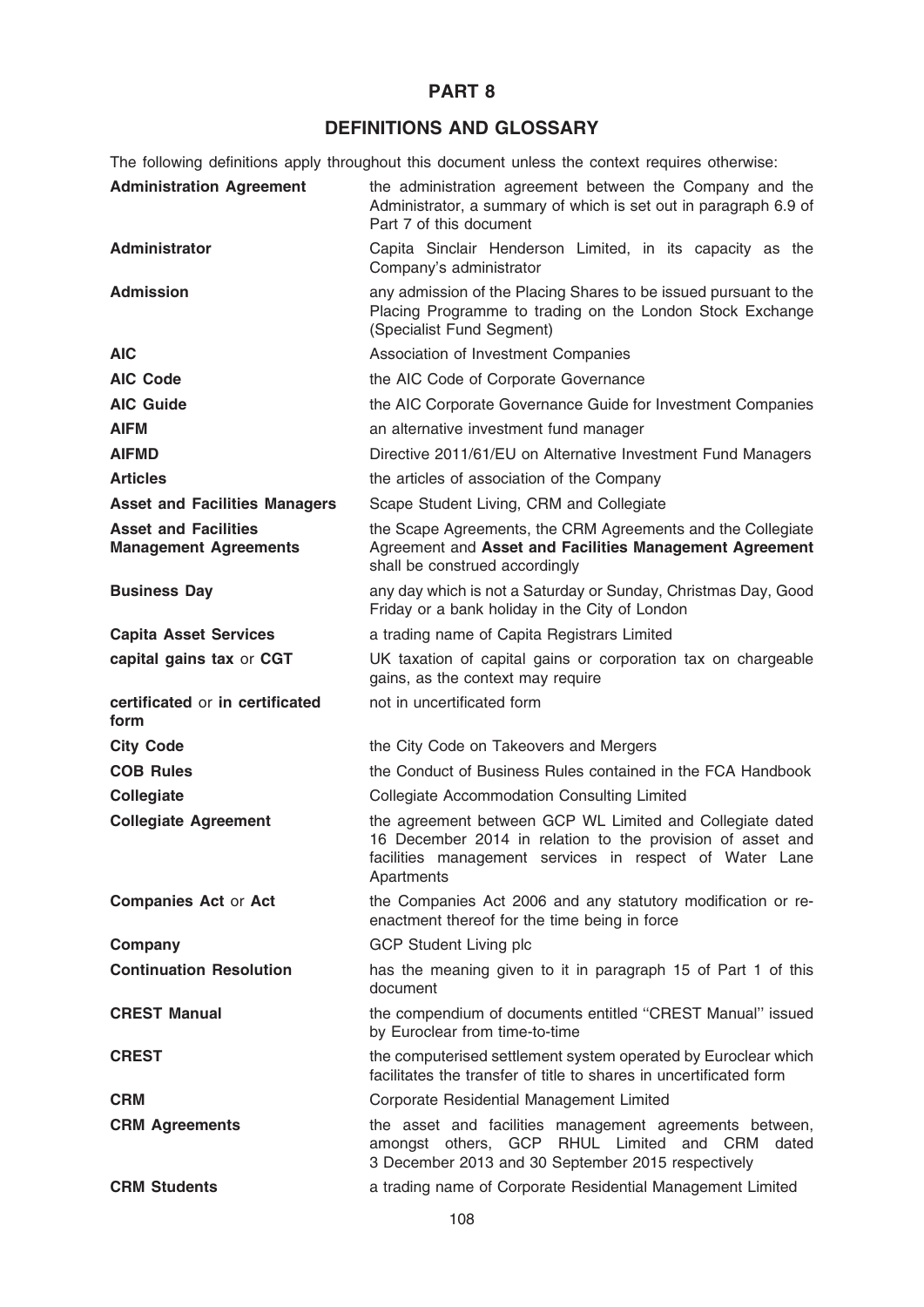# PART 8

## DEFINITIONS AND GLOSSARY

The following definitions apply throughout this document unless the context requires otherwise:

| | |
|---|---|
| **Administration Agreement** | the administration agreement between the Company and the Administrator, a summary of which is set out in paragraph 6.9 of Part 7 of this document |
| **Administrator** | Capita Sinclair Henderson Limited, in its capacity as the Company's administrator |
| **Admission** | any admission of the Placing Shares to be issued pursuant to the Placing Programme to trading on the London Stock Exchange (Specialist Fund Segment) |
| **AIC** | Association of Investment Companies |
| **AIC Code** | the AIC Code of Corporate Governance |
| **AIC Guide** | the AIC Corporate Governance Guide for Investment Companies |
| **AIFM** | an alternative investment fund manager |
| **AIFMD** | Directive 2011/61/EU on Alternative Investment Fund Managers |
| **Articles** | the articles of association of the Company |
| **Asset and Facilities Managers** | Scape Student Living, CRM and Collegiate |
| **Asset and Facilities Management Agreements** | the Scape Agreements, the CRM Agreements and the Collegiate Agreement and **Asset and Facilities Management Agreement** shall be construed accordingly |
| **Business Day** | any day which is not a Saturday or Sunday, Christmas Day, Good Friday or a bank holiday in the City of London |
| **Capita Asset Services** | a trading name of Capita Registrars Limited |
| **capital gains tax** or **CGT** | UK taxation of capital gains or corporation tax on chargeable gains, as the context may require |
| **certificated** or **in certificated form** | not in uncertificated form |
| **City Code** | the City Code on Takeovers and Mergers |
| **COB Rules** | the Conduct of Business Rules contained in the FCA Handbook |
| **Collegiate** | Collegiate Accommodation Consulting Limited |
| **Collegiate Agreement** | the agreement between GCP WL Limited and Collegiate dated 16 December 2014 in relation to the provision of asset and facilities management services in respect of Water Lane Apartments |
| **Companies Act** or **Act** | the Companies Act 2006 and any statutory modification or re-enactment thereof for the time being in force |
| **Company** | GCP Student Living plc |
| **Continuation Resolution** | has the meaning given to it in paragraph 15 of Part 1 of this document |
| **CREST Manual** | the compendium of documents entitled "CREST Manual" issued by Euroclear from time-to-time |
| **CREST** | the computerised settlement system operated by Euroclear which facilitates the transfer of title to shares in uncertificated form |
| **CRM** | Corporate Residential Management Limited |
| **CRM Agreements** | the asset and facilities management agreements between, amongst others, GCP RHUL Limited and CRM dated 3 December 2013 and 30 September 2015 respectively |
| **CRM Students** | a trading name of Corporate Residential Management Limited |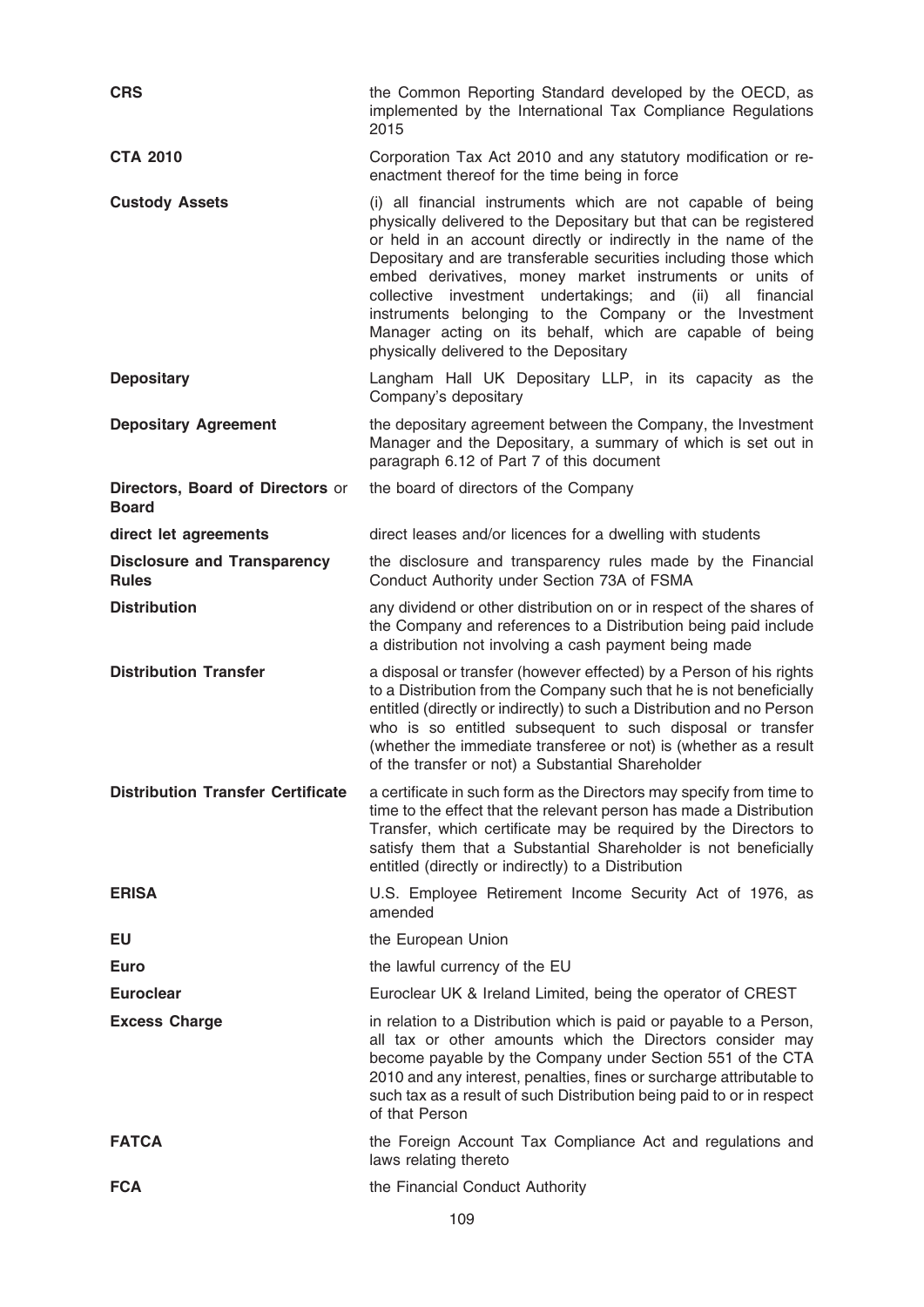| | |
|---|---|
| **CRS** | the Common Reporting Standard developed by the OECD, as implemented by the International Tax Compliance Regulations 2015 |
| **CTA 2010** | Corporation Tax Act 2010 and any statutory modification or re-enactment thereof for the time being in force |
| **Custody Assets** | (i) all financial instruments which are not capable of being physically delivered to the Depositary but that can be registered or held in an account directly or indirectly in the name of the Depositary and are transferable securities including those which embed derivatives, money market instruments or units of collective investment undertakings; and (ii) all financial instruments belonging to the Company or the Investment Manager acting on its behalf, which are capable of being physically delivered to the Depositary |
| **Depositary** | Langham Hall UK Depositary LLP, in its capacity as the Company's depositary |
| **Depositary Agreement** | the depositary agreement between the Company, the Investment Manager and the Depositary, a summary of which is set out in paragraph 6.12 of Part 7 of this document |
| **Directors, Board of Directors** or **Board** | the board of directors of the Company |
| **direct let agreements** | direct leases and/or licences for a dwelling with students |
| **Disclosure and Transparency Rules** | the disclosure and transparency rules made by the Financial Conduct Authority under Section 73A of FSMA |
| **Distribution** | any dividend or other distribution on or in respect of the shares of the Company and references to a Distribution being paid include a distribution not involving a cash payment being made |
| **Distribution Transfer** | a disposal or transfer (however effected) by a Person of his rights to a Distribution from the Company such that he is not beneficially entitled (directly or indirectly) to such a Distribution and no Person who is so entitled subsequent to such disposal or transfer (whether the immediate transferee or not) is (whether as a result of the transfer or not) a Substantial Shareholder |
| **Distribution Transfer Certificate** | a certificate in such form as the Directors may specify from time to time to the effect that the relevant person has made a Distribution Transfer, which certificate may be required by the Directors to satisfy them that a Substantial Shareholder is not beneficially entitled (directly or indirectly) to a Distribution |
| **ERISA** | U.S. Employee Retirement Income Security Act of 1976, as amended |
| **EU** | the European Union |
| **Euro** | the lawful currency of the EU |
| **Euroclear** | Euroclear UK & Ireland Limited, being the operator of CREST |
| **Excess Charge** | in relation to a Distribution which is paid or payable to a Person, all tax or other amounts which the Directors consider may become payable by the Company under Section 551 of the CTA 2010 and any interest, penalties, fines or surcharge attributable to such tax as a result of such Distribution being paid to or in respect of that Person |
| **FATCA** | the Foreign Account Tax Compliance Act and regulations and laws relating thereto |
| **FCA** | the Financial Conduct Authority |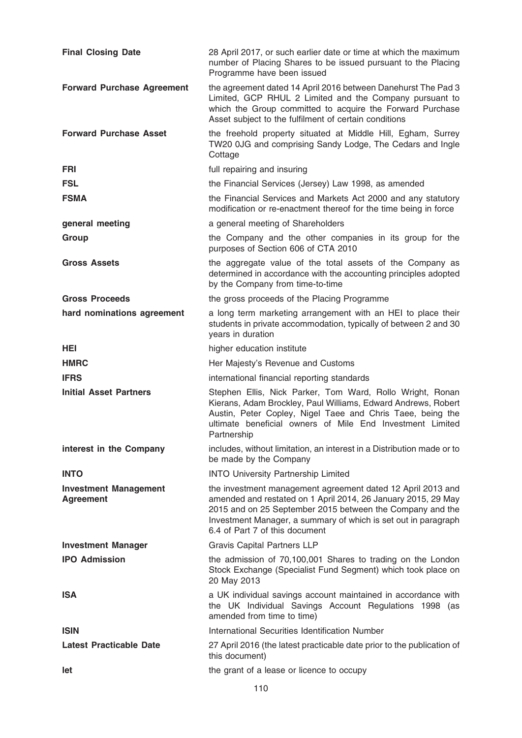| | |
|---|---|
| **Final Closing Date** | 28 April 2017, or such earlier date or time at which the maximum number of Placing Shares to be issued pursuant to the Placing Programme have been issued |
| **Forward Purchase Agreement** | the agreement dated 14 April 2016 between Danehurst The Pad 3 Limited, GCP RHUL 2 Limited and the Company pursuant to which the Group committed to acquire the Forward Purchase Asset subject to the fulfilment of certain conditions |
| **Forward Purchase Asset** | the freehold property situated at Middle Hill, Egham, Surrey TW20 0JG and comprising Sandy Lodge, The Cedars and Ingle Cottage |
| **FRI** | full repairing and insuring |
| **FSL** | the Financial Services (Jersey) Law 1998, as amended |
| **FSMA** | the Financial Services and Markets Act 2000 and any statutory modification or re-enactment thereof for the time being in force |
| **general meeting** | a general meeting of Shareholders |
| **Group** | the Company and the other companies in its group for the purposes of Section 606 of CTA 2010 |
| **Gross Assets** | the aggregate value of the total assets of the Company as determined in accordance with the accounting principles adopted by the Company from time-to-time |
| **Gross Proceeds** | the gross proceeds of the Placing Programme |
| **hard nominations agreement** | a long term marketing arrangement with an HEI to place their students in private accommodation, typically of between 2 and 30 years in duration |
| **HEI** | higher education institute |
| **HMRC** | Her Majesty's Revenue and Customs |
| **IFRS** | international financial reporting standards |
| **Initial Asset Partners** | Stephen Ellis, Nick Parker, Tom Ward, Rollo Wright, Ronan Kierans, Adam Brockley, Paul Williams, Edward Andrews, Robert Austin, Peter Copley, Nigel Taee and Chris Taee, being the ultimate beneficial owners of Mile End Investment Limited Partnership |
| **interest in the Company** | includes, without limitation, an interest in a Distribution made or to be made by the Company |
| **INTO** | INTO University Partnership Limited |
| **Investment Management Agreement** | the investment management agreement dated 12 April 2013 and amended and restated on 1 April 2014, 26 January 2015, 29 May 2015 and on 25 September 2015 between the Company and the Investment Manager, a summary of which is set out in paragraph 6.4 of Part 7 of this document |
| **Investment Manager** | Gravis Capital Partners LLP |
| **IPO Admission** | the admission of 70,100,001 Shares to trading on the London Stock Exchange (Specialist Fund Segment) which took place on 20 May 2013 |
| **ISA** | a UK individual savings account maintained in accordance with the UK Individual Savings Account Regulations 1998 (as amended from time to time) |
| **ISIN** | International Securities Identification Number |
| **Latest Practicable Date** | 27 April 2016 (the latest practicable date prior to the publication of this document) |
| **let** | the grant of a lease or licence to occupy |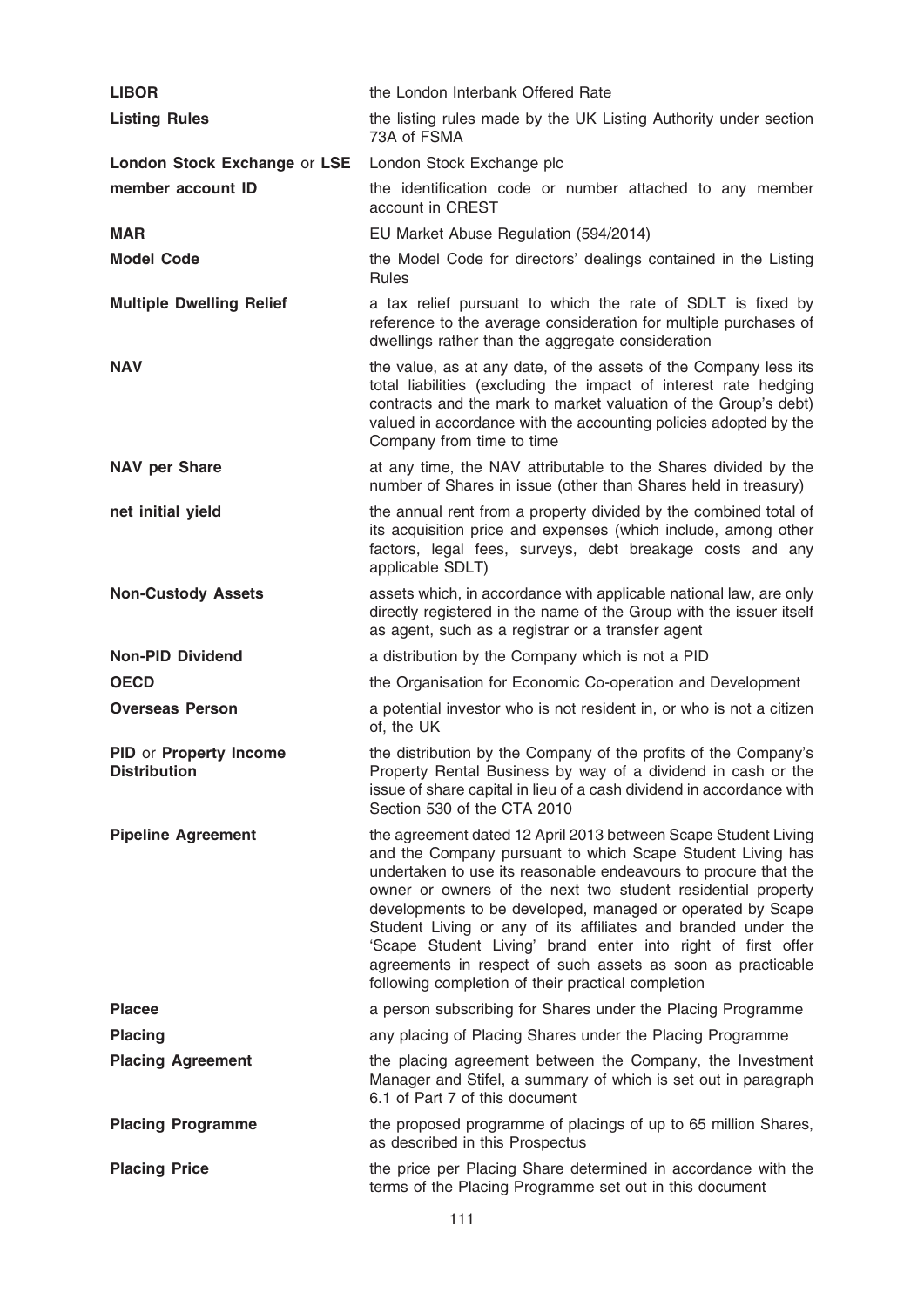| | |
|---|---|
| **LIBOR** | the London Interbank Offered Rate |
| **Listing Rules** | the listing rules made by the UK Listing Authority under section 73A of FSMA |
| **London Stock Exchange** or **LSE** | London Stock Exchange plc |
| **member account ID** | the identification code or number attached to any member account in CREST |
| **MAR** | EU Market Abuse Regulation (594/2014) |
| **Model Code** | the Model Code for directors' dealings contained in the Listing Rules |
| **Multiple Dwelling Relief** | a tax relief pursuant to which the rate of SDLT is fixed by reference to the average consideration for multiple purchases of dwellings rather than the aggregate consideration |
| **NAV** | the value, as at any date, of the assets of the Company less its total liabilities (excluding the impact of interest rate hedging contracts and the mark to market valuation of the Group's debt) valued in accordance with the accounting policies adopted by the Company from time to time |
| **NAV per Share** | at any time, the NAV attributable to the Shares divided by the number of Shares in issue (other than Shares held in treasury) |
| **net initial yield** | the annual rent from a property divided by the combined total of its acquisition price and expenses (which include, among other factors, legal fees, surveys, debt breakage costs and any applicable SDLT) |
| **Non-Custody Assets** | assets which, in accordance with applicable national law, are only directly registered in the name of the Group with the issuer itself as agent, such as a registrar or a transfer agent |
| **Non-PID Dividend** | a distribution by the Company which is not a PID |
| **OECD** | the Organisation for Economic Co-operation and Development |
| **Overseas Person** | a potential investor who is not resident in, or who is not a citizen of, the UK |
| **PID** or **Property Income Distribution** | the distribution by the Company of the profits of the Company's Property Rental Business by way of a dividend in cash or the issue of share capital in lieu of a cash dividend in accordance with Section 530 of the CTA 2010 |
| **Pipeline Agreement** | the agreement dated 12 April 2013 between Scape Student Living and the Company pursuant to which Scape Student Living has undertaken to use its reasonable endeavours to procure that the owner or owners of the next two student residential property developments to be developed, managed or operated by Scape Student Living or any of its affiliates and branded under the 'Scape Student Living' brand enter into right of first offer agreements in respect of such assets as soon as practicable following completion of their practical completion |
| **Placee** | a person subscribing for Shares under the Placing Programme |
| **Placing** | any placing of Placing Shares under the Placing Programme |
| **Placing Agreement** | the placing agreement between the Company, the Investment Manager and Stifel, a summary of which is set out in paragraph 6.1 of Part 7 of this document |
| **Placing Programme** | the proposed programme of placings of up to 65 million Shares, as described in this Prospectus |
| **Placing Price** | the price per Placing Share determined in accordance with the terms of the Placing Programme set out in this document |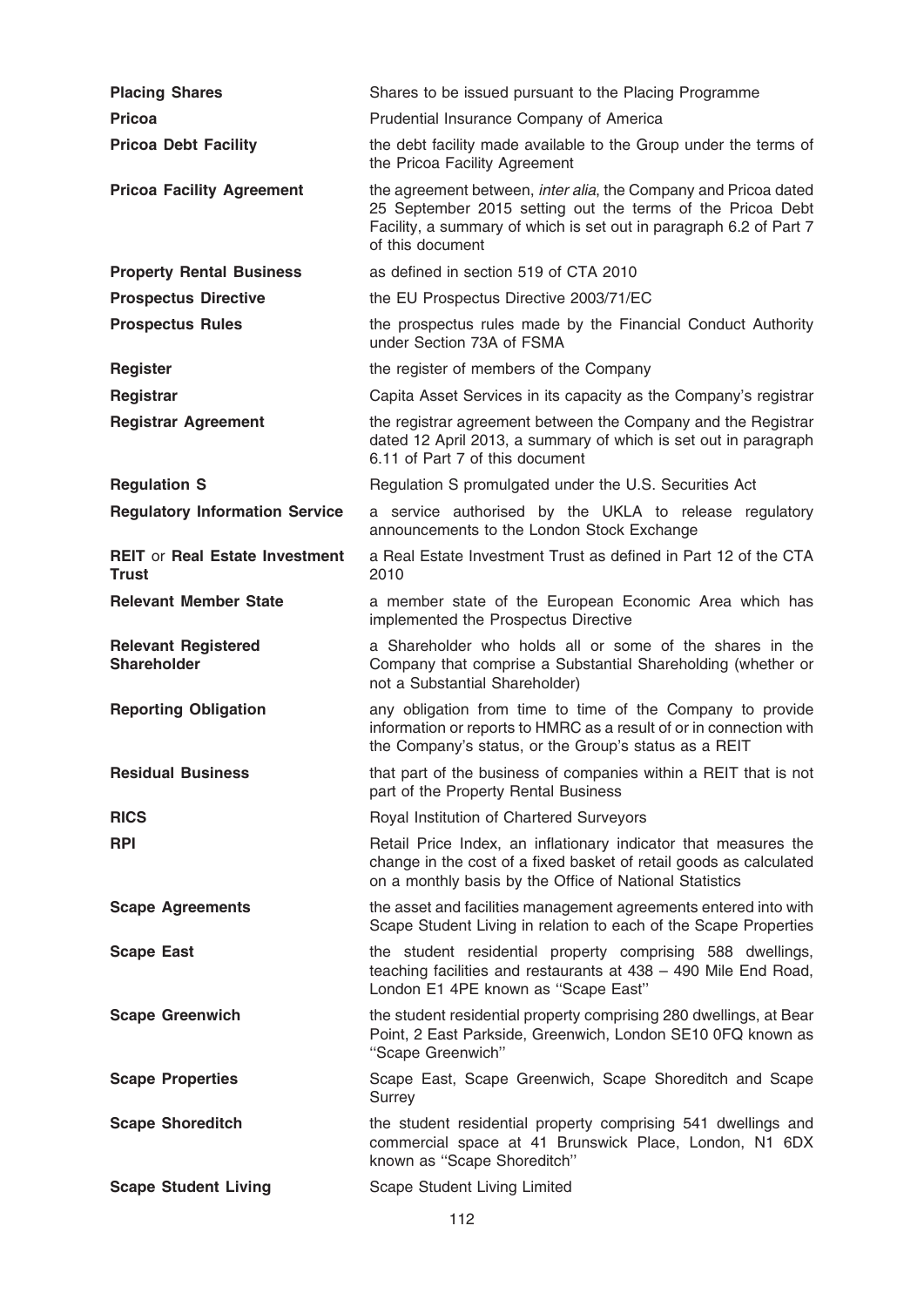| | |
|---|---|
| **Placing Shares** | Shares to be issued pursuant to the Placing Programme |
| **Pricoa** | Prudential Insurance Company of America |
| **Pricoa Debt Facility** | the debt facility made available to the Group under the terms of the Pricoa Facility Agreement |
| **Pricoa Facility Agreement** | the agreement between, *inter alia*, the Company and Pricoa dated 25 September 2015 setting out the terms of the Pricoa Debt Facility, a summary of which is set out in paragraph 6.2 of Part 7 of this document |
| **Property Rental Business** | as defined in section 519 of CTA 2010 |
| **Prospectus Directive** | the EU Prospectus Directive 2003/71/EC |
| **Prospectus Rules** | the prospectus rules made by the Financial Conduct Authority under Section 73A of FSMA |
| **Register** | the register of members of the Company |
| **Registrar** | Capita Asset Services in its capacity as the Company's registrar |
| **Registrar Agreement** | the registrar agreement between the Company and the Registrar dated 12 April 2013, a summary of which is set out in paragraph 6.11 of Part 7 of this document |
| **Regulation S** | Regulation S promulgated under the U.S. Securities Act |
| **Regulatory Information Service** | a service authorised by the UKLA to release regulatory announcements to the London Stock Exchange |
| **REIT** or **Real Estate Investment Trust** | a Real Estate Investment Trust as defined in Part 12 of the CTA 2010 |
| **Relevant Member State** | a member state of the European Economic Area which has implemented the Prospectus Directive |
| **Relevant Registered Shareholder** | a Shareholder who holds all or some of the shares in the Company that comprise a Substantial Shareholding (whether or not a Substantial Shareholder) |
| **Reporting Obligation** | any obligation from time to time of the Company to provide information or reports to HMRC as a result of or in connection with the Company's status, or the Group's status as a REIT |
| **Residual Business** | that part of the business of companies within a REIT that is not part of the Property Rental Business |
| **RICS** | Royal Institution of Chartered Surveyors |
| **RPI** | Retail Price Index, an inflationary indicator that measures the change in the cost of a fixed basket of retail goods as calculated on a monthly basis by the Office of National Statistics |
| **Scape Agreements** | the asset and facilities management agreements entered into with Scape Student Living in relation to each of the Scape Properties |
| **Scape East** | the student residential property comprising 588 dwellings, teaching facilities and restaurants at 438 – 490 Mile End Road, London E1 4PE known as "Scape East" |
| **Scape Greenwich** | the student residential property comprising 280 dwellings, at Bear Point, 2 East Parkside, Greenwich, London SE10 0FQ known as "Scape Greenwich" |
| **Scape Properties** | Scape East, Scape Greenwich, Scape Shoreditch and Scape Surrey |
| **Scape Shoreditch** | the student residential property comprising 541 dwellings and commercial space at 41 Brunswick Place, London, N1 6DX known as "Scape Shoreditch" |
| **Scape Student Living** | Scape Student Living Limited |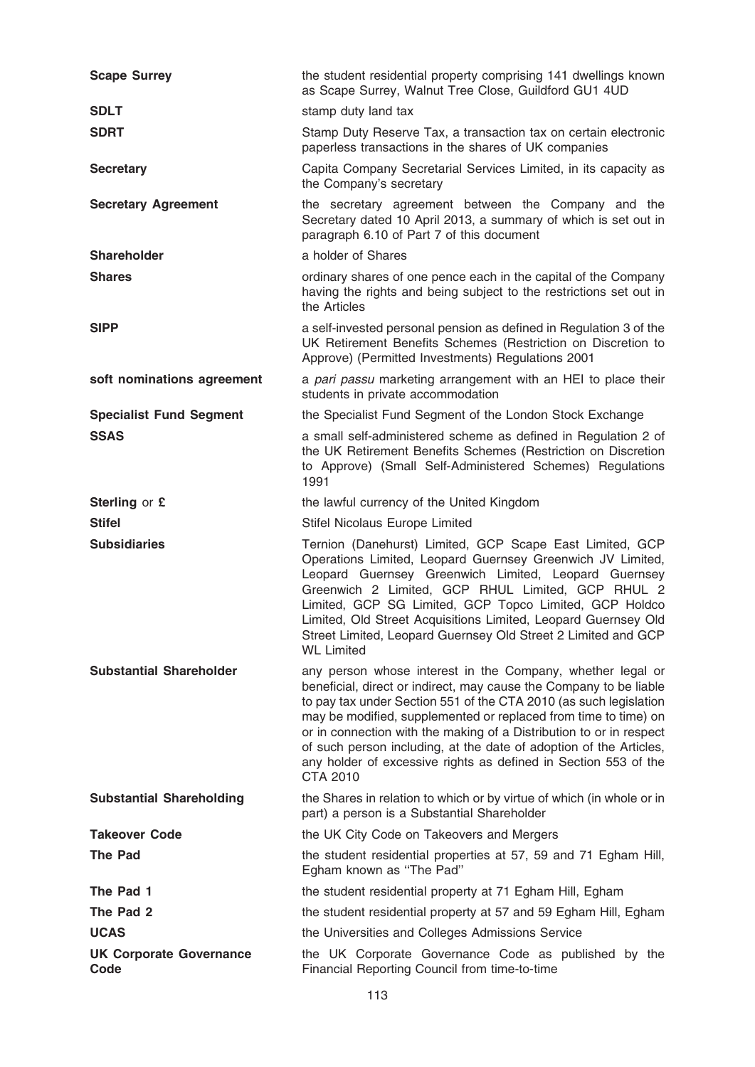| | |
|---|---|
| **Scape Surrey** | the student residential property comprising 141 dwellings known as Scape Surrey, Walnut Tree Close, Guildford GU1 4UD |
| **SDLT** | stamp duty land tax |
| **SDRT** | Stamp Duty Reserve Tax, a transaction tax on certain electronic paperless transactions in the shares of UK companies |
| **Secretary** | Capita Company Secretarial Services Limited, in its capacity as the Company's secretary |
| **Secretary Agreement** | the secretary agreement between the Company and the Secretary dated 10 April 2013, a summary of which is set out in paragraph 6.10 of Part 7 of this document |
| **Shareholder** | a holder of Shares |
| **Shares** | ordinary shares of one pence each in the capital of the Company having the rights and being subject to the restrictions set out in the Articles |
| **SIPP** | a self-invested personal pension as defined in Regulation 3 of the UK Retirement Benefits Schemes (Restriction on Discretion to Approve) (Permitted Investments) Regulations 2001 |
| **soft nominations agreement** | a *pari passu* marketing arrangement with an HEI to place their students in private accommodation |
| **Specialist Fund Segment** | the Specialist Fund Segment of the London Stock Exchange |
| **SSAS** | a small self-administered scheme as defined in Regulation 2 of the UK Retirement Benefits Schemes (Restriction on Discretion to Approve) (Small Self-Administered Schemes) Regulations 1991 |
| **Sterling** or **£** | the lawful currency of the United Kingdom |
| **Stifel** | Stifel Nicolaus Europe Limited |
| **Subsidiaries** | Ternion (Danehurst) Limited, GCP Scape East Limited, GCP Operations Limited, Leopard Guernsey Greenwich JV Limited, Leopard Guernsey Greenwich Limited, Leopard Guernsey Greenwich 2 Limited, GCP RHUL Limited, GCP RHUL 2 Limited, GCP SG Limited, GCP Topco Limited, GCP Holdco Limited, Old Street Acquisitions Limited, Leopard Guernsey Old Street Limited, Leopard Guernsey Old Street 2 Limited and GCP WL Limited |
| **Substantial Shareholder** | any person whose interest in the Company, whether legal or beneficial, direct or indirect, may cause the Company to be liable to pay tax under Section 551 of the CTA 2010 (as such legislation may be modified, supplemented or replaced from time to time) on or in connection with the making of a Distribution to or in respect of such person including, at the date of adoption of the Articles, any holder of excessive rights as defined in Section 553 of the CTA 2010 |
| **Substantial Shareholding** | the Shares in relation to which or by virtue of which (in whole or in part) a person is a Substantial Shareholder |
| **Takeover Code** | the UK City Code on Takeovers and Mergers |
| **The Pad** | the student residential properties at 57, 59 and 71 Egham Hill, Egham known as "The Pad" |
| **The Pad 1** | the student residential property at 71 Egham Hill, Egham |
| **The Pad 2** | the student residential property at 57 and 59 Egham Hill, Egham |
| **UCAS** | the Universities and Colleges Admissions Service |
| **UK Corporate Governance Code** | the UK Corporate Governance Code as published by the Financial Reporting Council from time-to-time |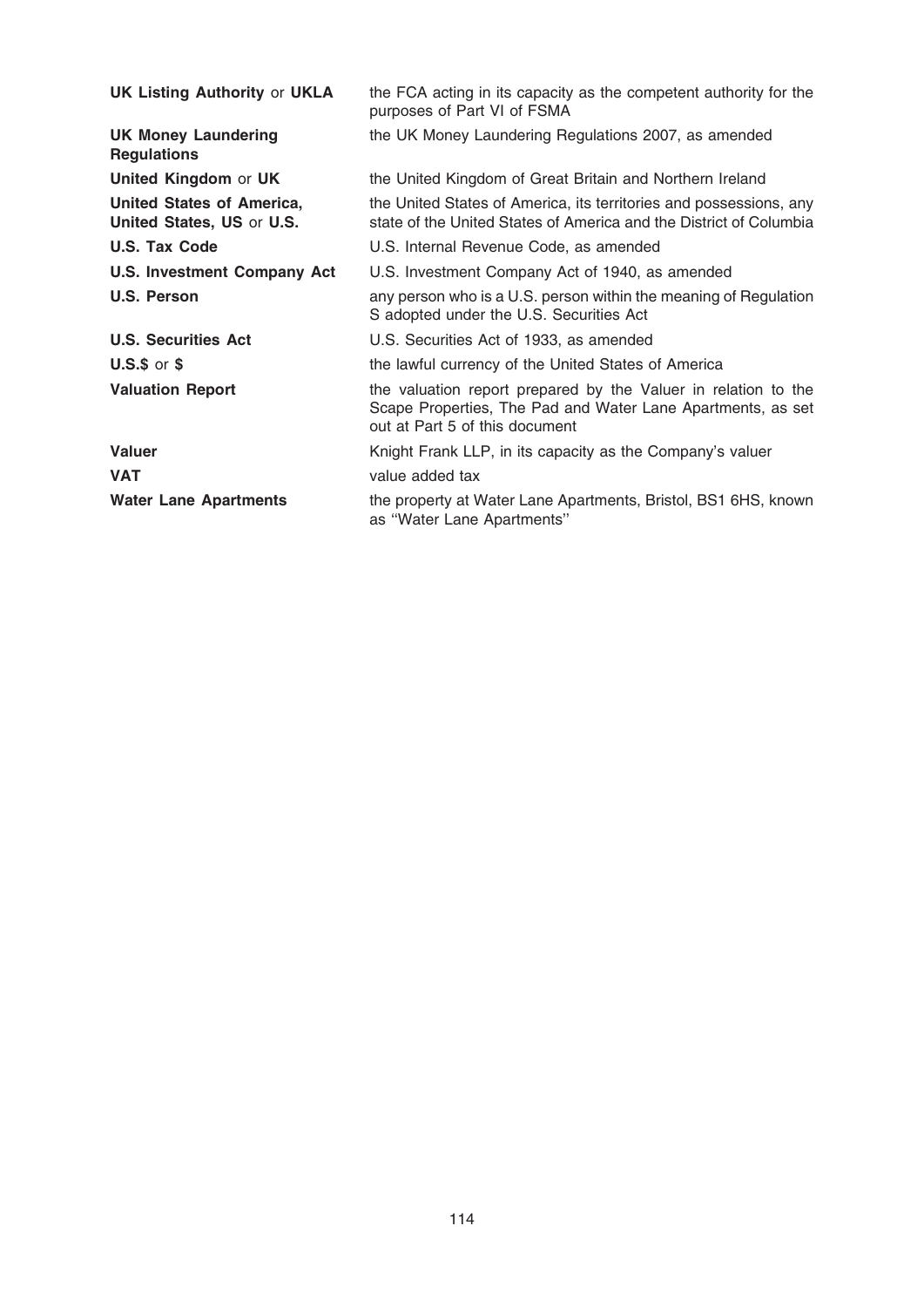| | |
|---|---|
| **UK Listing Authority** or **UKLA** | the FCA acting in its capacity as the competent authority for the purposes of Part VI of FSMA |
| **UK Money Laundering Regulations** | the UK Money Laundering Regulations 2007, as amended |
| **United Kingdom** or **UK** | the United Kingdom of Great Britain and Northern Ireland |
| **United States of America, United States, US** or **U.S.** | the United States of America, its territories and possessions, any state of the United States of America and the District of Columbia |
| **U.S. Tax Code** | U.S. Internal Revenue Code, as amended |
| **U.S. Investment Company Act** | U.S. Investment Company Act of 1940, as amended |
| **U.S. Person** | any person who is a U.S. person within the meaning of Regulation S adopted under the U.S. Securities Act |
| **U.S. Securities Act** | U.S. Securities Act of 1933, as amended |
| **U.S.$** or **$** | the lawful currency of the United States of America |
| **Valuation Report** | the valuation report prepared by the Valuer in relation to the Scape Properties, The Pad and Water Lane Apartments, as set out at Part 5 of this document |
| **Valuer** | Knight Frank LLP, in its capacity as the Company's valuer |
| **VAT** | value added tax |
| **Water Lane Apartments** | the property at Water Lane Apartments, Bristol, BS1 6HS, known as ''Water Lane Apartments'' |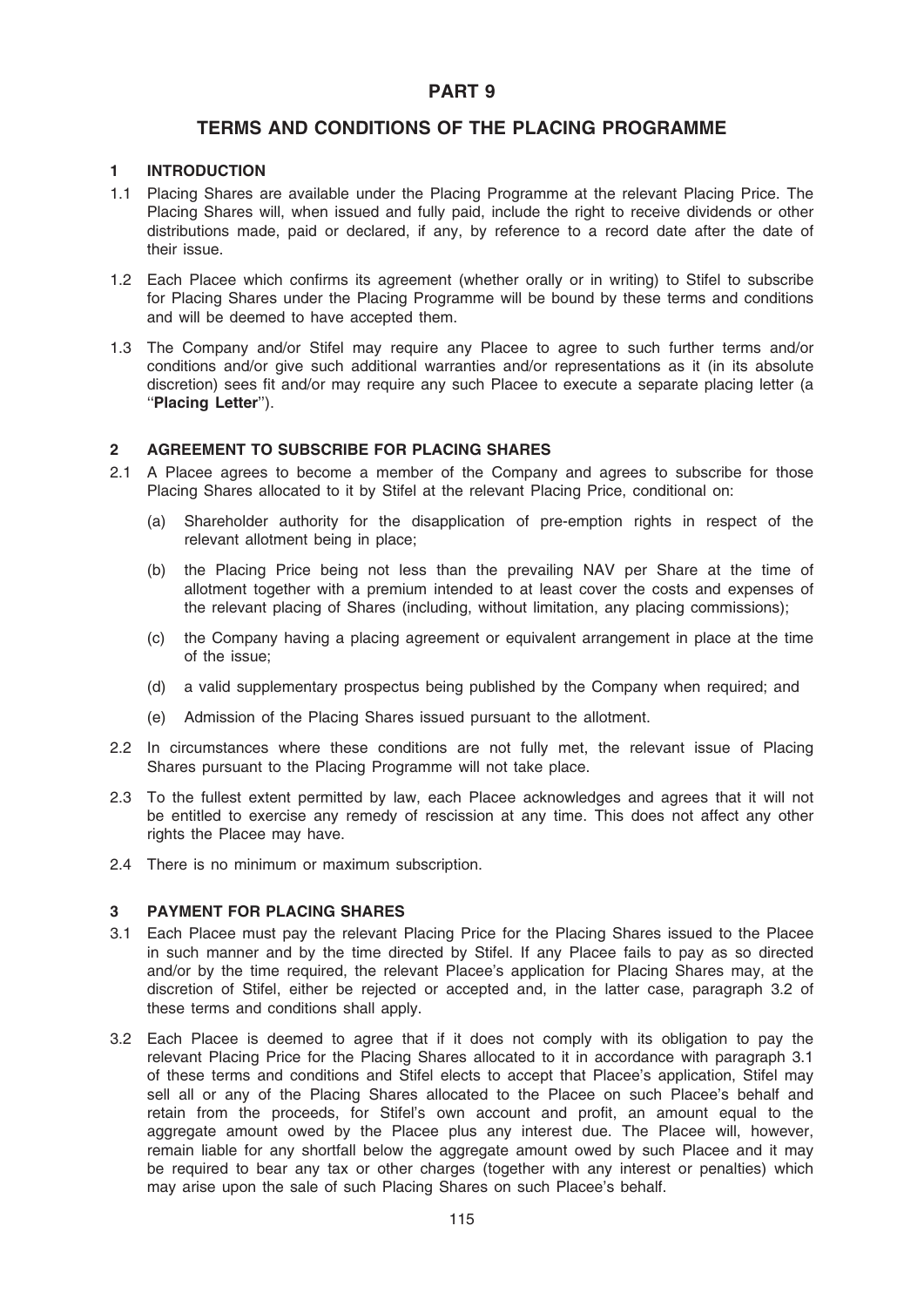# PART 9

## TERMS AND CONDITIONS OF THE PLACING PROGRAMME

### 1 INTRODUCTION

1.1 Placing Shares are available under the Placing Programme at the relevant Placing Price. The Placing Shares will, when issued and fully paid, include the right to receive dividends or other distributions made, paid or declared, if any, by reference to a record date after the date of their issue.

1.2 Each Placee which confirms its agreement (whether orally or in writing) to Stifel to subscribe for Placing Shares under the Placing Programme will be bound by these terms and conditions and will be deemed to have accepted them.

1.3 The Company and/or Stifel may require any Placee to agree to such further terms and/or conditions and/or give such additional warranties and/or representations as it (in its absolute discretion) sees fit and/or may require any such Placee to execute a separate placing letter (a ''**Placing Letter**'').

### 2 AGREEMENT TO SUBSCRIBE FOR PLACING SHARES

2.1 A Placee agrees to become a member of the Company and agrees to subscribe for those Placing Shares allocated to it by Stifel at the relevant Placing Price, conditional on:

(a) Shareholder authority for the disapplication of pre-emption rights in respect of the relevant allotment being in place;

(b) the Placing Price being not less than the prevailing NAV per Share at the time of allotment together with a premium intended to at least cover the costs and expenses of the relevant placing of Shares (including, without limitation, any placing commissions);

(c) the Company having a placing agreement or equivalent arrangement in place at the time of the issue;

(d) a valid supplementary prospectus being published by the Company when required; and

(e) Admission of the Placing Shares issued pursuant to the allotment.

2.2 In circumstances where these conditions are not fully met, the relevant issue of Placing Shares pursuant to the Placing Programme will not take place.

2.3 To the fullest extent permitted by law, each Placee acknowledges and agrees that it will not be entitled to exercise any remedy of rescission at any time. This does not affect any other rights the Placee may have.

2.4 There is no minimum or maximum subscription.

### 3 PAYMENT FOR PLACING SHARES

3.1 Each Placee must pay the relevant Placing Price for the Placing Shares issued to the Placee in such manner and by the time directed by Stifel. If any Placee fails to pay as so directed and/or by the time required, the relevant Placee's application for Placing Shares may, at the discretion of Stifel, either be rejected or accepted and, in the latter case, paragraph 3.2 of these terms and conditions shall apply.

3.2 Each Placee is deemed to agree that if it does not comply with its obligation to pay the relevant Placing Price for the Placing Shares allocated to it in accordance with paragraph 3.1 of these terms and conditions and Stifel elects to accept that Placee's application, Stifel may sell all or any of the Placing Shares allocated to the Placee on such Placee's behalf and retain from the proceeds, for Stifel's own account and profit, an amount equal to the aggregate amount owed by the Placee plus any interest due. The Placee will, however, remain liable for any shortfall below the aggregate amount owed by such Placee and it may be required to bear any tax or other charges (together with any interest or penalties) which may arise upon the sale of such Placing Shares on such Placee's behalf.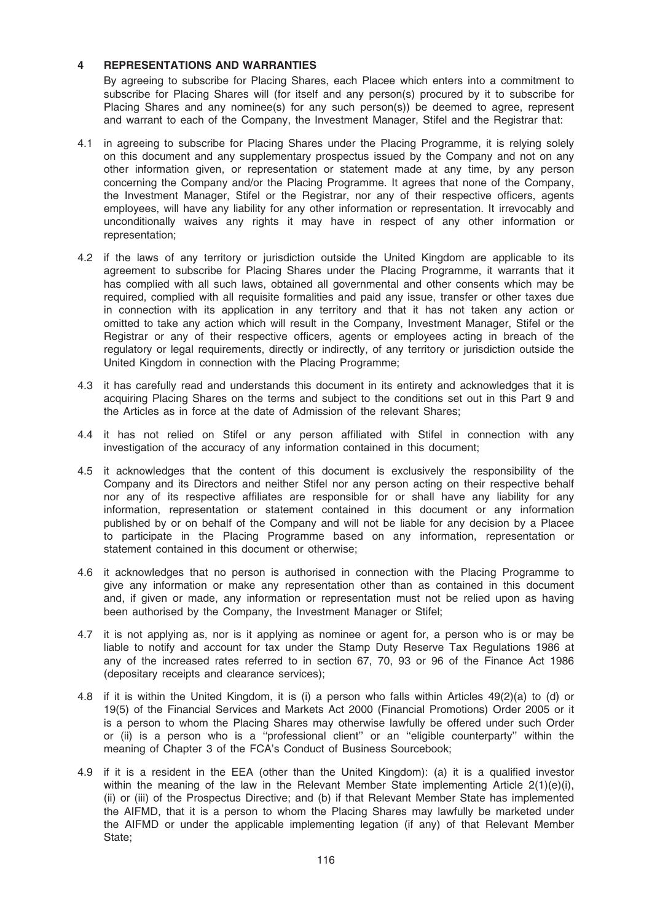## 4 REPRESENTATIONS AND WARRANTIES

By agreeing to subscribe for Placing Shares, each Placee which enters into a commitment to subscribe for Placing Shares will (for itself and any person(s) procured by it to subscribe for Placing Shares and any nominee(s) for any such person(s)) be deemed to agree, represent and warrant to each of the Company, the Investment Manager, Stifel and the Registrar that:

4.1 in agreeing to subscribe for Placing Shares under the Placing Programme, it is relying solely on this document and any supplementary prospectus issued by the Company and not on any other information given, or representation or statement made at any time, by any person concerning the Company and/or the Placing Programme. It agrees that none of the Company, the Investment Manager, Stifel or the Registrar, nor any of their respective officers, agents employees, will have any liability for any other information or representation. It irrevocably and unconditionally waives any rights it may have in respect of any other information or representation;

4.2 if the laws of any territory or jurisdiction outside the United Kingdom are applicable to its agreement to subscribe for Placing Shares under the Placing Programme, it warrants that it has complied with all such laws, obtained all governmental and other consents which may be required, complied with all requisite formalities and paid any issue, transfer or other taxes due in connection with its application in any territory and that it has not taken any action or omitted to take any action which will result in the Company, Investment Manager, Stifel or the Registrar or any of their respective officers, agents or employees acting in breach of the regulatory or legal requirements, directly or indirectly, of any territory or jurisdiction outside the United Kingdom in connection with the Placing Programme;

4.3 it has carefully read and understands this document in its entirety and acknowledges that it is acquiring Placing Shares on the terms and subject to the conditions set out in this Part 9 and the Articles as in force at the date of Admission of the relevant Shares;

4.4 it has not relied on Stifel or any person affiliated with Stifel in connection with any investigation of the accuracy of any information contained in this document;

4.5 it acknowledges that the content of this document is exclusively the responsibility of the Company and its Directors and neither Stifel nor any person acting on their respective behalf nor any of its respective affiliates are responsible for or shall have any liability for any information, representation or statement contained in this document or any information published by or on behalf of the Company and will not be liable for any decision by a Placee to participate in the Placing Programme based on any information, representation or statement contained in this document or otherwise;

4.6 it acknowledges that no person is authorised in connection with the Placing Programme to give any information or make any representation other than as contained in this document and, if given or made, any information or representation must not be relied upon as having been authorised by the Company, the Investment Manager or Stifel;

4.7 it is not applying as, nor is it applying as nominee or agent for, a person who is or may be liable to notify and account for tax under the Stamp Duty Reserve Tax Regulations 1986 at any of the increased rates referred to in section 67, 70, 93 or 96 of the Finance Act 1986 (depositary receipts and clearance services);

4.8 if it is within the United Kingdom, it is (i) a person who falls within Articles 49(2)(a) to (d) or 19(5) of the Financial Services and Markets Act 2000 (Financial Promotions) Order 2005 or it is a person to whom the Placing Shares may otherwise lawfully be offered under such Order or (ii) is a person who is a ''professional client'' or an ''eligible counterparty'' within the meaning of Chapter 3 of the FCA's Conduct of Business Sourcebook;

4.9 if it is a resident in the EEA (other than the United Kingdom): (a) it is a qualified investor within the meaning of the law in the Relevant Member State implementing Article 2(1)(e)(i), (ii) or (iii) of the Prospectus Directive; and (b) if that Relevant Member State has implemented the AIFMD, that it is a person to whom the Placing Shares may lawfully be marketed under the AIFMD or under the applicable implementing legation (if any) of that Relevant Member State;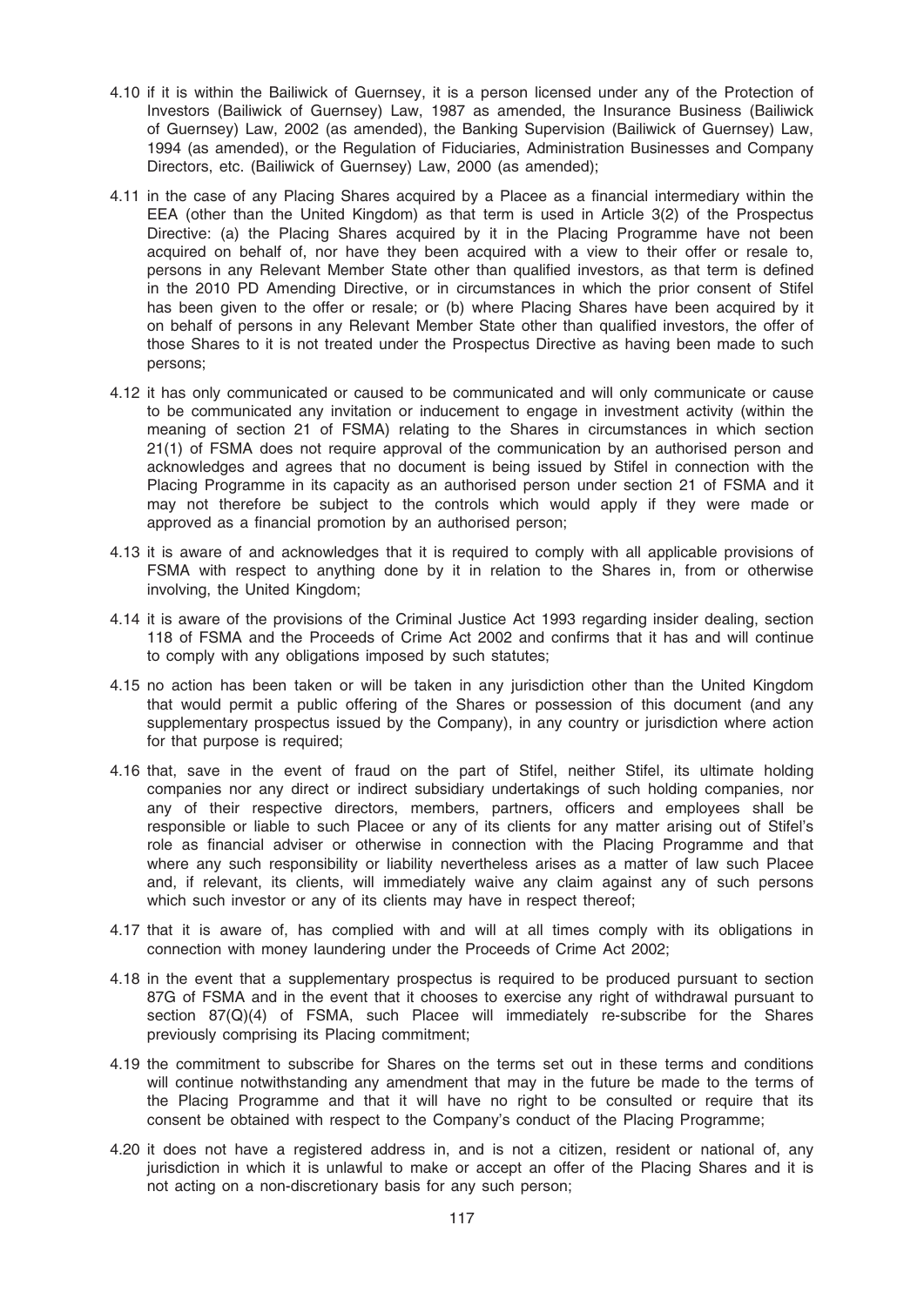4.10 if it is within the Bailiwick of Guernsey, it is a person licensed under any of the Protection of Investors (Bailiwick of Guernsey) Law, 1987 as amended, the Insurance Business (Bailiwick of Guernsey) Law, 2002 (as amended), the Banking Supervision (Bailiwick of Guernsey) Law, 1994 (as amended), or the Regulation of Fiduciaries, Administration Businesses and Company Directors, etc. (Bailiwick of Guernsey) Law, 2000 (as amended);

4.11 in the case of any Placing Shares acquired by a Placee as a financial intermediary within the EEA (other than the United Kingdom) as that term is used in Article 3(2) of the Prospectus Directive: (a) the Placing Shares acquired by it in the Placing Programme have not been acquired on behalf of, nor have they been acquired with a view to their offer or resale to, persons in any Relevant Member State other than qualified investors, as that term is defined in the 2010 PD Amending Directive, or in circumstances in which the prior consent of Stifel has been given to the offer or resale; or (b) where Placing Shares have been acquired by it on behalf of persons in any Relevant Member State other than qualified investors, the offer of those Shares to it is not treated under the Prospectus Directive as having been made to such persons;

4.12 it has only communicated or caused to be communicated and will only communicate or cause to be communicated any invitation or inducement to engage in investment activity (within the meaning of section 21 of FSMA) relating to the Shares in circumstances in which section 21(1) of FSMA does not require approval of the communication by an authorised person and acknowledges and agrees that no document is being issued by Stifel in connection with the Placing Programme in its capacity as an authorised person under section 21 of FSMA and it may not therefore be subject to the controls which would apply if they were made or approved as a financial promotion by an authorised person;

4.13 it is aware of and acknowledges that it is required to comply with all applicable provisions of FSMA with respect to anything done by it in relation to the Shares in, from or otherwise involving, the United Kingdom;

4.14 it is aware of the provisions of the Criminal Justice Act 1993 regarding insider dealing, section 118 of FSMA and the Proceeds of Crime Act 2002 and confirms that it has and will continue to comply with any obligations imposed by such statutes;

4.15 no action has been taken or will be taken in any jurisdiction other than the United Kingdom that would permit a public offering of the Shares or possession of this document (and any supplementary prospectus issued by the Company), in any country or jurisdiction where action for that purpose is required;

4.16 that, save in the event of fraud on the part of Stifel, neither Stifel, its ultimate holding companies nor any direct or indirect subsidiary undertakings of such holding companies, nor any of their respective directors, members, partners, officers and employees shall be responsible or liable to such Placee or any of its clients for any matter arising out of Stifel's role as financial adviser or otherwise in connection with the Placing Programme and that where any such responsibility or liability nevertheless arises as a matter of law such Placee and, if relevant, its clients, will immediately waive any claim against any of such persons which such investor or any of its clients may have in respect thereof;

4.17 that it is aware of, has complied with and will at all times comply with its obligations in connection with money laundering under the Proceeds of Crime Act 2002;

4.18 in the event that a supplementary prospectus is required to be produced pursuant to section 87G of FSMA and in the event that it chooses to exercise any right of withdrawal pursuant to section 87(Q)(4) of FSMA, such Placee will immediately re-subscribe for the Shares previously comprising its Placing commitment;

4.19 the commitment to subscribe for Shares on the terms set out in these terms and conditions will continue notwithstanding any amendment that may in the future be made to the terms of the Placing Programme and that it will have no right to be consulted or require that its consent be obtained with respect to the Company's conduct of the Placing Programme;

4.20 it does not have a registered address in, and is not a citizen, resident or national of, any jurisdiction in which it is unlawful to make or accept an offer of the Placing Shares and it is not acting on a non-discretionary basis for any such person;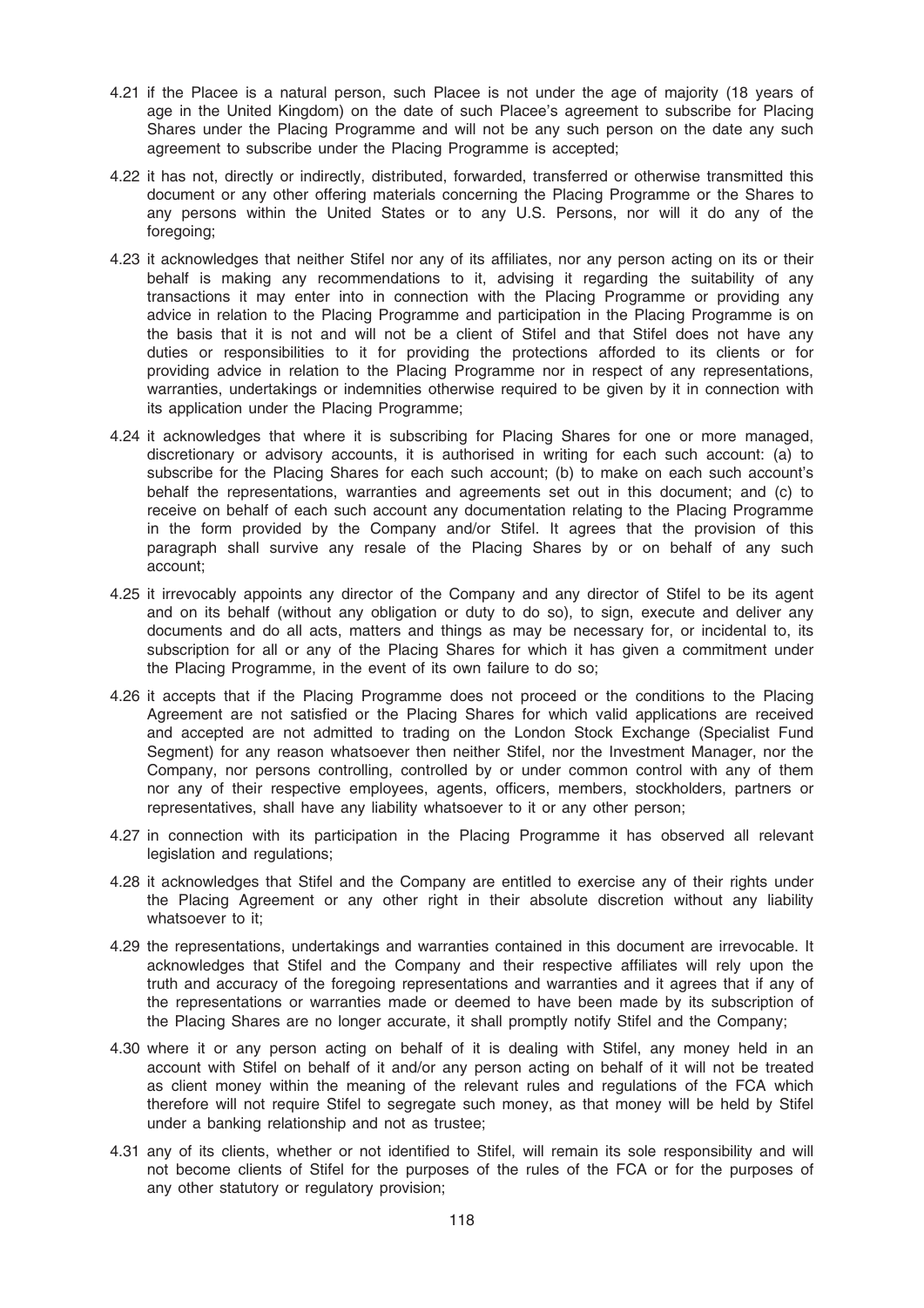4.21 if the Placee is a natural person, such Placee is not under the age of majority (18 years of age in the United Kingdom) on the date of such Placee's agreement to subscribe for Placing Shares under the Placing Programme and will not be any such person on the date any such agreement to subscribe under the Placing Programme is accepted;

4.22 it has not, directly or indirectly, distributed, forwarded, transferred or otherwise transmitted this document or any other offering materials concerning the Placing Programme or the Shares to any persons within the United States or to any U.S. Persons, nor will it do any of the foregoing;

4.23 it acknowledges that neither Stifel nor any of its affiliates, nor any person acting on its or their behalf is making any recommendations to it, advising it regarding the suitability of any transactions it may enter into in connection with the Placing Programme or providing any advice in relation to the Placing Programme and participation in the Placing Programme is on the basis that it is not and will not be a client of Stifel and that Stifel does not have any duties or responsibilities to it for providing the protections afforded to its clients or for providing advice in relation to the Placing Programme nor in respect of any representations, warranties, undertakings or indemnities otherwise required to be given by it in connection with its application under the Placing Programme;

4.24 it acknowledges that where it is subscribing for Placing Shares for one or more managed, discretionary or advisory accounts, it is authorised in writing for each such account: (a) to subscribe for the Placing Shares for each such account; (b) to make on each such account's behalf the representations, warranties and agreements set out in this document; and (c) to receive on behalf of each such account any documentation relating to the Placing Programme in the form provided by the Company and/or Stifel. It agrees that the provision of this paragraph shall survive any resale of the Placing Shares by or on behalf of any such account;

4.25 it irrevocably appoints any director of the Company and any director of Stifel to be its agent and on its behalf (without any obligation or duty to do so), to sign, execute and deliver any documents and do all acts, matters and things as may be necessary for, or incidental to, its subscription for all or any of the Placing Shares for which it has given a commitment under the Placing Programme, in the event of its own failure to do so;

4.26 it accepts that if the Placing Programme does not proceed or the conditions to the Placing Agreement are not satisfied or the Placing Shares for which valid applications are received and accepted are not admitted to trading on the London Stock Exchange (Specialist Fund Segment) for any reason whatsoever then neither Stifel, nor the Investment Manager, nor the Company, nor persons controlling, controlled by or under common control with any of them nor any of their respective employees, agents, officers, members, stockholders, partners or representatives, shall have any liability whatsoever to it or any other person;

4.27 in connection with its participation in the Placing Programme it has observed all relevant legislation and regulations;

4.28 it acknowledges that Stifel and the Company are entitled to exercise any of their rights under the Placing Agreement or any other right in their absolute discretion without any liability whatsoever to it;

4.29 the representations, undertakings and warranties contained in this document are irrevocable. It acknowledges that Stifel and the Company and their respective affiliates will rely upon the truth and accuracy of the foregoing representations and warranties and it agrees that if any of the representations or warranties made or deemed to have been made by its subscription of the Placing Shares are no longer accurate, it shall promptly notify Stifel and the Company;

4.30 where it or any person acting on behalf of it is dealing with Stifel, any money held in an account with Stifel on behalf of it and/or any person acting on behalf of it will not be treated as client money within the meaning of the relevant rules and regulations of the FCA which therefore will not require Stifel to segregate such money, as that money will be held by Stifel under a banking relationship and not as trustee;

4.31 any of its clients, whether or not identified to Stifel, will remain its sole responsibility and will not become clients of Stifel for the purposes of the rules of the FCA or for the purposes of any other statutory or regulatory provision;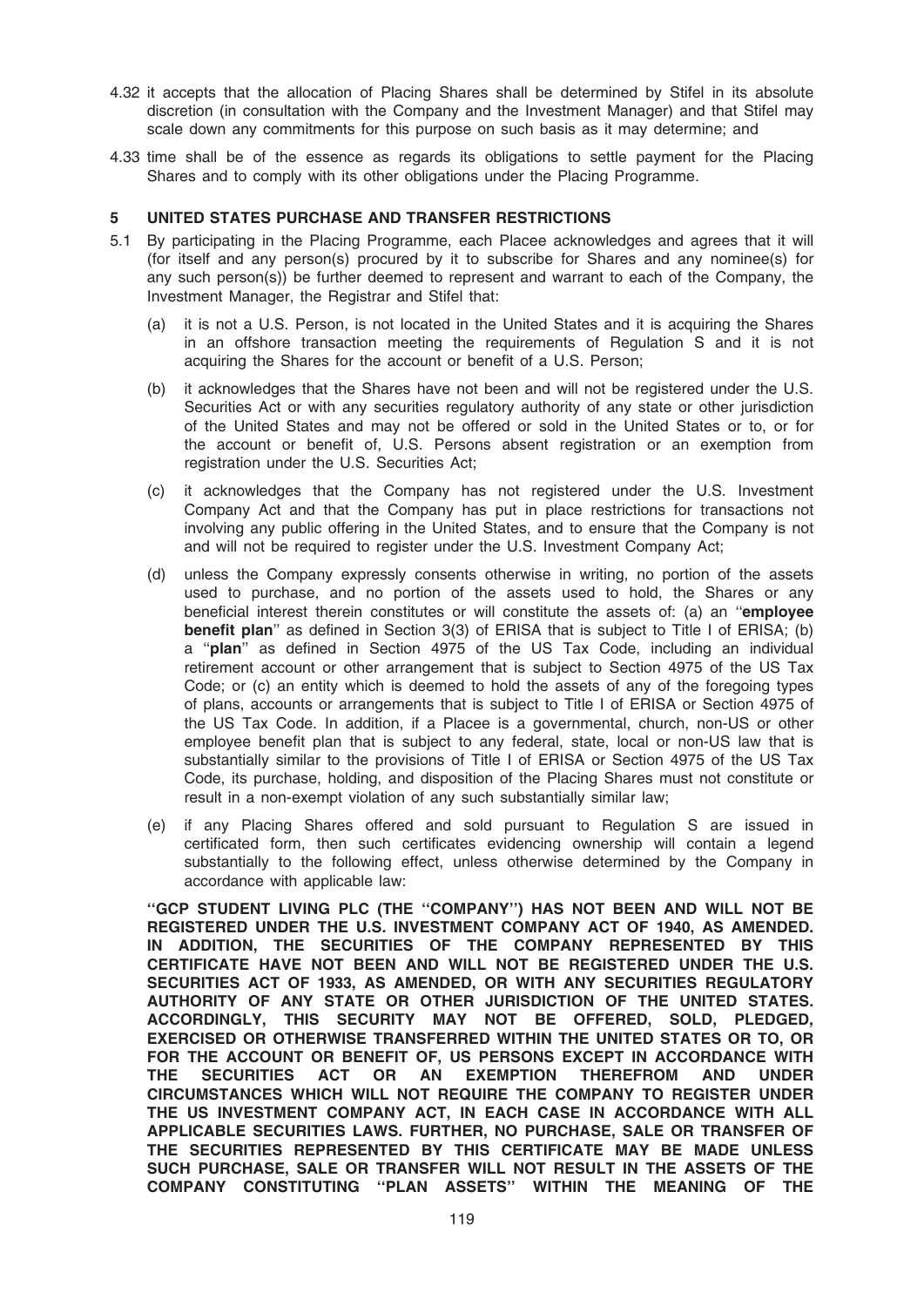4.32 it accepts that the allocation of Placing Shares shall be determined by Stifel in its absolute discretion (in consultation with the Company and the Investment Manager) and that Stifel may scale down any commitments for this purpose on such basis as it may determine; and

4.33 time shall be of the essence as regards its obligations to settle payment for the Placing Shares and to comply with its other obligations under the Placing Programme.

## 5 UNITED STATES PURCHASE AND TRANSFER RESTRICTIONS

5.1 By participating in the Placing Programme, each Placee acknowledges and agrees that it will (for itself and any person(s) procured by it to subscribe for Shares and any nominee(s) for any such person(s)) be further deemed to represent and warrant to each of the Company, the Investment Manager, the Registrar and Stifel that:

(a) it is not a U.S. Person, is not located in the United States and it is acquiring the Shares in an offshore transaction meeting the requirements of Regulation S and it is not acquiring the Shares for the account or benefit of a U.S. Person;

(b) it acknowledges that the Shares have not been and will not be registered under the U.S. Securities Act or with any securities regulatory authority of any state or other jurisdiction of the United States and may not be offered or sold in the United States or to, or for the account or benefit of, U.S. Persons absent registration or an exemption from registration under the U.S. Securities Act;

(c) it acknowledges that the Company has not registered under the U.S. Investment Company Act and that the Company has put in place restrictions for transactions not involving any public offering in the United States, and to ensure that the Company is not and will not be required to register under the U.S. Investment Company Act;

(d) unless the Company expressly consents otherwise in writing, no portion of the assets used to purchase, and no portion of the assets used to hold, the Shares or any beneficial interest therein constitutes or will constitute the assets of: (a) an "**employee benefit plan**" as defined in Section 3(3) of ERISA that is subject to Title I of ERISA; (b) a "**plan**" as defined in Section 4975 of the US Tax Code, including an individual retirement account or other arrangement that is subject to Section 4975 of the US Tax Code; or (c) an entity which is deemed to hold the assets of any of the foregoing types of plans, accounts or arrangements that is subject to Title I of ERISA or Section 4975 of the US Tax Code. In addition, if a Placee is a governmental, church, non-US or other employee benefit plan that is subject to any federal, state, local or non-US law that is substantially similar to the provisions of Title I of ERISA or Section 4975 of the US Tax Code, its purchase, holding, and disposition of the Placing Shares must not constitute or result in a non-exempt violation of any such substantially similar law;

(e) if any Placing Shares offered and sold pursuant to Regulation S are issued in certificated form, then such certificates evidencing ownership will contain a legend substantially to the following effect, unless otherwise determined by the Company in accordance with applicable law:

**"GCP STUDENT LIVING PLC (THE "COMPANY") HAS NOT BEEN AND WILL NOT BE REGISTERED UNDER THE U.S. INVESTMENT COMPANY ACT OF 1940, AS AMENDED. IN ADDITION, THE SECURITIES OF THE COMPANY REPRESENTED BY THIS CERTIFICATE HAVE NOT BEEN AND WILL NOT BE REGISTERED UNDER THE U.S. SECURITIES ACT OF 1933, AS AMENDED, OR WITH ANY SECURITIES REGULATORY AUTHORITY OF ANY STATE OR OTHER JURISDICTION OF THE UNITED STATES. ACCORDINGLY, THIS SECURITY MAY NOT BE OFFERED, SOLD, PLEDGED, EXERCISED OR OTHERWISE TRANSFERRED WITHIN THE UNITED STATES OR TO, OR FOR THE ACCOUNT OR BENEFIT OF, US PERSONS EXCEPT IN ACCORDANCE WITH THE SECURITIES ACT OR AN EXEMPTION THEREFROM AND UNDER CIRCUMSTANCES WHICH WILL NOT REQUIRE THE COMPANY TO REGISTER UNDER THE US INVESTMENT COMPANY ACT, IN EACH CASE IN ACCORDANCE WITH ALL APPLICABLE SECURITIES LAWS. FURTHER, NO PURCHASE, SALE OR TRANSFER OF THE SECURITIES REPRESENTED BY THIS CERTIFICATE MAY BE MADE UNLESS SUCH PURCHASE, SALE OR TRANSFER WILL NOT RESULT IN THE ASSETS OF THE COMPANY CONSTITUTING "PLAN ASSETS" WITHIN THE MEANING OF THE**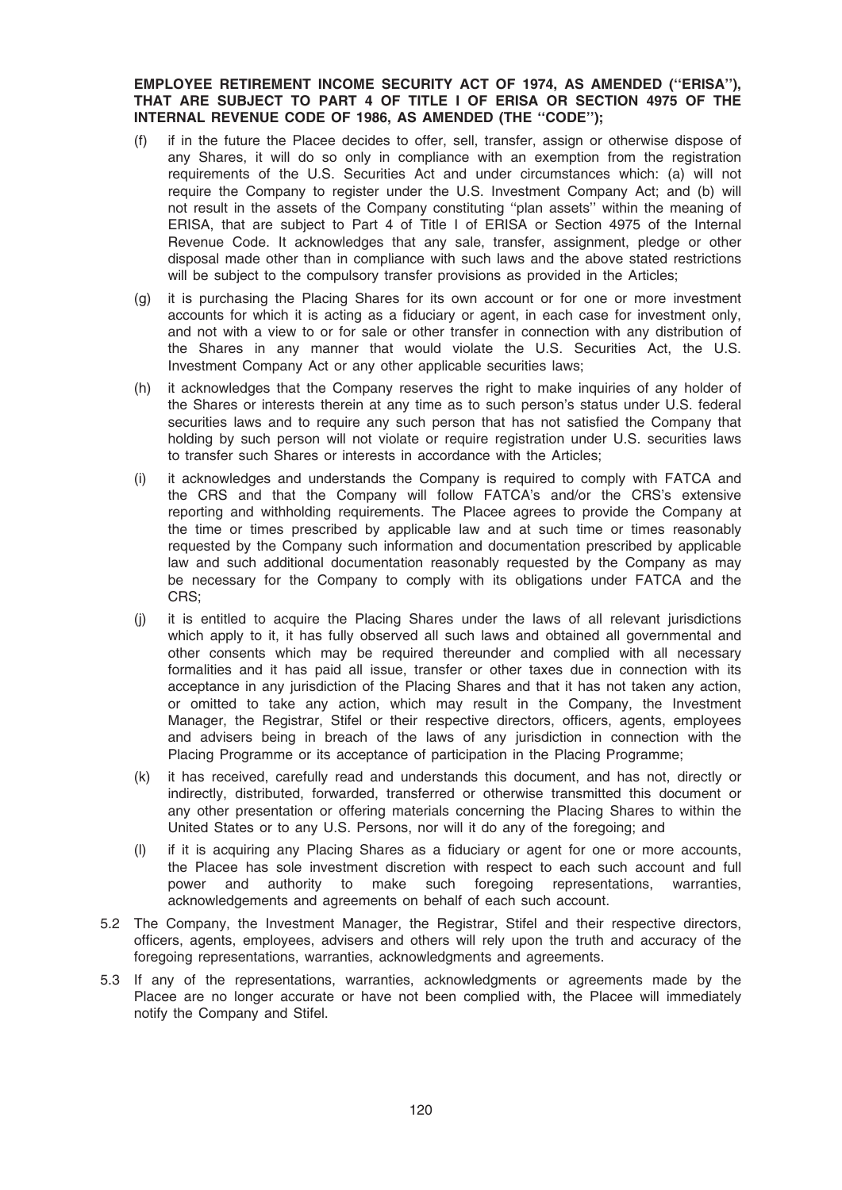**EMPLOYEE RETIREMENT INCOME SECURITY ACT OF 1974, AS AMENDED (''ERISA''), THAT ARE SUBJECT TO PART 4 OF TITLE I OF ERISA OR SECTION 4975 OF THE INTERNAL REVENUE CODE OF 1986, AS AMENDED (THE ''CODE'');**

(f) if in the future the Placee decides to offer, sell, transfer, assign or otherwise dispose of any Shares, it will do so only in compliance with an exemption from the registration requirements of the U.S. Securities Act and under circumstances which: (a) will not require the Company to register under the U.S. Investment Company Act; and (b) will not result in the assets of the Company constituting ''plan assets'' within the meaning of ERISA, that are subject to Part 4 of Title I of ERISA or Section 4975 of the Internal Revenue Code. It acknowledges that any sale, transfer, assignment, pledge or other disposal made other than in compliance with such laws and the above stated restrictions will be subject to the compulsory transfer provisions as provided in the Articles;

(g) it is purchasing the Placing Shares for its own account or for one or more investment accounts for which it is acting as a fiduciary or agent, in each case for investment only, and not with a view to or for sale or other transfer in connection with any distribution of the Shares in any manner that would violate the U.S. Securities Act, the U.S. Investment Company Act or any other applicable securities laws;

(h) it acknowledges that the Company reserves the right to make inquiries of any holder of the Shares or interests therein at any time as to such person's status under U.S. federal securities laws and to require any such person that has not satisfied the Company that holding by such person will not violate or require registration under U.S. securities laws to transfer such Shares or interests in accordance with the Articles;

(i) it acknowledges and understands the Company is required to comply with FATCA and the CRS and that the Company will follow FATCA's and/or the CRS's extensive reporting and withholding requirements. The Placee agrees to provide the Company at the time or times prescribed by applicable law and at such time or times reasonably requested by the Company such information and documentation prescribed by applicable law and such additional documentation reasonably requested by the Company as may be necessary for the Company to comply with its obligations under FATCA and the CRS;

(j) it is entitled to acquire the Placing Shares under the laws of all relevant jurisdictions which apply to it, it has fully observed all such laws and obtained all governmental and other consents which may be required thereunder and complied with all necessary formalities and it has paid all issue, transfer or other taxes due in connection with its acceptance in any jurisdiction of the Placing Shares and that it has not taken any action, or omitted to take any action, which may result in the Company, the Investment Manager, the Registrar, Stifel or their respective directors, officers, agents, employees and advisers being in breach of the laws of any jurisdiction in connection with the Placing Programme or its acceptance of participation in the Placing Programme;

(k) it has received, carefully read and understands this document, and has not, directly or indirectly, distributed, forwarded, transferred or otherwise transmitted this document or any other presentation or offering materials concerning the Placing Shares to within the United States or to any U.S. Persons, nor will it do any of the foregoing; and

(l) if it is acquiring any Placing Shares as a fiduciary or agent for one or more accounts, the Placee has sole investment discretion with respect to each such account and full power and authority to make such foregoing representations, warranties, acknowledgements and agreements on behalf of each such account.

5.2 The Company, the Investment Manager, the Registrar, Stifel and their respective directors, officers, agents, employees, advisers and others will rely upon the truth and accuracy of the foregoing representations, warranties, acknowledgments and agreements.

5.3 If any of the representations, warranties, acknowledgments or agreements made by the Placee are no longer accurate or have not been complied with, the Placee will immediately notify the Company and Stifel.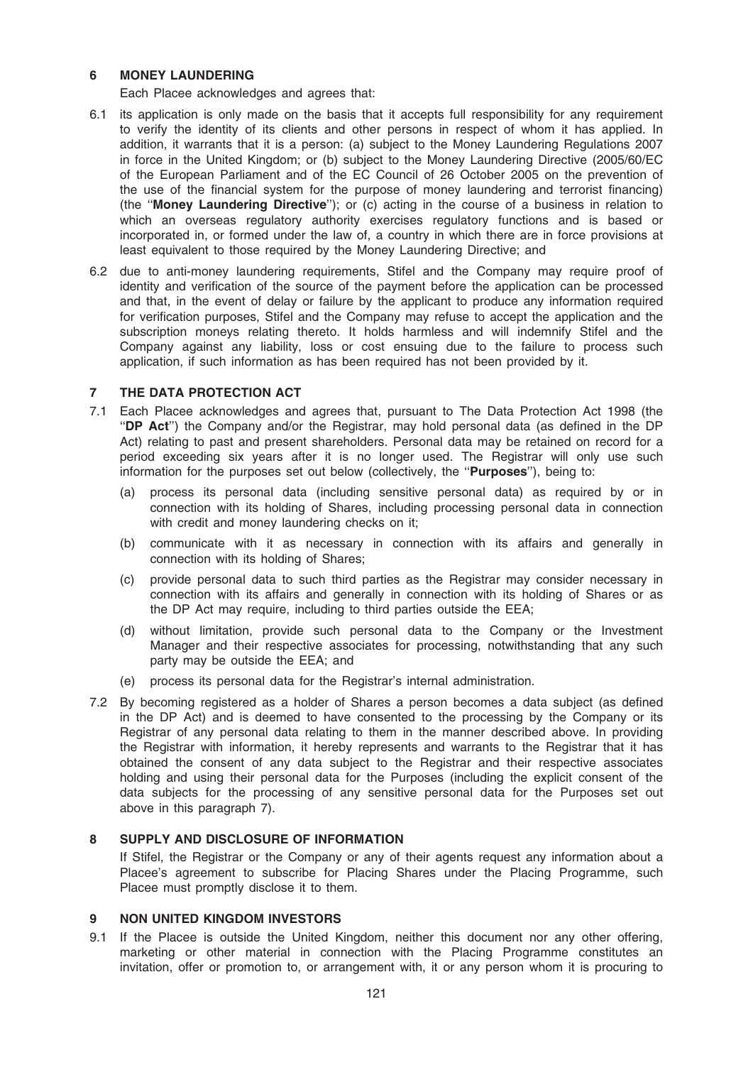## 6 MONEY LAUNDERING

Each Placee acknowledges and agrees that:

6.1 its application is only made on the basis that it accepts full responsibility for any requirement to verify the identity of its clients and other persons in respect of whom it has applied. In addition, it warrants that it is a person: (a) subject to the Money Laundering Regulations 2007 in force in the United Kingdom; or (b) subject to the Money Laundering Directive (2005/60/EC of the European Parliament and of the EC Council of 26 October 2005 on the prevention of the use of the financial system for the purpose of money laundering and terrorist financing) (the "**Money Laundering Directive**"); or (c) acting in the course of a business in relation to which an overseas regulatory authority exercises regulatory functions and is based or incorporated in, or formed under the law of, a country in which there are in force provisions at least equivalent to those required by the Money Laundering Directive; and

6.2 due to anti-money laundering requirements, Stifel and the Company may require proof of identity and verification of the source of the payment before the application can be processed and that, in the event of delay or failure by the applicant to produce any information required for verification purposes, Stifel and the Company may refuse to accept the application and the subscription moneys relating thereto. It holds harmless and will indemnify Stifel and the Company against any liability, loss or cost ensuing due to the failure to process such application, if such information as has been required has not been provided by it.

## 7 THE DATA PROTECTION ACT

7.1 Each Placee acknowledges and agrees that, pursuant to The Data Protection Act 1998 (the "**DP Act**") the Company and/or the Registrar, may hold personal data (as defined in the DP Act) relating to past and present shareholders. Personal data may be retained on record for a period exceeding six years after it is no longer used. The Registrar will only use such information for the purposes set out below (collectively, the "**Purposes**"), being to:

(a) process its personal data (including sensitive personal data) as required by or in connection with its holding of Shares, including processing personal data in connection with credit and money laundering checks on it;

(b) communicate with it as necessary in connection with its affairs and generally in connection with its holding of Shares;

(c) provide personal data to such third parties as the Registrar may consider necessary in connection with its affairs and generally in connection with its holding of Shares or as the DP Act may require, including to third parties outside the EEA;

(d) without limitation, provide such personal data to the Company or the Investment Manager and their respective associates for processing, notwithstanding that any such party may be outside the EEA; and

(e) process its personal data for the Registrar's internal administration.

7.2 By becoming registered as a holder of Shares a person becomes a data subject (as defined in the DP Act) and is deemed to have consented to the processing by the Company or its Registrar of any personal data relating to them in the manner described above. In providing the Registrar with information, it hereby represents and warrants to the Registrar that it has obtained the consent of any data subject to the Registrar and their respective associates holding and using their personal data for the Purposes (including the explicit consent of the data subjects for the processing of any sensitive personal data for the Purposes set out above in this paragraph 7).

## 8 SUPPLY AND DISCLOSURE OF INFORMATION

If Stifel, the Registrar or the Company or any of their agents request any information about a Placee's agreement to subscribe for Placing Shares under the Placing Programme, such Placee must promptly disclose it to them.

## 9 NON UNITED KINGDOM INVESTORS

9.1 If the Placee is outside the United Kingdom, neither this document nor any other offering, marketing or other material in connection with the Placing Programme constitutes an invitation, offer or promotion to, or arrangement with, it or any person whom it is procuring to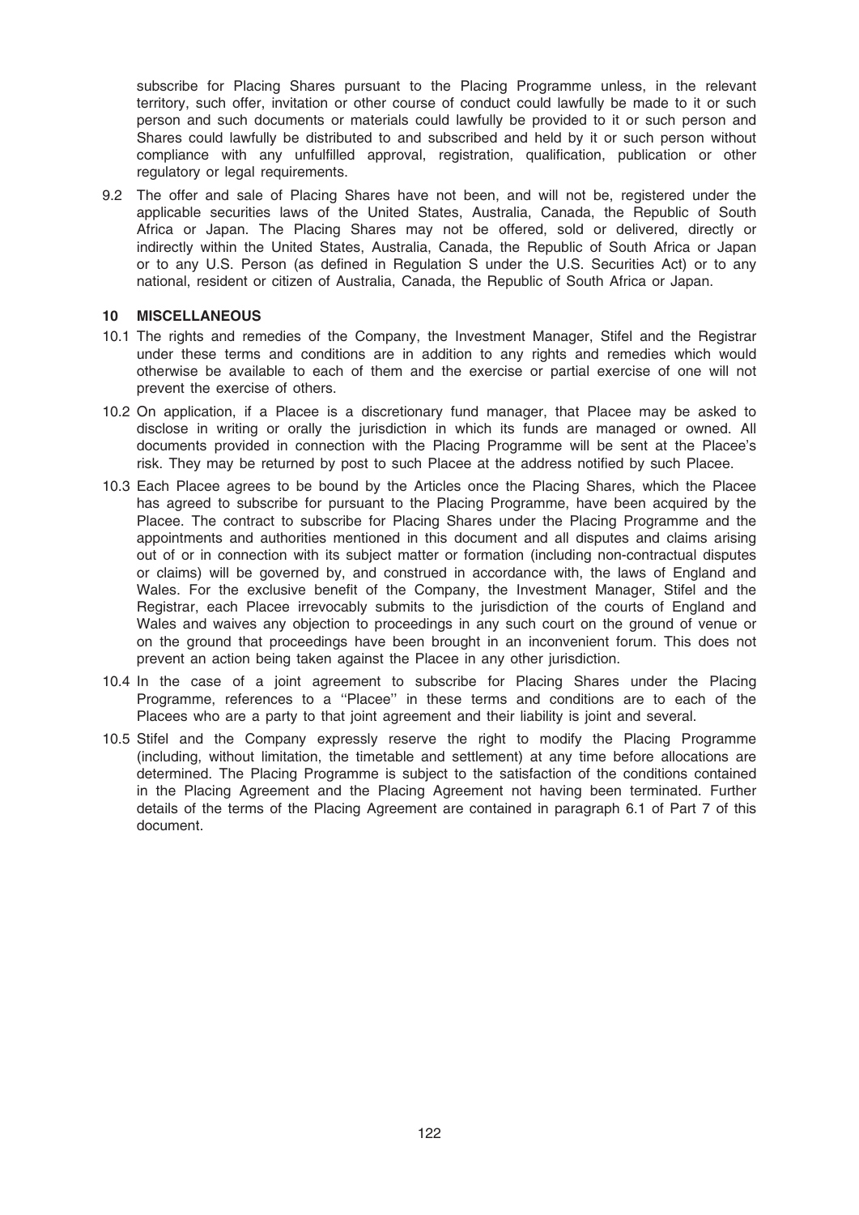subscribe for Placing Shares pursuant to the Placing Programme unless, in the relevant territory, such offer, invitation or other course of conduct could lawfully be made to it or such person and such documents or materials could lawfully be provided to it or such person and Shares could lawfully be distributed to and subscribed and held by it or such person without compliance with any unfulfilled approval, registration, qualification, publication or other regulatory or legal requirements.

9.2 The offer and sale of Placing Shares have not been, and will not be, registered under the applicable securities laws of the United States, Australia, Canada, the Republic of South Africa or Japan. The Placing Shares may not be offered, sold or delivered, directly or indirectly within the United States, Australia, Canada, the Republic of South Africa or Japan or to any U.S. Person (as defined in Regulation S under the U.S. Securities Act) or to any national, resident or citizen of Australia, Canada, the Republic of South Africa or Japan.

## 10 MISCELLANEOUS

10.1 The rights and remedies of the Company, the Investment Manager, Stifel and the Registrar under these terms and conditions are in addition to any rights and remedies which would otherwise be available to each of them and the exercise or partial exercise of one will not prevent the exercise of others.

10.2 On application, if a Placee is a discretionary fund manager, that Placee may be asked to disclose in writing or orally the jurisdiction in which its funds are managed or owned. All documents provided in connection with the Placing Programme will be sent at the Placee's risk. They may be returned by post to such Placee at the address notified by such Placee.

10.3 Each Placee agrees to be bound by the Articles once the Placing Shares, which the Placee has agreed to subscribe for pursuant to the Placing Programme, have been acquired by the Placee. The contract to subscribe for Placing Shares under the Placing Programme and the appointments and authorities mentioned in this document and all disputes and claims arising out of or in connection with its subject matter or formation (including non-contractual disputes or claims) will be governed by, and construed in accordance with, the laws of England and Wales. For the exclusive benefit of the Company, the Investment Manager, Stifel and the Registrar, each Placee irrevocably submits to the jurisdiction of the courts of England and Wales and waives any objection to proceedings in any such court on the ground of venue or on the ground that proceedings have been brought in an inconvenient forum. This does not prevent an action being taken against the Placee in any other jurisdiction.

10.4 In the case of a joint agreement to subscribe for Placing Shares under the Placing Programme, references to a ''Placee'' in these terms and conditions are to each of the Placees who are a party to that joint agreement and their liability is joint and several.

10.5 Stifel and the Company expressly reserve the right to modify the Placing Programme (including, without limitation, the timetable and settlement) at any time before allocations are determined. The Placing Programme is subject to the satisfaction of the conditions contained in the Placing Agreement and the Placing Agreement not having been terminated. Further details of the terms of the Placing Agreement are contained in paragraph 6.1 of Part 7 of this document.